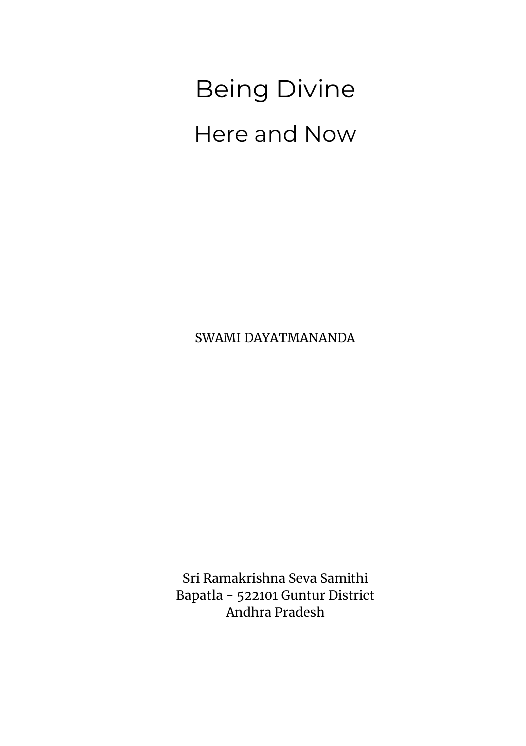# Being Divine

## Here and Now

SWAMI DAYATMANANDA

Sri Ramakrishna Seva Samithi
Bapatla - 522101 Guntur District
Andhra Pradesh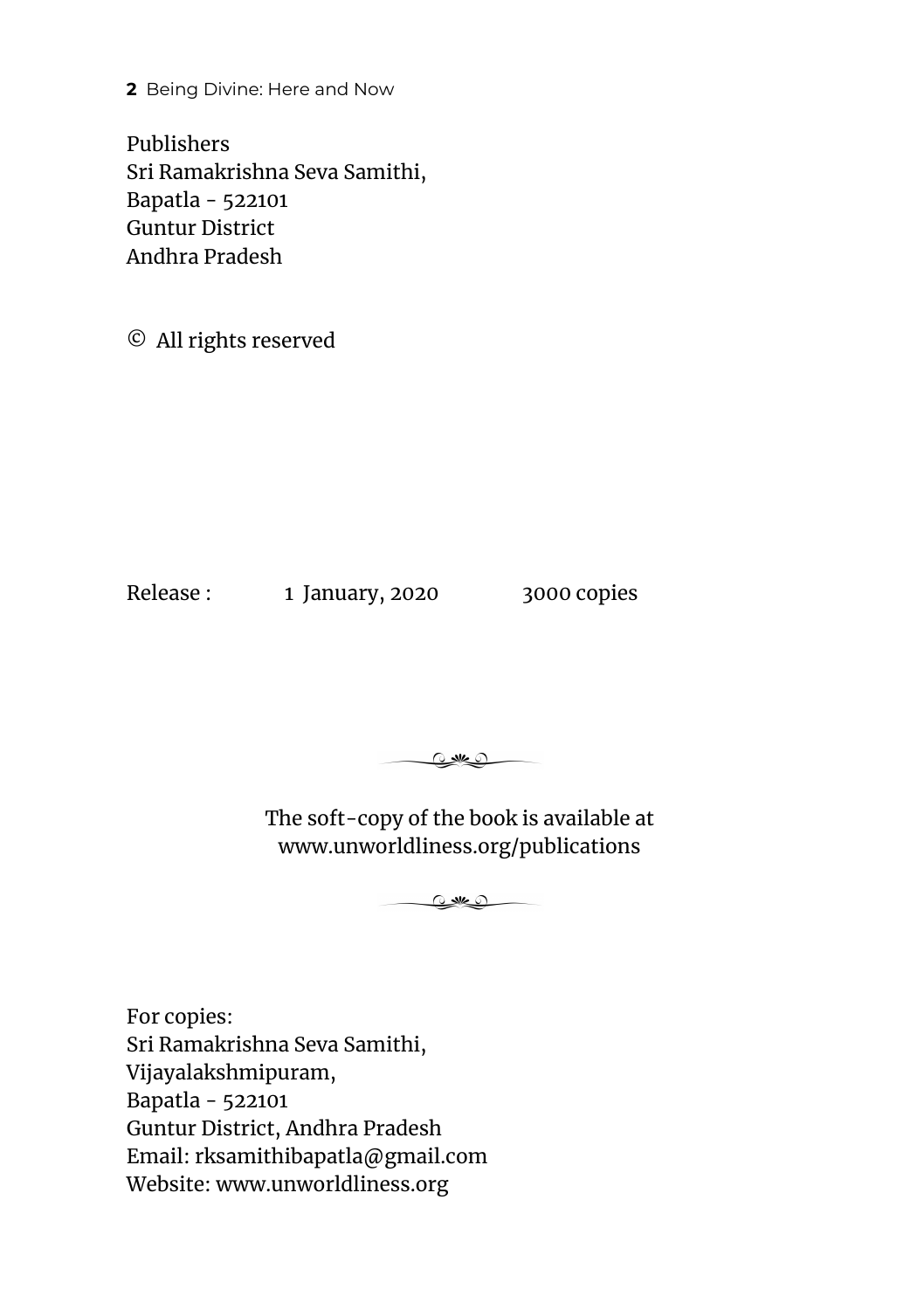Publishers
Sri Ramakrishna Seva Samithi,
Bapatla - 522101
Guntur District
Andhra Pradesh

© All rights reserved

Release : 1 January, 2020 3000 copies

The soft-copy of the book is available at
www.unworldliness.org/publications

For copies:
Sri Ramakrishna Seva Samithi,
Vijayalakshmipuram,
Bapatla - 522101
Guntur District, Andhra Pradesh
Email: rksamithibapatla@gmail.com
Website: www.unworldliness.org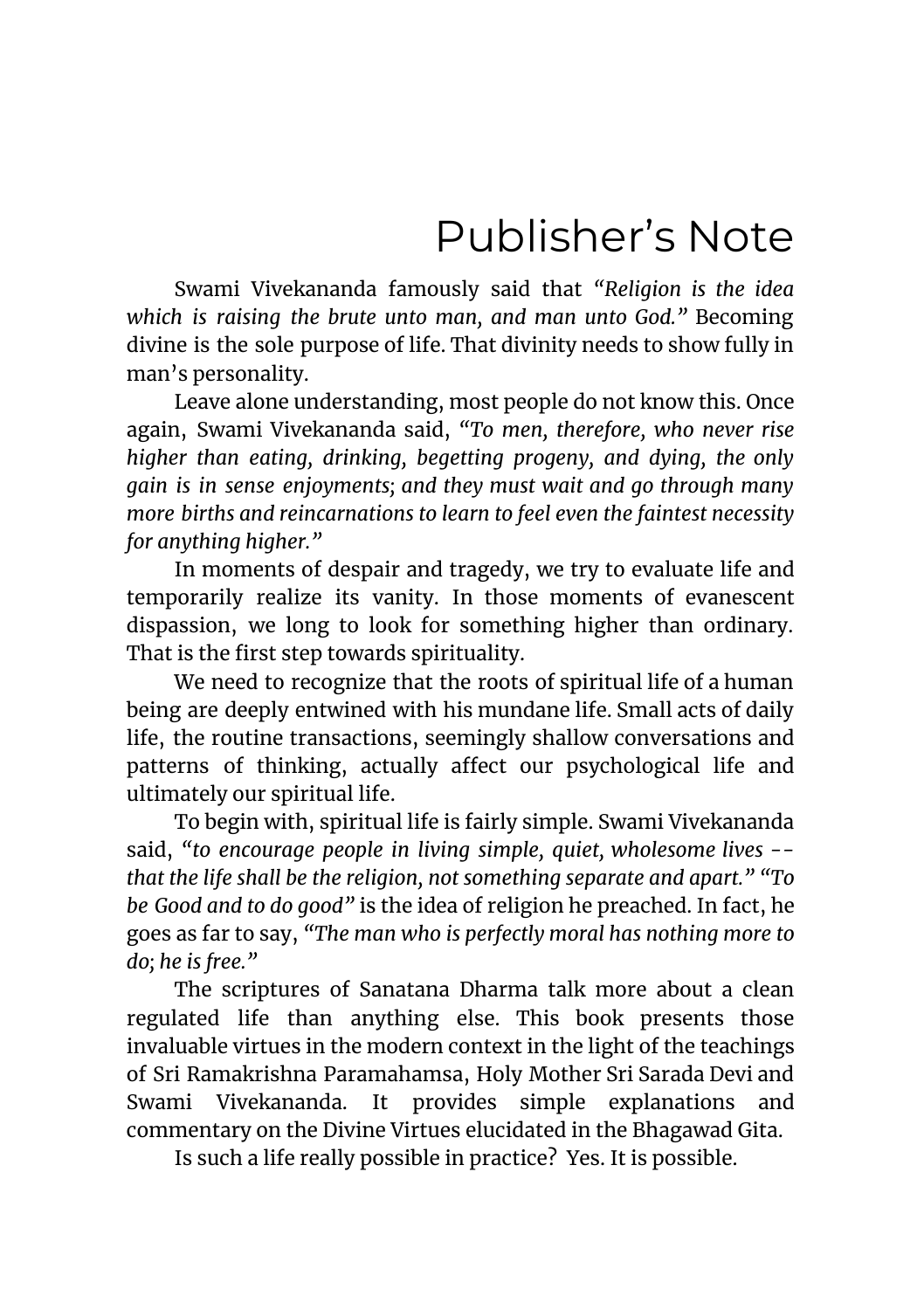# Publisher's Note

Swami Vivekananda famously said that *"Religion is the idea which is raising the brute unto man, and man unto God."* Becoming divine is the sole purpose of life. That divinity needs to show fully in man's personality.

Leave alone understanding, most people do not know this. Once again, Swami Vivekananda said, *"To men, therefore, who never rise higher than eating, drinking, begetting progeny, and dying, the only gain is in sense enjoyments; and they must wait and go through many more births and reincarnations to learn to feel even the faintest necessity for anything higher."*

In moments of despair and tragedy, we try to evaluate life and temporarily realize its vanity. In those moments of evanescent dispassion, we long to look for something higher than ordinary. That is the first step towards spirituality.

We need to recognize that the roots of spiritual life of a human being are deeply entwined with his mundane life. Small acts of daily life, the routine transactions, seemingly shallow conversations and patterns of thinking, actually affect our psychological life and ultimately our spiritual life.

To begin with, spiritual life is fairly simple. Swami Vivekananda said, *"to encourage people in living simple, quiet, wholesome lives -- that the life shall be the religion, not something separate and apart."* *"To be Good and to do good"* is the idea of religion he preached. In fact, he goes as far to say, *"The man who is perfectly moral has nothing more to do; he is free."*

The scriptures of Sanatana Dharma talk more about a clean regulated life than anything else. This book presents those invaluable virtues in the modern context in the light of the teachings of Sri Ramakrishna Paramahamsa, Holy Mother Sri Sarada Devi and Swami Vivekananda. It provides simple explanations and commentary on the Divine Virtues elucidated in the Bhagawad Gita.

Is such a life really possible in practice? Yes. It is possible.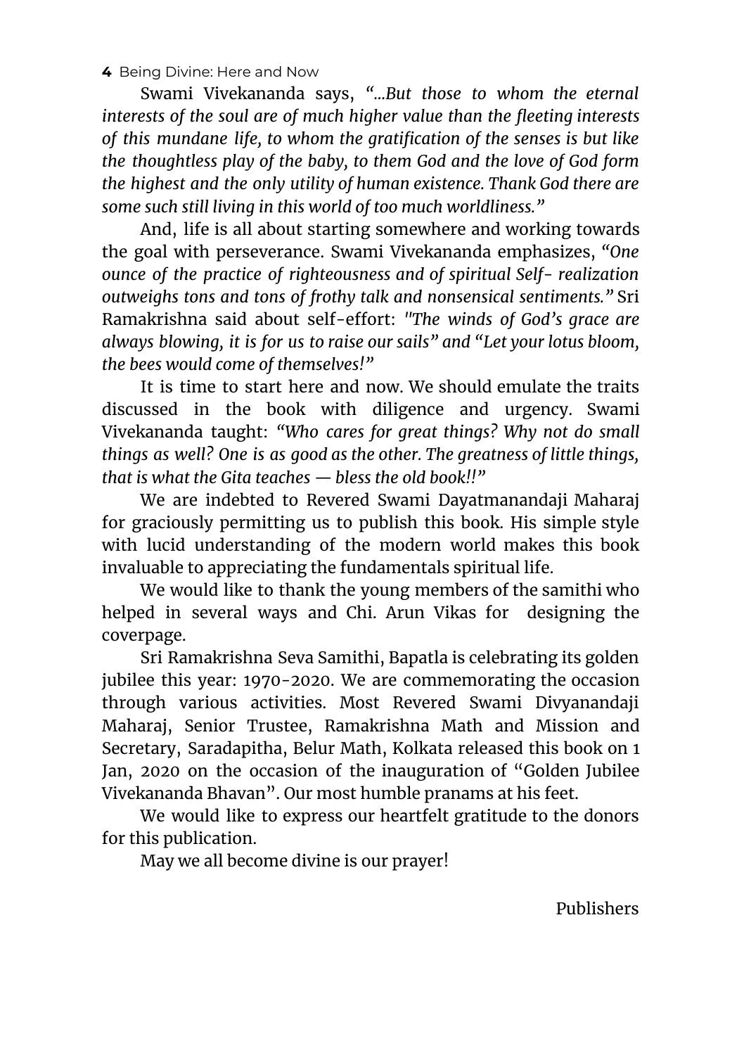Swami Vivekananda says, *"...But those to whom the eternal interests of the soul are of much higher value than the fleeting interests of this mundane life, to whom the gratification of the senses is but like the thoughtless play of the baby, to them God and the love of God form the highest and the only utility of human existence. Thank God there are some such still living in this world of too much worldliness."*

And, life is all about starting somewhere and working towards the goal with perseverance. Swami Vivekananda emphasizes, *"One ounce of the practice of righteousness and of spiritual Self- realization outweighs tons and tons of frothy talk and nonsensical sentiments."* Sri Ramakrishna said about self-effort: *"The winds of God's grace are always blowing, it is for us to raise our sails" and "Let your lotus bloom, the bees would come of themselves!"*

It is time to start here and now. We should emulate the traits discussed in the book with diligence and urgency. Swami Vivekananda taught: *"Who cares for great things? Why not do small things as well? One is as good as the other. The greatness of little things, that is what the Gita teaches — bless the old book!!"*

We are indebted to Revered Swami Dayatmanandaji Maharaj for graciously permitting us to publish this book. His simple style with lucid understanding of the modern world makes this book invaluable to appreciating the fundamentals spiritual life.

We would like to thank the young members of the samithi who helped in several ways and Chi. Arun Vikas for designing the coverpage.

Sri Ramakrishna Seva Samithi, Bapatla is celebrating its golden jubilee this year: 1970-2020. We are commemorating the occasion through various activities. Most Revered Swami Divyanandaji Maharaj, Senior Trustee, Ramakrishna Math and Mission and Secretary, Saradapitha, Belur Math, Kolkata released this book on 1 Jan, 2020 on the occasion of the inauguration of "Golden Jubilee Vivekananda Bhavan". Our most humble pranams at his feet.

We would like to express our heartfelt gratitude to the donors for this publication.

May we all become divine is our prayer!

Publishers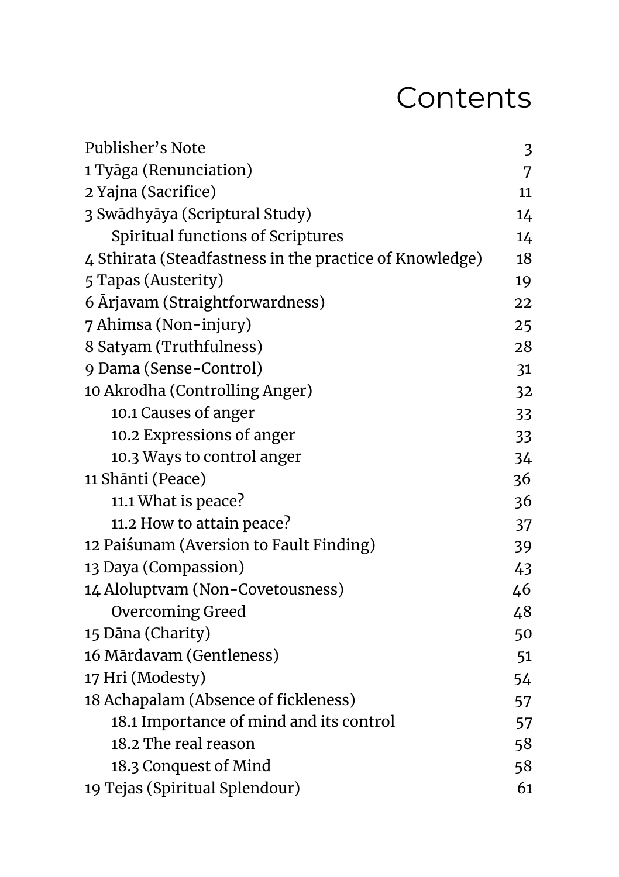# Contents

| | |
|---|---|
| Publisher's Note | 3 |
| 1 Tyāga (Renunciation) | 7 |
| 2 Yajna (Sacrifice) | 11 |
| 3 Swādhyāya (Scriptural Study) | 14 |
| Spiritual functions of Scriptures | 14 |
| 4 Sthirata (Steadfastness in the practice of Knowledge) | 18 |
| 5 Tapas (Austerity) | 19 |
| 6 Ārjavam (Straightforwardness) | 22 |
| 7 Ahimsa (Non-injury) | 25 |
| 8 Satyam (Truthfulness) | 28 |
| 9 Dama (Sense-Control) | 31 |
| 10 Akrodha (Controlling Anger) | 32 |
| 10.1 Causes of anger | 33 |
| 10.2 Expressions of anger | 33 |
| 10.3 Ways to control anger | 34 |
| 11 Shānti (Peace) | 36 |
| 11.1 What is peace? | 36 |
| 11.2 How to attain peace? | 37 |
| 12 Paiśunam (Aversion to Fault Finding) | 39 |
| 13 Daya (Compassion) | 43 |
| 14 Aloluptvam (Non-Covetousness) | 46 |
| Overcoming Greed | 48 |
| 15 Dāna (Charity) | 50 |
| 16 Mārdavam (Gentleness) | 51 |
| 17 Hri (Modesty) | 54 |
| 18 Achapalam (Absence of fickleness) | 57 |
| 18.1 Importance of mind and its control | 57 |
| 18.2 The real reason | 58 |
| 18.3 Conquest of Mind | 58 |
| 19 Tejas (Spiritual Splendour) | 61 |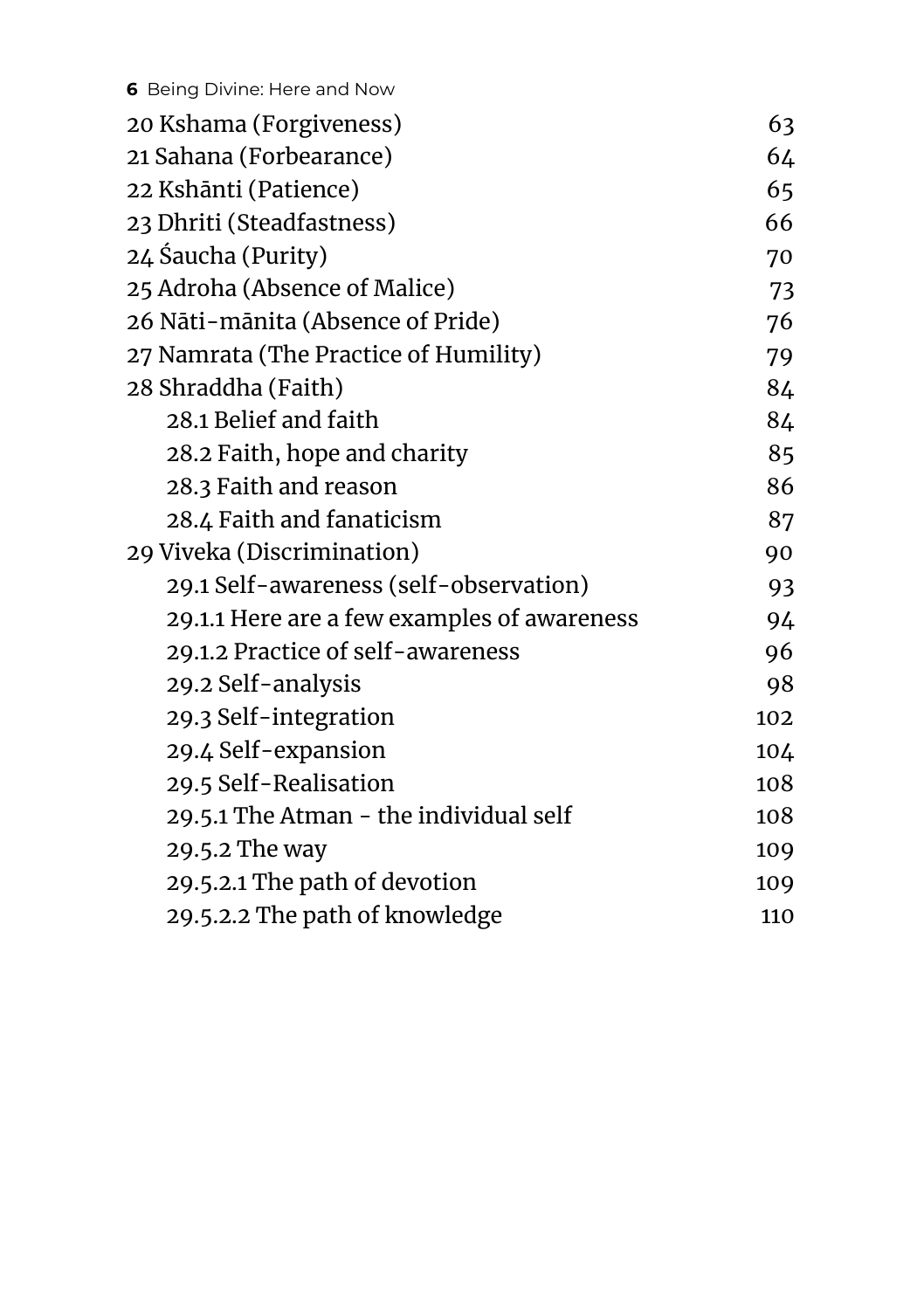| | |
|---|---|
| 20 Kshama (Forgiveness) | 63 |
| 21 Sahana (Forbearance) | 64 |
| 22 Kshānti (Patience) | 65 |
| 23 Dhriti (Steadfastness) | 66 |
| 24 Śaucha (Purity) | 70 |
| 25 Adroha (Absence of Malice) | 73 |
| 26 Nāti-mānita (Absence of Pride) | 76 |
| 27 Namrata (The Practice of Humility) | 79 |
| 28 Shraddha (Faith) | 84 |
| 28.1 Belief and faith | 84 |
| 28.2 Faith, hope and charity | 85 |
| 28.3 Faith and reason | 86 |
| 28.4 Faith and fanaticism | 87 |
| 29 Viveka (Discrimination) | 90 |
| 29.1 Self-awareness (self-observation) | 93 |
| 29.1.1 Here are a few examples of awareness | 94 |
| 29.1.2 Practice of self-awareness | 96 |
| 29.2 Self-analysis | 98 |
| 29.3 Self-integration | 102 |
| 29.4 Self-expansion | 104 |
| 29.5 Self-Realisation | 108 |
| 29.5.1 The Atman - the individual self | 108 |
| 29.5.2 The way | 109 |
| 29.5.2.1 The path of devotion | 109 |
| 29.5.2.2 The path of knowledge | 110 |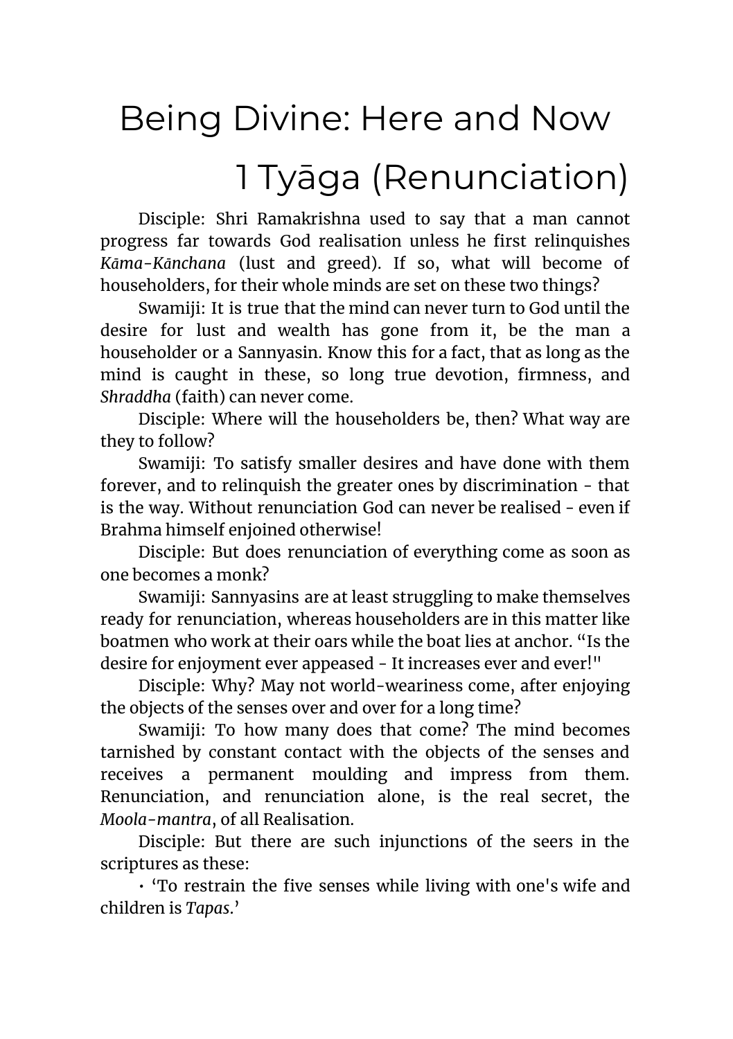# Being Divine: Here and Now

## 1 Tyāga (Renunciation)

Disciple: Shri Ramakrishna used to say that a man cannot progress far towards God realisation unless he first relinquishes *Kāma-Kānchana* (lust and greed). If so, what will become of householders, for their whole minds are set on these two things?

Swamiji: It is true that the mind can never turn to God until the desire for lust and wealth has gone from it, be the man a householder or a Sannyasin. Know this for a fact, that as long as the mind is caught in these, so long true devotion, firmness, and *Shraddha* (faith) can never come.

Disciple: Where will the householders be, then? What way are they to follow?

Swamiji: To satisfy smaller desires and have done with them forever, and to relinquish the greater ones by discrimination - that is the way. Without renunciation God can never be realised - even if Brahma himself enjoined otherwise!

Disciple: But does renunciation of everything come as soon as one becomes a monk?

Swamiji: Sannyasins are at least struggling to make themselves ready for renunciation, whereas householders are in this matter like boatmen who work at their oars while the boat lies at anchor. "Is the desire for enjoyment ever appeased - It increases ever and ever!"

Disciple: Why? May not world-weariness come, after enjoying the objects of the senses over and over for a long time?

Swamiji: To how many does that come? The mind becomes tarnished by constant contact with the objects of the senses and receives a permanent moulding and impress from them. Renunciation, and renunciation alone, is the real secret, the *Moola-mantra*, of all Realisation.

Disciple: But there are such injunctions of the seers in the scriptures as these:

- 'To restrain the five senses while living with one's wife and children is *Tapas*.'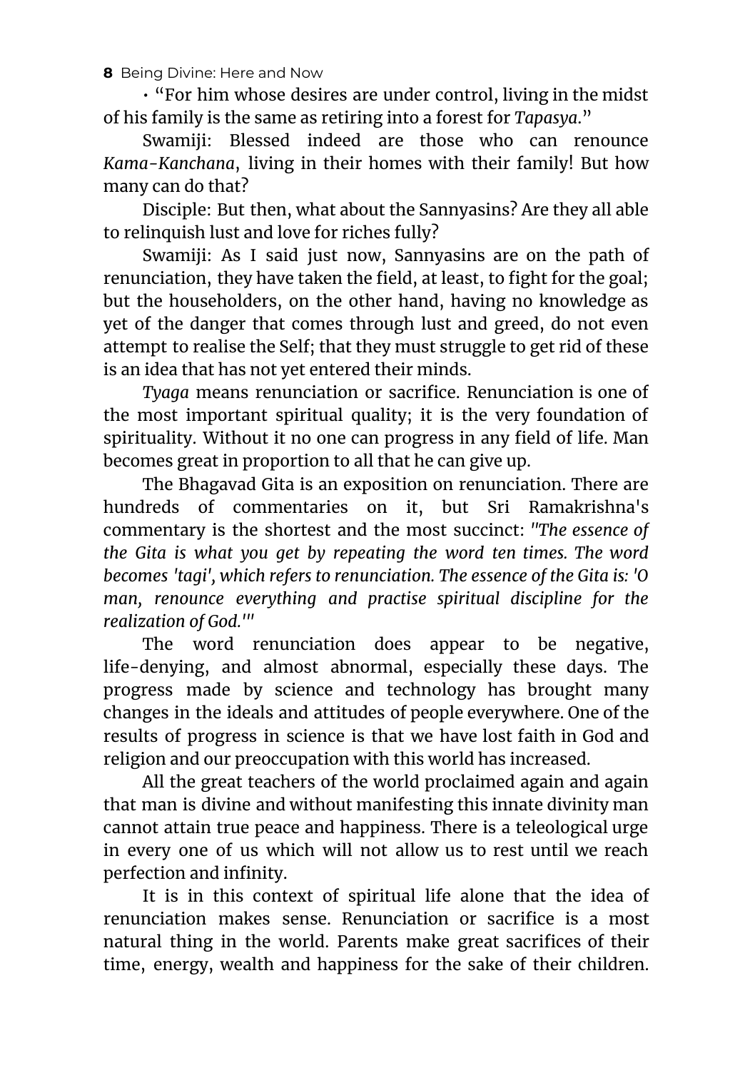• "For him whose desires are under control, living in the midst of his family is the same as retiring into a forest for *Tapasya*."

Swamiji: Blessed indeed are those who can renounce *Kama-Kanchana*, living in their homes with their family! But how many can do that?

Disciple: But then, what about the Sannyasins? Are they all able to relinquish lust and love for riches fully?

Swamiji: As I said just now, Sannyasins are on the path of renunciation, they have taken the field, at least, to fight for the goal; but the householders, on the other hand, having no knowledge as yet of the danger that comes through lust and greed, do not even attempt to realise the Self; that they must struggle to get rid of these is an idea that has not yet entered their minds.

*Tyaga* means renunciation or sacrifice. Renunciation is one of the most important spiritual quality; it is the very foundation of spirituality. Without it no one can progress in any field of life. Man becomes great in proportion to all that he can give up.

The Bhagavad Gita is an exposition on renunciation. There are hundreds of commentaries on it, but Sri Ramakrishna's commentary is the shortest and the most succinct: *"The essence of the Gita is what you get by repeating the word ten times. The word becomes 'tagi', which refers to renunciation. The essence of the Gita is: 'O man, renounce everything and practise spiritual discipline for the realization of God.'"*

The word renunciation does appear to be negative, life-denying, and almost abnormal, especially these days. The progress made by science and technology has brought many changes in the ideals and attitudes of people everywhere. One of the results of progress in science is that we have lost faith in God and religion and our preoccupation with this world has increased.

All the great teachers of the world proclaimed again and again that man is divine and without manifesting this innate divinity man cannot attain true peace and happiness. There is a teleological urge in every one of us which will not allow us to rest until we reach perfection and infinity.

It is in this context of spiritual life alone that the idea of renunciation makes sense. Renunciation or sacrifice is a most natural thing in the world. Parents make great sacrifices of their time, energy, wealth and happiness for the sake of their children.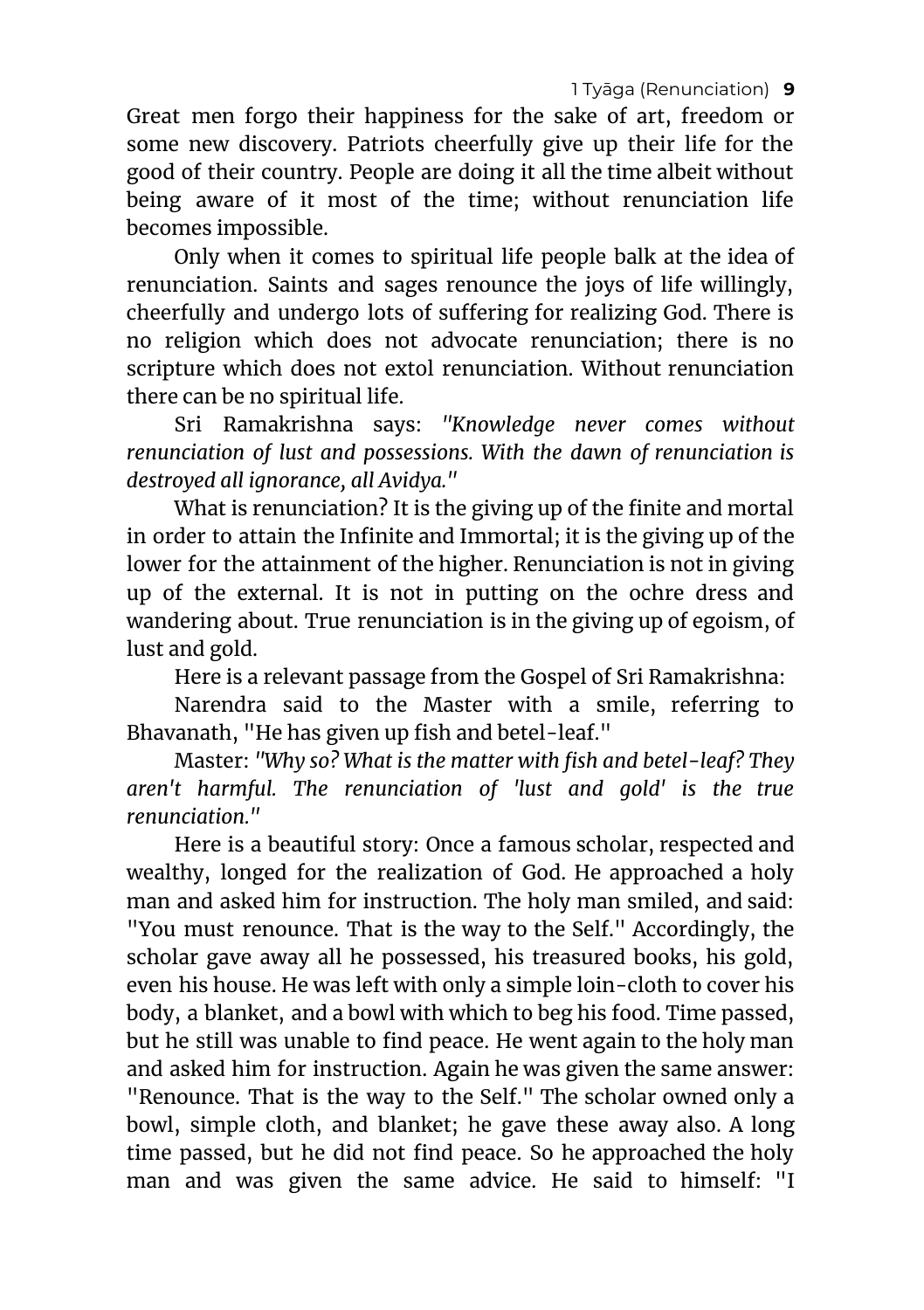Great men forgo their happiness for the sake of art, freedom or some new discovery. Patriots cheerfully give up their life for the good of their country. People are doing it all the time albeit without being aware of it most of the time; without renunciation life becomes impossible.

Only when it comes to spiritual life people balk at the idea of renunciation. Saints and sages renounce the joys of life willingly, cheerfully and undergo lots of suffering for realizing God. There is no religion which does not advocate renunciation; there is no scripture which does not extol renunciation. Without renunciation there can be no spiritual life.

Sri Ramakrishna says: *"Knowledge never comes without renunciation of lust and possessions. With the dawn of renunciation is destroyed all ignorance, all Avidya."*

What is renunciation? It is the giving up of the finite and mortal in order to attain the Infinite and Immortal; it is the giving up of the lower for the attainment of the higher. Renunciation is not in giving up of the external. It is not in putting on the ochre dress and wandering about. True renunciation is in the giving up of egoism, of lust and gold.

Here is a relevant passage from the Gospel of Sri Ramakrishna:

Narendra said to the Master with a smile, referring to Bhavanath, "He has given up fish and betel-leaf."

Master: *"Why so? What is the matter with fish and betel-leaf? They aren't harmful. The renunciation of 'lust and gold' is the true renunciation."*

Here is a beautiful story: Once a famous scholar, respected and wealthy, longed for the realization of God. He approached a holy man and asked him for instruction. The holy man smiled, and said: "You must renounce. That is the way to the Self." Accordingly, the scholar gave away all he possessed, his treasured books, his gold, even his house. He was left with only a simple loin-cloth to cover his body, a blanket, and a bowl with which to beg his food. Time passed, but he still was unable to find peace. He went again to the holy man and asked him for instruction. Again he was given the same answer: "Renounce. That is the way to the Self." The scholar owned only a bowl, simple cloth, and blanket; he gave these away also. A long time passed, but he did not find peace. So he approached the holy man and was given the same advice. He said to himself: "I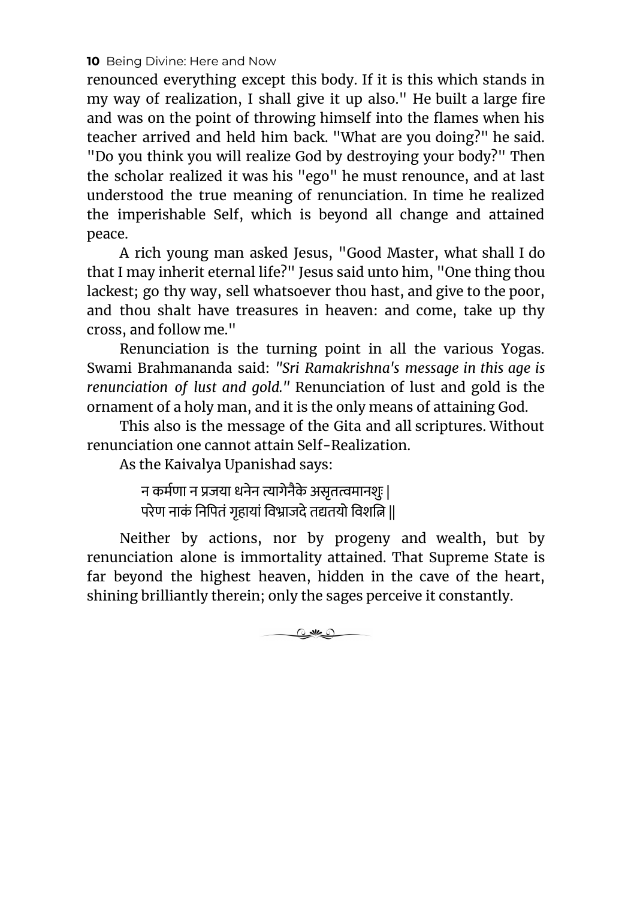renounced everything except this body. If it is this which stands in my way of realization, I shall give it up also." He built a large fire and was on the point of throwing himself into the flames when his teacher arrived and held him back. "What are you doing?" he said. "Do you think you will realize God by destroying your body?" Then the scholar realized it was his "ego" he must renounce, and at last understood the true meaning of renunciation. In time he realized the imperishable Self, which is beyond all change and attained peace.

A rich young man asked Jesus, "Good Master, what shall I do that I may inherit eternal life?" Jesus said unto him, "One thing thou lackest; go thy way, sell whatsoever thou hast, and give to the poor, and thou shalt have treasures in heaven: and come, take up thy cross, and follow me."

Renunciation is the turning point in all the various Yogas. Swami Brahmananda said: *"Sri Ramakrishna's message in this age is renunciation of lust and gold."* Renunciation of lust and gold is the ornament of a holy man, and it is the only means of attaining God.

This also is the message of the Gita and all scriptures. Without renunciation one cannot attain Self-Realization.

As the Kaivalya Upanishad says:

> न कर्मणा न प्रजया धनेन त्यागेनैके असृतत्वमानशुः |
> परेण नाकं निपितं गृहायां विभ्राजदे तद्यतयो विशन्ति ||

Neither by actions, nor by progeny and wealth, but by renunciation alone is immortality attained. That Supreme State is far beyond the highest heaven, hidden in the cave of the heart, shining brilliantly therein; only the sages perceive it constantly.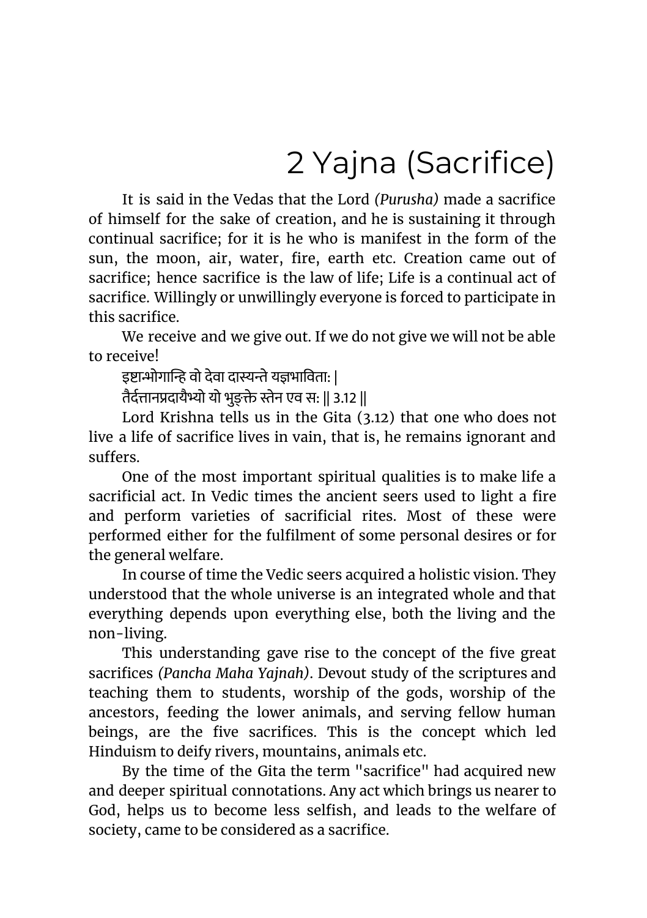# 2 Yajna (Sacrifice)

It is said in the Vedas that the Lord *(Purusha)* made a sacrifice of himself for the sake of creation, and he is sustaining it through continual sacrifice; for it is he who is manifest in the form of the sun, the moon, air, water, fire, earth etc. Creation came out of sacrifice; hence sacrifice is the law of life; Life is a continual act of sacrifice. Willingly or unwillingly everyone is forced to participate in this sacrifice.

We receive and we give out. If we do not give we will not be able to receive!

इष्टान्भोगान्हि वो देवा दास्यन्ते यज्ञभाविताः |
तैर्दत्तानप्रदायैभ्यो यो भुङ्क्ते स्तेन एव सः || 3.12 ||

Lord Krishna tells us in the Gita (3.12) that one who does not live a life of sacrifice lives in vain, that is, he remains ignorant and suffers.

One of the most important spiritual qualities is to make life a sacrificial act. In Vedic times the ancient seers used to light a fire and perform varieties of sacrificial rites. Most of these were performed either for the fulfilment of some personal desires or for the general welfare.

In course of time the Vedic seers acquired a holistic vision. They understood that the whole universe is an integrated whole and that everything depends upon everything else, both the living and the non-living.

This understanding gave rise to the concept of the five great sacrifices *(Pancha Maha Yajnah)*. Devout study of the scriptures and teaching them to students, worship of the gods, worship of the ancestors, feeding the lower animals, and serving fellow human beings, are the five sacrifices. This is the concept which led Hinduism to deify rivers, mountains, animals etc.

By the time of the Gita the term "sacrifice" had acquired new and deeper spiritual connotations. Any act which brings us nearer to God, helps us to become less selfish, and leads to the welfare of society, came to be considered as a sacrifice.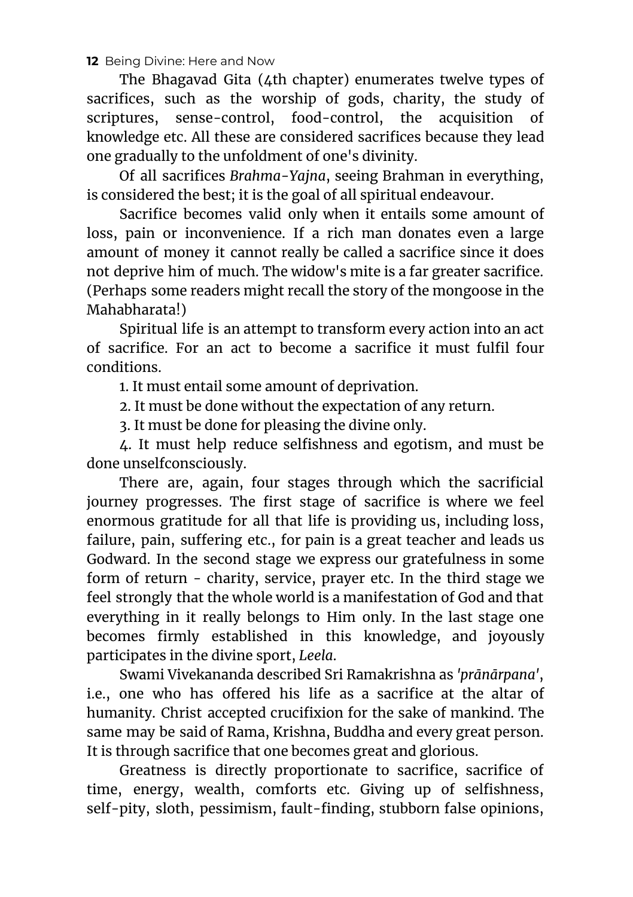The Bhagavad Gita (4th chapter) enumerates twelve types of sacrifices, such as the worship of gods, charity, the study of scriptures, sense-control, food-control, the acquisition of knowledge etc. All these are considered sacrifices because they lead one gradually to the unfoldment of one's divinity.

Of all sacrifices *Brahma-Yajna*, seeing Brahman in everything, is considered the best; it is the goal of all spiritual endeavour.

Sacrifice becomes valid only when it entails some amount of loss, pain or inconvenience. If a rich man donates even a large amount of money it cannot really be called a sacrifice since it does not deprive him of much. The widow's mite is a far greater sacrifice. (Perhaps some readers might recall the story of the mongoose in the Mahabharata!)

Spiritual life is an attempt to transform every action into an act of sacrifice. For an act to become a sacrifice it must fulfil four conditions.

1. It must entail some amount of deprivation.
2. It must be done without the expectation of any return.
3. It must be done for pleasing the divine only.
4. It must help reduce selfishness and egotism, and must be done unselfconsciously.

There are, again, four stages through which the sacrificial journey progresses. The first stage of sacrifice is where we feel enormous gratitude for all that life is providing us, including loss, failure, pain, suffering etc., for pain is a great teacher and leads us Godward. In the second stage we express our gratefulness in some form of return - charity, service, prayer etc. In the third stage we feel strongly that the whole world is a manifestation of God and that everything in it really belongs to Him only. In the last stage one becomes firmly established in this knowledge, and joyously participates in the divine sport, *Leela*.

Swami Vivekananda described Sri Ramakrishna as *'prānārpana'*, i.e., one who has offered his life as a sacrifice at the altar of humanity. Christ accepted crucifixion for the sake of mankind. The same may be said of Rama, Krishna, Buddha and every great person. It is through sacrifice that one becomes great and glorious.

Greatness is directly proportionate to sacrifice, sacrifice of time, energy, wealth, comforts etc. Giving up of selfishness, self-pity, sloth, pessimism, fault-finding, stubborn false opinions,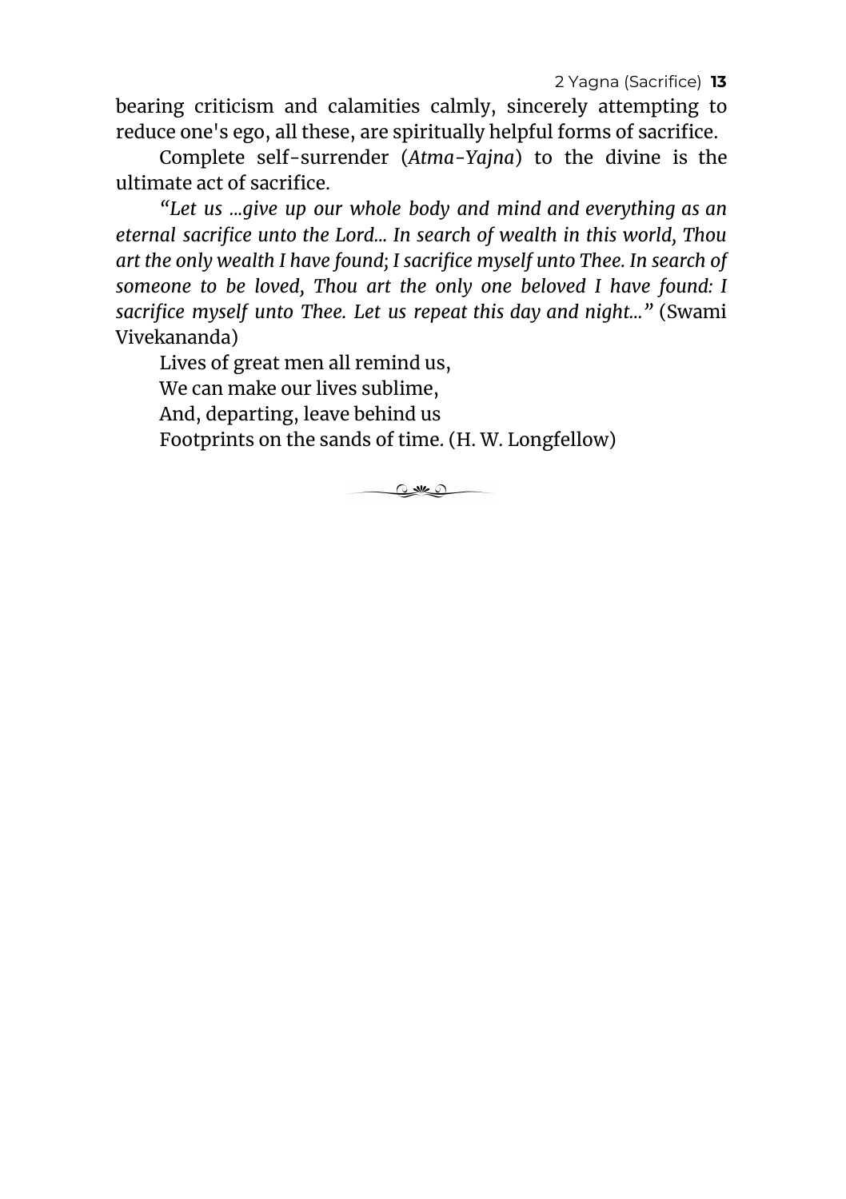bearing criticism and calamities calmly, sincerely attempting to reduce one's ego, all these, are spiritually helpful forms of sacrifice.

Complete self-surrender (*Atma-Yajna*) to the divine is the ultimate act of sacrifice.

*"Let us ...give up our whole body and mind and everything as an eternal sacrifice unto the Lord... In search of wealth in this world, Thou art the only wealth I have found; I sacrifice myself unto Thee. In search of someone to be loved, Thou art the only one beloved I have found: I sacrifice myself unto Thee. Let us repeat this day and night..."* (Swami Vivekananda)

Lives of great men all remind us,  
We can make our lives sublime,  
And, departing, leave behind us  
Footprints on the sands of time. (H. W. Longfellow)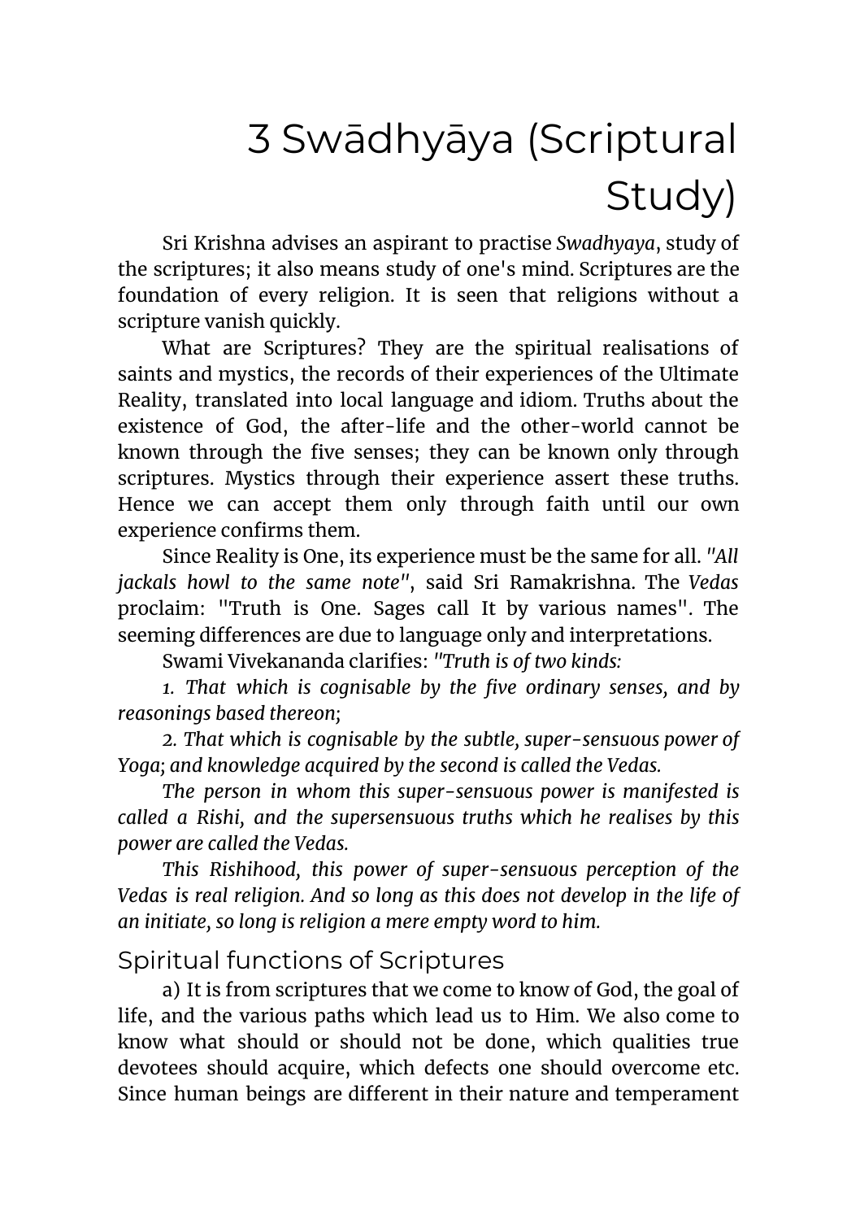# 3 Swādhyāya (Scriptural Study)

Sri Krishna advises an aspirant to practise *Swadhyaya*, study of the scriptures; it also means study of one's mind. Scriptures are the foundation of every religion. It is seen that religions without a scripture vanish quickly.

What are Scriptures? They are the spiritual realisations of saints and mystics, the records of their experiences of the Ultimate Reality, translated into local language and idiom. Truths about the existence of God, the after-life and the other-world cannot be known through the five senses; they can be known only through scriptures. Mystics through their experience assert these truths. Hence we can accept them only through faith until our own experience confirms them.

Since Reality is One, its experience must be the same for all. *"All jackals howl to the same note"*, said Sri Ramakrishna. The *Vedas* proclaim: "Truth is One. Sages call It by various names". The seeming differences are due to language only and interpretations.

Swami Vivekananda clarifies: *"Truth is of two kinds:*

*1. That which is cognisable by the five ordinary senses, and by reasonings based thereon;*

*2. That which is cognisable by the subtle, super-sensuous power of Yoga; and knowledge acquired by the second is called the Vedas.*

*The person in whom this super-sensuous power is manifested is called a Rishi, and the supersensuous truths which he realises by this power are called the Vedas.*

*This Rishihood, this power of super-sensuous perception of the Vedas is real religion. And so long as this does not develop in the life of an initiate, so long is religion a mere empty word to him.*

## Spiritual functions of Scriptures

a) It is from scriptures that we come to know of God, the goal of life, and the various paths which lead us to Him. We also come to know what should or should not be done, which qualities true devotees should acquire, which defects one should overcome etc. Since human beings are different in their nature and temperament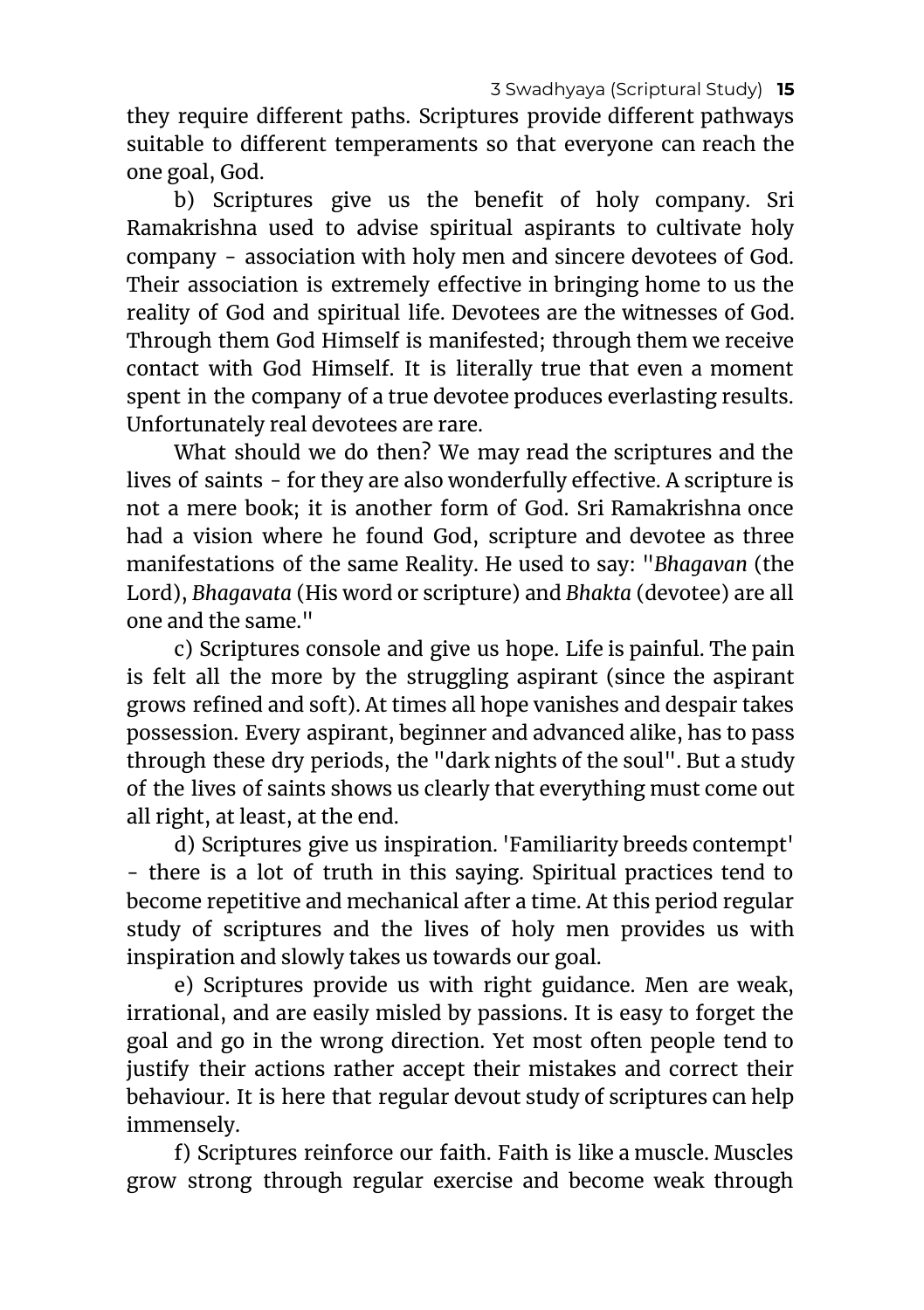they require different paths. Scriptures provide different pathways suitable to different temperaments so that everyone can reach the one goal, God.

b) Scriptures give us the benefit of holy company. Sri Ramakrishna used to advise spiritual aspirants to cultivate holy company - association with holy men and sincere devotees of God. Their association is extremely effective in bringing home to us the reality of God and spiritual life. Devotees are the witnesses of God. Through them God Himself is manifested; through them we receive contact with God Himself. It is literally true that even a moment spent in the company of a true devotee produces everlasting results. Unfortunately real devotees are rare.

What should we do then? We may read the scriptures and the lives of saints - for they are also wonderfully effective. A scripture is not a mere book; it is another form of God. Sri Ramakrishna once had a vision where he found God, scripture and devotee as three manifestations of the same Reality. He used to say: "*Bhagavan* (the Lord), *Bhagavata* (His word or scripture) and *Bhakta* (devotee) are all one and the same."

c) Scriptures console and give us hope. Life is painful. The pain is felt all the more by the struggling aspirant (since the aspirant grows refined and soft). At times all hope vanishes and despair takes possession. Every aspirant, beginner and advanced alike, has to pass through these dry periods, the "dark nights of the soul". But a study of the lives of saints shows us clearly that everything must come out all right, at least, at the end.

d) Scriptures give us inspiration. 'Familiarity breeds contempt' - there is a lot of truth in this saying. Spiritual practices tend to become repetitive and mechanical after a time. At this period regular study of scriptures and the lives of holy men provides us with inspiration and slowly takes us towards our goal.

e) Scriptures provide us with right guidance. Men are weak, irrational, and are easily misled by passions. It is easy to forget the goal and go in the wrong direction. Yet most often people tend to justify their actions rather accept their mistakes and correct their behaviour. It is here that regular devout study of scriptures can help immensely.

f) Scriptures reinforce our faith. Faith is like a muscle. Muscles grow strong through regular exercise and become weak through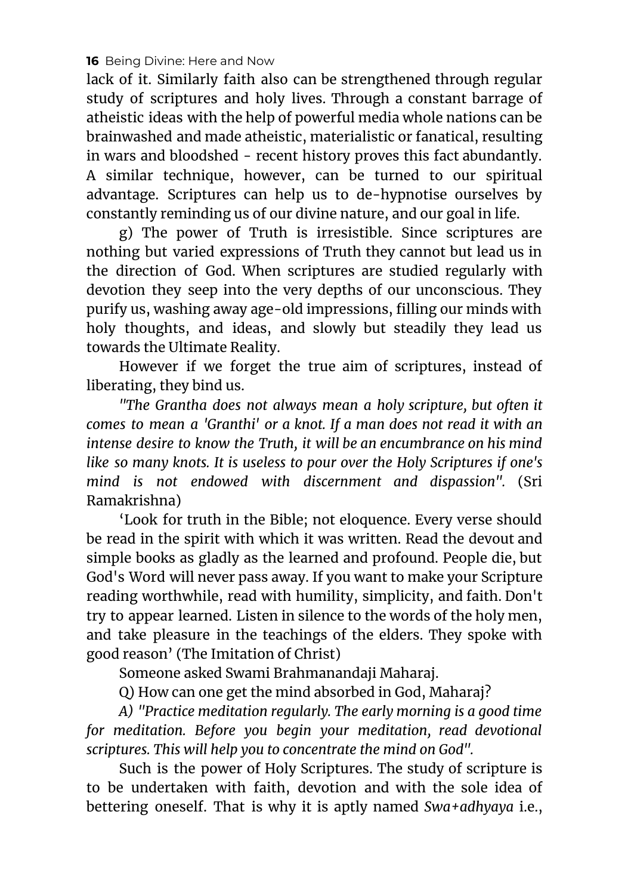lack of it. Similarly faith also can be strengthened through regular study of scriptures and holy lives. Through a constant barrage of atheistic ideas with the help of powerful media whole nations can be brainwashed and made atheistic, materialistic or fanatical, resulting in wars and bloodshed - recent history proves this fact abundantly. A similar technique, however, can be turned to our spiritual advantage. Scriptures can help us to de-hypnotise ourselves by constantly reminding us of our divine nature, and our goal in life.

g) The power of Truth is irresistible. Since scriptures are nothing but varied expressions of Truth they cannot but lead us in the direction of God. When scriptures are studied regularly with devotion they seep into the very depths of our unconscious. They purify us, washing away age-old impressions, filling our minds with holy thoughts, and ideas, and slowly but steadily they lead us towards the Ultimate Reality.

However if we forget the true aim of scriptures, instead of liberating, they bind us.

*"The Grantha does not always mean a holy scripture, but often it comes to mean a 'Granthi' or a knot. If a man does not read it with an intense desire to know the Truth, it will be an encumbrance on his mind like so many knots. It is useless to pour over the Holy Scriptures if one's mind is not endowed with discernment and dispassion".* (Sri Ramakrishna)

'Look for truth in the Bible; not eloquence. Every verse should be read in the spirit with which it was written. Read the devout and simple books as gladly as the learned and profound. People die, but God's Word will never pass away. If you want to make your Scripture reading worthwhile, read with humility, simplicity, and faith. Don't try to appear learned. Listen in silence to the words of the holy men, and take pleasure in the teachings of the elders. They spoke with good reason' (The Imitation of Christ)

Someone asked Swami Brahmanandaji Maharaj.

Q) How can one get the mind absorbed in God, Maharaj?

*A) "Practice meditation regularly. The early morning is a good time for meditation. Before you begin your meditation, read devotional scriptures. This will help you to concentrate the mind on God".*

Such is the power of Holy Scriptures. The study of scripture is to be undertaken with faith, devotion and with the sole idea of bettering oneself. That is why it is aptly named *Swa+adhyaya* i.e.,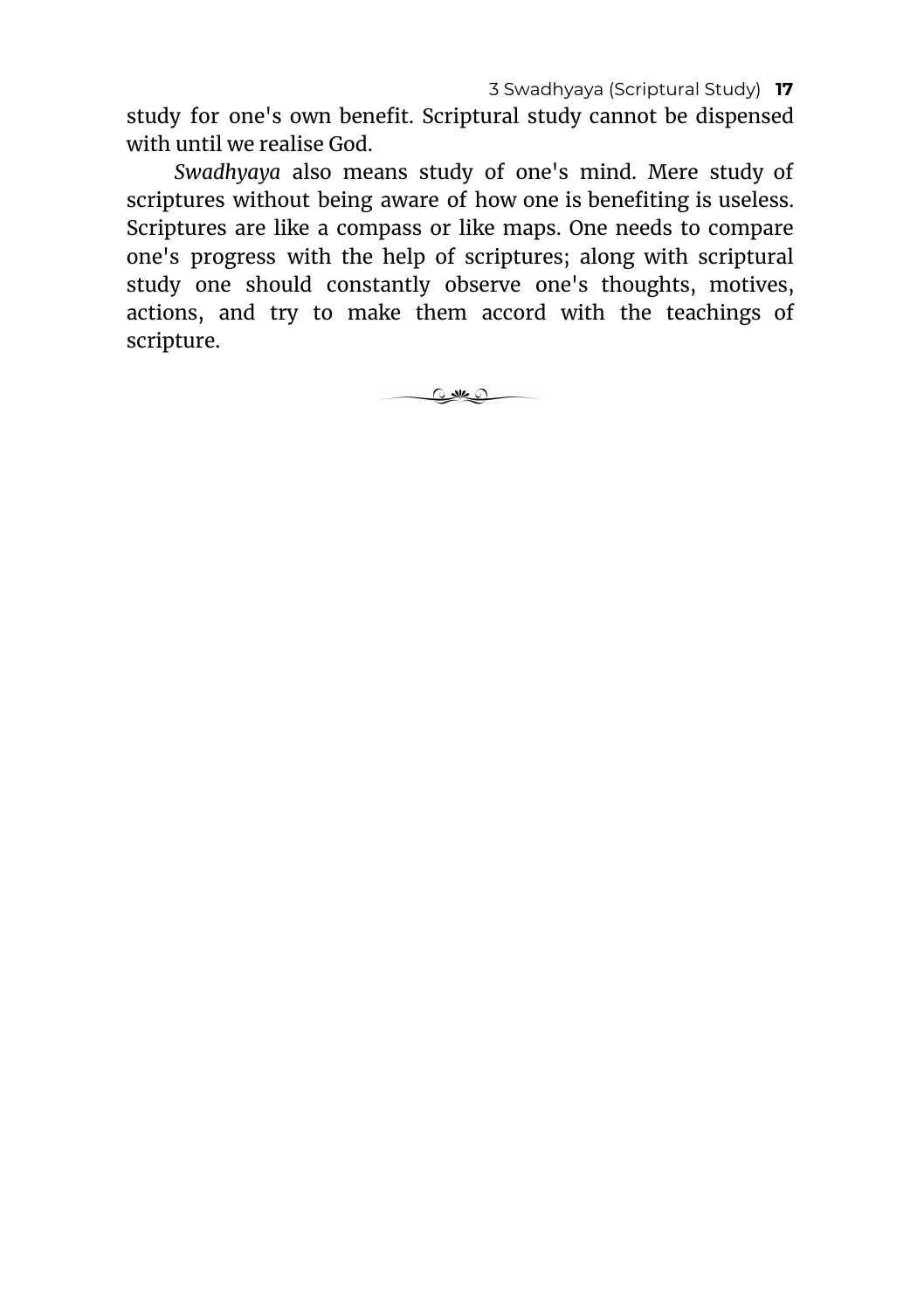study for one's own benefit. Scriptural study cannot be dispensed with until we realise God.

*Swadhyaya* also means study of one's mind. Mere study of scriptures without being aware of how one is benefiting is useless. Scriptures are like a compass or like maps. One needs to compare one's progress with the help of scriptures; along with scriptural study one should constantly observe one's thoughts, motives, actions, and try to make them accord with the teachings of scripture.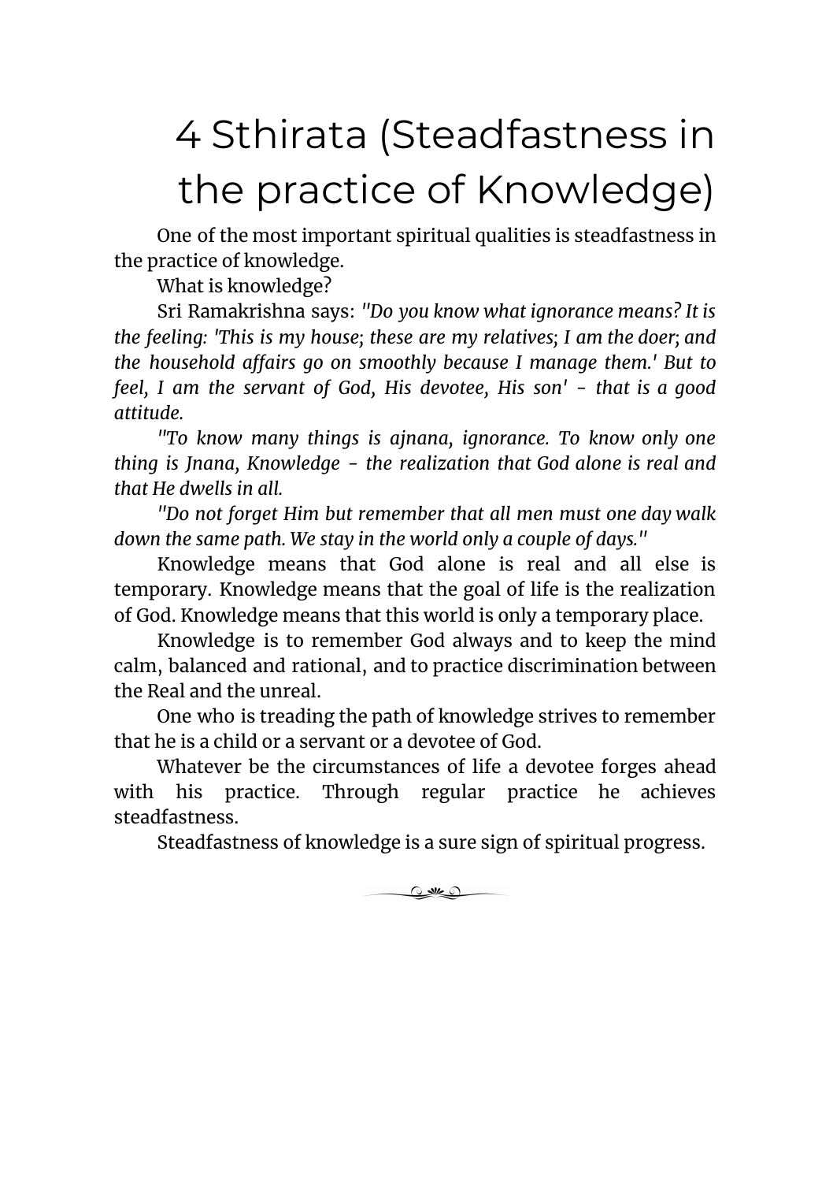# 4 Sthirata (Steadfastness in the practice of Knowledge)

One of the most important spiritual qualities is steadfastness in the practice of knowledge.

What is knowledge?

Sri Ramakrishna says: *"Do you know what ignorance means? It is the feeling: 'This is my house; these are my relatives; I am the doer; and the household affairs go on smoothly because I manage them.' But to feel, I am the servant of God, His devotee, His son' - that is a good attitude.*

*"To know many things is ajnana, ignorance. To know only one thing is Jnana, Knowledge - the realization that God alone is real and that He dwells in all.*

*"Do not forget Him but remember that all men must one day walk down the same path. We stay in the world only a couple of days."*

Knowledge means that God alone is real and all else is temporary. Knowledge means that the goal of life is the realization of God. Knowledge means that this world is only a temporary place.

Knowledge is to remember God always and to keep the mind calm, balanced and rational, and to practice discrimination between the Real and the unreal.

One who is treading the path of knowledge strives to remember that he is a child or a servant or a devotee of God.

Whatever be the circumstances of life a devotee forges ahead with his practice. Through regular practice he achieves steadfastness.

Steadfastness of knowledge is a sure sign of spiritual progress.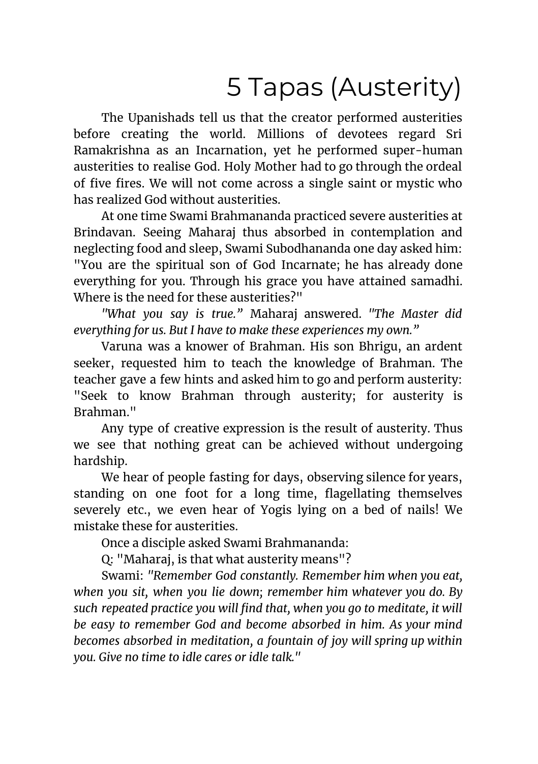# 5 Tapas (Austerity)

The Upanishads tell us that the creator performed austerities before creating the world. Millions of devotees regard Sri Ramakrishna as an Incarnation, yet he performed super-human austerities to realise God. Holy Mother had to go through the ordeal of five fires. We will not come across a single saint or mystic who has realized God without austerities.

At one time Swami Brahmananda practiced severe austerities at Brindavan. Seeing Maharaj thus absorbed in contemplation and neglecting food and sleep, Swami Subodhananda one day asked him: "You are the spiritual son of God Incarnate; he has already done everything for you. Through his grace you have attained samadhi. Where is the need for these austerities?"

*"What you say is true."* Maharaj answered*. "The Master did everything for us. But I have to make these experiences my own."*

Varuna was a knower of Brahman. His son Bhrigu, an ardent seeker, requested him to teach the knowledge of Brahman. The teacher gave a few hints and asked him to go and perform austerity: "Seek to know Brahman through austerity; for austerity is Brahman."

Any type of creative expression is the result of austerity. Thus we see that nothing great can be achieved without undergoing hardship.

We hear of people fasting for days, observing silence for years, standing on one foot for a long time, flagellating themselves severely etc., we even hear of Yogis lying on a bed of nails! We mistake these for austerities.

Once a disciple asked Swami Brahmananda:

Q: "Maharaj, is that what austerity means"?

Swami: *"Remember God constantly. Remember him when you eat, when you sit, when you lie down; remember him whatever you do. By such repeated practice you will find that, when you go to meditate, it will be easy to remember God and become absorbed in him. As your mind becomes absorbed in meditation, a fountain of joy will spring up within you. Give no time to idle cares or idle talk."*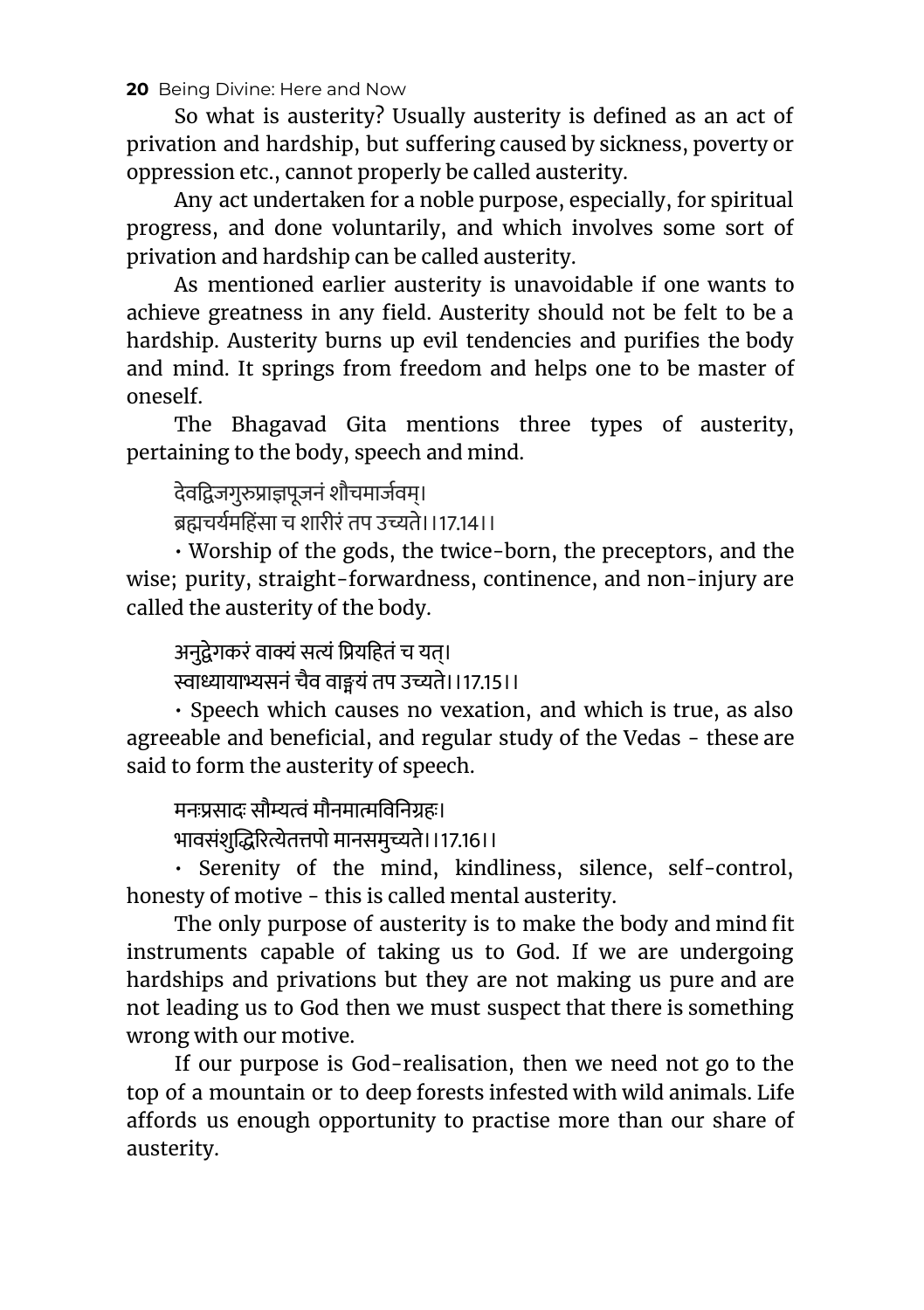So what is austerity? Usually austerity is defined as an act of privation and hardship, but suffering caused by sickness, poverty or oppression etc., cannot properly be called austerity.

Any act undertaken for a noble purpose, especially, for spiritual progress, and done voluntarily, and which involves some sort of privation and hardship can be called austerity.

As mentioned earlier austerity is unavoidable if one wants to achieve greatness in any field. Austerity should not be felt to be a hardship. Austerity burns up evil tendencies and purifies the body and mind. It springs from freedom and helps one to be master of oneself.

The Bhagavad Gita mentions three types of austerity, pertaining to the body, speech and mind.

देवद्विजगुरुप्राज्ञपूजनं शौचमार्जवम्।
ब्रह्मचर्यमहिंसा च शारीरं तप उच्यते।।17.14।।

• Worship of the gods, the twice-born, the preceptors, and the wise; purity, straight-forwardness, continence, and non-injury are called the austerity of the body.

अनुद्वेगकरं वाक्यं सत्यं प्रियहितं च यत्।
स्वाध्यायाभ्यसनं चैव वाङ्मयं तप उच्यते।।17.15।।

• Speech which causes no vexation, and which is true, as also agreeable and beneficial, and regular study of the Vedas - these are said to form the austerity of speech.

मनःप्रसादः सौम्यत्वं मौनमात्मविनिग्रहः।
भावसंशुद्धिरित्येतत्तपो मानसमुच्यते।।17.16।।

• Serenity of the mind, kindliness, silence, self-control, honesty of motive - this is called mental austerity.

The only purpose of austerity is to make the body and mind fit instruments capable of taking us to God. If we are undergoing hardships and privations but they are not making us pure and are not leading us to God then we must suspect that there is something wrong with our motive.

If our purpose is God-realisation, then we need not go to the top of a mountain or to deep forests infested with wild animals. Life affords us enough opportunity to practise more than our share of austerity.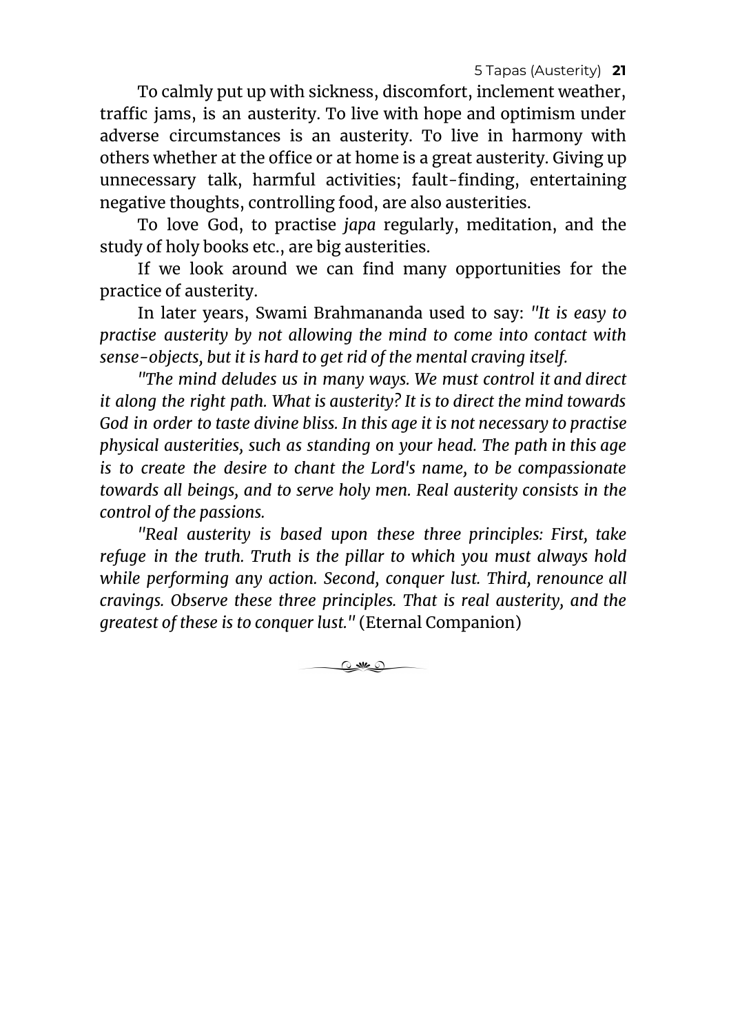To calmly put up with sickness, discomfort, inclement weather, traffic jams, is an austerity. To live with hope and optimism under adverse circumstances is an austerity. To live in harmony with others whether at the office or at home is a great austerity. Giving up unnecessary talk, harmful activities; fault-finding, entertaining negative thoughts, controlling food, are also austerities.

To love God, to practise *japa* regularly, meditation, and the study of holy books etc., are big austerities.

If we look around we can find many opportunities for the practice of austerity.

In later years, Swami Brahmananda used to say: *"It is easy to practise austerity by not allowing the mind to come into contact with sense-objects, but it is hard to get rid of the mental craving itself.*

*"The mind deludes us in many ways. We must control it and direct it along the right path. What is austerity? It is to direct the mind towards God in order to taste divine bliss. In this age it is not necessary to practise physical austerities, such as standing on your head. The path in this age is to create the desire to chant the Lord's name, to be compassionate towards all beings, and to serve holy men. Real austerity consists in the control of the passions.*

*"Real austerity is based upon these three principles: First, take refuge in the truth. Truth is the pillar to which you must always hold while performing any action. Second, conquer lust. Third, renounce all cravings. Observe these three principles. That is real austerity, and the greatest of these is to conquer lust."* (Eternal Companion)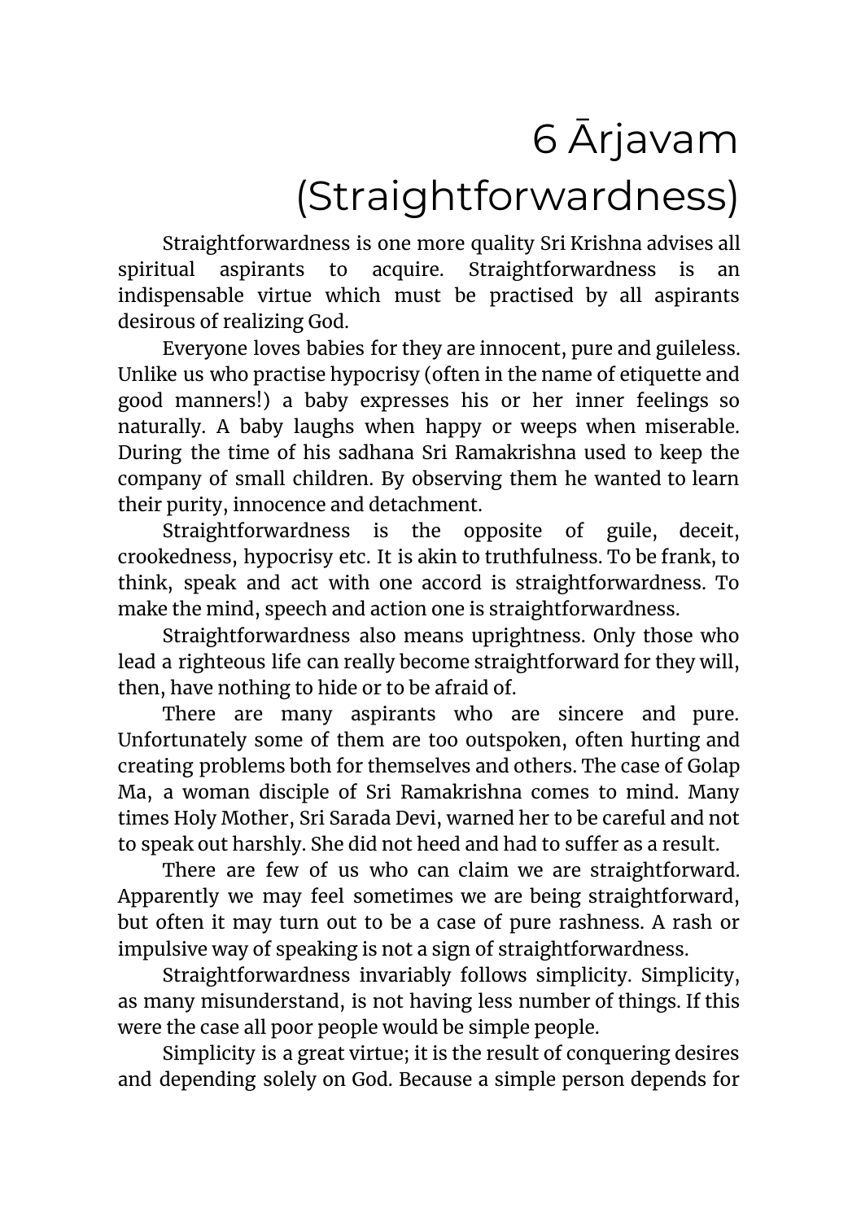# 6 Ārjavam (Straightforwardness)

Straightforwardness is one more quality Sri Krishna advises all spiritual aspirants to acquire. Straightforwardness is an indispensable virtue which must be practised by all aspirants desirous of realizing God.

Everyone loves babies for they are innocent, pure and guileless. Unlike us who practise hypocrisy (often in the name of etiquette and good manners!) a baby expresses his or her inner feelings so naturally. A baby laughs when happy or weeps when miserable. During the time of his sadhana Sri Ramakrishna used to keep the company of small children. By observing them he wanted to learn their purity, innocence and detachment.

Straightforwardness is the opposite of guile, deceit, crookedness, hypocrisy etc. It is akin to truthfulness. To be frank, to think, speak and act with one accord is straightforwardness. To make the mind, speech and action one is straightforwardness.

Straightforwardness also means uprightness. Only those who lead a righteous life can really become straightforward for they will, then, have nothing to hide or to be afraid of.

There are many aspirants who are sincere and pure. Unfortunately some of them are too outspoken, often hurting and creating problems both for themselves and others. The case of Golap Ma, a woman disciple of Sri Ramakrishna comes to mind. Many times Holy Mother, Sri Sarada Devi, warned her to be careful and not to speak out harshly. She did not heed and had to suffer as a result.

There are few of us who can claim we are straightforward. Apparently we may feel sometimes we are being straightforward, but often it may turn out to be a case of pure rashness. A rash or impulsive way of speaking is not a sign of straightforwardness.

Straightforwardness invariably follows simplicity. Simplicity, as many misunderstand, is not having less number of things. If this were the case all poor people would be simple people.

Simplicity is a great virtue; it is the result of conquering desires and depending solely on God. Because a simple person depends for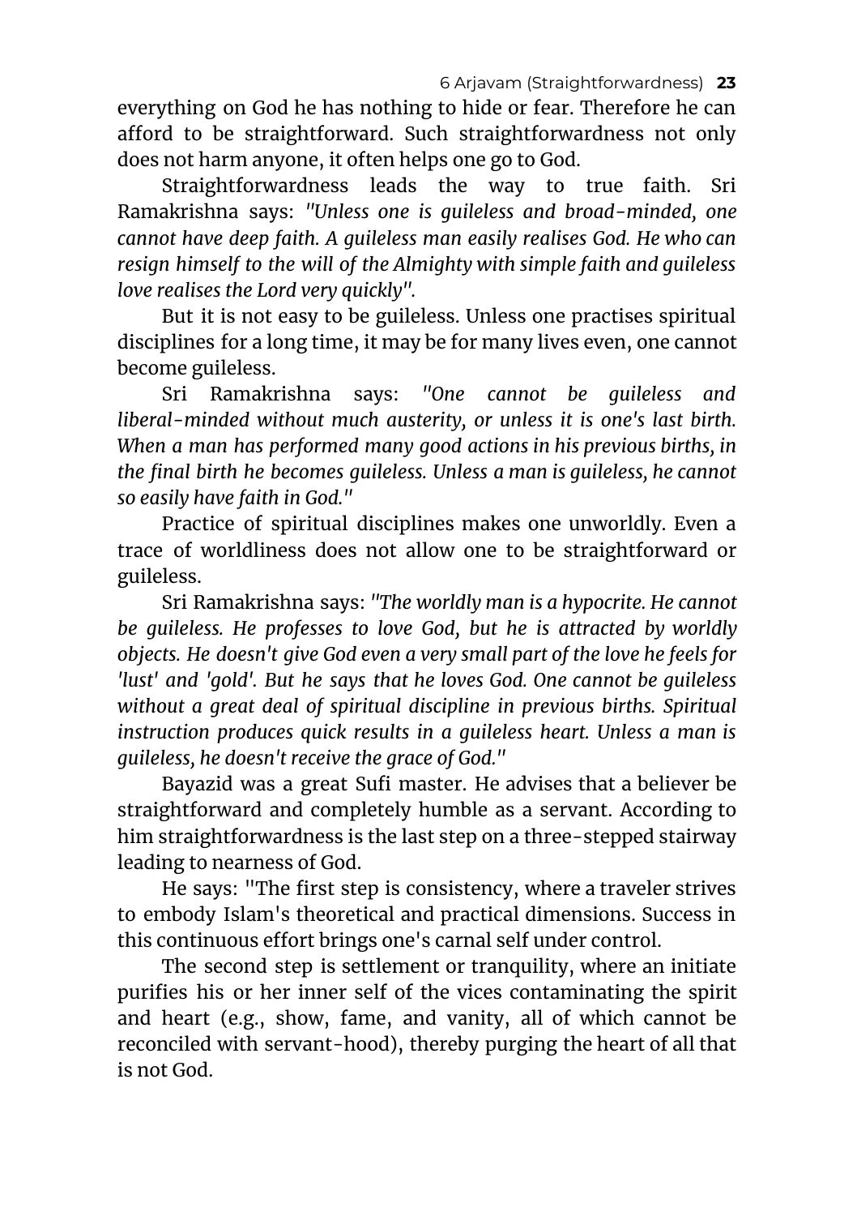everything on God he has nothing to hide or fear. Therefore he can afford to be straightforward. Such straightforwardness not only does not harm anyone, it often helps one go to God.

Straightforwardness leads the way to true faith. Sri Ramakrishna says: *"Unless one is guileless and broad-minded, one cannot have deep faith. A guileless man easily realises God. He who can resign himself to the will of the Almighty with simple faith and guileless love realises the Lord very quickly".*

But it is not easy to be guileless. Unless one practises spiritual disciplines for a long time, it may be for many lives even, one cannot become guileless.

Sri Ramakrishna says: *"One cannot be guileless and liberal-minded without much austerity, or unless it is one's last birth. When a man has performed many good actions in his previous births, in the final birth he becomes guileless. Unless a man is guileless, he cannot so easily have faith in God."*

Practice of spiritual disciplines makes one unworldly. Even a trace of worldliness does not allow one to be straightforward or guileless.

Sri Ramakrishna says: *"The worldly man is a hypocrite. He cannot be guileless. He professes to love God, but he is attracted by worldly objects. He doesn't give God even a very small part of the love he feels for 'lust' and 'gold'. But he says that he loves God. One cannot be guileless without a great deal of spiritual discipline in previous births. Spiritual instruction produces quick results in a guileless heart. Unless a man is guileless, he doesn't receive the grace of God."*

Bayazid was a great Sufi master. He advises that a believer be straightforward and completely humble as a servant. According to him straightforwardness is the last step on a three-stepped stairway leading to nearness of God.

He says: "The first step is consistency, where a traveler strives to embody Islam's theoretical and practical dimensions. Success in this continuous effort brings one's carnal self under control.

The second step is settlement or tranquility, where an initiate purifies his or her inner self of the vices contaminating the spirit and heart (e.g., show, fame, and vanity, all of which cannot be reconciled with servant-hood), thereby purging the heart of all that is not God.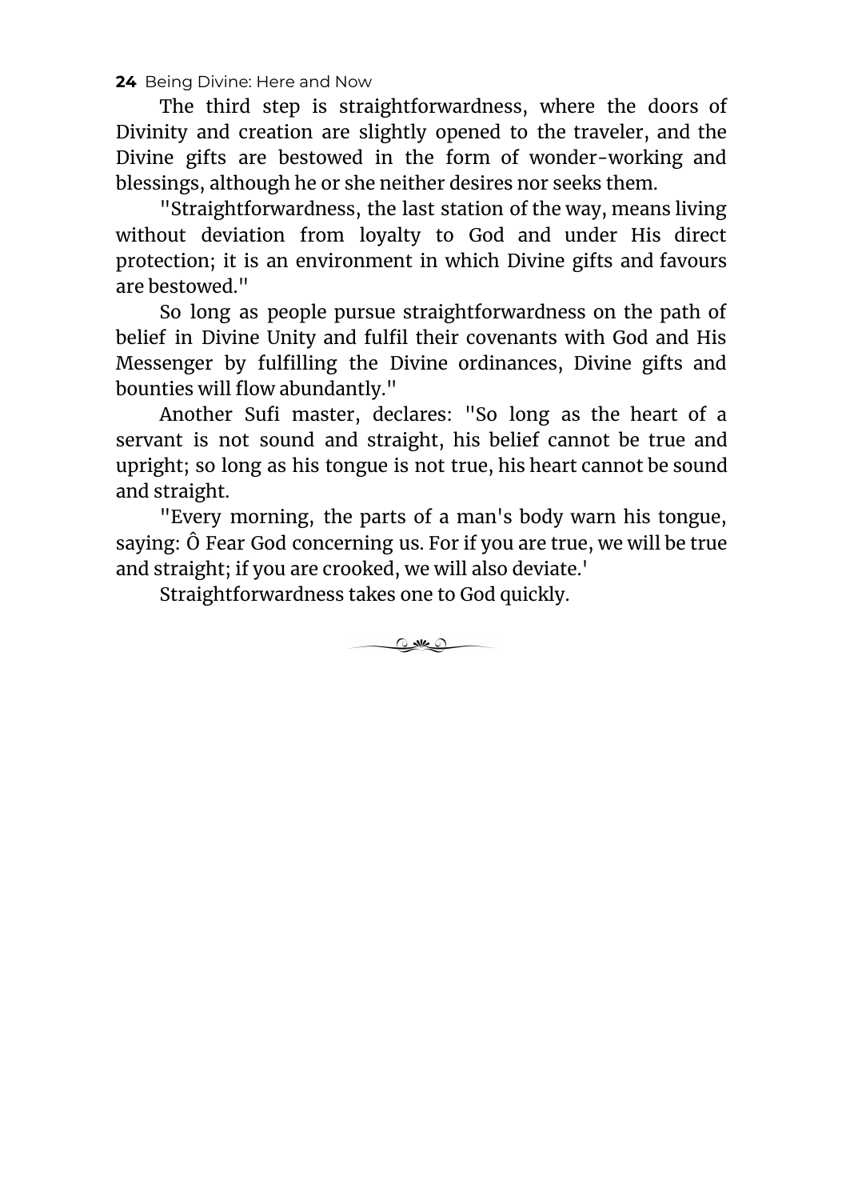The third step is straightforwardness, where the doors of Divinity and creation are slightly opened to the traveler, and the Divine gifts are bestowed in the form of wonder-working and blessings, although he or she neither desires nor seeks them.

"Straightforwardness, the last station of the way, means living without deviation from loyalty to God and under His direct protection; it is an environment in which Divine gifts and favours are bestowed."

So long as people pursue straightforwardness on the path of belief in Divine Unity and fulfil their covenants with God and His Messenger by fulfilling the Divine ordinances, Divine gifts and bounties will flow abundantly."

Another Sufi master, declares: "So long as the heart of a servant is not sound and straight, his belief cannot be true and upright; so long as his tongue is not true, his heart cannot be sound and straight.

"Every morning, the parts of a man's body warn his tongue, saying: Ô Fear God concerning us. For if you are true, we will be true and straight; if you are crooked, we will also deviate.'

Straightforwardness takes one to God quickly.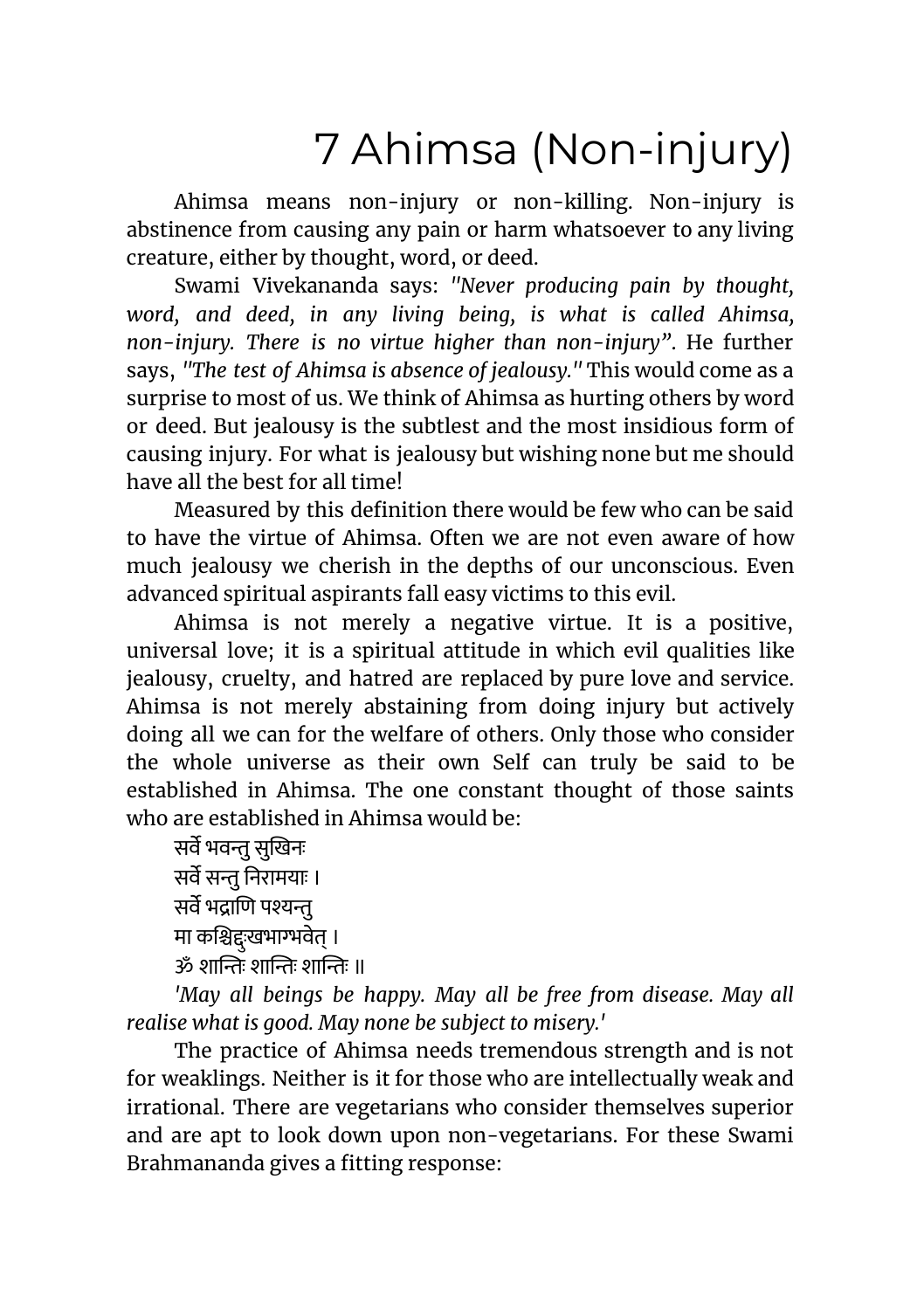# 7 Ahimsa (Non-injury)

Ahimsa means non-injury or non-killing. Non-injury is abstinence from causing any pain or harm whatsoever to any living creature, either by thought, word, or deed.

Swami Vivekananda says: *"Never producing pain by thought, word, and deed, in any living being, is what is called Ahimsa, non-injury. There is no virtue higher than non-injury"*. He further says, *"The test of Ahimsa is absence of jealousy."* This would come as a surprise to most of us. We think of Ahimsa as hurting others by word or deed. But jealousy is the subtlest and the most insidious form of causing injury. For what is jealousy but wishing none but me should have all the best for all time!

Measured by this definition there would be few who can be said to have the virtue of Ahimsa. Often we are not even aware of how much jealousy we cherish in the depths of our unconscious. Even advanced spiritual aspirants fall easy victims to this evil.

Ahimsa is not merely a negative virtue. It is a positive, universal love; it is a spiritual attitude in which evil qualities like jealousy, cruelty, and hatred are replaced by pure love and service. Ahimsa is not merely abstaining from doing injury but actively doing all we can for the welfare of others. Only those who consider the whole universe as their own Self can truly be said to be established in Ahimsa. The one constant thought of those saints who are established in Ahimsa would be:

सर्वे भवन्तु सुखिनः
सर्वे सन्तु निरामयाः ।
सर्वे भद्राणि पश्यन्तु
मा कश्चिद्दुःखभाग्भवेत् ।
ॐ शान्तिः शान्तिः शान्तिः ॥

*'May all beings be happy. May all be free from disease. May all realise what is good. May none be subject to misery.'*

The practice of Ahimsa needs tremendous strength and is not for weaklings. Neither is it for those who are intellectually weak and irrational. There are vegetarians who consider themselves superior and are apt to look down upon non-vegetarians. For these Swami Brahmananda gives a fitting response: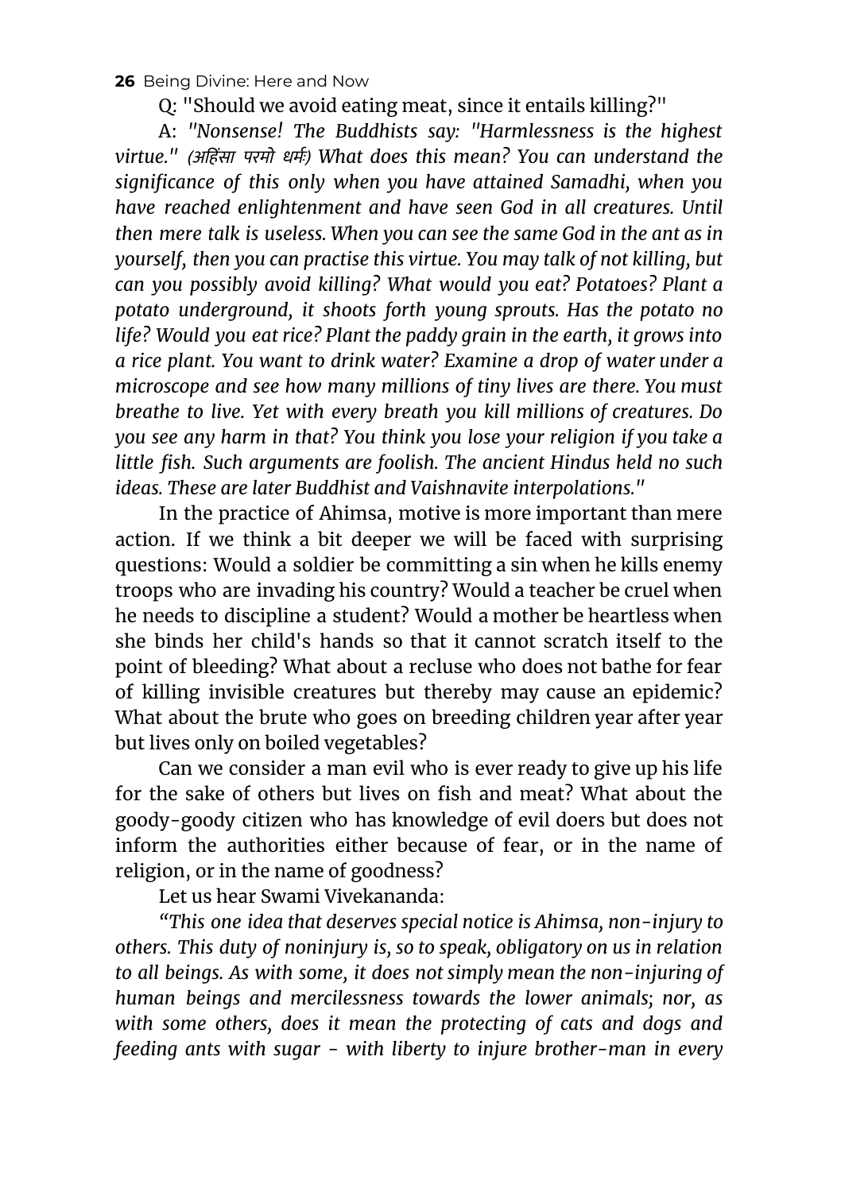Q: "Should we avoid eating meat, since it entails killing?"

A: *"Nonsense! The Buddhists say: "Harmlessness is the highest virtue." (अहिंसा परमो धर्म:) What does this mean? You can understand the significance of this only when you have attained Samadhi, when you have reached enlightenment and have seen God in all creatures. Until then mere talk is useless. When you can see the same God in the ant as in yourself, then you can practise this virtue. You may talk of not killing, but can you possibly avoid killing? What would you eat? Potatoes? Plant a potato underground, it shoots forth young sprouts. Has the potato no life? Would you eat rice? Plant the paddy grain in the earth, it grows into a rice plant. You want to drink water? Examine a drop of water under a microscope and see how many millions of tiny lives are there. You must breathe to live. Yet with every breath you kill millions of creatures. Do you see any harm in that? You think you lose your religion if you take a little fish. Such arguments are foolish. The ancient Hindus held no such ideas. These are later Buddhist and Vaishnavite interpolations."*

In the practice of Ahimsa, motive is more important than mere action. If we think a bit deeper we will be faced with surprising questions: Would a soldier be committing a sin when he kills enemy troops who are invading his country? Would a teacher be cruel when he needs to discipline a student? Would a mother be heartless when she binds her child's hands so that it cannot scratch itself to the point of bleeding? What about a recluse who does not bathe for fear of killing invisible creatures but thereby may cause an epidemic? What about the brute who goes on breeding children year after year but lives only on boiled vegetables?

Can we consider a man evil who is ever ready to give up his life for the sake of others but lives on fish and meat? What about the goody-goody citizen who has knowledge of evil doers but does not inform the authorities either because of fear, or in the name of religion, or in the name of goodness?

Let us hear Swami Vivekananda:

*"This one idea that deserves special notice is Ahimsa, non-injury to others. This duty of noninjury is, so to speak, obligatory on us in relation to all beings. As with some, it does not simply mean the non-injuring of human beings and mercilessness towards the lower animals; nor, as with some others, does it mean the protecting of cats and dogs and feeding ants with sugar - with liberty to injure brother-man in every*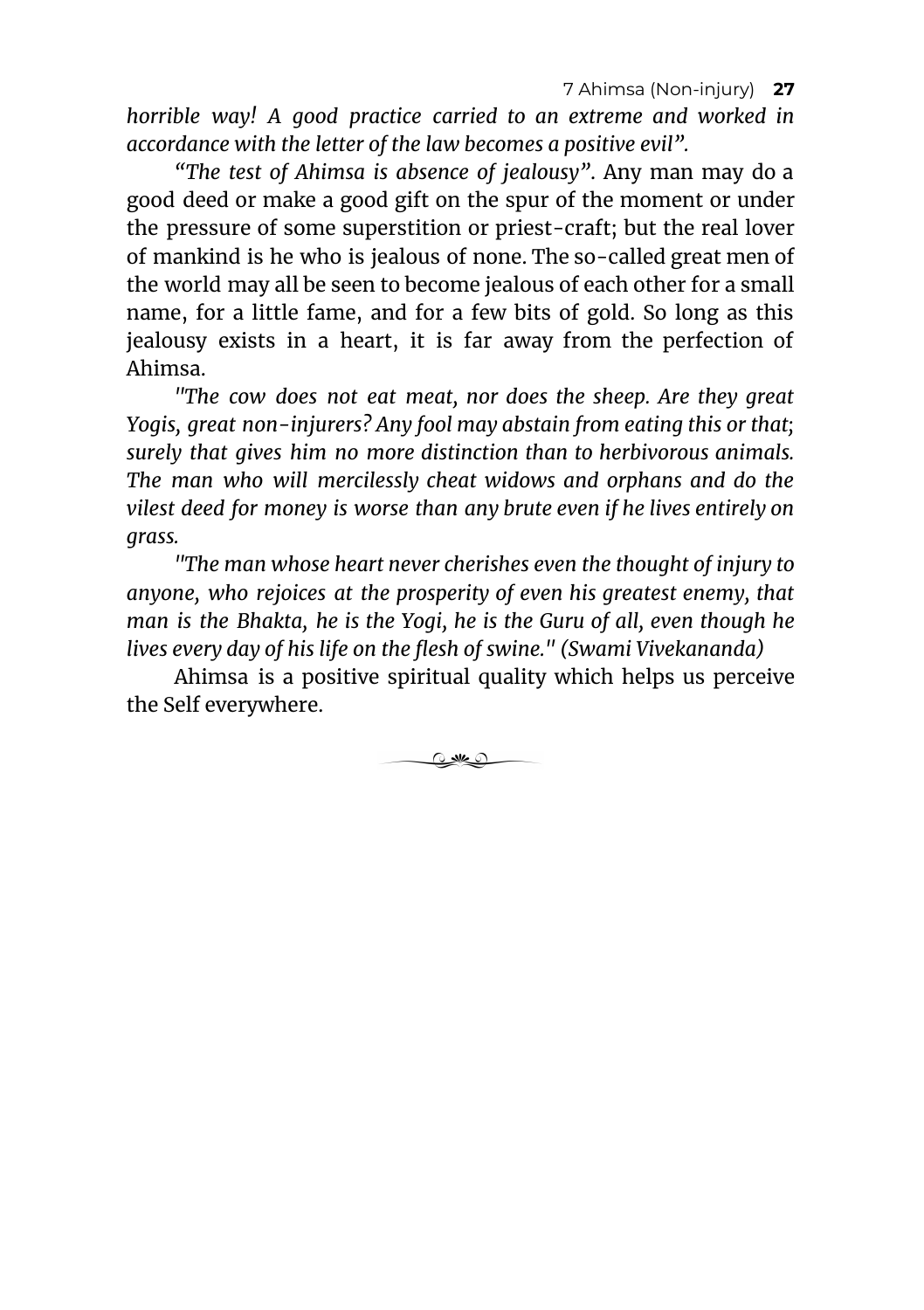*horrible way! A good practice carried to an extreme and worked in accordance with the letter of the law becomes a positive evil".*

*"The test of Ahimsa is absence of jealousy"*. Any man may do a good deed or make a good gift on the spur of the moment or under the pressure of some superstition or priest-craft; but the real lover of mankind is he who is jealous of none. The so-called great men of the world may all be seen to become jealous of each other for a small name, for a little fame, and for a few bits of gold. So long as this jealousy exists in a heart, it is far away from the perfection of Ahimsa.

*"The cow does not eat meat, nor does the sheep. Are they great Yogis, great non-injurers? Any fool may abstain from eating this or that; surely that gives him no more distinction than to herbivorous animals. The man who will mercilessly cheat widows and orphans and do the vilest deed for money is worse than any brute even if he lives entirely on grass.*

*"The man whose heart never cherishes even the thought of injury to anyone, who rejoices at the prosperity of even his greatest enemy, that man is the Bhakta, he is the Yogi, he is the Guru of all, even though he lives every day of his life on the flesh of swine." (Swami Vivekananda)*

Ahimsa is a positive spiritual quality which helps us perceive the Self everywhere.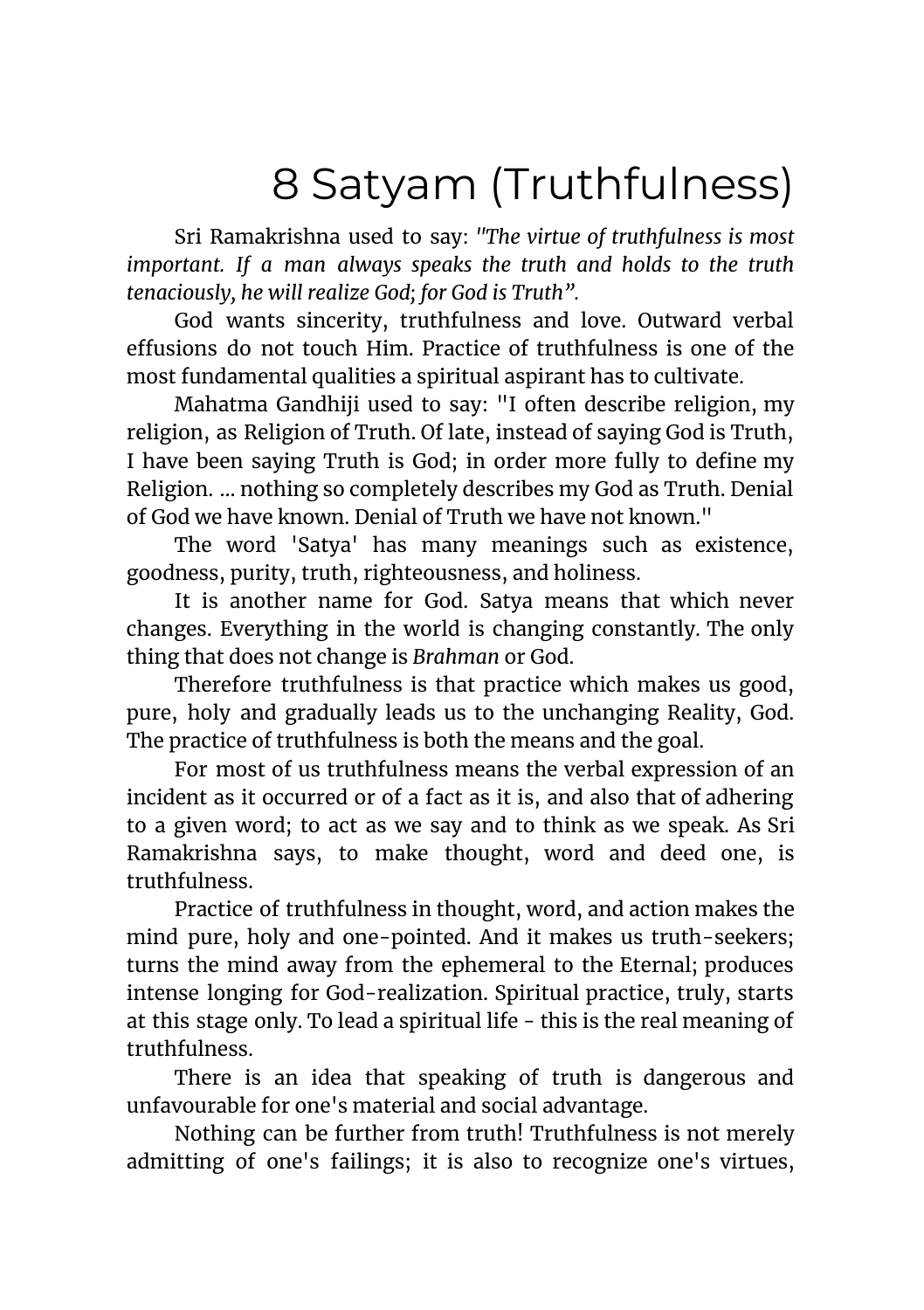# 8 Satyam (Truthfulness)

Sri Ramakrishna used to say: *"The virtue of truthfulness is most important. If a man always speaks the truth and holds to the truth tenaciously, he will realize God; for God is Truth".*

God wants sincerity, truthfulness and love. Outward verbal effusions do not touch Him. Practice of truthfulness is one of the most fundamental qualities a spiritual aspirant has to cultivate.

Mahatma Gandhiji used to say: "I often describe religion, my religion, as Religion of Truth. Of late, instead of saying God is Truth, I have been saying Truth is God; in order more fully to define my Religion. ... nothing so completely describes my God as Truth. Denial of God we have known. Denial of Truth we have not known."

The word 'Satya' has many meanings such as existence, goodness, purity, truth, righteousness, and holiness.

It is another name for God. Satya means that which never changes. Everything in the world is changing constantly. The only thing that does not change is *Brahman* or God.

Therefore truthfulness is that practice which makes us good, pure, holy and gradually leads us to the unchanging Reality, God. The practice of truthfulness is both the means and the goal.

For most of us truthfulness means the verbal expression of an incident as it occurred or of a fact as it is, and also that of adhering to a given word; to act as we say and to think as we speak. As Sri Ramakrishna says, to make thought, word and deed one, is truthfulness.

Practice of truthfulness in thought, word, and action makes the mind pure, holy and one-pointed. And it makes us truth-seekers; turns the mind away from the ephemeral to the Eternal; produces intense longing for God-realization. Spiritual practice, truly, starts at this stage only. To lead a spiritual life - this is the real meaning of truthfulness.

There is an idea that speaking of truth is dangerous and unfavourable for one's material and social advantage.

Nothing can be further from truth! Truthfulness is not merely admitting of one's failings; it is also to recognize one's virtues,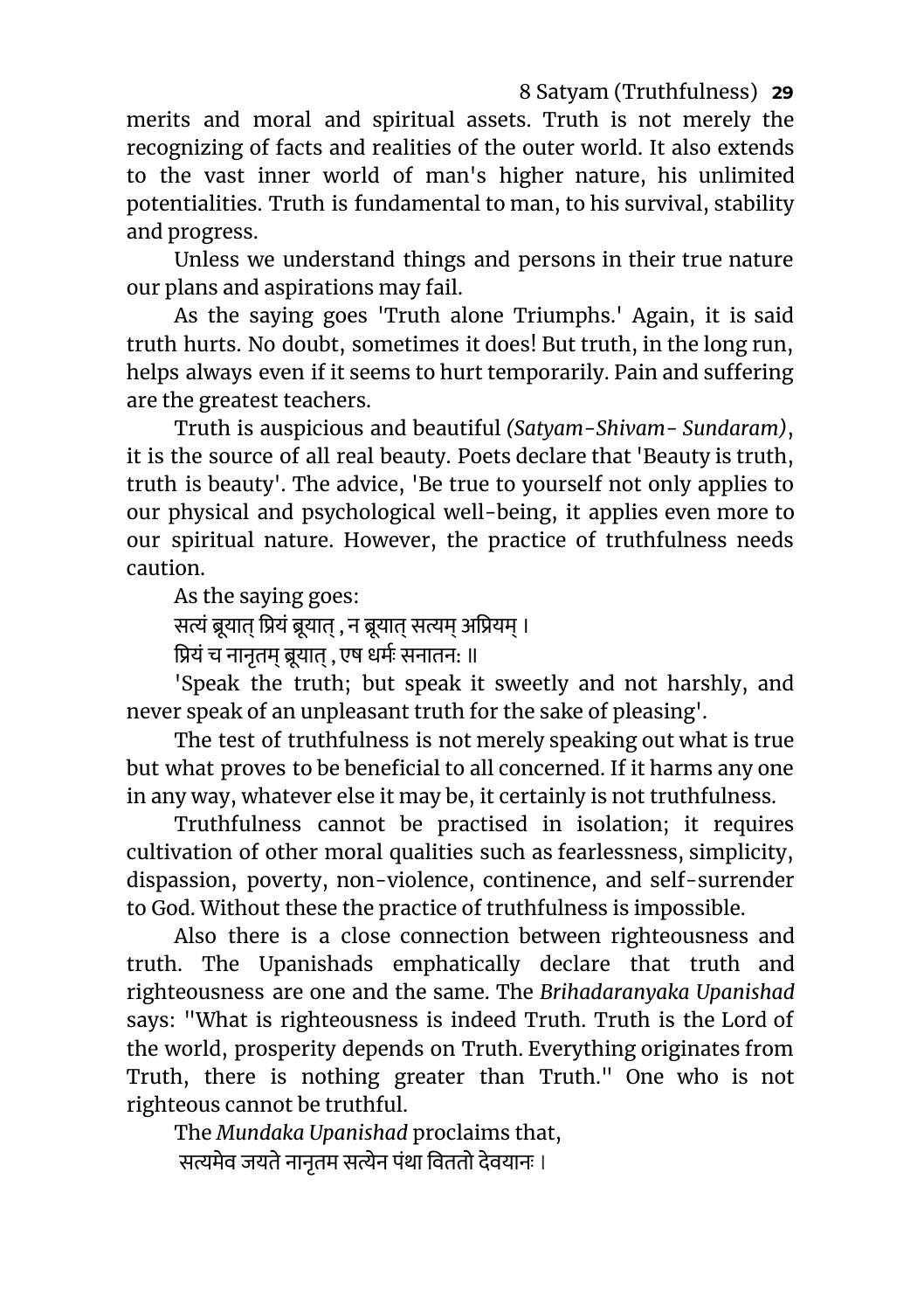merits and moral and spiritual assets. Truth is not merely the recognizing of facts and realities of the outer world. It also extends to the vast inner world of man's higher nature, his unlimited potentialities. Truth is fundamental to man, to his survival, stability and progress.

Unless we understand things and persons in their true nature our plans and aspirations may fail.

As the saying goes 'Truth alone Triumphs.' Again, it is said truth hurts. No doubt, sometimes it does! But truth, in the long run, helps always even if it seems to hurt temporarily. Pain and suffering are the greatest teachers.

Truth is auspicious and beautiful *(Satyam-Shivam- Sundaram)*, it is the source of all real beauty. Poets declare that 'Beauty is truth, truth is beauty'. The advice, 'Be true to yourself not only applies to our physical and psychological well-being, it applies even more to our spiritual nature. However, the practice of truthfulness needs caution.

As the saying goes:

सत्यं ब्रूयात् प्रियं ब्रूयात् , न ब्रूयात् सत्यम् अप्रियम् ।
प्रियं च नानृतम् ब्रूयात् , एष धर्मः सनातनः ॥

'Speak the truth; but speak it sweetly and not harshly, and never speak of an unpleasant truth for the sake of pleasing'.

The test of truthfulness is not merely speaking out what is true but what proves to be beneficial to all concerned. If it harms any one in any way, whatever else it may be, it certainly is not truthfulness.

Truthfulness cannot be practised in isolation; it requires cultivation of other moral qualities such as fearlessness, simplicity, dispassion, poverty, non-violence, continence, and self-surrender to God. Without these the practice of truthfulness is impossible.

Also there is a close connection between righteousness and truth. The Upanishads emphatically declare that truth and righteousness are one and the same. The *Brihadaranyaka Upanishad* says: "What is righteousness is indeed Truth. Truth is the Lord of the world, prosperity depends on Truth. Everything originates from Truth, there is nothing greater than Truth." One who is not righteous cannot be truthful.

The *Mundaka Upanishad* proclaims that,

सत्यमेव जयते नानृतम सत्येन पंथा विततो देवयानः ।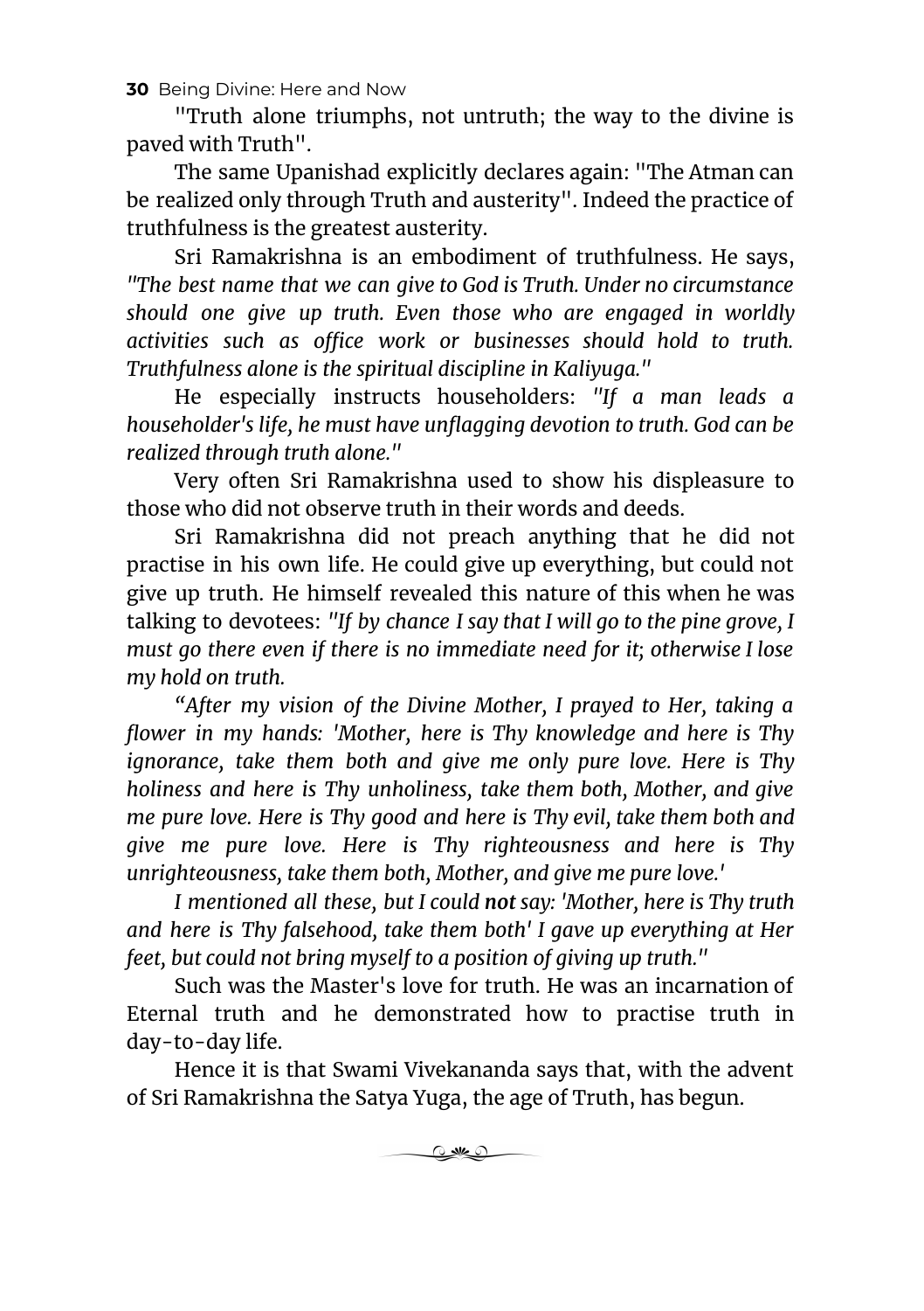"Truth alone triumphs, not untruth; the way to the divine is paved with Truth".

The same Upanishad explicitly declares again: "The Atman can be realized only through Truth and austerity". Indeed the practice of truthfulness is the greatest austerity.

Sri Ramakrishna is an embodiment of truthfulness. He says, *"The best name that we can give to God is Truth. Under no circumstance should one give up truth. Even those who are engaged in worldly activities such as office work or businesses should hold to truth. Truthfulness alone is the spiritual discipline in Kaliyuga."*

He especially instructs householders: *"If a man leads a householder's life, he must have unflagging devotion to truth. God can be realized through truth alone."*

Very often Sri Ramakrishna used to show his displeasure to those who did not observe truth in their words and deeds.

Sri Ramakrishna did not preach anything that he did not practise in his own life. He could give up everything, but could not give up truth. He himself revealed this nature of this when he was talking to devotees: *"If by chance I say that I will go to the pine grove, I must go there even if there is no immediate need for it; otherwise I lose my hold on truth.*

*"After my vision of the Divine Mother, I prayed to Her, taking a flower in my hands: 'Mother, here is Thy knowledge and here is Thy ignorance, take them both and give me only pure love. Here is Thy holiness and here is Thy unholiness, take them both, Mother, and give me pure love. Here is Thy good and here is Thy evil, take them both and give me pure love. Here is Thy righteousness and here is Thy unrighteousness, take them both, Mother, and give me pure love.'*

*I mentioned all these, but I could **not** say: 'Mother, here is Thy truth and here is Thy falsehood, take them both' I gave up everything at Her feet, but could not bring myself to a position of giving up truth."*

Such was the Master's love for truth. He was an incarnation of Eternal truth and he demonstrated how to practise truth in day-to-day life.

Hence it is that Swami Vivekananda says that, with the advent of Sri Ramakrishna the Satya Yuga, the age of Truth, has begun.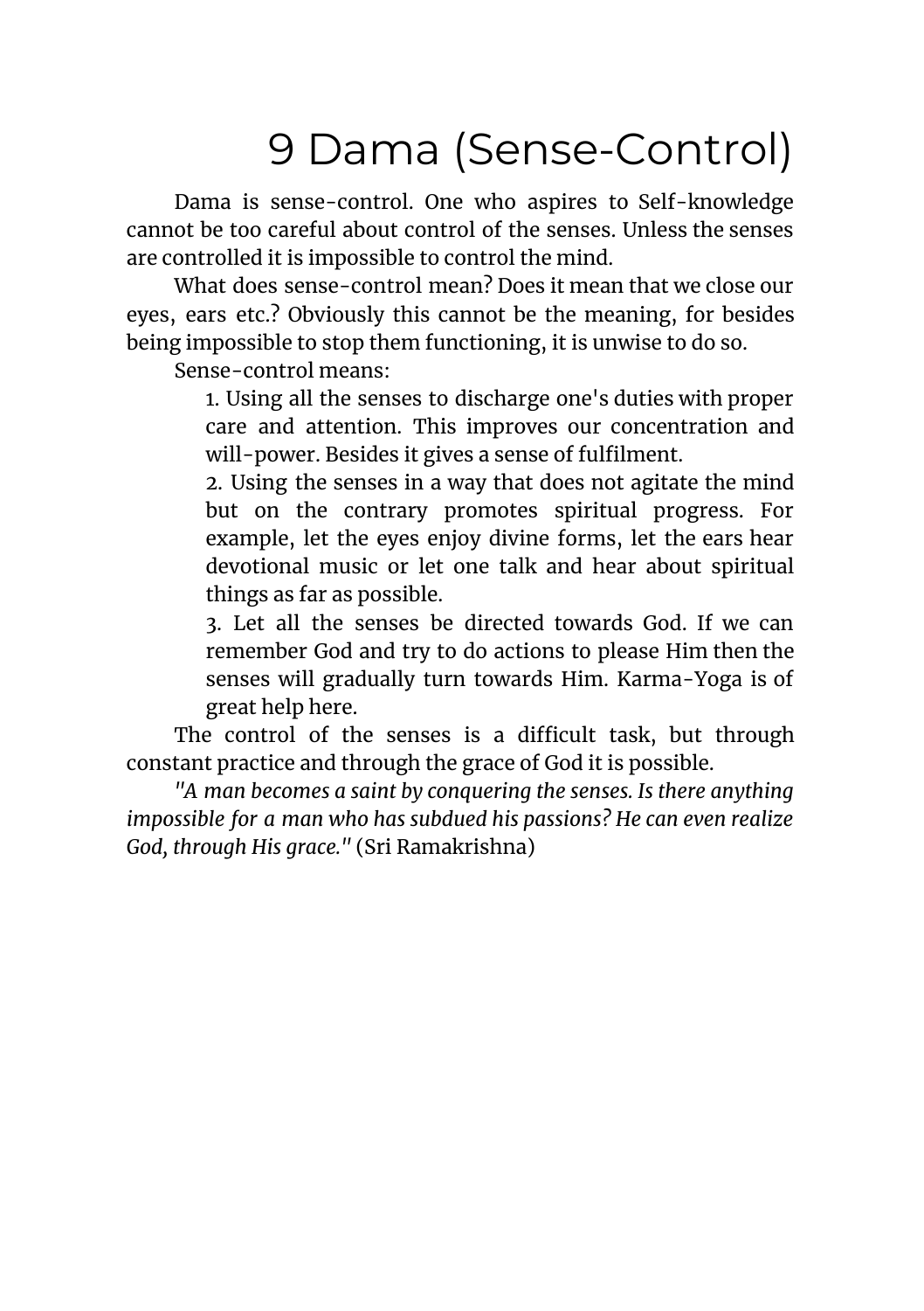# 9 Dama (Sense-Control)

Dama is sense-control. One who aspires to Self-knowledge cannot be too careful about control of the senses. Unless the senses are controlled it is impossible to control the mind.

What does sense-control mean? Does it mean that we close our eyes, ears etc.? Obviously this cannot be the meaning, for besides being impossible to stop them functioning, it is unwise to do so.

Sense-control means:

1. Using all the senses to discharge one's duties with proper care and attention. This improves our concentration and will-power. Besides it gives a sense of fulfilment.
2. Using the senses in a way that does not agitate the mind but on the contrary promotes spiritual progress. For example, let the eyes enjoy divine forms, let the ears hear devotional music or let one talk and hear about spiritual things as far as possible.
3. Let all the senses be directed towards God. If we can remember God and try to do actions to please Him then the senses will gradually turn towards Him. Karma-Yoga is of great help here.

The control of the senses is a difficult task, but through constant practice and through the grace of God it is possible.

*"A man becomes a saint by conquering the senses. Is there anything impossible for a man who has subdued his passions? He can even realize God, through His grace."* (Sri Ramakrishna)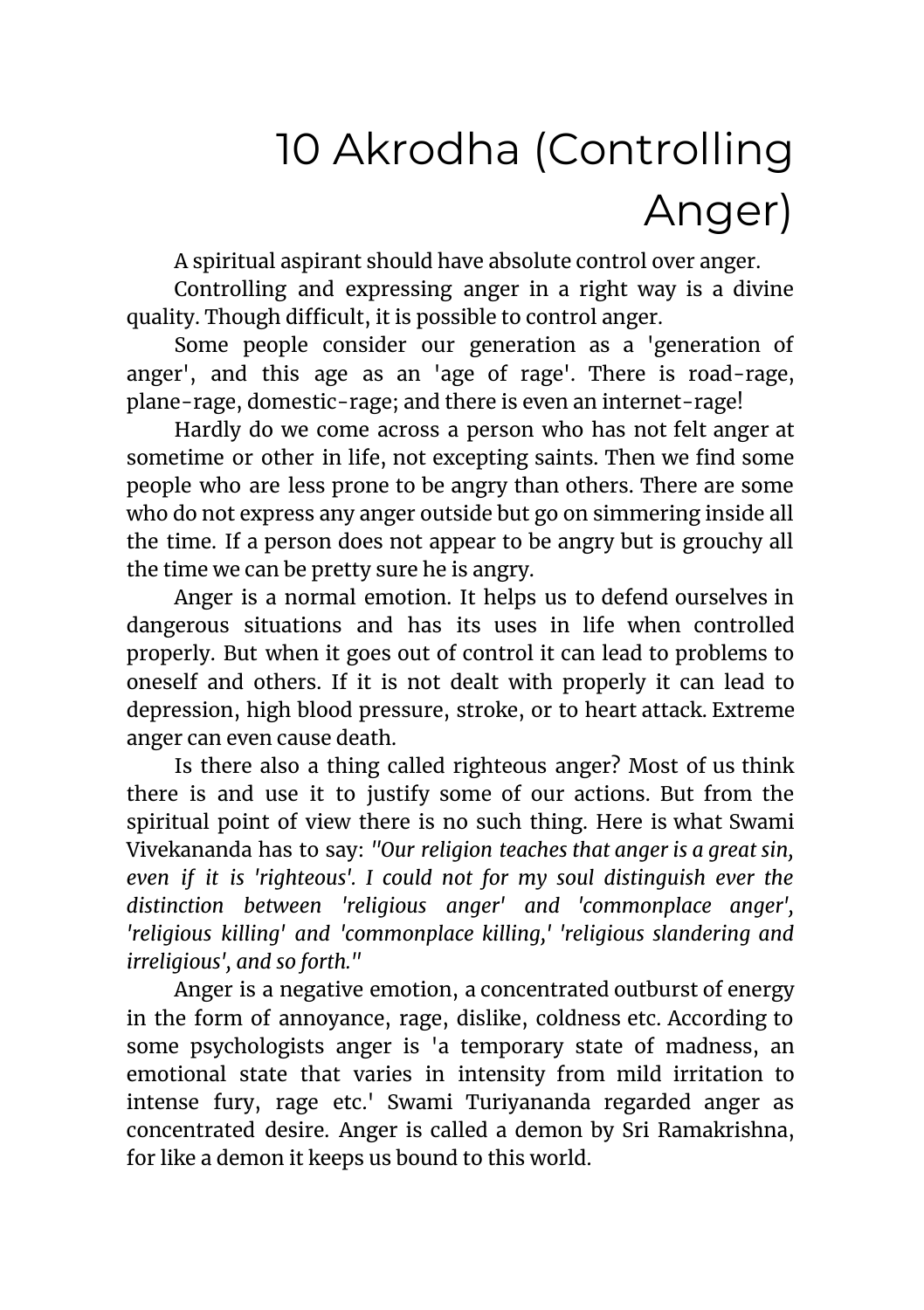# 10 Akrodha (Controlling Anger)

A spiritual aspirant should have absolute control over anger.

Controlling and expressing anger in a right way is a divine quality. Though difficult, it is possible to control anger.

Some people consider our generation as a 'generation of anger', and this age as an 'age of rage'. There is road-rage, plane-rage, domestic-rage; and there is even an internet-rage!

Hardly do we come across a person who has not felt anger at sometime or other in life, not excepting saints. Then we find some people who are less prone to be angry than others. There are some who do not express any anger outside but go on simmering inside all the time. If a person does not appear to be angry but is grouchy all the time we can be pretty sure he is angry.

Anger is a normal emotion. It helps us to defend ourselves in dangerous situations and has its uses in life when controlled properly. But when it goes out of control it can lead to problems to oneself and others. If it is not dealt with properly it can lead to depression, high blood pressure, stroke, or to heart attack. Extreme anger can even cause death.

Is there also a thing called righteous anger? Most of us think there is and use it to justify some of our actions. But from the spiritual point of view there is no such thing. Here is what Swami Vivekananda has to say: *"Our religion teaches that anger is a great sin, even if it is 'righteous'. I could not for my soul distinguish ever the distinction between 'religious anger' and 'commonplace anger', 'religious killing' and 'commonplace killing,' 'religious slandering and irreligious', and so forth."*

Anger is a negative emotion, a concentrated outburst of energy in the form of annoyance, rage, dislike, coldness etc. According to some psychologists anger is 'a temporary state of madness, an emotional state that varies in intensity from mild irritation to intense fury, rage etc.' Swami Turiyananda regarded anger as concentrated desire. Anger is called a demon by Sri Ramakrishna, for like a demon it keeps us bound to this world.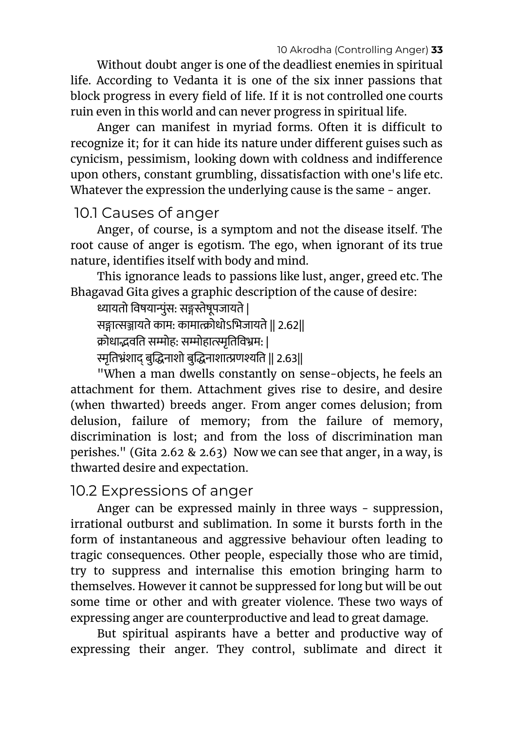Without doubt anger is one of the deadliest enemies in spiritual life. According to Vedanta it is one of the six inner passions that block progress in every field of life. If it is not controlled one courts ruin even in this world and can never progress in spiritual life.

Anger can manifest in myriad forms. Often it is difficult to recognize it; for it can hide its nature under different guises such as cynicism, pessimism, looking down with coldness and indifference upon others, constant grumbling, dissatisfaction with one's life etc. Whatever the expression the underlying cause is the same - anger.

## 10.1 Causes of anger

Anger, of course, is a symptom and not the disease itself. The root cause of anger is egotism. The ego, when ignorant of its true nature, identifies itself with body and mind.

This ignorance leads to passions like lust, anger, greed etc. The Bhagavad Gita gives a graphic description of the cause of desire:

ध्यायतो विषयान्पुंस: सङ्गस्तेषूपजायते |
सङ्गात्सञ्जायते काम: कामात्क्रोधोऽभिजायते || 2.62||
क्रोधाद्भवति सम्मोह: सम्मोहात्स्मृतिविभ्रम: |
स्मृतिभ्रंशाद् बुद्धिनाशो बुद्धिनाशात्प्रणश्यति || 2.63||

"When a man dwells constantly on sense-objects, he feels an attachment for them. Attachment gives rise to desire, and desire (when thwarted) breeds anger. From anger comes delusion; from delusion, failure of memory; from the failure of memory, discrimination is lost; and from the loss of discrimination man perishes." (Gita 2.62 & 2.63) Now we can see that anger, in a way, is thwarted desire and expectation.

## 10.2 Expressions of anger

Anger can be expressed mainly in three ways - suppression, irrational outburst and sublimation. In some it bursts forth in the form of instantaneous and aggressive behaviour often leading to tragic consequences. Other people, especially those who are timid, try to suppress and internalise this emotion bringing harm to themselves. However it cannot be suppressed for long but will be out some time or other and with greater violence. These two ways of expressing anger are counterproductive and lead to great damage.

But spiritual aspirants have a better and productive way of expressing their anger. They control, sublimate and direct it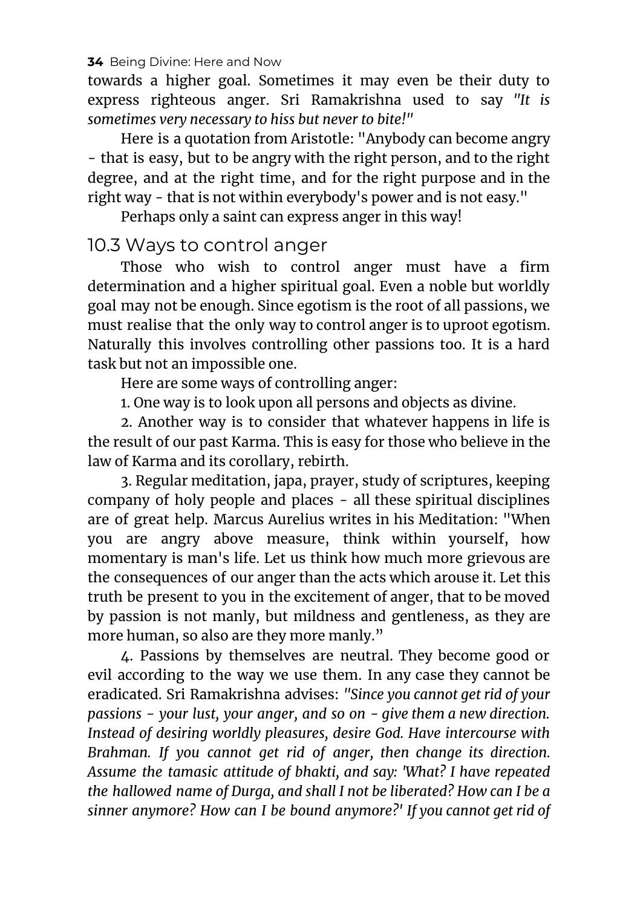towards a higher goal. Sometimes it may even be their duty to express righteous anger. Sri Ramakrishna used to say *"It is sometimes very necessary to hiss but never to bite!"*

Here is a quotation from Aristotle: "Anybody can become angry - that is easy, but to be angry with the right person, and to the right degree, and at the right time, and for the right purpose and in the right way - that is not within everybody's power and is not easy."

Perhaps only a saint can express anger in this way!

## 10.3 Ways to control anger

Those who wish to control anger must have a firm determination and a higher spiritual goal. Even a noble but worldly goal may not be enough. Since egotism is the root of all passions, we must realise that the only way to control anger is to uproot egotism. Naturally this involves controlling other passions too. It is a hard task but not an impossible one.

Here are some ways of controlling anger:

1. One way is to look upon all persons and objects as divine.

2. Another way is to consider that whatever happens in life is the result of our past Karma. This is easy for those who believe in the law of Karma and its corollary, rebirth.

3. Regular meditation, japa, prayer, study of scriptures, keeping company of holy people and places - all these spiritual disciplines are of great help. Marcus Aurelius writes in his Meditation: "When you are angry above measure, think within yourself, how momentary is man's life. Let us think how much more grievous are the consequences of our anger than the acts which arouse it. Let this truth be present to you in the excitement of anger, that to be moved by passion is not manly, but mildness and gentleness, as they are more human, so also are they more manly."

4. Passions by themselves are neutral. They become good or evil according to the way we use them. In any case they cannot be eradicated. Sri Ramakrishna advises: *"Since you cannot get rid of your passions - your lust, your anger, and so on - give them a new direction. Instead of desiring worldly pleasures, desire God. Have intercourse with Brahman. If you cannot get rid of anger, then change its direction. Assume the tamasic attitude of bhakti, and say: 'What? I have repeated the hallowed name of Durga, and shall I not be liberated? How can I be a sinner anymore? How can I be bound anymore?' If you cannot get rid of*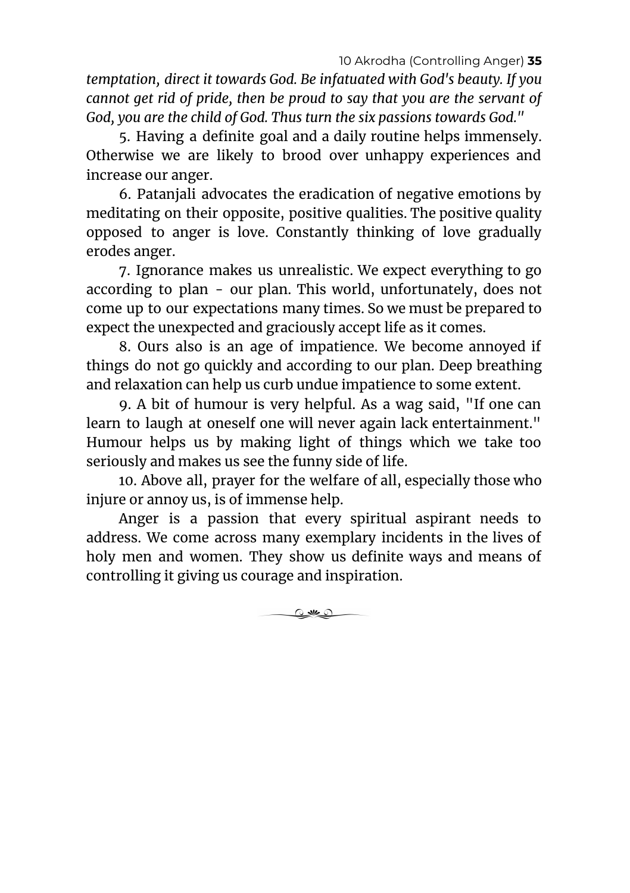*temptation, direct it towards God. Be infatuated with God's beauty. If you cannot get rid of pride, then be proud to say that you are the servant of God, you are the child of God. Thus turn the six passions towards God."*

5. Having a definite goal and a daily routine helps immensely. Otherwise we are likely to brood over unhappy experiences and increase our anger.

6. Patanjali advocates the eradication of negative emotions by meditating on their opposite, positive qualities. The positive quality opposed to anger is love. Constantly thinking of love gradually erodes anger.

7. Ignorance makes us unrealistic. We expect everything to go according to plan - our plan. This world, unfortunately, does not come up to our expectations many times. So we must be prepared to expect the unexpected and graciously accept life as it comes.

8. Ours also is an age of impatience. We become annoyed if things do not go quickly and according to our plan. Deep breathing and relaxation can help us curb undue impatience to some extent.

9. A bit of humour is very helpful. As a wag said, "If one can learn to laugh at oneself one will never again lack entertainment." Humour helps us by making light of things which we take too seriously and makes us see the funny side of life.

10. Above all, prayer for the welfare of all, especially those who injure or annoy us, is of immense help.

Anger is a passion that every spiritual aspirant needs to address. We come across many exemplary incidents in the lives of holy men and women. They show us definite ways and means of controlling it giving us courage and inspiration.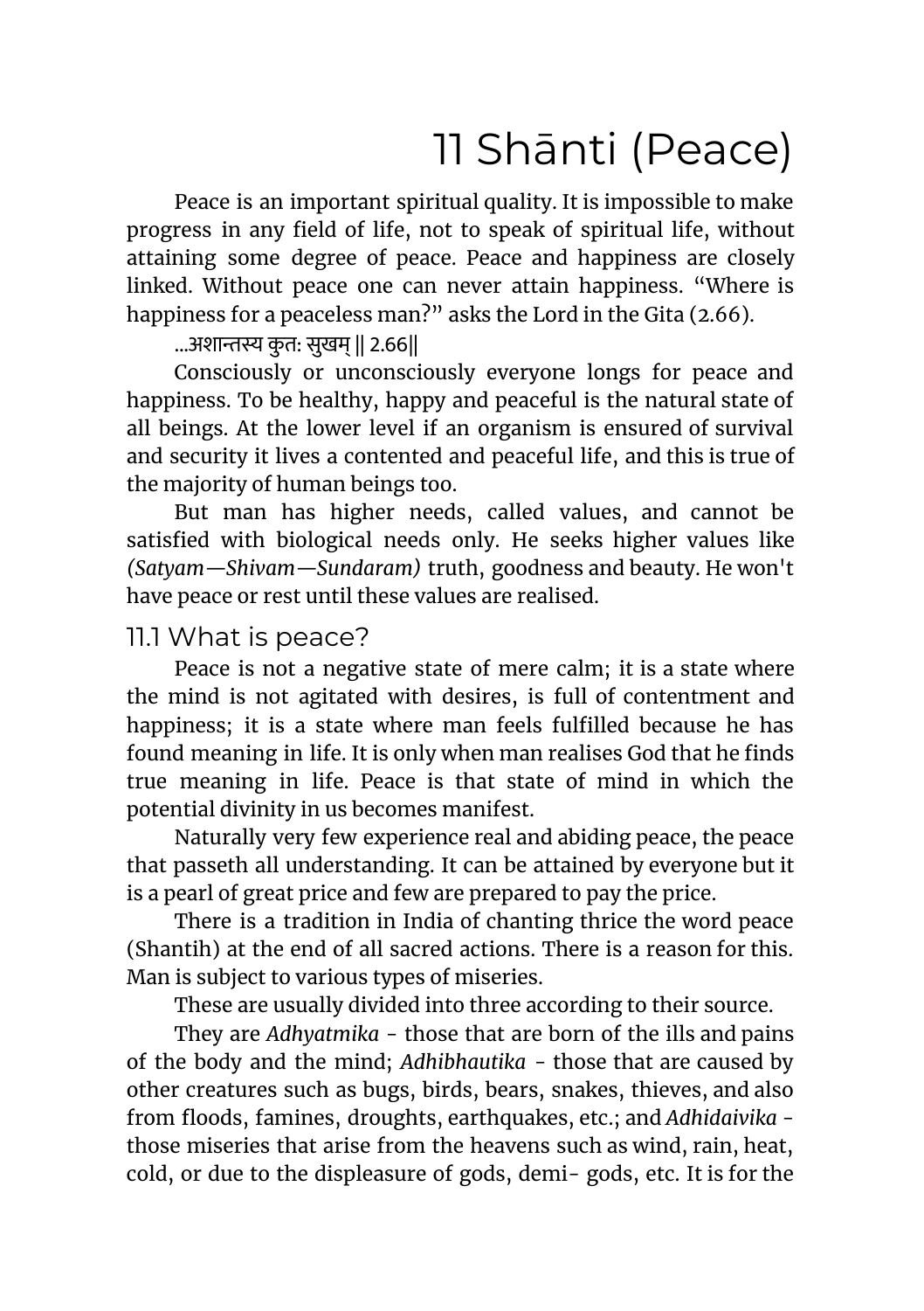# 11 Shānti (Peace)

Peace is an important spiritual quality. It is impossible to make progress in any field of life, not to speak of spiritual life, without attaining some degree of peace. Peace and happiness are closely linked. Without peace one can never attain happiness. "Where is happiness for a peaceless man?" asks the Lord in the Gita (2.66).

...अशान्तस्य कुतः सुखम् || 2.66||

Consciously or unconsciously everyone longs for peace and happiness. To be healthy, happy and peaceful is the natural state of all beings. At the lower level if an organism is ensured of survival and security it lives a contented and peaceful life, and this is true of the majority of human beings too.

But man has higher needs, called values, and cannot be satisfied with biological needs only. He seeks higher values like *(Satyam—Shivam—Sundaram)* truth, goodness and beauty. He won't have peace or rest until these values are realised.

## 11.1 What is peace?

Peace is not a negative state of mere calm; it is a state where the mind is not agitated with desires, is full of contentment and happiness; it is a state where man feels fulfilled because he has found meaning in life. It is only when man realises God that he finds true meaning in life. Peace is that state of mind in which the potential divinity in us becomes manifest.

Naturally very few experience real and abiding peace, the peace that passeth all understanding. It can be attained by everyone but it is a pearl of great price and few are prepared to pay the price.

There is a tradition in India of chanting thrice the word peace (Shantih) at the end of all sacred actions. There is a reason for this. Man is subject to various types of miseries.

These are usually divided into three according to their source.

They are *Adhyatmika* - those that are born of the ills and pains of the body and the mind; *Adhibhautika* - those that are caused by other creatures such as bugs, birds, bears, snakes, thieves, and also from floods, famines, droughts, earthquakes, etc.; and *Adhidaivika* - those miseries that arise from the heavens such as wind, rain, heat, cold, or due to the displeasure of gods, demi- gods, etc. It is for the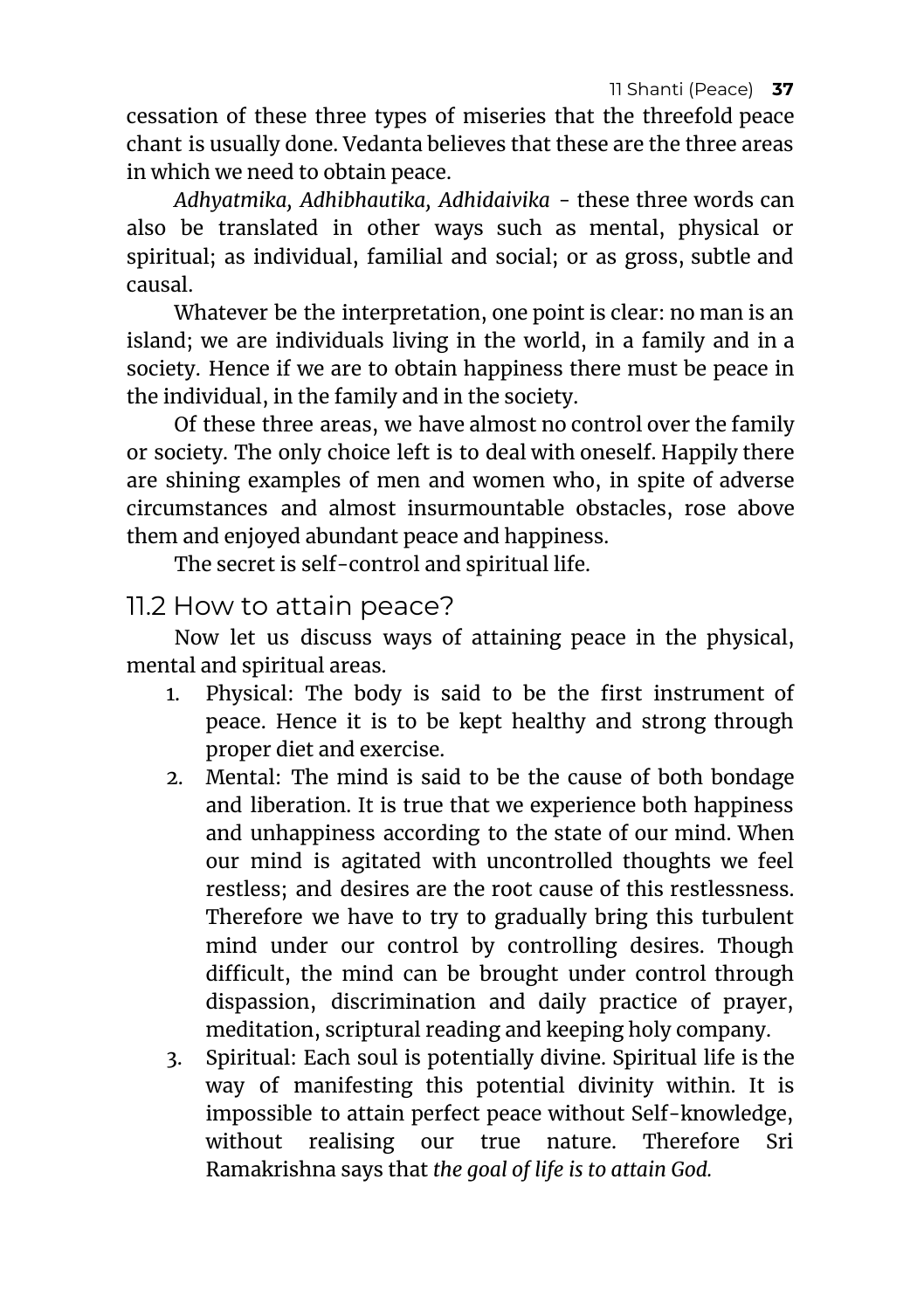cessation of these three types of miseries that the threefold peace chant is usually done. Vedanta believes that these are the three areas in which we need to obtain peace.

*Adhyatmika, Adhibhautika, Adhidaivika* - these three words can also be translated in other ways such as mental, physical or spiritual; as individual, familial and social; or as gross, subtle and causal.

Whatever be the interpretation, one point is clear: no man is an island; we are individuals living in the world, in a family and in a society. Hence if we are to obtain happiness there must be peace in the individual, in the family and in the society.

Of these three areas, we have almost no control over the family or society. The only choice left is to deal with oneself. Happily there are shining examples of men and women who, in spite of adverse circumstances and almost insurmountable obstacles, rose above them and enjoyed abundant peace and happiness.

The secret is self-control and spiritual life.

## 11.2 How to attain peace?

Now let us discuss ways of attaining peace in the physical, mental and spiritual areas.

1. Physical: The body is said to be the first instrument of peace. Hence it is to be kept healthy and strong through proper diet and exercise.
2. Mental: The mind is said to be the cause of both bondage and liberation. It is true that we experience both happiness and unhappiness according to the state of our mind. When our mind is agitated with uncontrolled thoughts we feel restless; and desires are the root cause of this restlessness. Therefore we have to try to gradually bring this turbulent mind under our control by controlling desires. Though difficult, the mind can be brought under control through dispassion, discrimination and daily practice of prayer, meditation, scriptural reading and keeping holy company.
3. Spiritual: Each soul is potentially divine. Spiritual life is the way of manifesting this potential divinity within. It is impossible to attain perfect peace without Self-knowledge, without realising our true nature. Therefore Sri Ramakrishna says that *the goal of life is to attain God.*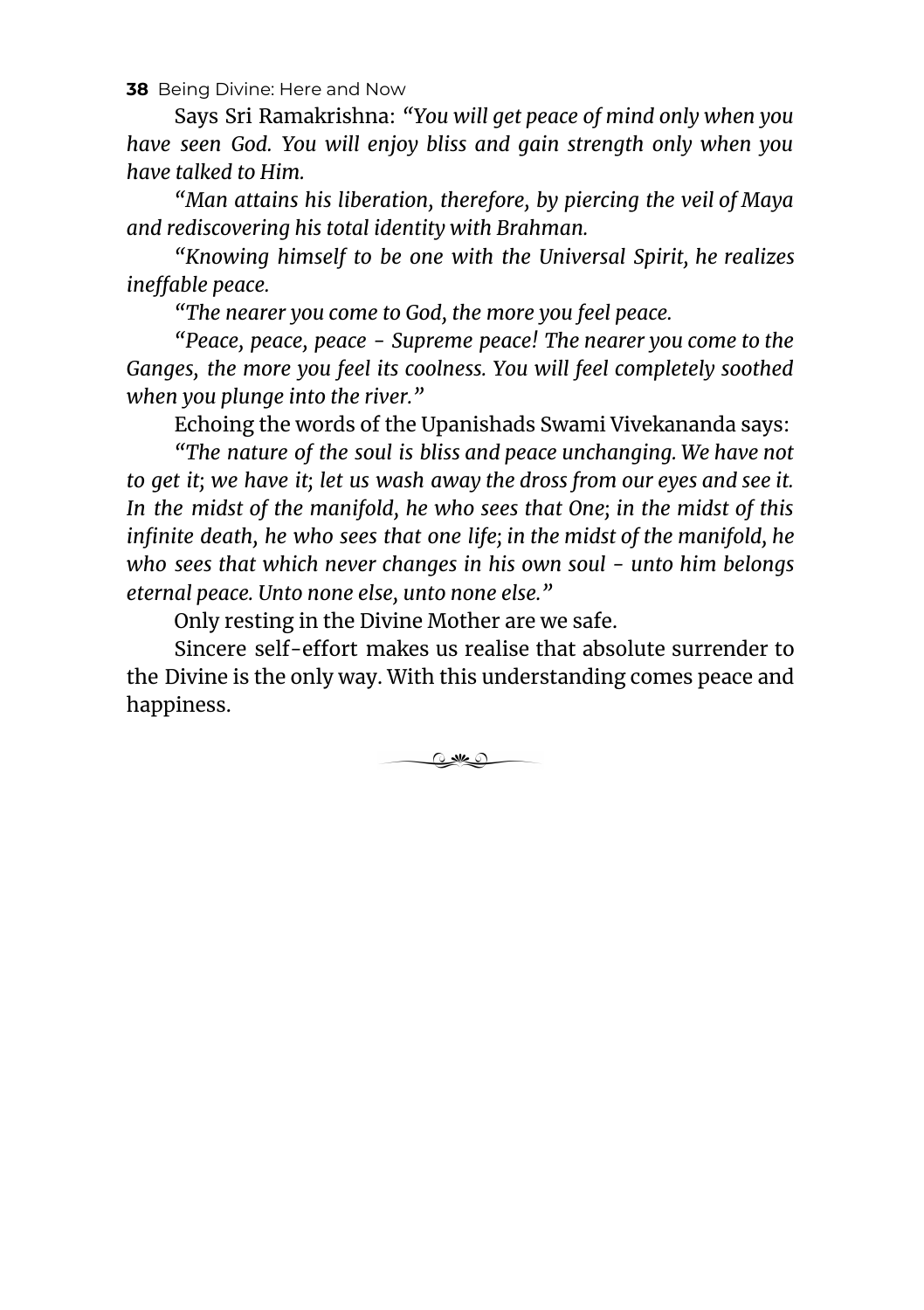Says Sri Ramakrishna: *"You will get peace of mind only when you have seen God. You will enjoy bliss and gain strength only when you have talked to Him.*

*"Man attains his liberation, therefore, by piercing the veil of Maya and rediscovering his total identity with Brahman.*

*"Knowing himself to be one with the Universal Spirit, he realizes ineffable peace.*

*"The nearer you come to God, the more you feel peace.*

*"Peace, peace, peace - Supreme peace! The nearer you come to the Ganges, the more you feel its coolness. You will feel completely soothed when you plunge into the river."*

Echoing the words of the Upanishads Swami Vivekananda says:

*"The nature of the soul is bliss and peace unchanging. We have not to get it; we have it; let us wash away the dross from our eyes and see it. In the midst of the manifold, he who sees that One; in the midst of this infinite death, he who sees that one life; in the midst of the manifold, he who sees that which never changes in his own soul - unto him belongs eternal peace. Unto none else, unto none else."*

Only resting in the Divine Mother are we safe.

Sincere self-effort makes us realise that absolute surrender to the Divine is the only way. With this understanding comes peace and happiness.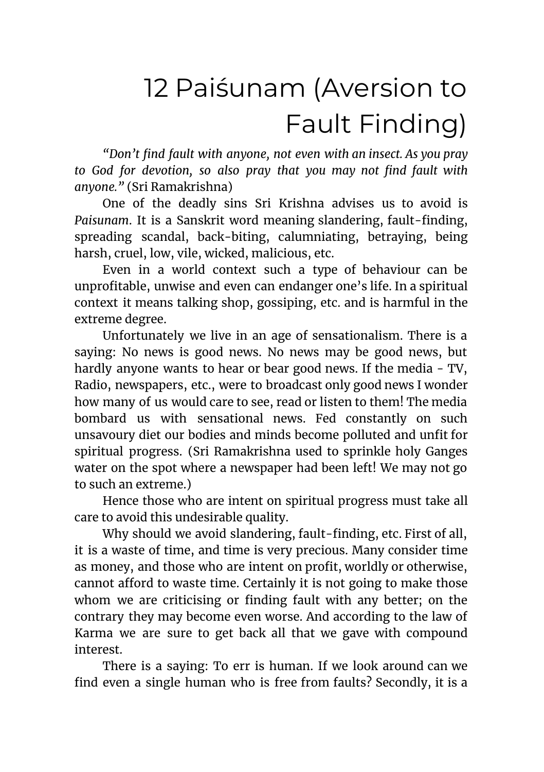# 12 Paiśunam (Aversion to Fault Finding)

*"Don't find fault with anyone, not even with an insect. As you pray to God for devotion, so also pray that you may not find fault with anyone."* (Sri Ramakrishna)

One of the deadly sins Sri Krishna advises us to avoid is *Paisunam*. It is a Sanskrit word meaning slandering, fault-finding, spreading scandal, back-biting, calumniating, betraying, being harsh, cruel, low, vile, wicked, malicious, etc.

Even in a world context such a type of behaviour can be unprofitable, unwise and even can endanger one's life. In a spiritual context it means talking shop, gossiping, etc. and is harmful in the extreme degree.

Unfortunately we live in an age of sensationalism. There is a saying: No news is good news. No news may be good news, but hardly anyone wants to hear or bear good news. If the media - TV, Radio, newspapers, etc., were to broadcast only good news I wonder how many of us would care to see, read or listen to them! The media bombard us with sensational news. Fed constantly on such unsavoury diet our bodies and minds become polluted and unfit for spiritual progress. (Sri Ramakrishna used to sprinkle holy Ganges water on the spot where a newspaper had been left! We may not go to such an extreme.)

Hence those who are intent on spiritual progress must take all care to avoid this undesirable quality.

Why should we avoid slandering, fault-finding, etc. First of all, it is a waste of time, and time is very precious. Many consider time as money, and those who are intent on profit, worldly or otherwise, cannot afford to waste time. Certainly it is not going to make those whom we are criticising or finding fault with any better; on the contrary they may become even worse. And according to the law of Karma we are sure to get back all that we gave with compound interest.

There is a saying: To err is human. If we look around can we find even a single human who is free from faults? Secondly, it is a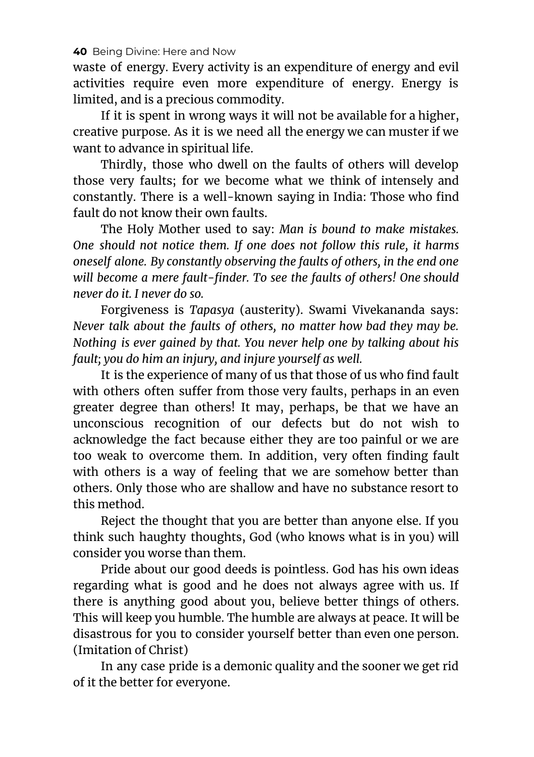waste of energy. Every activity is an expenditure of energy and evil activities require even more expenditure of energy. Energy is limited, and is a precious commodity.

If it is spent in wrong ways it will not be available for a higher, creative purpose. As it is we need all the energy we can muster if we want to advance in spiritual life.

Thirdly, those who dwell on the faults of others will develop those very faults; for we become what we think of intensely and constantly. There is a well-known saying in India: Those who find fault do not know their own faults.

The Holy Mother used to say: *Man is bound to make mistakes. One should not notice them. If one does not follow this rule, it harms oneself alone. By constantly observing the faults of others, in the end one will become a mere fault-finder. To see the faults of others! One should never do it. I never do so.*

Forgiveness is *Tapasya* (austerity). Swami Vivekananda says: *Never talk about the faults of others, no matter how bad they may be. Nothing is ever gained by that. You never help one by talking about his fault; you do him an injury, and injure yourself as well.*

It is the experience of many of us that those of us who find fault with others often suffer from those very faults, perhaps in an even greater degree than others! It may, perhaps, be that we have an unconscious recognition of our defects but do not wish to acknowledge the fact because either they are too painful or we are too weak to overcome them. In addition, very often finding fault with others is a way of feeling that we are somehow better than others. Only those who are shallow and have no substance resort to this method.

Reject the thought that you are better than anyone else. If you think such haughty thoughts, God (who knows what is in you) will consider you worse than them.

Pride about our good deeds is pointless. God has his own ideas regarding what is good and he does not always agree with us. If there is anything good about you, believe better things of others. This will keep you humble. The humble are always at peace. It will be disastrous for you to consider yourself better than even one person. (Imitation of Christ)

In any case pride is a demonic quality and the sooner we get rid of it the better for everyone.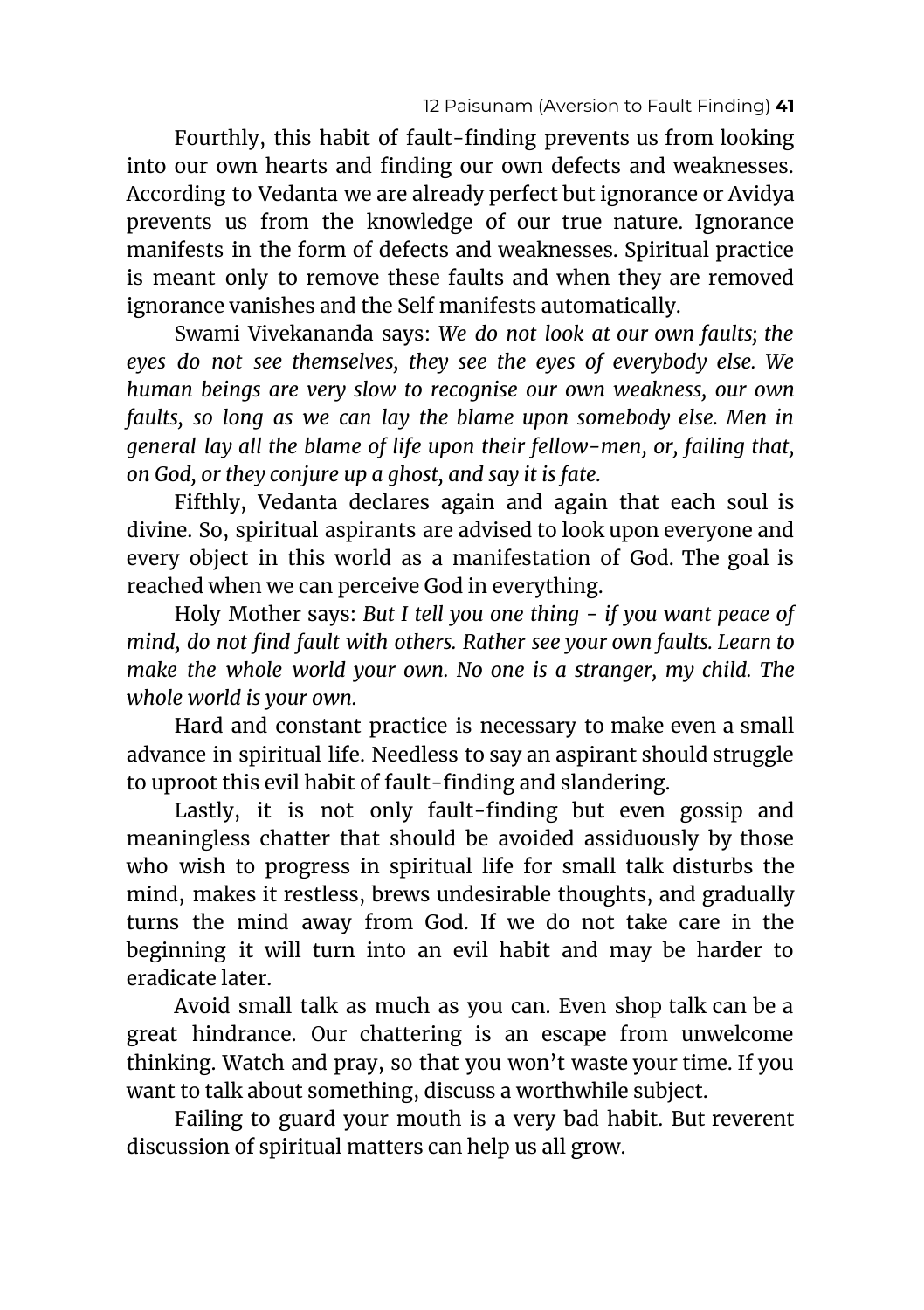Fourthly, this habit of fault-finding prevents us from looking into our own hearts and finding our own defects and weaknesses. According to Vedanta we are already perfect but ignorance or Avidya prevents us from the knowledge of our true nature. Ignorance manifests in the form of defects and weaknesses. Spiritual practice is meant only to remove these faults and when they are removed ignorance vanishes and the Self manifests automatically.

Swami Vivekananda says: *We do not look at our own faults; the eyes do not see themselves, they see the eyes of everybody else. We human beings are very slow to recognise our own weakness, our own faults, so long as we can lay the blame upon somebody else. Men in general lay all the blame of life upon their fellow-men, or, failing that, on God, or they conjure up a ghost, and say it is fate.*

Fifthly, Vedanta declares again and again that each soul is divine. So, spiritual aspirants are advised to look upon everyone and every object in this world as a manifestation of God. The goal is reached when we can perceive God in everything.

Holy Mother says: *But I tell you one thing - if you want peace of mind, do not find fault with others. Rather see your own faults. Learn to make the whole world your own. No one is a stranger, my child. The whole world is your own.*

Hard and constant practice is necessary to make even a small advance in spiritual life. Needless to say an aspirant should struggle to uproot this evil habit of fault-finding and slandering.

Lastly, it is not only fault-finding but even gossip and meaningless chatter that should be avoided assiduously by those who wish to progress in spiritual life for small talk disturbs the mind, makes it restless, brews undesirable thoughts, and gradually turns the mind away from God. If we do not take care in the beginning it will turn into an evil habit and may be harder to eradicate later.

Avoid small talk as much as you can. Even shop talk can be a great hindrance. Our chattering is an escape from unwelcome thinking. Watch and pray, so that you won't waste your time. If you want to talk about something, discuss a worthwhile subject.

Failing to guard your mouth is a very bad habit. But reverent discussion of spiritual matters can help us all grow.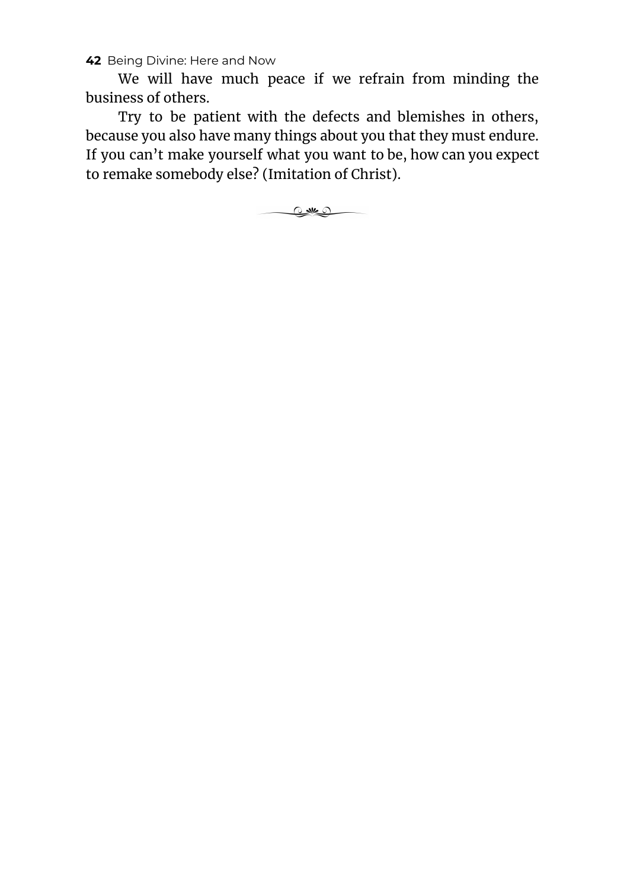We will have much peace if we refrain from minding the business of others.

Try to be patient with the defects and blemishes in others, because you also have many things about you that they must endure. If you can't make yourself what you want to be, how can you expect to remake somebody else? (Imitation of Christ).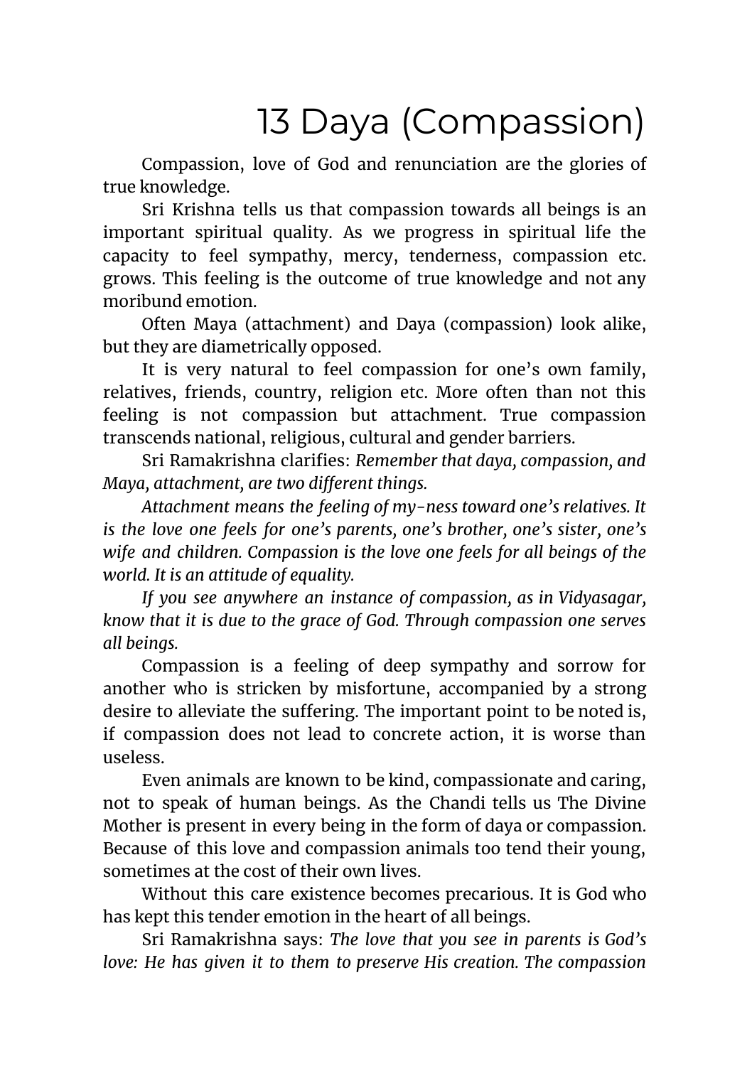# 13 Daya (Compassion)

Compassion, love of God and renunciation are the glories of true knowledge.

Sri Krishna tells us that compassion towards all beings is an important spiritual quality. As we progress in spiritual life the capacity to feel sympathy, mercy, tenderness, compassion etc. grows. This feeling is the outcome of true knowledge and not any moribund emotion.

Often Maya (attachment) and Daya (compassion) look alike, but they are diametrically opposed.

It is very natural to feel compassion for one's own family, relatives, friends, country, religion etc. More often than not this feeling is not compassion but attachment. True compassion transcends national, religious, cultural and gender barriers.

Sri Ramakrishna clarifies: *Remember that daya, compassion, and Maya, attachment, are two different things.*

*Attachment means the feeling of my-ness toward one's relatives. It is the love one feels for one's parents, one's brother, one's sister, one's wife and children. Compassion is the love one feels for all beings of the world. It is an attitude of equality.*

*If you see anywhere an instance of compassion, as in Vidyasagar, know that it is due to the grace of God. Through compassion one serves all beings.*

Compassion is a feeling of deep sympathy and sorrow for another who is stricken by misfortune, accompanied by a strong desire to alleviate the suffering. The important point to be noted is, if compassion does not lead to concrete action, it is worse than useless.

Even animals are known to be kind, compassionate and caring, not to speak of human beings. As the Chandi tells us The Divine Mother is present in every being in the form of daya or compassion. Because of this love and compassion animals too tend their young, sometimes at the cost of their own lives.

Without this care existence becomes precarious. It is God who has kept this tender emotion in the heart of all beings.

Sri Ramakrishna says: *The love that you see in parents is God's love: He has given it to them to preserve His creation. The compassion*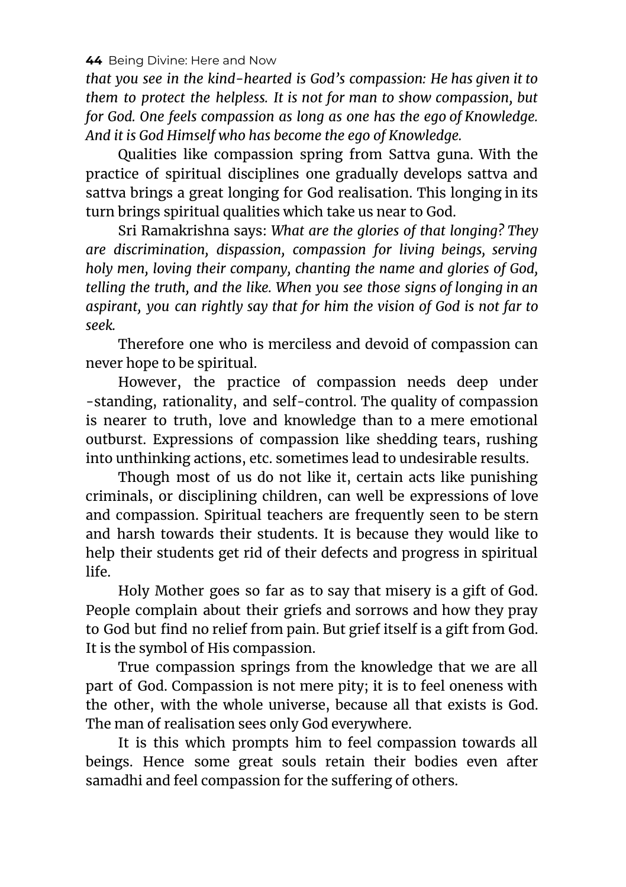*that you see in the kind-hearted is God's compassion: He has given it to them to protect the helpless. It is not for man to show compassion, but for God. One feels compassion as long as one has the ego of Knowledge. And it is God Himself who has become the ego of Knowledge.*

Qualities like compassion spring from Sattva guna. With the practice of spiritual disciplines one gradually develops sattva and sattva brings a great longing for God realisation. This longing in its turn brings spiritual qualities which take us near to God.

Sri Ramakrishna says: *What are the glories of that longing? They are discrimination, dispassion, compassion for living beings, serving holy men, loving their company, chanting the name and glories of God, telling the truth, and the like. When you see those signs of longing in an aspirant, you can rightly say that for him the vision of God is not far to seek.*

Therefore one who is merciless and devoid of compassion can never hope to be spiritual.

However, the practice of compassion needs deep under-standing, rationality, and self-control. The quality of compassion is nearer to truth, love and knowledge than to a mere emotional outburst. Expressions of compassion like shedding tears, rushing into unthinking actions, etc. sometimes lead to undesirable results.

Though most of us do not like it, certain acts like punishing criminals, or disciplining children, can well be expressions of love and compassion. Spiritual teachers are frequently seen to be stern and harsh towards their students. It is because they would like to help their students get rid of their defects and progress in spiritual life.

Holy Mother goes so far as to say that misery is a gift of God. People complain about their griefs and sorrows and how they pray to God but find no relief from pain. But grief itself is a gift from God. It is the symbol of His compassion.

True compassion springs from the knowledge that we are all part of God. Compassion is not mere pity; it is to feel oneness with the other, with the whole universe, because all that exists is God. The man of realisation sees only God everywhere.

It is this which prompts him to feel compassion towards all beings. Hence some great souls retain their bodies even after samadhi and feel compassion for the suffering of others.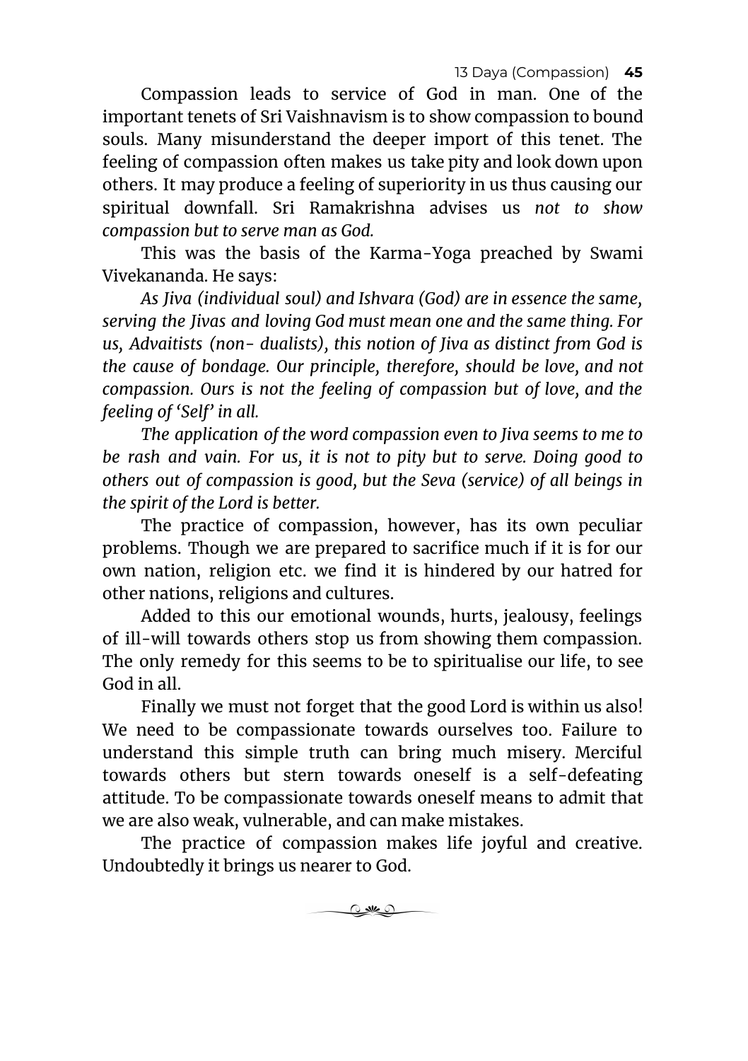Compassion leads to service of God in man. One of the important tenets of Sri Vaishnavism is to show compassion to bound souls. Many misunderstand the deeper import of this tenet. The feeling of compassion often makes us take pity and look down upon others. It may produce a feeling of superiority in us thus causing our spiritual downfall. Sri Ramakrishna advises us *not to show compassion but to serve man as God.*

This was the basis of the Karma-Yoga preached by Swami Vivekananda. He says:

*As Jiva (individual soul) and Ishvara (God) are in essence the same, serving the Jivas and loving God must mean one and the same thing. For us, Advaitists (non- dualists), this notion of Jiva as distinct from God is the cause of bondage. Our principle, therefore, should be love, and not compassion. Ours is not the feeling of compassion but of love, and the feeling of 'Self' in all.*

*The application of the word compassion even to Jiva seems to me to be rash and vain. For us, it is not to pity but to serve. Doing good to others out of compassion is good, but the Seva (service) of all beings in the spirit of the Lord is better.*

The practice of compassion, however, has its own peculiar problems. Though we are prepared to sacrifice much if it is for our own nation, religion etc. we find it is hindered by our hatred for other nations, religions and cultures.

Added to this our emotional wounds, hurts, jealousy, feelings of ill-will towards others stop us from showing them compassion. The only remedy for this seems to be to spiritualise our life, to see God in all.

Finally we must not forget that the good Lord is within us also! We need to be compassionate towards ourselves too. Failure to understand this simple truth can bring much misery. Merciful towards others but stern towards oneself is a self-defeating attitude. To be compassionate towards oneself means to admit that we are also weak, vulnerable, and can make mistakes.

The practice of compassion makes life joyful and creative. Undoubtedly it brings us nearer to God.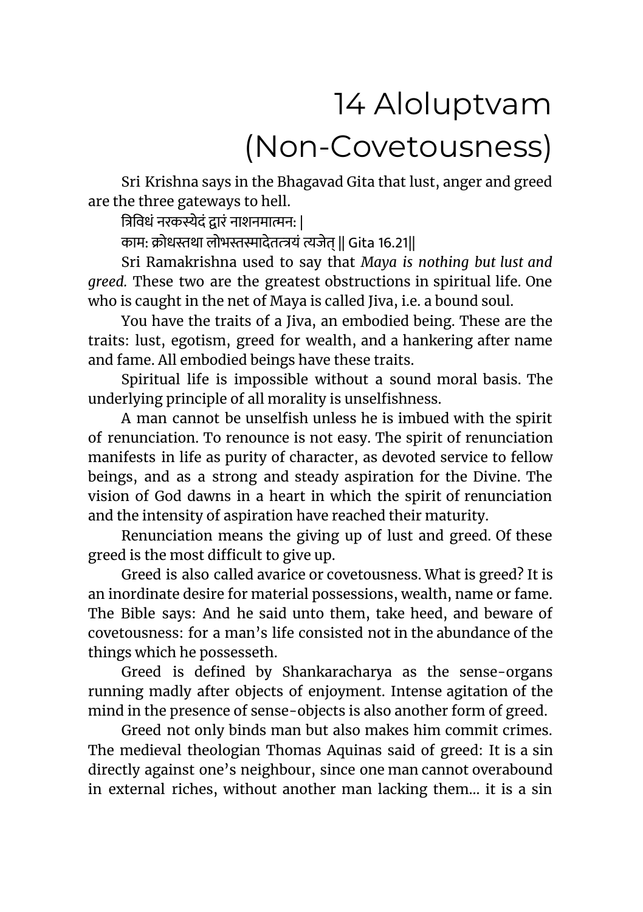# 14 Aloluptvam (Non-Covetousness)

Sri Krishna says in the Bhagavad Gita that lust, anger and greed are the three gateways to hell.

त्रिविधं नरकस्येदं द्वारं नाशनमात्मन: |

काम: क्रोधस्तथा लोभस्तस्मादेतत्त्रयं त्यजेत् || Gita 16.21||

Sri Ramakrishna used to say that *Maya is nothing but lust and greed.* These two are the greatest obstructions in spiritual life. One who is caught in the net of Maya is called Jiva, i.e. a bound soul.

You have the traits of a Jiva, an embodied being. These are the traits: lust, egotism, greed for wealth, and a hankering after name and fame. All embodied beings have these traits.

Spiritual life is impossible without a sound moral basis. The underlying principle of all morality is unselfishness.

A man cannot be unselfish unless he is imbued with the spirit of renunciation. To renounce is not easy. The spirit of renunciation manifests in life as purity of character, as devoted service to fellow beings, and as a strong and steady aspiration for the Divine. The vision of God dawns in a heart in which the spirit of renunciation and the intensity of aspiration have reached their maturity.

Renunciation means the giving up of lust and greed. Of these greed is the most difficult to give up.

Greed is also called avarice or covetousness. What is greed? It is an inordinate desire for material possessions, wealth, name or fame. The Bible says: And he said unto them, take heed, and beware of covetousness: for a man's life consisted not in the abundance of the things which he possesseth.

Greed is defined by Shankaracharya as the sense-organs running madly after objects of enjoyment. Intense agitation of the mind in the presence of sense-objects is also another form of greed.

Greed not only binds man but also makes him commit crimes. The medieval theologian Thomas Aquinas said of greed: It is a sin directly against one's neighbour, since one man cannot overabound in external riches, without another man lacking them... it is a sin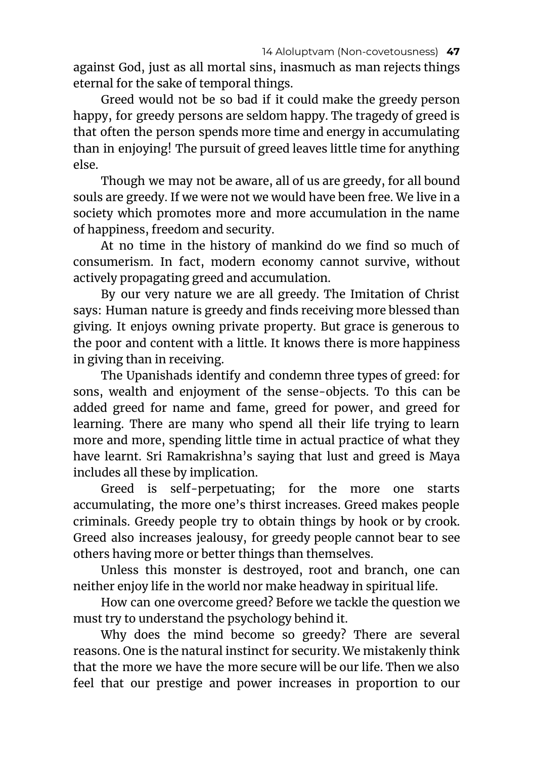against God, just as all mortal sins, inasmuch as man rejects things eternal for the sake of temporal things.

Greed would not be so bad if it could make the greedy person happy, for greedy persons are seldom happy. The tragedy of greed is that often the person spends more time and energy in accumulating than in enjoying! The pursuit of greed leaves little time for anything else.

Though we may not be aware, all of us are greedy, for all bound souls are greedy. If we were not we would have been free. We live in a society which promotes more and more accumulation in the name of happiness, freedom and security.

At no time in the history of mankind do we find so much of consumerism. In fact, modern economy cannot survive, without actively propagating greed and accumulation.

By our very nature we are all greedy. The Imitation of Christ says: Human nature is greedy and finds receiving more blessed than giving. It enjoys owning private property. But grace is generous to the poor and content with a little. It knows there is more happiness in giving than in receiving.

The Upanishads identify and condemn three types of greed: for sons, wealth and enjoyment of the sense-objects. To this can be added greed for name and fame, greed for power, and greed for learning. There are many who spend all their life trying to learn more and more, spending little time in actual practice of what they have learnt. Sri Ramakrishna's saying that lust and greed is Maya includes all these by implication.

Greed is self-perpetuating; for the more one starts accumulating, the more one's thirst increases. Greed makes people criminals. Greedy people try to obtain things by hook or by crook. Greed also increases jealousy, for greedy people cannot bear to see others having more or better things than themselves.

Unless this monster is destroyed, root and branch, one can neither enjoy life in the world nor make headway in spiritual life.

How can one overcome greed? Before we tackle the question we must try to understand the psychology behind it.

Why does the mind become so greedy? There are several reasons. One is the natural instinct for security. We mistakenly think that the more we have the more secure will be our life. Then we also feel that our prestige and power increases in proportion to our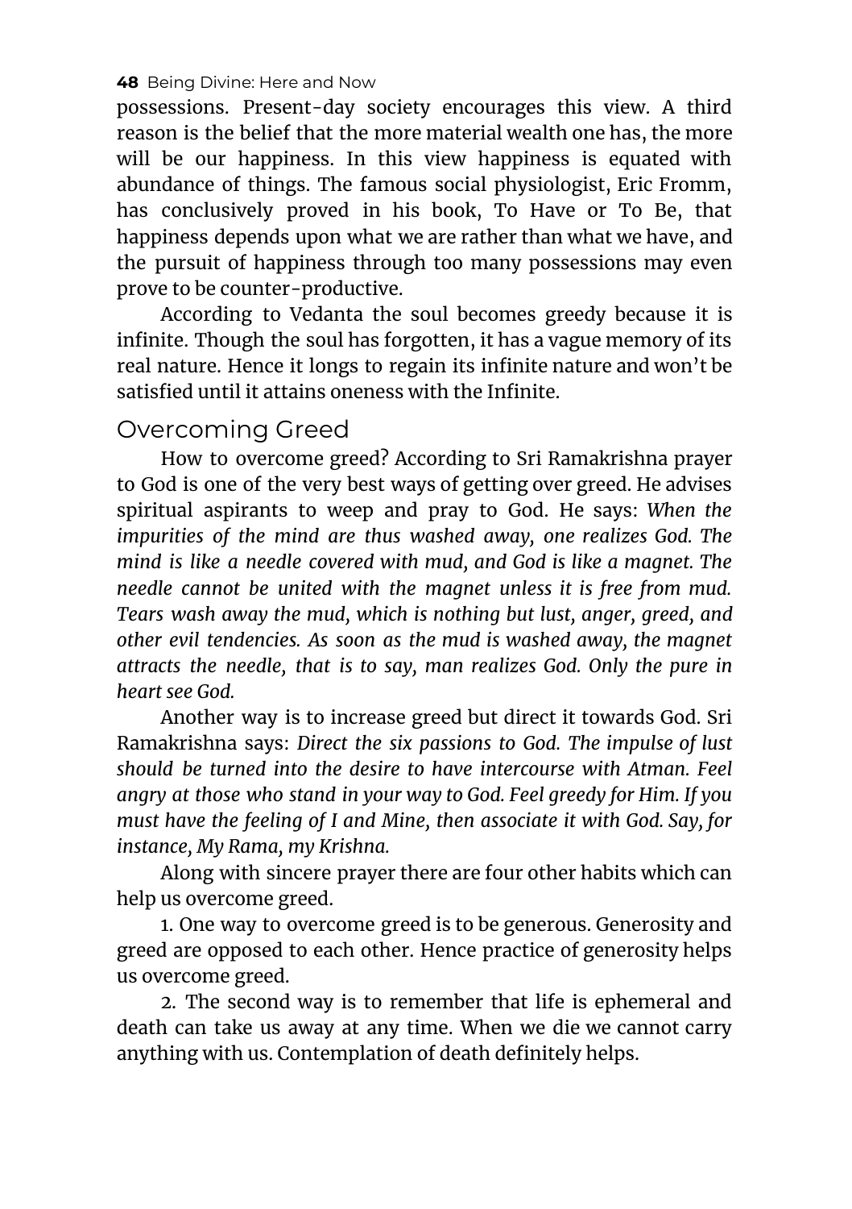possessions. Present-day society encourages this view. A third reason is the belief that the more material wealth one has, the more will be our happiness. In this view happiness is equated with abundance of things. The famous social physiologist, Eric Fromm, has conclusively proved in his book, To Have or To Be, that happiness depends upon what we are rather than what we have, and the pursuit of happiness through too many possessions may even prove to be counter-productive.

According to Vedanta the soul becomes greedy because it is infinite. Though the soul has forgotten, it has a vague memory of its real nature. Hence it longs to regain its infinite nature and won't be satisfied until it attains oneness with the Infinite.

## Overcoming Greed

How to overcome greed? According to Sri Ramakrishna prayer to God is one of the very best ways of getting over greed. He advises spiritual aspirants to weep and pray to God. He says: *When the impurities of the mind are thus washed away, one realizes God. The mind is like a needle covered with mud, and God is like a magnet. The needle cannot be united with the magnet unless it is free from mud. Tears wash away the mud, which is nothing but lust, anger, greed, and other evil tendencies. As soon as the mud is washed away, the magnet attracts the needle, that is to say, man realizes God. Only the pure in heart see God.*

Another way is to increase greed but direct it towards God. Sri Ramakrishna says: *Direct the six passions to God. The impulse of lust should be turned into the desire to have intercourse with Atman. Feel angry at those who stand in your way to God. Feel greedy for Him. If you must have the feeling of I and Mine, then associate it with God. Say, for instance, My Rama, my Krishna.*

Along with sincere prayer there are four other habits which can help us overcome greed.

1. One way to overcome greed is to be generous. Generosity and greed are opposed to each other. Hence practice of generosity helps us overcome greed.

2. The second way is to remember that life is ephemeral and death can take us away at any time. When we die we cannot carry anything with us. Contemplation of death definitely helps.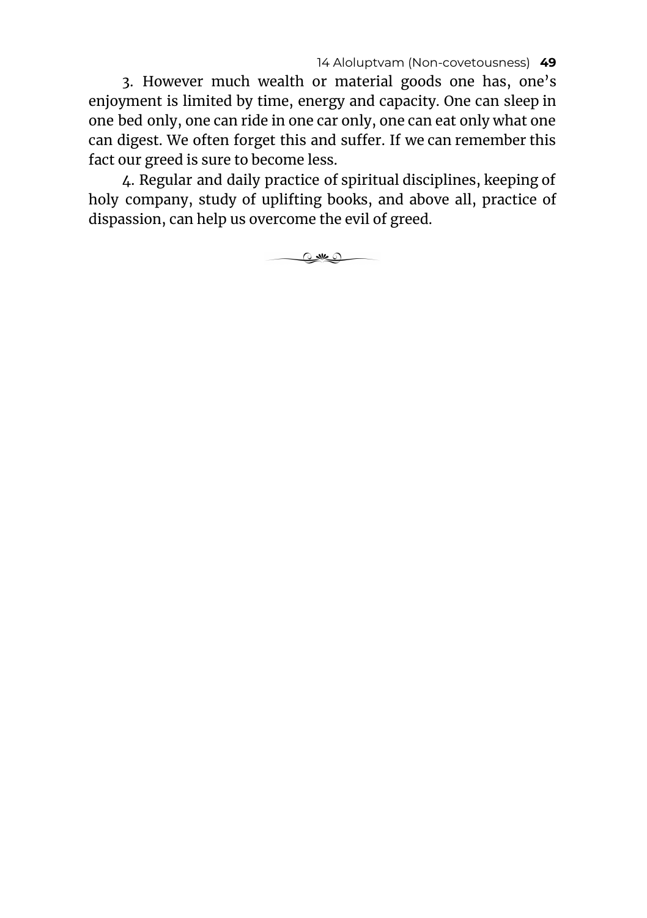3. However much wealth or material goods one has, one's enjoyment is limited by time, energy and capacity. One can sleep in one bed only, one can ride in one car only, one can eat only what one can digest. We often forget this and suffer. If we can remember this fact our greed is sure to become less.

4. Regular and daily practice of spiritual disciplines, keeping of holy company, study of uplifting books, and above all, practice of dispassion, can help us overcome the evil of greed.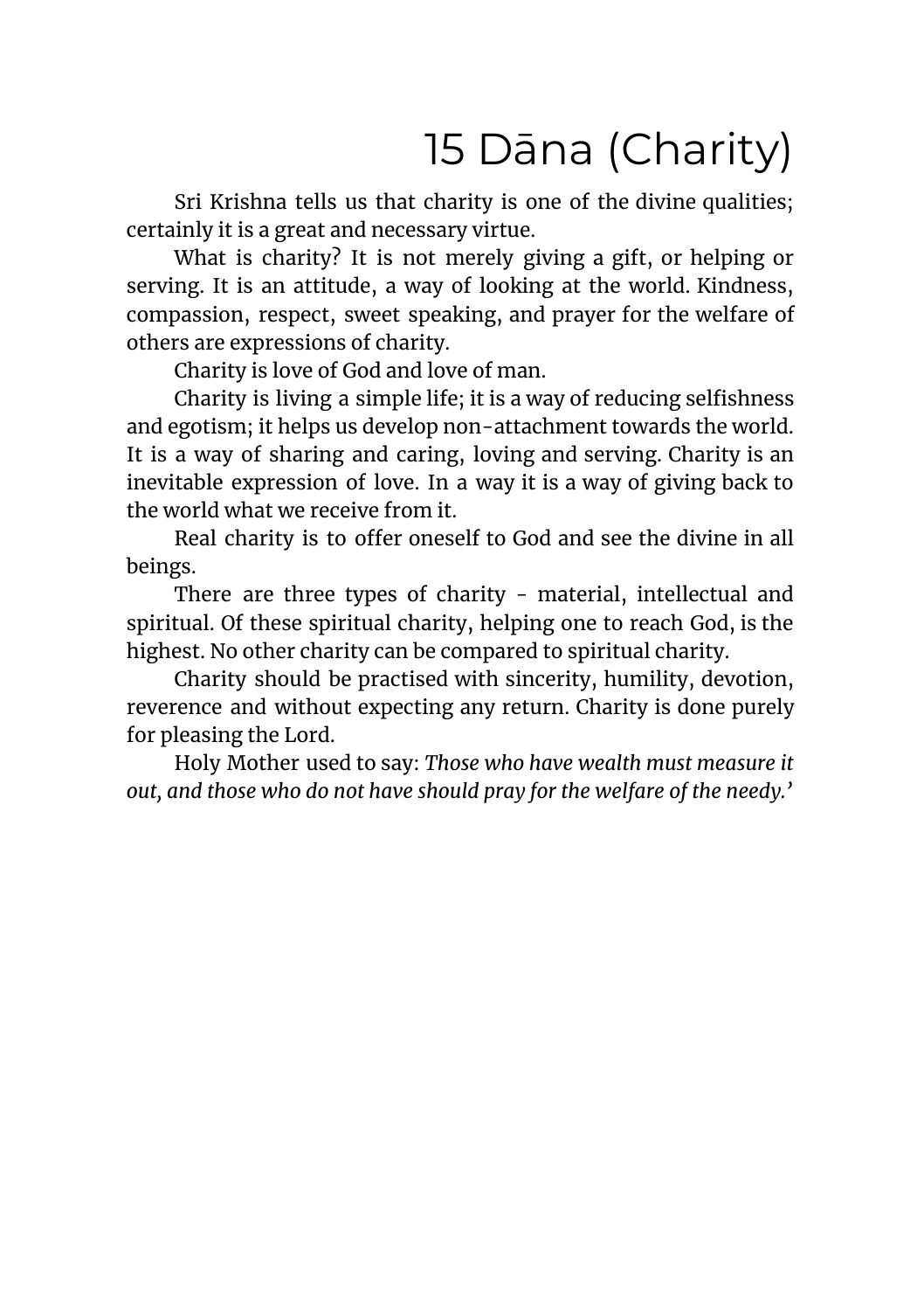# 15 Dāna (Charity)

Sri Krishna tells us that charity is one of the divine qualities; certainly it is a great and necessary virtue.

What is charity? It is not merely giving a gift, or helping or serving. It is an attitude, a way of looking at the world. Kindness, compassion, respect, sweet speaking, and prayer for the welfare of others are expressions of charity.

Charity is love of God and love of man.

Charity is living a simple life; it is a way of reducing selfishness and egotism; it helps us develop non-attachment towards the world. It is a way of sharing and caring, loving and serving. Charity is an inevitable expression of love. In a way it is a way of giving back to the world what we receive from it.

Real charity is to offer oneself to God and see the divine in all beings.

There are three types of charity - material, intellectual and spiritual. Of these spiritual charity, helping one to reach God, is the highest. No other charity can be compared to spiritual charity.

Charity should be practised with sincerity, humility, devotion, reverence and without expecting any return. Charity is done purely for pleasing the Lord.

Holy Mother used to say: *Those who have wealth must measure it out, and those who do not have should pray for the welfare of the needy.'*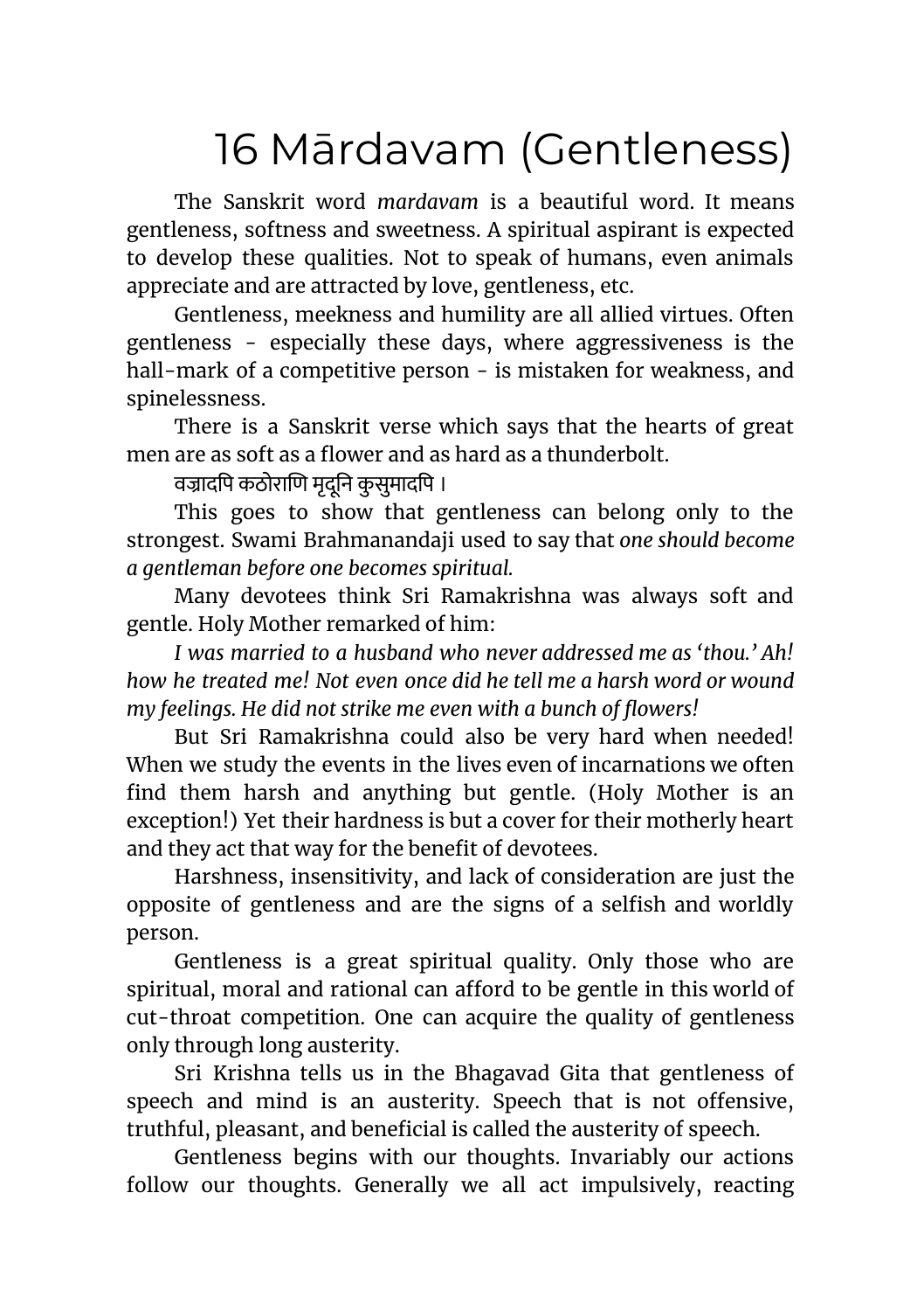# 16 Mārdavam (Gentleness)

The Sanskrit word *mardavam* is a beautiful word. It means gentleness, softness and sweetness. A spiritual aspirant is expected to develop these qualities. Not to speak of humans, even animals appreciate and are attracted by love, gentleness, etc.

Gentleness, meekness and humility are all allied virtues. Often gentleness - especially these days, where aggressiveness is the hall-mark of a competitive person - is mistaken for weakness, and spinelessness.

There is a Sanskrit verse which says that the hearts of great men are as soft as a flower and as hard as a thunderbolt.

वज्रादपि कठोराणि मृदूनि कुसुमादपि ।

This goes to show that gentleness can belong only to the strongest. Swami Brahmanandaji used to say that *one should become a gentleman before one becomes spiritual.*

Many devotees think Sri Ramakrishna was always soft and gentle. Holy Mother remarked of him:

*I was married to a husband who never addressed me as 'thou.' Ah! how he treated me! Not even once did he tell me a harsh word or wound my feelings. He did not strike me even with a bunch of flowers!*

But Sri Ramakrishna could also be very hard when needed! When we study the events in the lives even of incarnations we often find them harsh and anything but gentle. (Holy Mother is an exception!) Yet their hardness is but a cover for their motherly heart and they act that way for the benefit of devotees.

Harshness, insensitivity, and lack of consideration are just the opposite of gentleness and are the signs of a selfish and worldly person.

Gentleness is a great spiritual quality. Only those who are spiritual, moral and rational can afford to be gentle in this world of cut-throat competition. One can acquire the quality of gentleness only through long austerity.

Sri Krishna tells us in the Bhagavad Gita that gentleness of speech and mind is an austerity. Speech that is not offensive, truthful, pleasant, and beneficial is called the austerity of speech.

Gentleness begins with our thoughts. Invariably our actions follow our thoughts. Generally we all act impulsively, reacting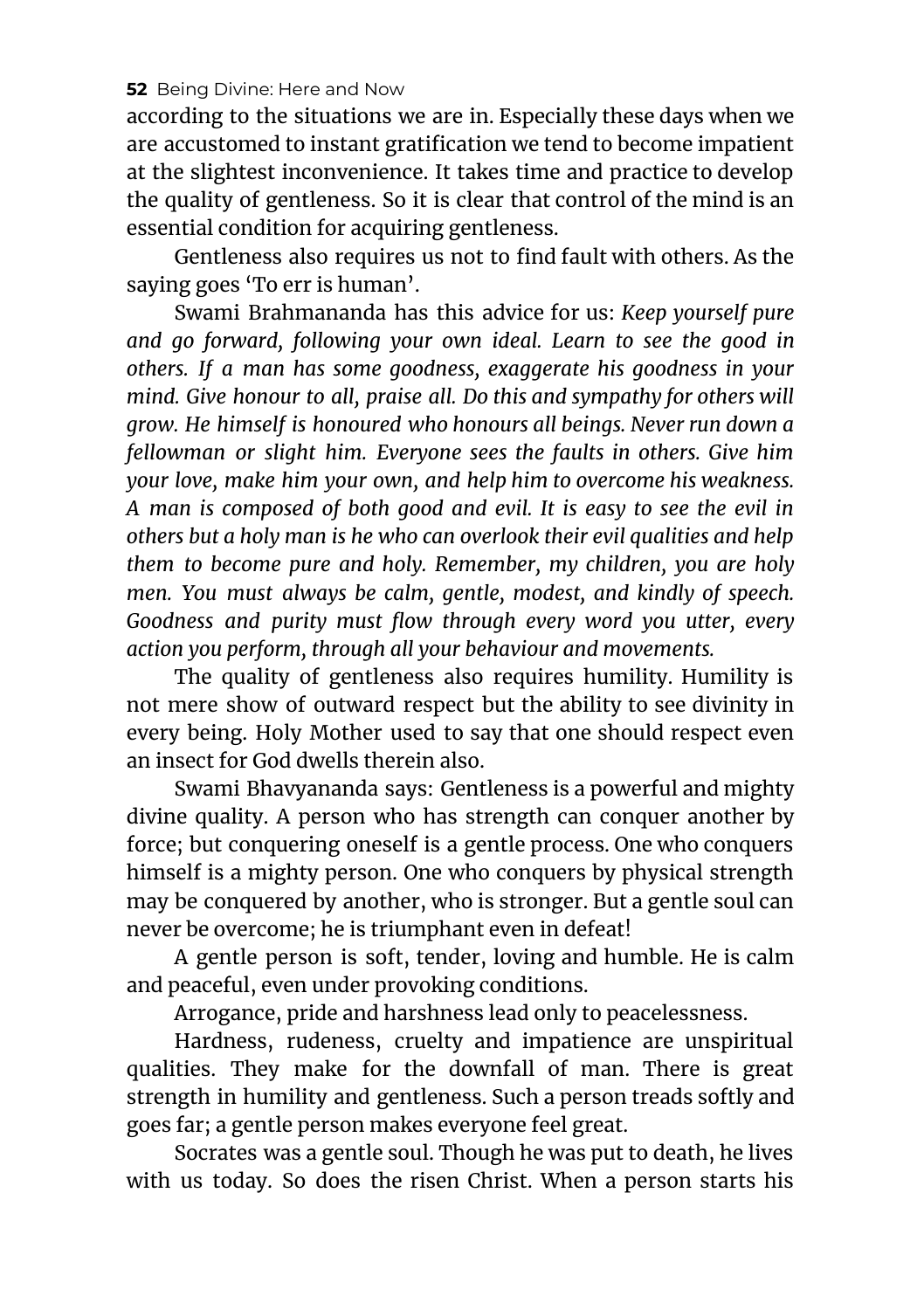according to the situations we are in. Especially these days when we are accustomed to instant gratification we tend to become impatient at the slightest inconvenience. It takes time and practice to develop the quality of gentleness. So it is clear that control of the mind is an essential condition for acquiring gentleness.

Gentleness also requires us not to find fault with others. As the saying goes 'To err is human'.

Swami Brahmananda has this advice for us: *Keep yourself pure and go forward, following your own ideal. Learn to see the good in others. If a man has some goodness, exaggerate his goodness in your mind. Give honour to all, praise all. Do this and sympathy for others will grow. He himself is honoured who honours all beings. Never run down a fellowman or slight him. Everyone sees the faults in others. Give him your love, make him your own, and help him to overcome his weakness. A man is composed of both good and evil. It is easy to see the evil in others but a holy man is he who can overlook their evil qualities and help them to become pure and holy. Remember, my children, you are holy men. You must always be calm, gentle, modest, and kindly of speech. Goodness and purity must flow through every word you utter, every action you perform, through all your behaviour and movements.*

The quality of gentleness also requires humility. Humility is not mere show of outward respect but the ability to see divinity in every being. Holy Mother used to say that one should respect even an insect for God dwells therein also.

Swami Bhavyananda says: Gentleness is a powerful and mighty divine quality. A person who has strength can conquer another by force; but conquering oneself is a gentle process. One who conquers himself is a mighty person. One who conquers by physical strength may be conquered by another, who is stronger. But a gentle soul can never be overcome; he is triumphant even in defeat!

A gentle person is soft, tender, loving and humble. He is calm and peaceful, even under provoking conditions.

Arrogance, pride and harshness lead only to peacelessness.

Hardness, rudeness, cruelty and impatience are unspiritual qualities. They make for the downfall of man. There is great strength in humility and gentleness. Such a person treads softly and goes far; a gentle person makes everyone feel great.

Socrates was a gentle soul. Though he was put to death, he lives with us today. So does the risen Christ. When a person starts his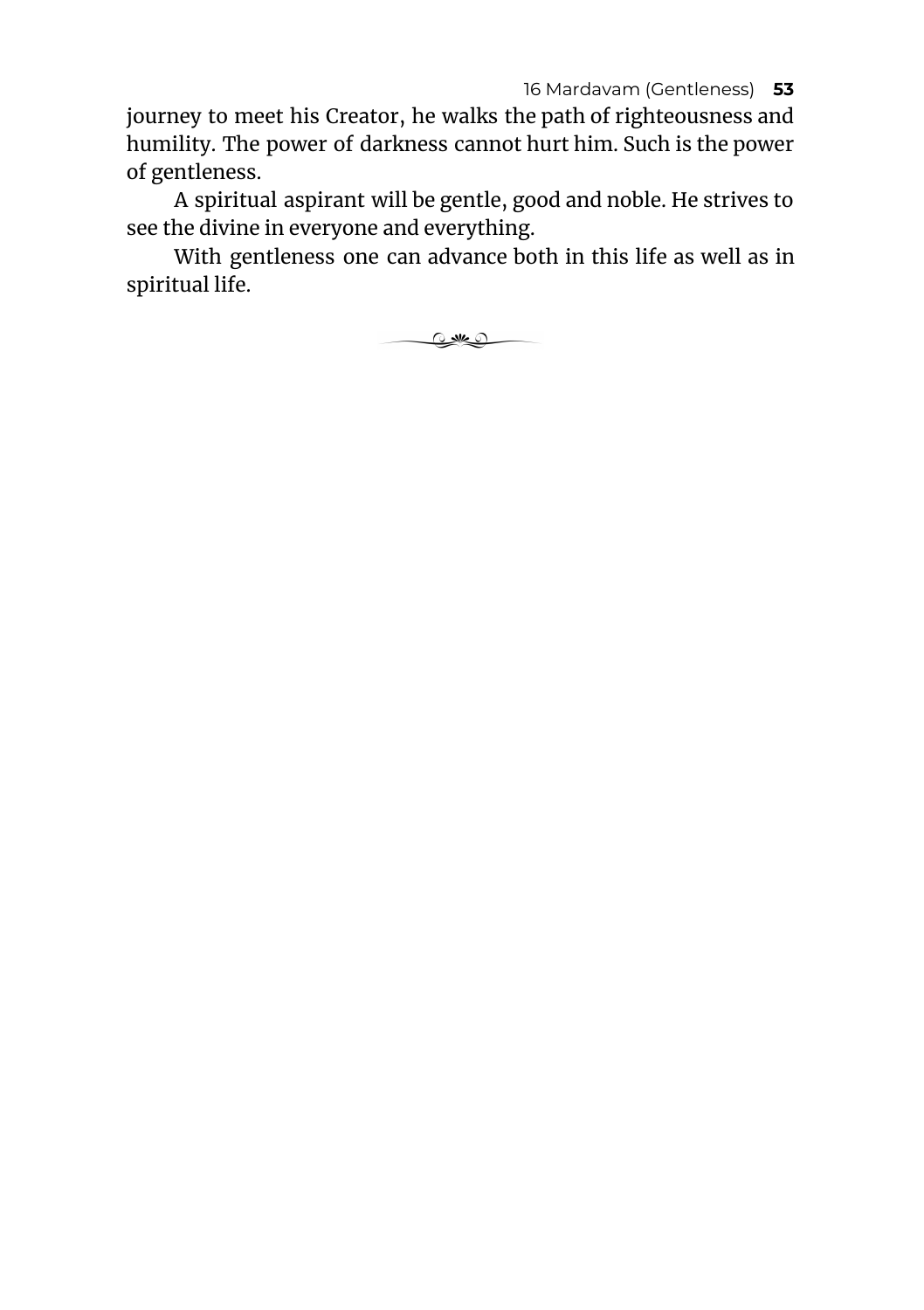journey to meet his Creator, he walks the path of righteousness and humility. The power of darkness cannot hurt him. Such is the power of gentleness.

A spiritual aspirant will be gentle, good and noble. He strives to see the divine in everyone and everything.

With gentleness one can advance both in this life as well as in spiritual life.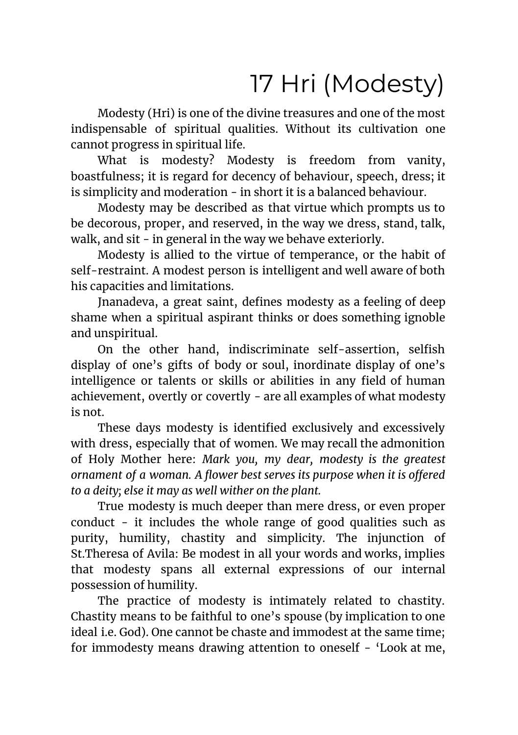# 17 Hri (Modesty)

Modesty (Hri) is one of the divine treasures and one of the most indispensable of spiritual qualities. Without its cultivation one cannot progress in spiritual life.

What is modesty? Modesty is freedom from vanity, boastfulness; it is regard for decency of behaviour, speech, dress; it is simplicity and moderation - in short it is a balanced behaviour.

Modesty may be described as that virtue which prompts us to be decorous, proper, and reserved, in the way we dress, stand, talk, walk, and sit - in general in the way we behave exteriorly.

Modesty is allied to the virtue of temperance, or the habit of self-restraint. A modest person is intelligent and well aware of both his capacities and limitations.

Jnanadeva, a great saint, defines modesty as a feeling of deep shame when a spiritual aspirant thinks or does something ignoble and unspiritual.

On the other hand, indiscriminate self-assertion, selfish display of one's gifts of body or soul, inordinate display of one's intelligence or talents or skills or abilities in any field of human achievement, overtly or covertly - are all examples of what modesty is not.

These days modesty is identified exclusively and excessively with dress, especially that of women. We may recall the admonition of Holy Mother here: *Mark you, my dear, modesty is the greatest ornament of a woman. A flower best serves its purpose when it is offered to a deity; else it may as well wither on the plant.*

True modesty is much deeper than mere dress, or even proper conduct - it includes the whole range of good qualities such as purity, humility, chastity and simplicity. The injunction of St.Theresa of Avila: Be modest in all your words and works, implies that modesty spans all external expressions of our internal possession of humility.

The practice of modesty is intimately related to chastity. Chastity means to be faithful to one's spouse (by implication to one ideal i.e. God). One cannot be chaste and immodest at the same time; for immodesty means drawing attention to oneself - 'Look at me,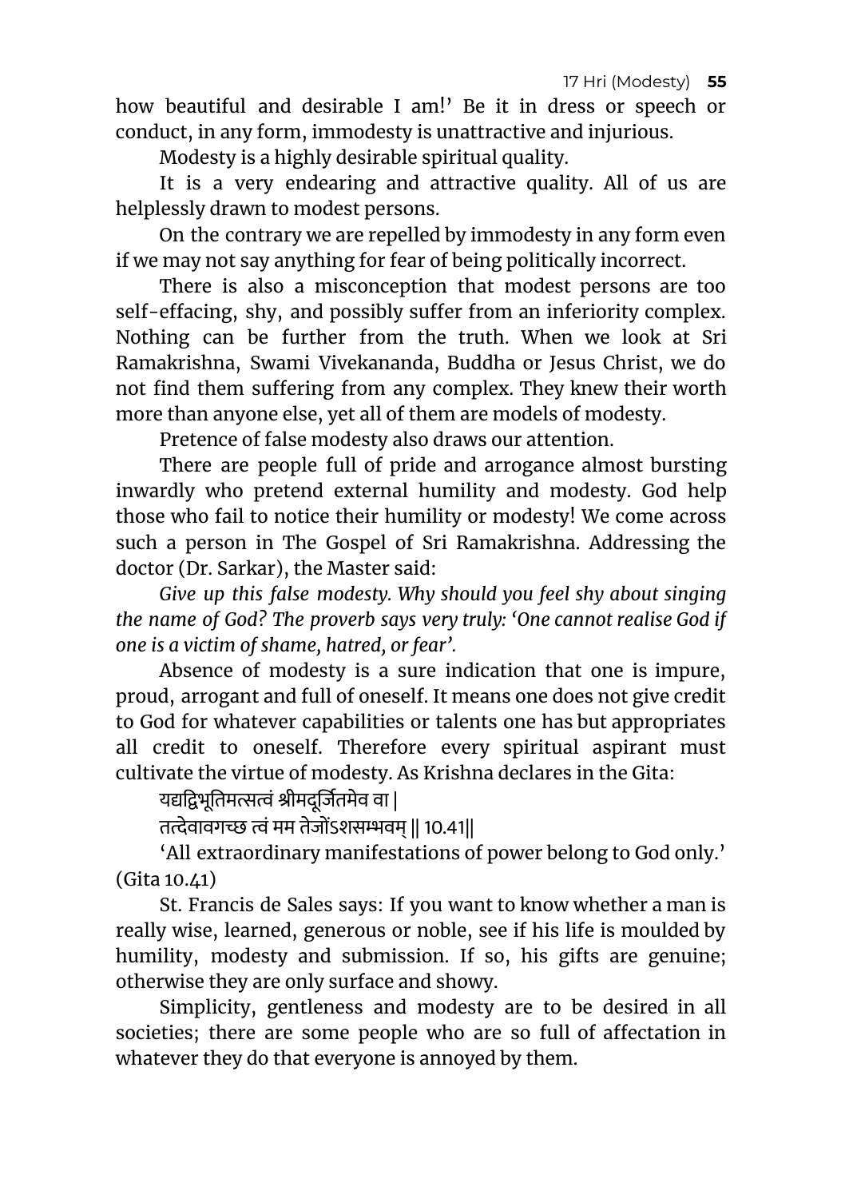how beautiful and desirable I am!' Be it in dress or speech or conduct, in any form, immodesty is unattractive and injurious.

Modesty is a highly desirable spiritual quality.

It is a very endearing and attractive quality. All of us are helplessly drawn to modest persons.

On the contrary we are repelled by immodesty in any form even if we may not say anything for fear of being politically incorrect.

There is also a misconception that modest persons are too self-effacing, shy, and possibly suffer from an inferiority complex. Nothing can be further from the truth. When we look at Sri Ramakrishna, Swami Vivekananda, Buddha or Jesus Christ, we do not find them suffering from any complex. They knew their worth more than anyone else, yet all of them are models of modesty.

Pretence of false modesty also draws our attention.

There are people full of pride and arrogance almost bursting inwardly who pretend external humility and modesty. God help those who fail to notice their humility or modesty! We come across such a person in The Gospel of Sri Ramakrishna. Addressing the doctor (Dr. Sarkar), the Master said:

*Give up this false modesty. Why should you feel shy about singing the name of God? The proverb says very truly: 'One cannot realise God if one is a victim of shame, hatred, or fear'.*

Absence of modesty is a sure indication that one is impure, proud, arrogant and full of oneself. It means one does not give credit to God for whatever capabilities or talents one has but appropriates all credit to oneself. Therefore every spiritual aspirant must cultivate the virtue of modesty. As Krishna declares in the Gita:

यद्यद्विभूतिमत्सत्वं श्रीमदूर्जितमेव वा |
तत्देवावगच्छ त्वं मम तेजोंऽशसम्भवम् || 10.41||

'All extraordinary manifestations of power belong to God only.' (Gita 10.41)

St. Francis de Sales says: If you want to know whether a man is really wise, learned, generous or noble, see if his life is moulded by humility, modesty and submission. If so, his gifts are genuine; otherwise they are only surface and showy.

Simplicity, gentleness and modesty are to be desired in all societies; there are some people who are so full of affectation in whatever they do that everyone is annoyed by them.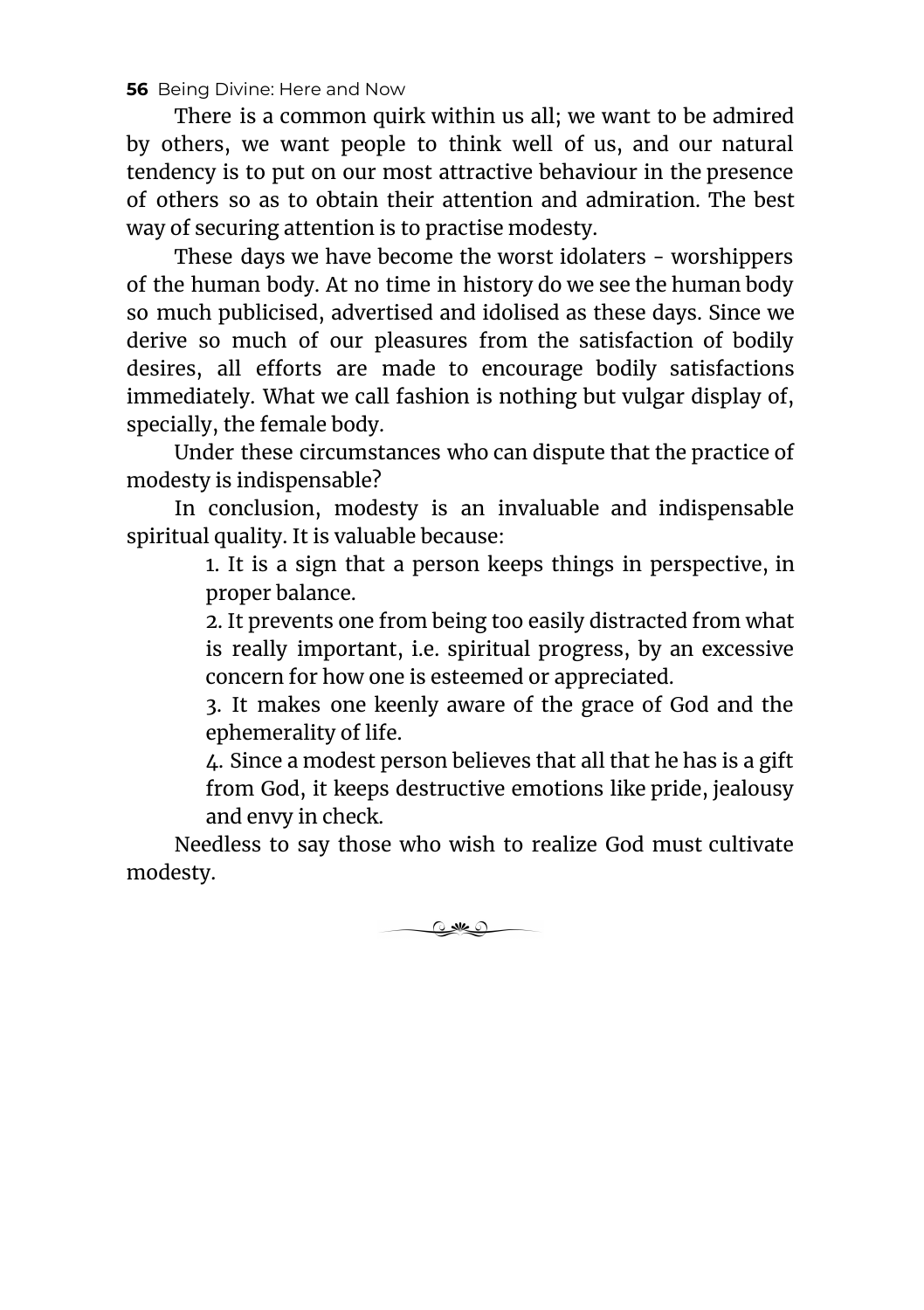There is a common quirk within us all; we want to be admired by others, we want people to think well of us, and our natural tendency is to put on our most attractive behaviour in the presence of others so as to obtain their attention and admiration. The best way of securing attention is to practise modesty.

These days we have become the worst idolaters - worshippers of the human body. At no time in history do we see the human body so much publicised, advertised and idolised as these days. Since we derive so much of our pleasures from the satisfaction of bodily desires, all efforts are made to encourage bodily satisfactions immediately. What we call fashion is nothing but vulgar display of, specially, the female body.

Under these circumstances who can dispute that the practice of modesty is indispensable?

In conclusion, modesty is an invaluable and indispensable spiritual quality. It is valuable because:

1. It is a sign that a person keeps things in perspective, in proper balance.
2. It prevents one from being too easily distracted from what is really important, i.e. spiritual progress, by an excessive concern for how one is esteemed or appreciated.
3. It makes one keenly aware of the grace of God and the ephemerality of life.
4. Since a modest person believes that all that he has is a gift from God, it keeps destructive emotions like pride, jealousy and envy in check.

Needless to say those who wish to realize God must cultivate modesty.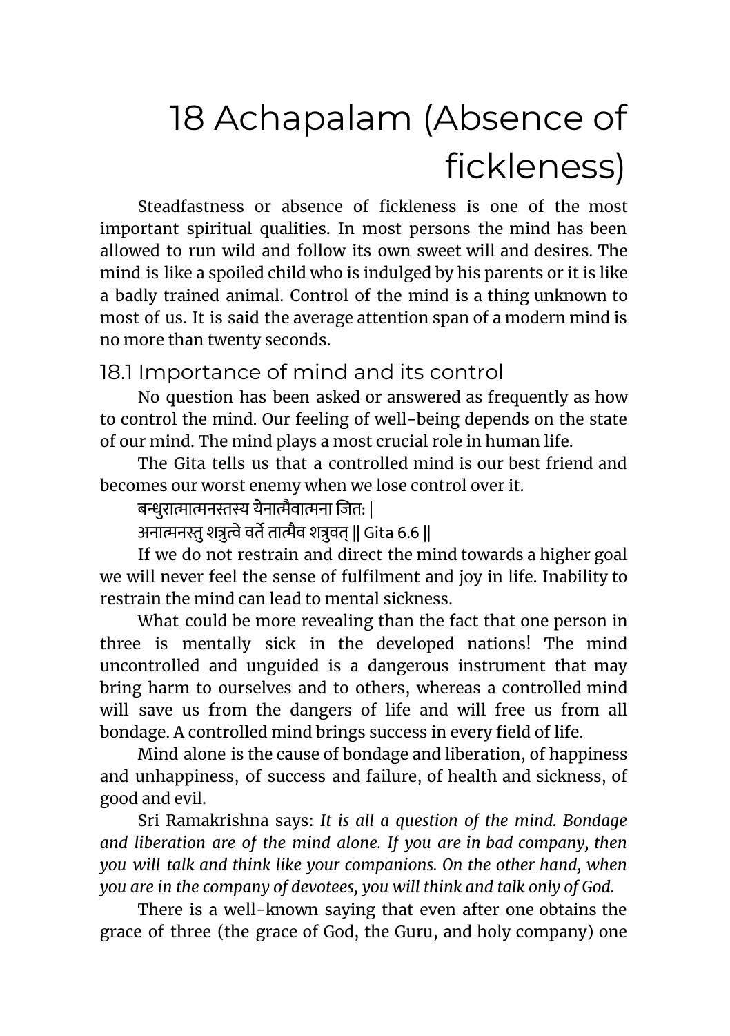# 18 Achapalam (Absence of fickleness)

Steadfastness or absence of fickleness is one of the most important spiritual qualities. In most persons the mind has been allowed to run wild and follow its own sweet will and desires. The mind is like a spoiled child who is indulged by his parents or it is like a badly trained animal. Control of the mind is a thing unknown to most of us. It is said the average attention span of a modern mind is no more than twenty seconds.

## 18.1 Importance of mind and its control

No question has been asked or answered as frequently as how to control the mind. Our feeling of well-being depends on the state of our mind. The mind plays a most crucial role in human life.

The Gita tells us that a controlled mind is our best friend and becomes our worst enemy when we lose control over it.

बन्धुरात्मात्मनस्तस्य येनात्मैवात्मना जितः |
अनात्मनस्तु शत्रुत्वे वर्तेतात्मैव शत्रुवत् || Gita 6.6 ||

If we do not restrain and direct the mind towards a higher goal we will never feel the sense of fulfilment and joy in life. Inability to restrain the mind can lead to mental sickness.

What could be more revealing than the fact that one person in three is mentally sick in the developed nations! The mind uncontrolled and unguided is a dangerous instrument that may bring harm to ourselves and to others, whereas a controlled mind will save us from the dangers of life and will free us from all bondage. A controlled mind brings success in every field of life.

Mind alone is the cause of bondage and liberation, of happiness and unhappiness, of success and failure, of health and sickness, of good and evil.

Sri Ramakrishna says: *It is all a question of the mind. Bondage and liberation are of the mind alone. If you are in bad company, then you will talk and think like your companions. On the other hand, when you are in the company of devotees, you will think and talk only of God.*

There is a well-known saying that even after one obtains the grace of three (the grace of God, the Guru, and holy company) one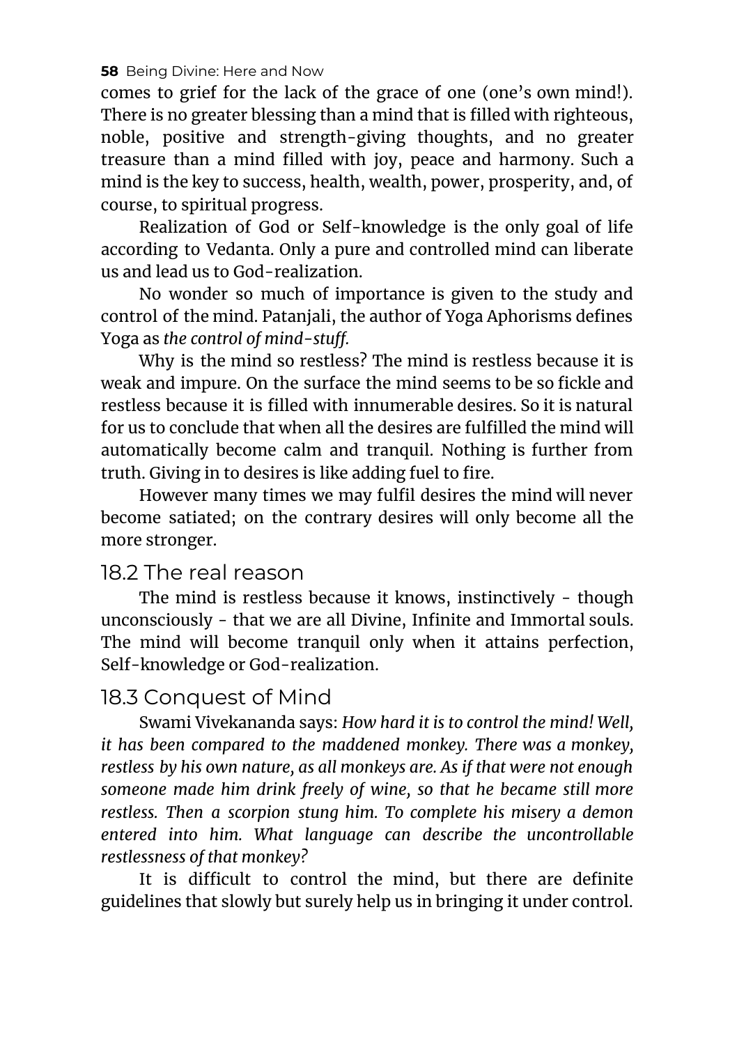comes to grief for the lack of the grace of one (one's own mind!). There is no greater blessing than a mind that is filled with righteous, noble, positive and strength-giving thoughts, and no greater treasure than a mind filled with joy, peace and harmony. Such a mind is the key to success, health, wealth, power, prosperity, and, of course, to spiritual progress.

Realization of God or Self-knowledge is the only goal of life according to Vedanta. Only a pure and controlled mind can liberate us and lead us to God-realization.

No wonder so much of importance is given to the study and control of the mind. Patanjali, the author of Yoga Aphorisms defines Yoga as *the control of mind-stuff.*

Why is the mind so restless? The mind is restless because it is weak and impure. On the surface the mind seems to be so fickle and restless because it is filled with innumerable desires. So it is natural for us to conclude that when all the desires are fulfilled the mind will automatically become calm and tranquil. Nothing is further from truth. Giving in to desires is like adding fuel to fire.

However many times we may fulfil desires the mind will never become satiated; on the contrary desires will only become all the more stronger.

## 18.2 The real reason

The mind is restless because it knows, instinctively - though unconsciously - that we are all Divine, Infinite and Immortal souls. The mind will become tranquil only when it attains perfection, Self-knowledge or God-realization.

## 18.3 Conquest of Mind

Swami Vivekananda says: *How hard it is to control the mind! Well, it has been compared to the maddened monkey. There was a monkey, restless by his own nature, as all monkeys are. As if that were not enough someone made him drink freely of wine, so that he became still more restless. Then a scorpion stung him. To complete his misery a demon entered into him. What language can describe the uncontrollable restlessness of that monkey?*

It is difficult to control the mind, but there are definite guidelines that slowly but surely help us in bringing it under control.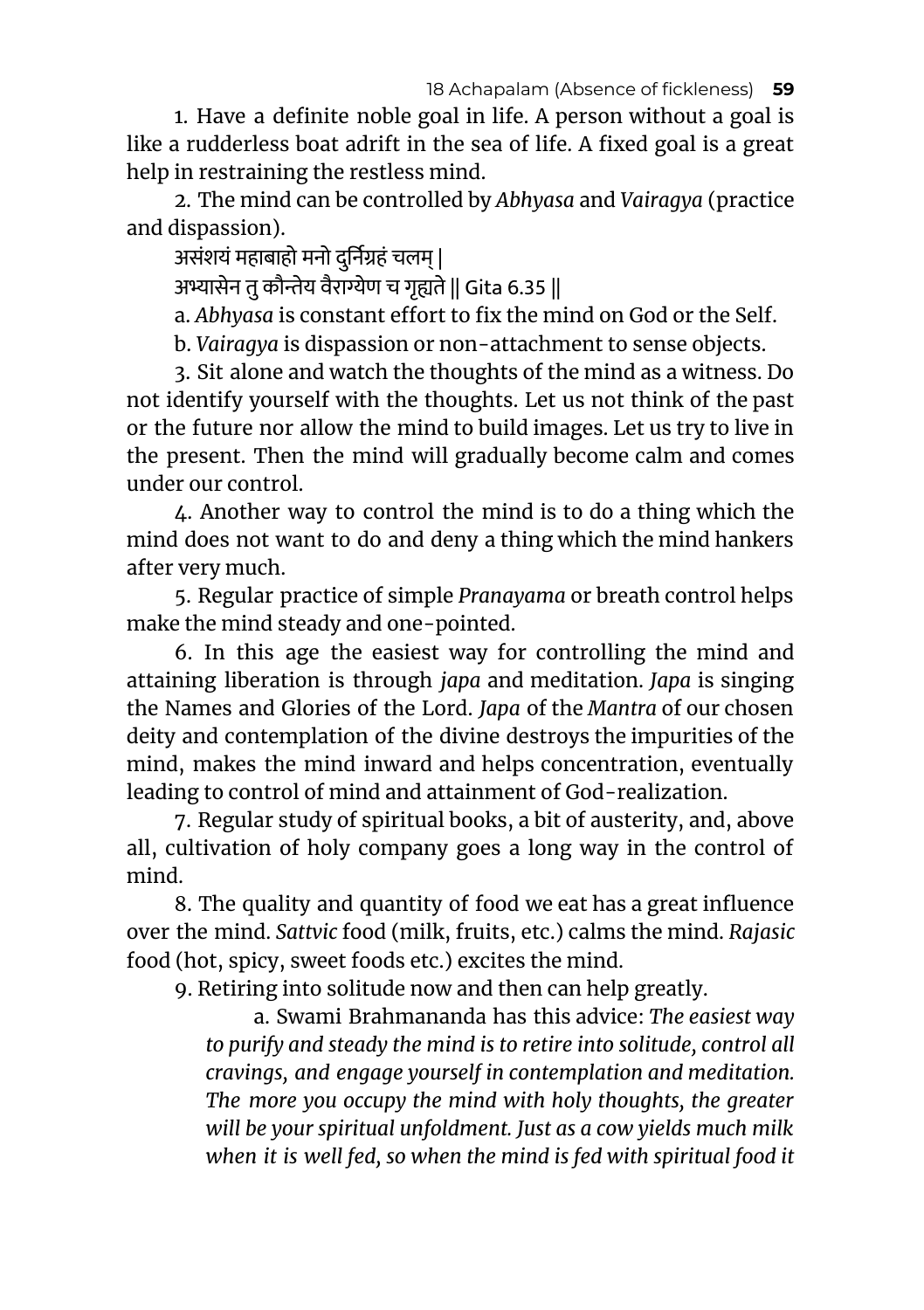1. Have a definite noble goal in life. A person without a goal is like a rudderless boat adrift in the sea of life. A fixed goal is a great help in restraining the restless mind.

2. The mind can be controlled by *Abhyasa* and *Vairagya* (practice and dispassion).

असंशयं महाबाहो मनो दुर्निग्रहं चलम् |
अभ्यासेन तु कौन्तेय वैराग्येण च गृह्यते || Gita 6.35 ||

a. *Abhyasa* is constant effort to fix the mind on God or the Self.

b. *Vairagya* is dispassion or non-attachment to sense objects.

3. Sit alone and watch the thoughts of the mind as a witness. Do not identify yourself with the thoughts. Let us not think of the past or the future nor allow the mind to build images. Let us try to live in the present. Then the mind will gradually become calm and comes under our control.

4. Another way to control the mind is to do a thing which the mind does not want to do and deny a thing which the mind hankers after very much.

5. Regular practice of simple *Pranayama* or breath control helps make the mind steady and one-pointed.

6. In this age the easiest way for controlling the mind and attaining liberation is through *japa* and meditation. *Japa* is singing the Names and Glories of the Lord. *Japa* of the *Mantra* of our chosen deity and contemplation of the divine destroys the impurities of the mind, makes the mind inward and helps concentration, eventually leading to control of mind and attainment of God-realization.

7. Regular study of spiritual books, a bit of austerity, and, above all, cultivation of holy company goes a long way in the control of mind.

8. The quality and quantity of food we eat has a great influence over the mind. *Sattvic* food (milk, fruits, etc.) calms the mind. *Rajasic* food (hot, spicy, sweet foods etc.) excites the mind.

9. Retiring into solitude now and then can help greatly.

> a. Swami Brahmananda has this advice: *The easiest way to purify and steady the mind is to retire into solitude, control all cravings, and engage yourself in contemplation and meditation. The more you occupy the mind with holy thoughts, the greater will be your spiritual unfoldment. Just as a cow yields much milk when it is well fed, so when the mind is fed with spiritual food it*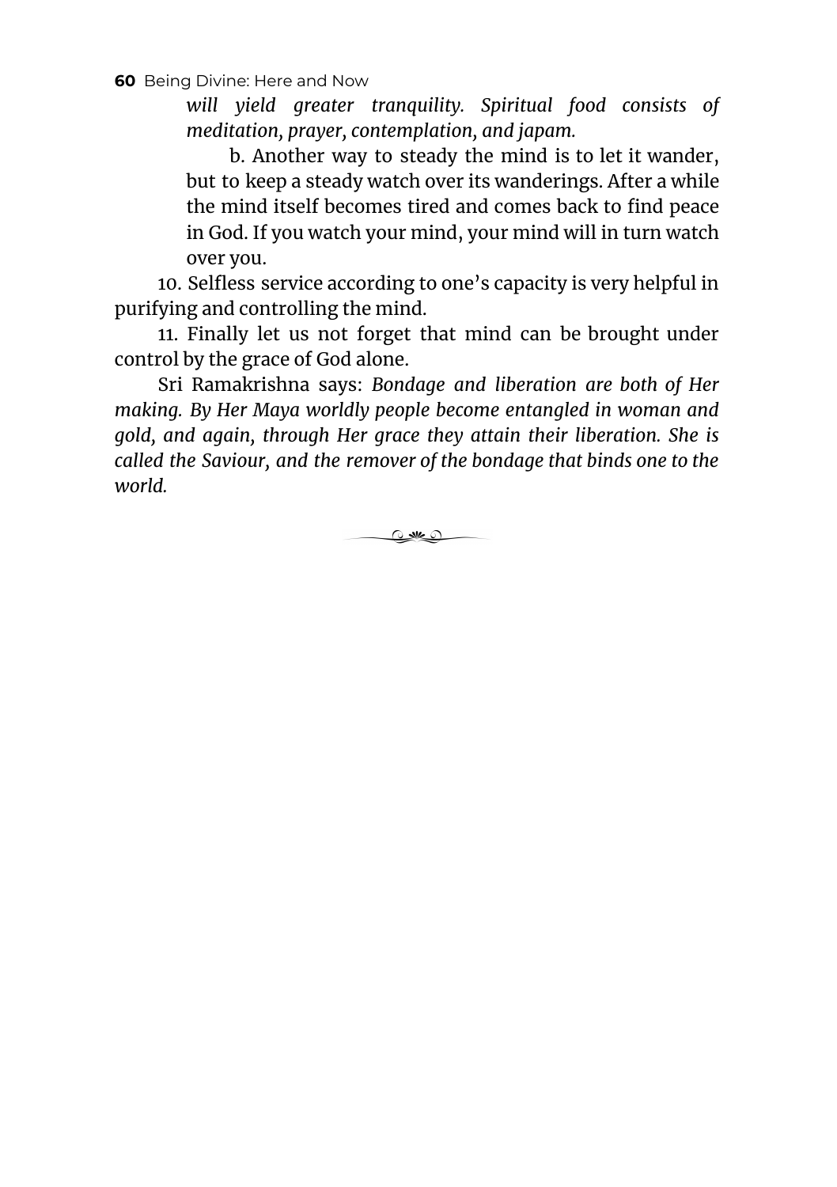*will yield greater tranquility. Spiritual food consists of meditation, prayer, contemplation, and japam.*

b. Another way to steady the mind is to let it wander, but to keep a steady watch over its wanderings. After a while the mind itself becomes tired and comes back to find peace in God. If you watch your mind, your mind will in turn watch over you.

10. Selfless service according to one's capacity is very helpful in purifying and controlling the mind.

11. Finally let us not forget that mind can be brought under control by the grace of God alone.

Sri Ramakrishna says: *Bondage and liberation are both of Her making. By Her Maya worldly people become entangled in woman and gold, and again, through Her grace they attain their liberation. She is called the Saviour, and the remover of the bondage that binds one to the world.*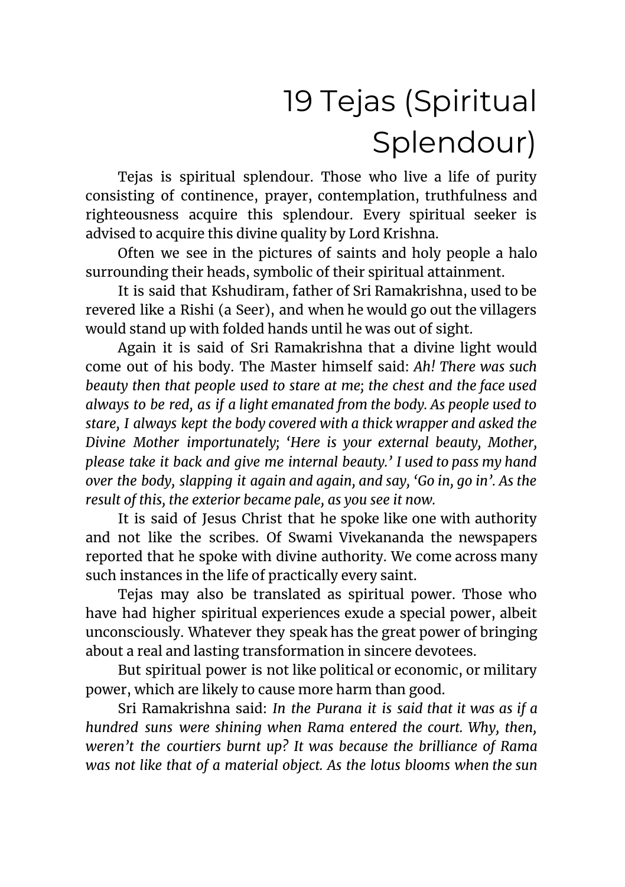# 19 Tejas (Spiritual Splendour)

Tejas is spiritual splendour. Those who live a life of purity consisting of continence, prayer, contemplation, truthfulness and righteousness acquire this splendour. Every spiritual seeker is advised to acquire this divine quality by Lord Krishna.

Often we see in the pictures of saints and holy people a halo surrounding their heads, symbolic of their spiritual attainment.

It is said that Kshudiram, father of Sri Ramakrishna, used to be revered like a Rishi (a Seer), and when he would go out the villagers would stand up with folded hands until he was out of sight.

Again it is said of Sri Ramakrishna that a divine light would come out of his body. The Master himself said: *Ah! There was such beauty then that people used to stare at me; the chest and the face used always to be red, as if a light emanated from the body. As people used to stare, I always kept the body covered with a thick wrapper and asked the Divine Mother importunately; 'Here is your external beauty, Mother, please take it back and give me internal beauty.' I used to pass my hand over the body, slapping it again and again, and say, 'Go in, go in'. As the result of this, the exterior became pale, as you see it now.*

It is said of Jesus Christ that he spoke like one with authority and not like the scribes. Of Swami Vivekananda the newspapers reported that he spoke with divine authority. We come across many such instances in the life of practically every saint.

Tejas may also be translated as spiritual power. Those who have had higher spiritual experiences exude a special power, albeit unconsciously. Whatever they speak has the great power of bringing about a real and lasting transformation in sincere devotees.

But spiritual power is not like political or economic, or military power, which are likely to cause more harm than good.

Sri Ramakrishna said: *In the Purana it is said that it was as if a hundred suns were shining when Rama entered the court. Why, then, weren't the courtiers burnt up? It was because the brilliance of Rama was not like that of a material object. As the lotus blooms when the sun*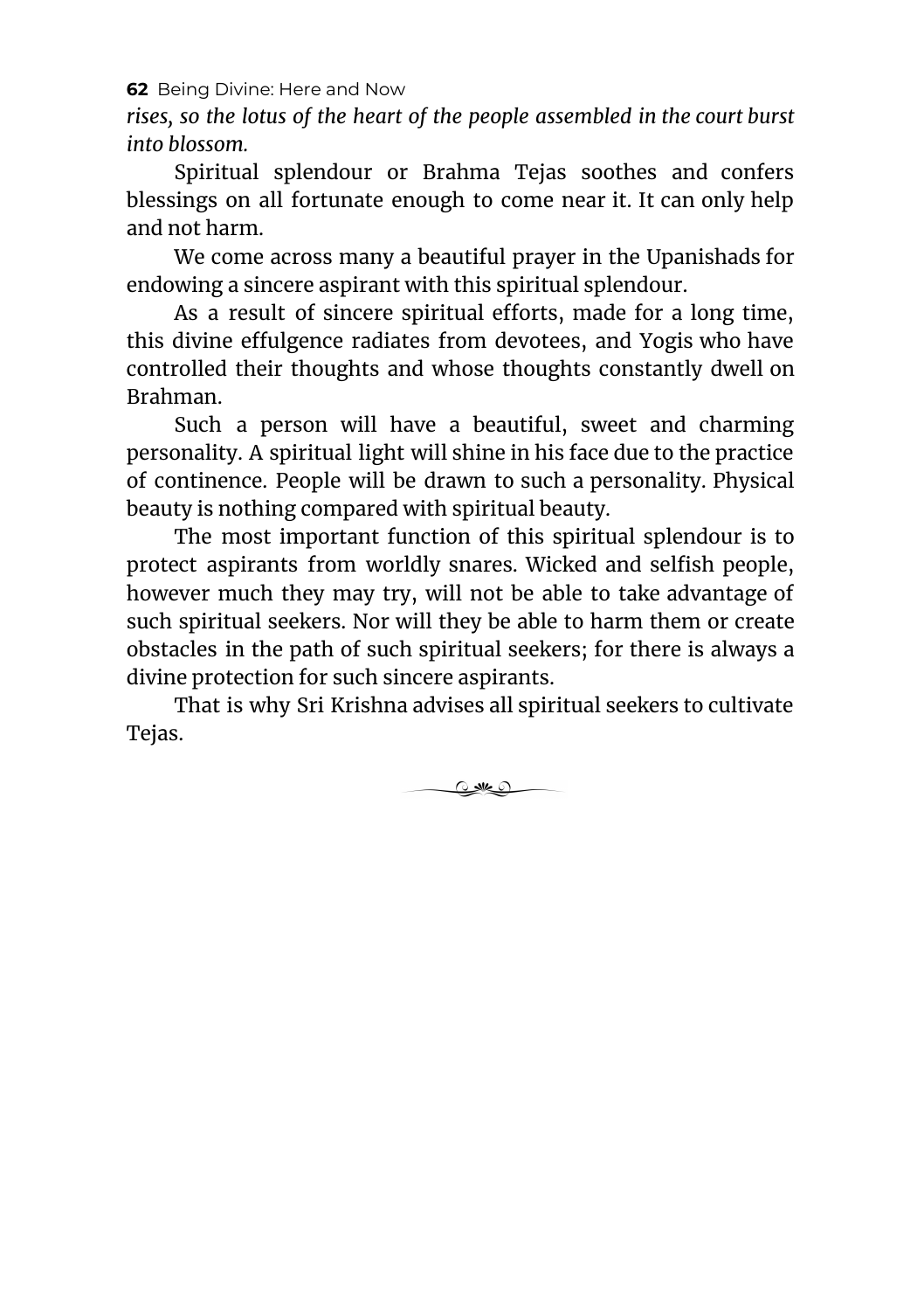*rises, so the lotus of the heart of the people assembled in the court burst into blossom.*

Spiritual splendour or Brahma Tejas soothes and confers blessings on all fortunate enough to come near it. It can only help and not harm.

We come across many a beautiful prayer in the Upanishads for endowing a sincere aspirant with this spiritual splendour.

As a result of sincere spiritual efforts, made for a long time, this divine effulgence radiates from devotees, and Yogis who have controlled their thoughts and whose thoughts constantly dwell on Brahman.

Such a person will have a beautiful, sweet and charming personality. A spiritual light will shine in his face due to the practice of continence. People will be drawn to such a personality. Physical beauty is nothing compared with spiritual beauty.

The most important function of this spiritual splendour is to protect aspirants from worldly snares. Wicked and selfish people, however much they may try, will not be able to take advantage of such spiritual seekers. Nor will they be able to harm them or create obstacles in the path of such spiritual seekers; for there is always a divine protection for such sincere aspirants.

That is why Sri Krishna advises all spiritual seekers to cultivate Tejas.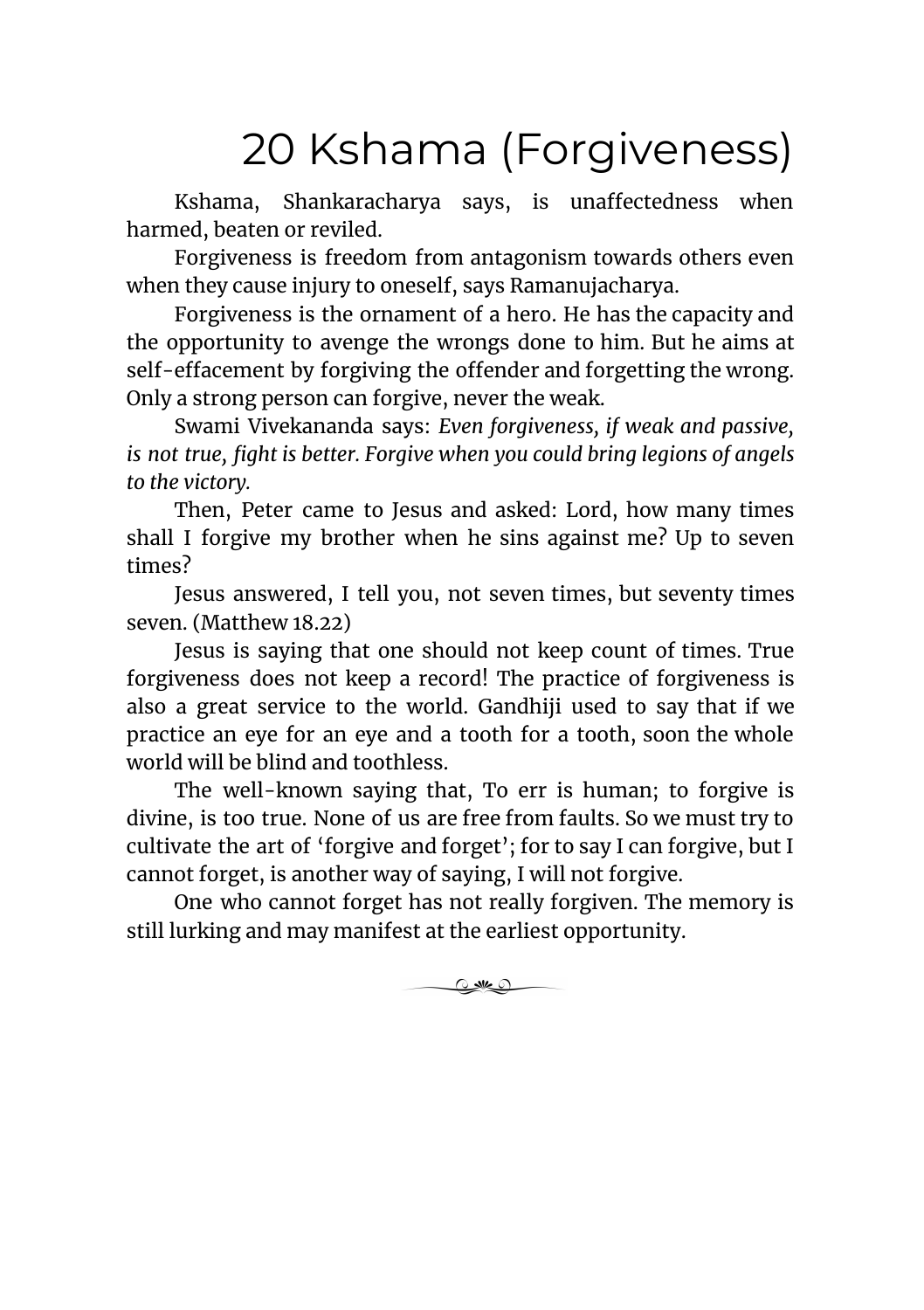# 20 Kshama (Forgiveness)

Kshama, Shankaracharya says, is unaffectedness when harmed, beaten or reviled.

Forgiveness is freedom from antagonism towards others even when they cause injury to oneself, says Ramanujacharya.

Forgiveness is the ornament of a hero. He has the capacity and the opportunity to avenge the wrongs done to him. But he aims at self-effacement by forgiving the offender and forgetting the wrong. Only a strong person can forgive, never the weak.

Swami Vivekananda says: *Even forgiveness, if weak and passive, is not true, fight is better. Forgive when you could bring legions of angels to the victory.*

Then, Peter came to Jesus and asked: Lord, how many times shall I forgive my brother when he sins against me? Up to seven times?

Jesus answered, I tell you, not seven times, but seventy times seven. (Matthew 18.22)

Jesus is saying that one should not keep count of times. True forgiveness does not keep a record! The practice of forgiveness is also a great service to the world. Gandhiji used to say that if we practice an eye for an eye and a tooth for a tooth, soon the whole world will be blind and toothless.

The well-known saying that, To err is human; to forgive is divine, is too true. None of us are free from faults. So we must try to cultivate the art of 'forgive and forget'; for to say I can forgive, but I cannot forget, is another way of saying, I will not forgive.

One who cannot forget has not really forgiven. The memory is still lurking and may manifest at the earliest opportunity.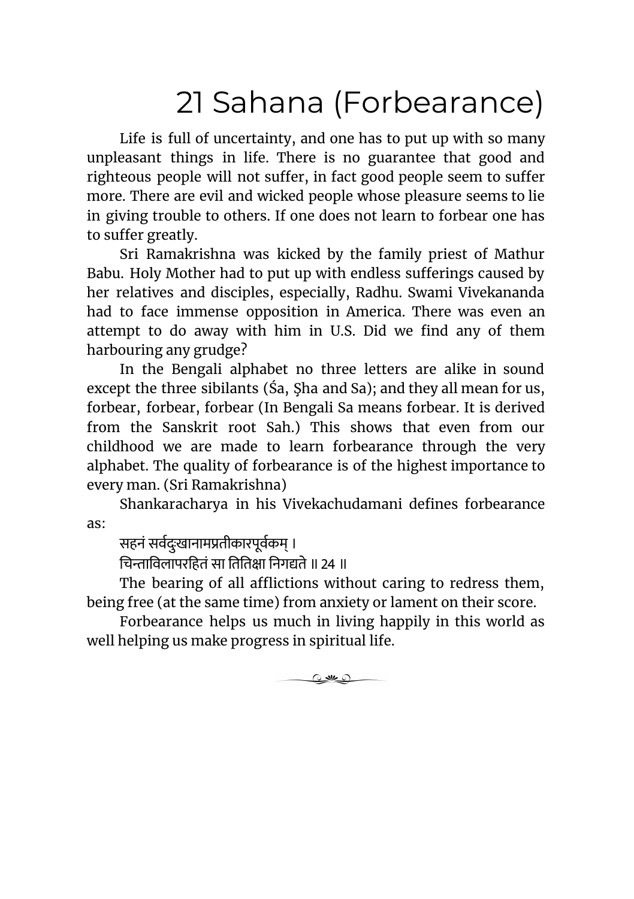# 21 Sahana (Forbearance)

Life is full of uncertainty, and one has to put up with so many unpleasant things in life. There is no guarantee that good and righteous people will not suffer, in fact good people seem to suffer more. There are evil and wicked people whose pleasure seems to lie in giving trouble to others. If one does not learn to forbear one has to suffer greatly.

Sri Ramakrishna was kicked by the family priest of Mathur Babu. Holy Mother had to put up with endless sufferings caused by her relatives and disciples, especially, Radhu. Swami Vivekananda had to face immense opposition in America. There was even an attempt to do away with him in U.S. Did we find any of them harbouring any grudge?

In the Bengali alphabet no three letters are alike in sound except the three sibilants (Śa, Ṣha and Sa); and they all mean for us, forbear, forbear, forbear (In Bengali Sa means forbear. It is derived from the Sanskrit root Sah.) This shows that even from our childhood we are made to learn forbearance through the very alphabet. The quality of forbearance is of the highest importance to every man. (Sri Ramakrishna)

Shankaracharya in his Vivekachudamani defines forbearance as:

सहनं सर्वदुःखानामप्रतीकारपूर्वकम् ।
चिन्ताविलापरहितं सा तितिक्षा निगद्यते ॥ 24 ॥

The bearing of all afflictions without caring to redress them, being free (at the same time) from anxiety or lament on their score.

Forbearance helps us much in living happily in this world as well helping us make progress in spiritual life.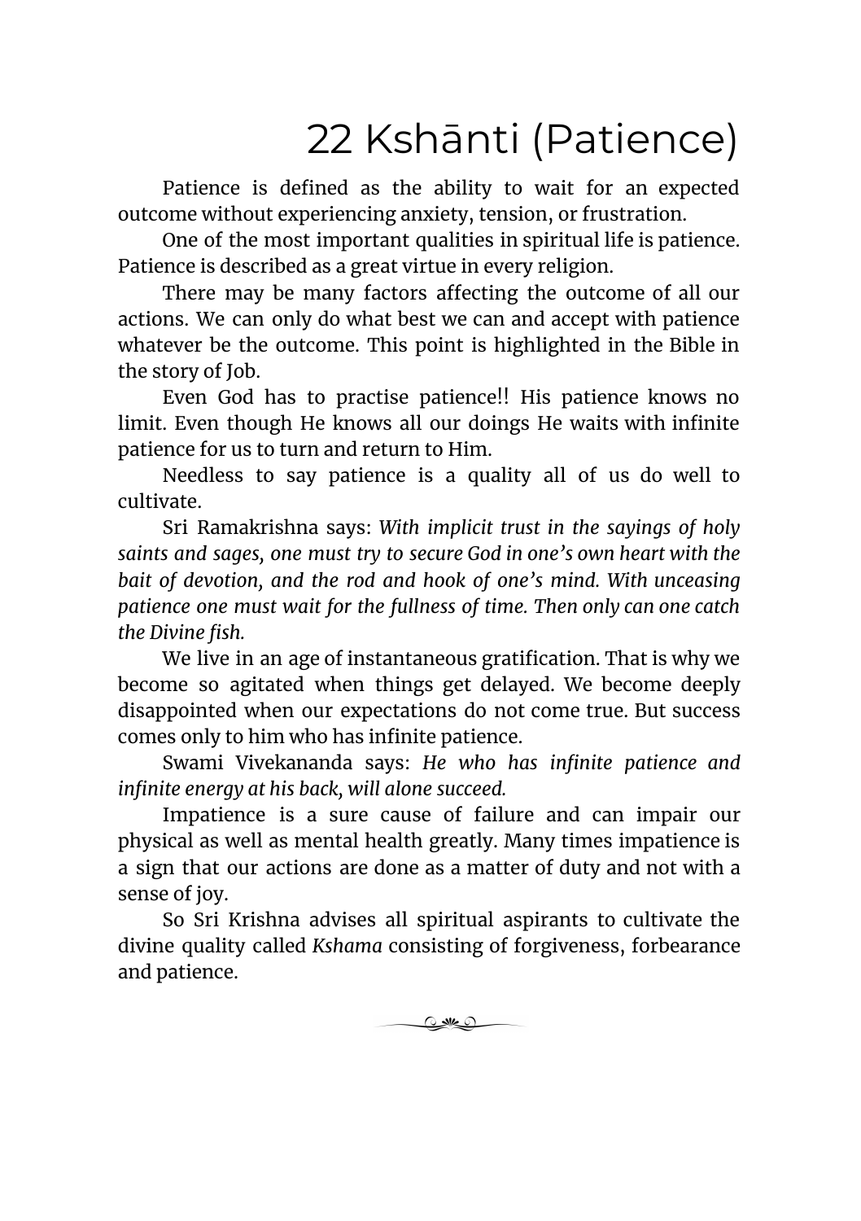# 22 Kshānti (Patience)

Patience is defined as the ability to wait for an expected outcome without experiencing anxiety, tension, or frustration.

One of the most important qualities in spiritual life is patience. Patience is described as a great virtue in every religion.

There may be many factors affecting the outcome of all our actions. We can only do what best we can and accept with patience whatever be the outcome. This point is highlighted in the Bible in the story of Job.

Even God has to practise patience!! His patience knows no limit. Even though He knows all our doings He waits with infinite patience for us to turn and return to Him.

Needless to say patience is a quality all of us do well to cultivate.

Sri Ramakrishna says: *With implicit trust in the sayings of holy saints and sages, one must try to secure God in one's own heart with the bait of devotion, and the rod and hook of one's mind. With unceasing patience one must wait for the fullness of time. Then only can one catch the Divine fish.*

We live in an age of instantaneous gratification. That is why we become so agitated when things get delayed. We become deeply disappointed when our expectations do not come true. But success comes only to him who has infinite patience.

Swami Vivekananda says: *He who has infinite patience and infinite energy at his back, will alone succeed.*

Impatience is a sure cause of failure and can impair our physical as well as mental health greatly. Many times impatience is a sign that our actions are done as a matter of duty and not with a sense of joy.

So Sri Krishna advises all spiritual aspirants to cultivate the divine quality called *Kshama* consisting of forgiveness, forbearance and patience.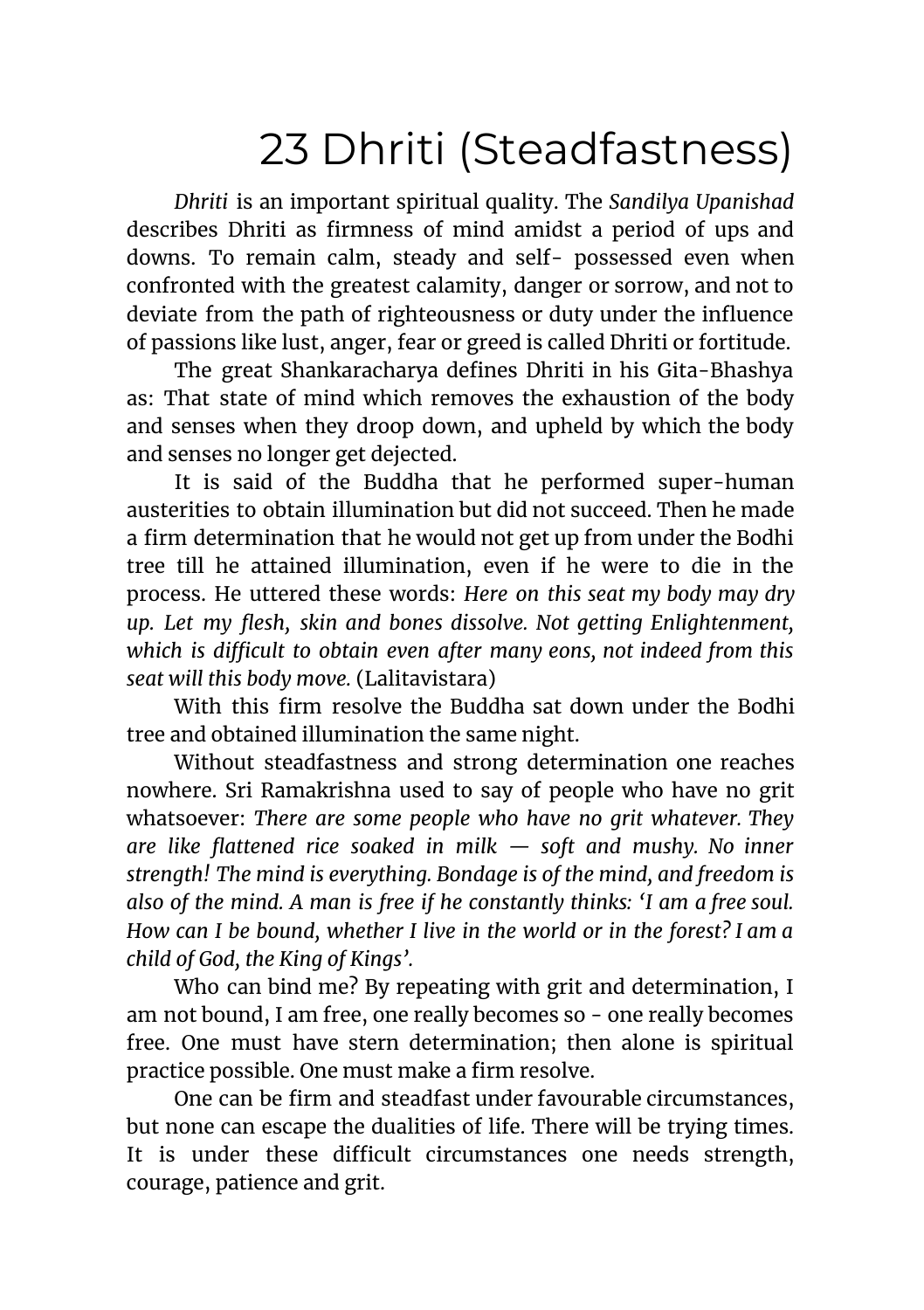# 23 Dhriti (Steadfastness)

*Dhriti* is an important spiritual quality. The *Sandilya Upanishad* describes Dhriti as firmness of mind amidst a period of ups and downs. To remain calm, steady and self- possessed even when confronted with the greatest calamity, danger or sorrow, and not to deviate from the path of righteousness or duty under the influence of passions like lust, anger, fear or greed is called Dhriti or fortitude.

The great Shankaracharya defines Dhriti in his Gita-Bhashya as: That state of mind which removes the exhaustion of the body and senses when they droop down, and upheld by which the body and senses no longer get dejected.

It is said of the Buddha that he performed super-human austerities to obtain illumination but did not succeed. Then he made a firm determination that he would not get up from under the Bodhi tree till he attained illumination, even if he were to die in the process. He uttered these words: *Here on this seat my body may dry up. Let my flesh, skin and bones dissolve. Not getting Enlightenment, which is difficult to obtain even after many eons, not indeed from this seat will this body move.* (Lalitavistara)

With this firm resolve the Buddha sat down under the Bodhi tree and obtained illumination the same night.

Without steadfastness and strong determination one reaches nowhere. Sri Ramakrishna used to say of people who have no grit whatsoever: *There are some people who have no grit whatever. They are like flattened rice soaked in milk — soft and mushy. No inner strength! The mind is everything. Bondage is of the mind, and freedom is also of the mind. A man is free if he constantly thinks: 'I am a free soul. How can I be bound, whether I live in the world or in the forest? I am a child of God, the King of Kings'.*

Who can bind me? By repeating with grit and determination, I am not bound, I am free, one really becomes so - one really becomes free. One must have stern determination; then alone is spiritual practice possible. One must make a firm resolve.

One can be firm and steadfast under favourable circumstances, but none can escape the dualities of life. There will be trying times. It is under these difficult circumstances one needs strength, courage, patience and grit.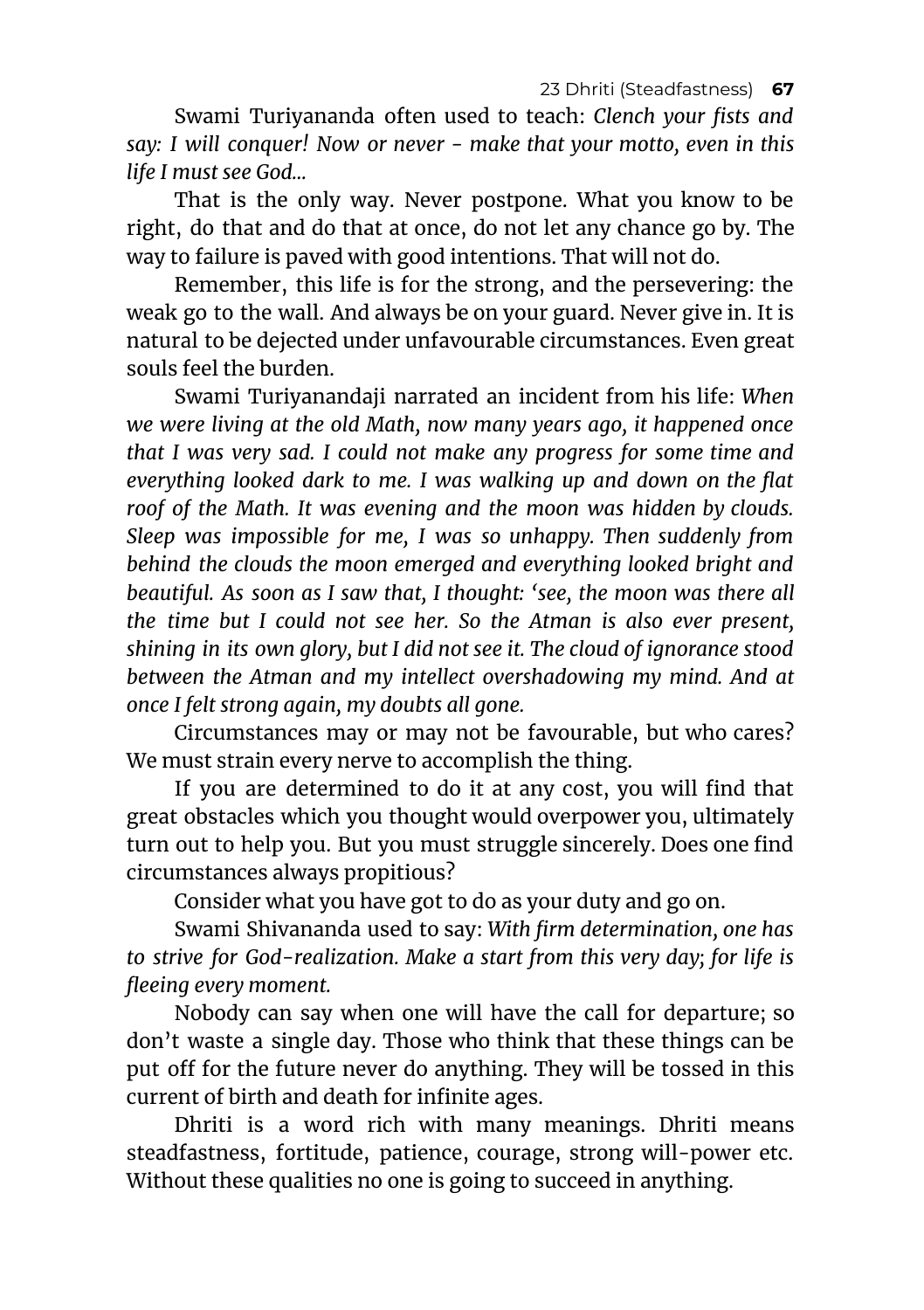Swami Turiyananda often used to teach: *Clench your fists and say: I will conquer! Now or never - make that your motto, even in this life I must see God...*

That is the only way. Never postpone. What you know to be right, do that and do that at once, do not let any chance go by. The way to failure is paved with good intentions. That will not do.

Remember, this life is for the strong, and the persevering: the weak go to the wall. And always be on your guard. Never give in. It is natural to be dejected under unfavourable circumstances. Even great souls feel the burden.

Swami Turiyanandaji narrated an incident from his life: *When we were living at the old Math, now many years ago, it happened once that I was very sad. I could not make any progress for some time and everything looked dark to me. I was walking up and down on the flat roof of the Math. It was evening and the moon was hidden by clouds. Sleep was impossible for me, I was so unhappy. Then suddenly from behind the clouds the moon emerged and everything looked bright and beautiful. As soon as I saw that, I thought: 'see, the moon was there all the time but I could not see her. So the Atman is also ever present, shining in its own glory, but I did not see it. The cloud of ignorance stood between the Atman and my intellect overshadowing my mind. And at once I felt strong again, my doubts all gone.*

Circumstances may or may not be favourable, but who cares? We must strain every nerve to accomplish the thing.

If you are determined to do it at any cost, you will find that great obstacles which you thought would overpower you, ultimately turn out to help you. But you must struggle sincerely. Does one find circumstances always propitious?

Consider what you have got to do as your duty and go on.

Swami Shivananda used to say: *With firm determination, one has to strive for God-realization. Make a start from this very day; for life is fleeing every moment.*

Nobody can say when one will have the call for departure; so don't waste a single day. Those who think that these things can be put off for the future never do anything. They will be tossed in this current of birth and death for infinite ages.

Dhriti is a word rich with many meanings. Dhriti means steadfastness, fortitude, patience, courage, strong will-power etc. Without these qualities no one is going to succeed in anything.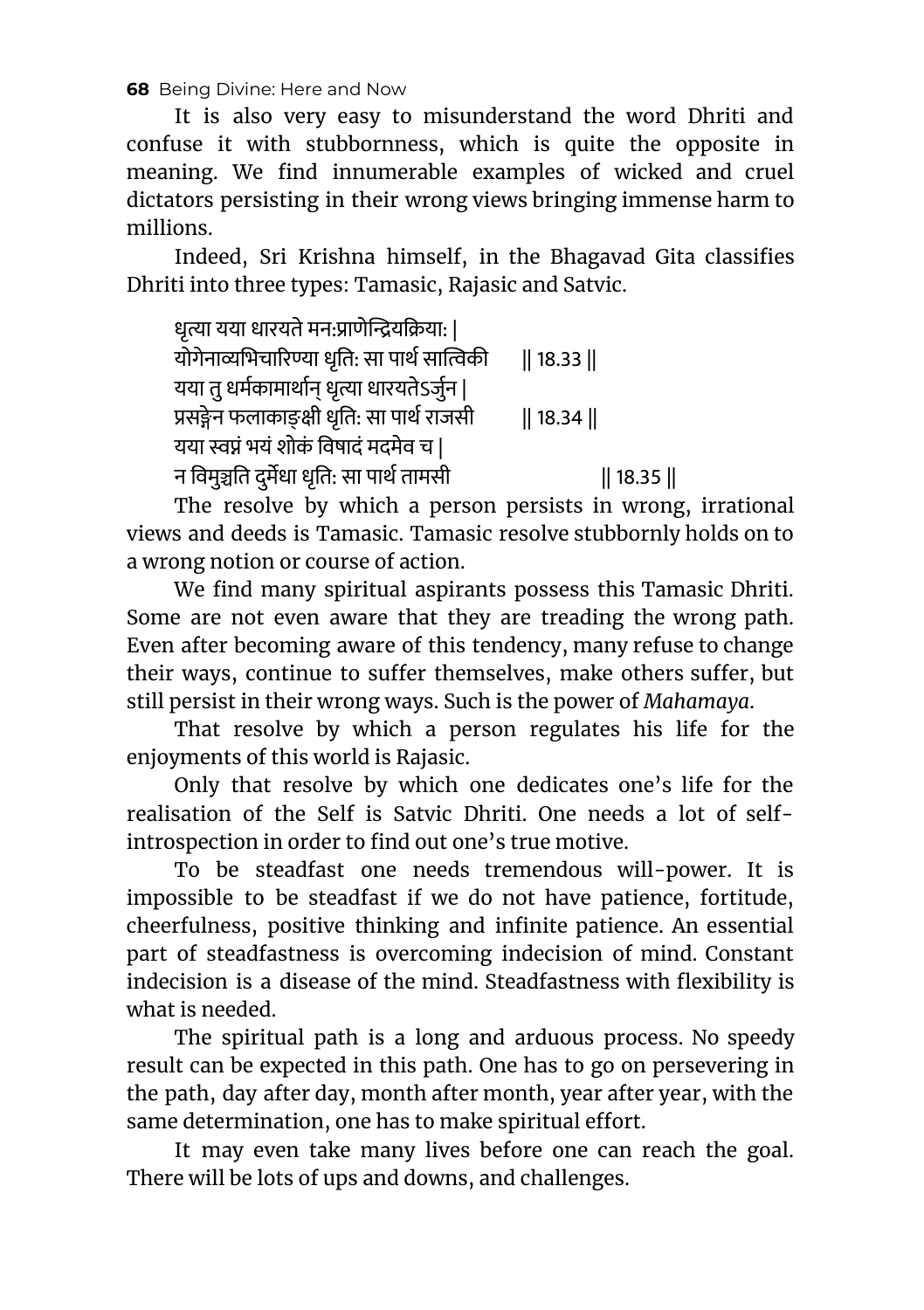It is also very easy to misunderstand the word Dhriti and confuse it with stubbornness, which is quite the opposite in meaning. We find innumerable examples of wicked and cruel dictators persisting in their wrong views bringing immense harm to millions.

Indeed, Sri Krishna himself, in the Bhagavad Gita classifies Dhriti into three types: Tamasic, Rajasic and Satvic.

धृत्या यया धारयते मन:प्राणेन्द्रियक्रिया: |
योगेनाव्यभिचारिण्या धृति: सा पार्थ सात्विकी || 18.33 ||
यया तु धर्मकामार्थान् धृत्या धारयतेऽर्जुन |
प्रसङ्गेन फलाकाङ्क्षी धृति: सा पार्थ राजसी || 18.34 ||
यया स्वप्नं भयं शोकं विषादं मदमेव च |
न विमुञ्चति दुर्मेधा धृति: सा पार्थ तामसी || 18.35 ||

The resolve by which a person persists in wrong, irrational views and deeds is Tamasic. Tamasic resolve stubbornly holds on to a wrong notion or course of action.

We find many spiritual aspirants possess this Tamasic Dhriti. Some are not even aware that they are treading the wrong path. Even after becoming aware of this tendency, many refuse to change their ways, continue to suffer themselves, make others suffer, but still persist in their wrong ways. Such is the power of *Mahamaya*.

That resolve by which a person regulates his life for the enjoyments of this world is Rajasic.

Only that resolve by which one dedicates one's life for the realisation of the Self is Satvic Dhriti. One needs a lot of self-introspection in order to find out one's true motive.

To be steadfast one needs tremendous will-power. It is impossible to be steadfast if we do not have patience, fortitude, cheerfulness, positive thinking and infinite patience. An essential part of steadfastness is overcoming indecision of mind. Constant indecision is a disease of the mind. Steadfastness with flexibility is what is needed.

The spiritual path is a long and arduous process. No speedy result can be expected in this path. One has to go on persevering in the path, day after day, month after month, year after year, with the same determination, one has to make spiritual effort.

It may even take many lives before one can reach the goal. There will be lots of ups and downs, and challenges.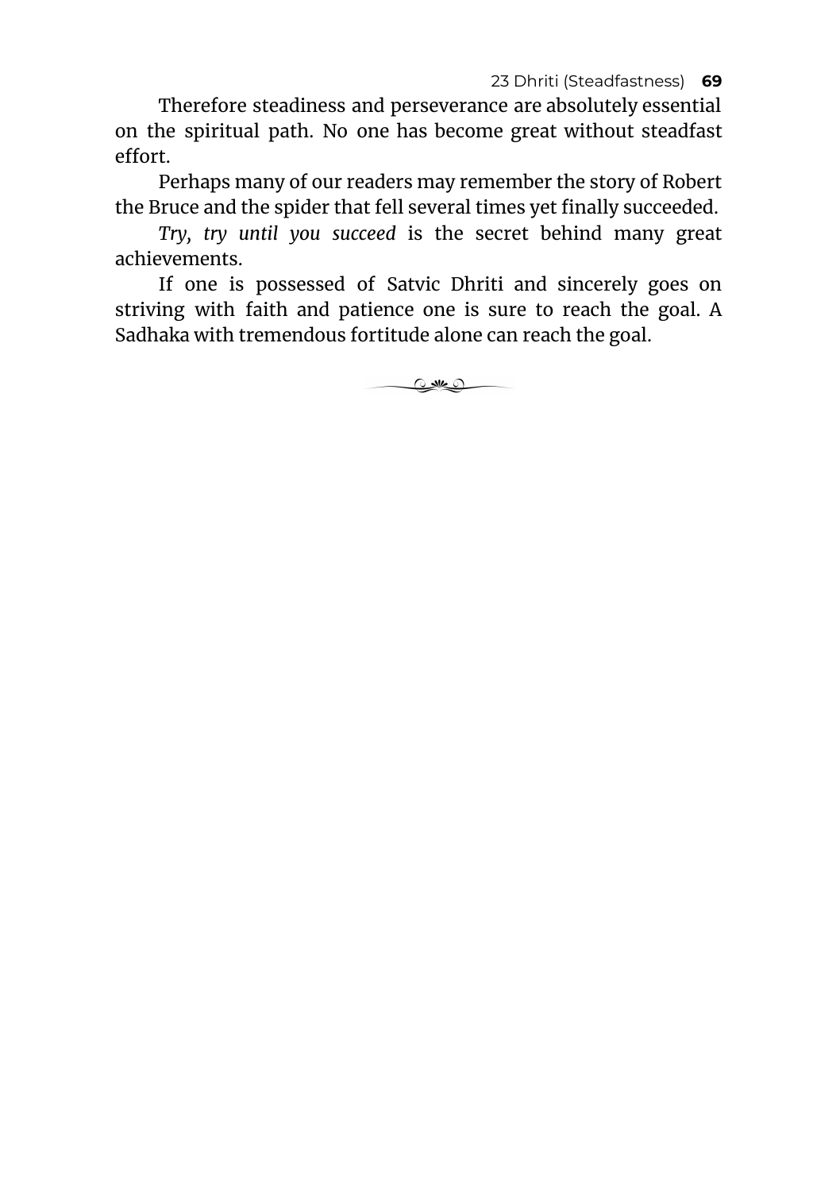Therefore steadiness and perseverance are absolutely essential on the spiritual path. No one has become great without steadfast effort.

Perhaps many of our readers may remember the story of Robert the Bruce and the spider that fell several times yet finally succeeded.

*Try, try until you succeed* is the secret behind many great achievements.

If one is possessed of Satvic Dhriti and sincerely goes on striving with faith and patience one is sure to reach the goal. A Sadhaka with tremendous fortitude alone can reach the goal.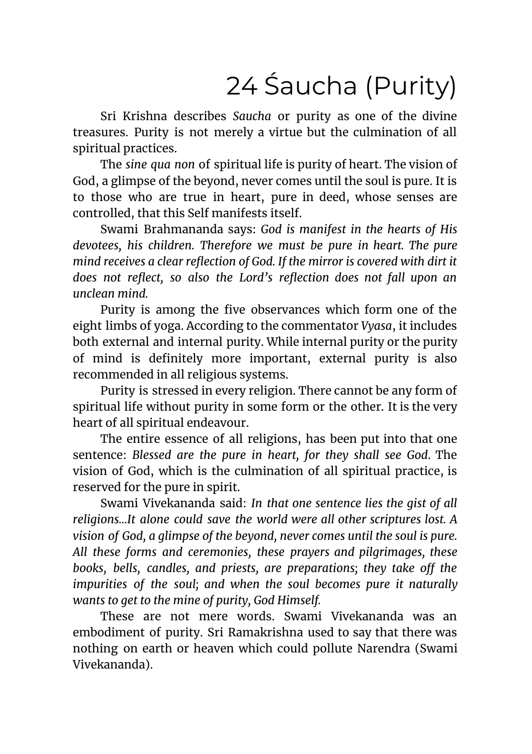# 24 Śaucha (Purity)

Sri Krishna describes *Saucha* or purity as one of the divine treasures. Purity is not merely a virtue but the culmination of all spiritual practices.

The *sine qua non* of spiritual life is purity of heart. The vision of God, a glimpse of the beyond, never comes until the soul is pure. It is to those who are true in heart, pure in deed, whose senses are controlled, that this Self manifests itself.

Swami Brahmananda says: *God is manifest in the hearts of His devotees, his children. Therefore we must be pure in heart. The pure mind receives a clear reflection of God. If the mirror is covered with dirt it does not reflect, so also the Lord's reflection does not fall upon an unclean mind.*

Purity is among the five observances which form one of the eight limbs of yoga. According to the commentator *Vyasa*, it includes both external and internal purity. While internal purity or the purity of mind is definitely more important, external purity is also recommended in all religious systems.

Purity is stressed in every religion. There cannot be any form of spiritual life without purity in some form or the other. It is the very heart of all spiritual endeavour.

The entire essence of all religions, has been put into that one sentence: *Blessed are the pure in heart, for they shall see God*. The vision of God, which is the culmination of all spiritual practice, is reserved for the pure in spirit.

Swami Vivekananda said: *In that one sentence lies the gist of all religions...It alone could save the world were all other scriptures lost. A vision of God, a glimpse of the beyond, never comes until the soul is pure. All these forms and ceremonies, these prayers and pilgrimages, these books, bells, candles, and priests, are preparations; they take off the impurities of the soul; and when the soul becomes pure it naturally wants to get to the mine of purity, God Himself.*

These are not mere words. Swami Vivekananda was an embodiment of purity. Sri Ramakrishna used to say that there was nothing on earth or heaven which could pollute Narendra (Swami Vivekananda).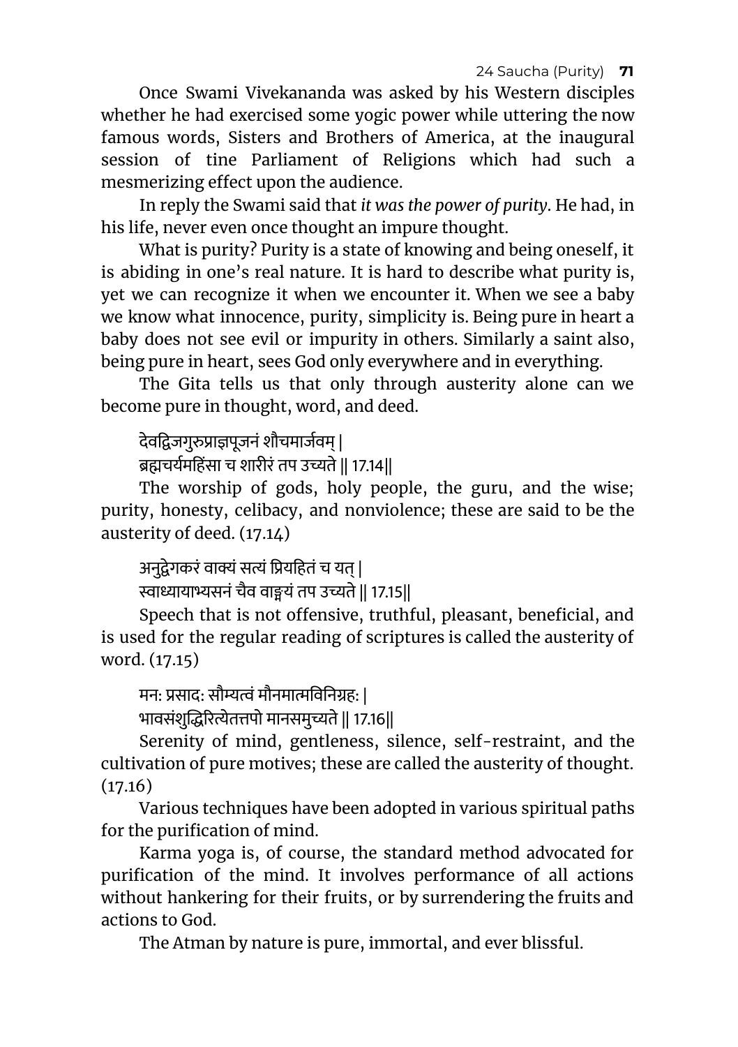Once Swami Vivekananda was asked by his Western disciples whether he had exercised some yogic power while uttering the now famous words, Sisters and Brothers of America, at the inaugural session of tine Parliament of Religions which had such a mesmerizing effect upon the audience.

In reply the Swami said that *it was the power of purity*. He had, in his life, never even once thought an impure thought.

What is purity? Purity is a state of knowing and being oneself, it is abiding in one's real nature. It is hard to describe what purity is, yet we can recognize it when we encounter it. When we see a baby we know what innocence, purity, simplicity is. Being pure in heart a baby does not see evil or impurity in others. Similarly a saint also, being pure in heart, sees God only everywhere and in everything.

The Gita tells us that only through austerity alone can we become pure in thought, word, and deed.

देवद्विजगुरुप्राज्ञपूजनं शौचमार्जवम् |
ब्रह्मचर्यमहिंसा च शारीरं तप उच्यते || 17.14||

The worship of gods, holy people, the guru, and the wise; purity, honesty, celibacy, and nonviolence; these are said to be the austerity of deed. (17.14)

अनुद्वेगकरं वाक्यं सत्यं प्रियहितं च यत् |
स्वाध्यायाभ्यसनं चैव वाङ्मयं तप उच्यते || 17.15||

Speech that is not offensive, truthful, pleasant, beneficial, and is used for the regular reading of scriptures is called the austerity of word. (17.15)

मन: प्रसाद: सौम्यत्वं मौनमात्मविनिग्रह: |
भावसंशुद्धिरित्येतत्तपो मानसमुच्यते || 17.16||

Serenity of mind, gentleness, silence, self-restraint, and the cultivation of pure motives; these are called the austerity of thought. (17.16)

Various techniques have been adopted in various spiritual paths for the purification of mind.

Karma yoga is, of course, the standard method advocated for purification of the mind. It involves performance of all actions without hankering for their fruits, or by surrendering the fruits and actions to God.

The Atman by nature is pure, immortal, and ever blissful.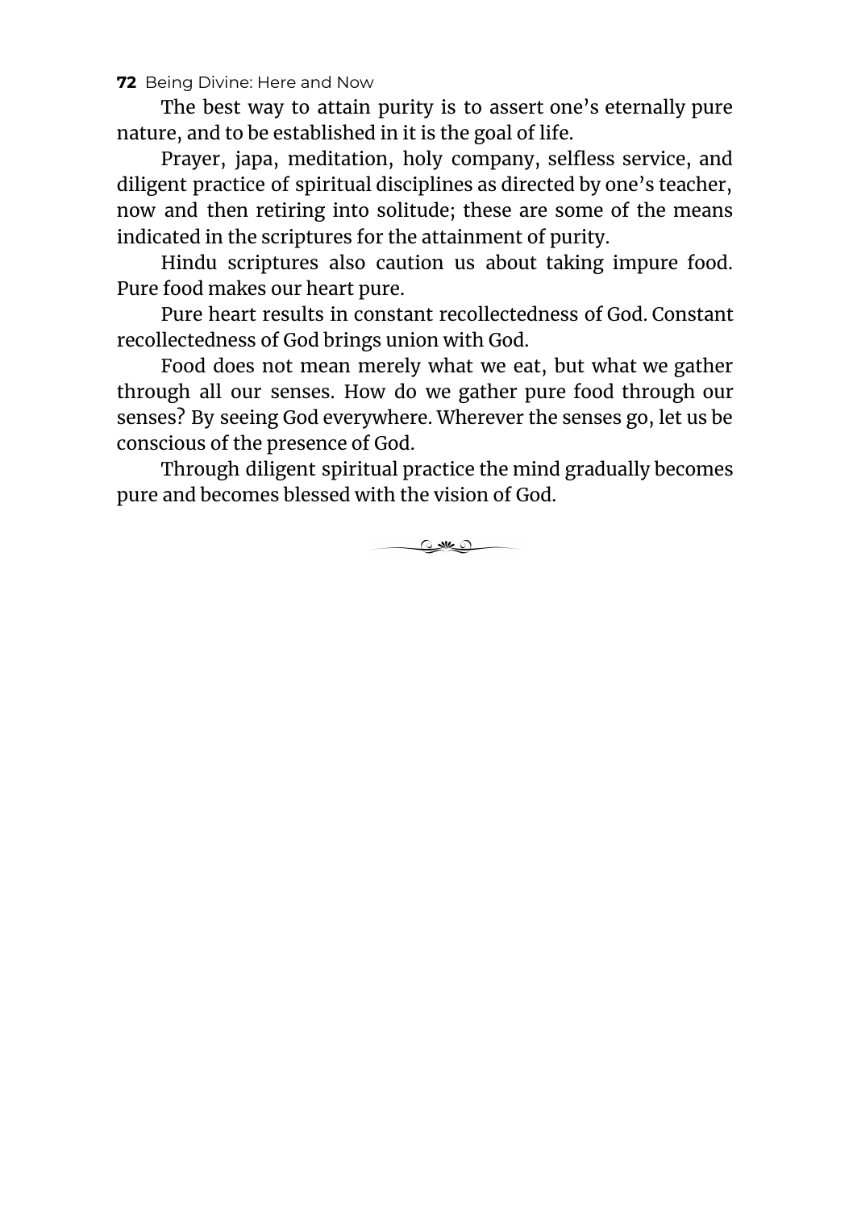The best way to attain purity is to assert one's eternally pure nature, and to be established in it is the goal of life.

Prayer, japa, meditation, holy company, selfless service, and diligent practice of spiritual disciplines as directed by one's teacher, now and then retiring into solitude; these are some of the means indicated in the scriptures for the attainment of purity.

Hindu scriptures also caution us about taking impure food. Pure food makes our heart pure.

Pure heart results in constant recollectedness of God. Constant recollectedness of God brings union with God.

Food does not mean merely what we eat, but what we gather through all our senses. How do we gather pure food through our senses? By seeing God everywhere. Wherever the senses go, let us be conscious of the presence of God.

Through diligent spiritual practice the mind gradually becomes pure and becomes blessed with the vision of God.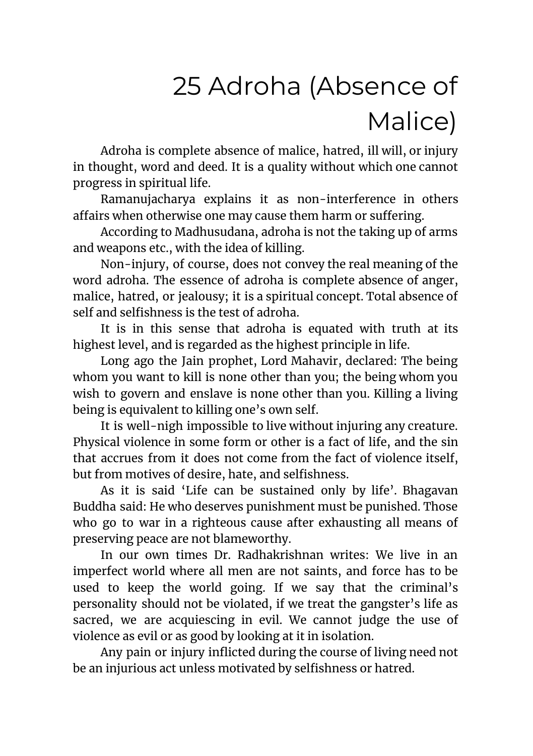# 25 Adroha (Absence of Malice)

Adroha is complete absence of malice, hatred, ill will, or injury in thought, word and deed. It is a quality without which one cannot progress in spiritual life.

Ramanujacharya explains it as non-interference in others affairs when otherwise one may cause them harm or suffering.

According to Madhusudana, adroha is not the taking up of arms and weapons etc., with the idea of killing.

Non-injury, of course, does not convey the real meaning of the word adroha. The essence of adroha is complete absence of anger, malice, hatred, or jealousy; it is a spiritual concept. Total absence of self and selfishness is the test of adroha.

It is in this sense that adroha is equated with truth at its highest level, and is regarded as the highest principle in life.

Long ago the Jain prophet, Lord Mahavir, declared: The being whom you want to kill is none other than you; the being whom you wish to govern and enslave is none other than you. Killing a living being is equivalent to killing one's own self.

It is well-nigh impossible to live without injuring any creature. Physical violence in some form or other is a fact of life, and the sin that accrues from it does not come from the fact of violence itself, but from motives of desire, hate, and selfishness.

As it is said 'Life can be sustained only by life'. Bhagavan Buddha said: He who deserves punishment must be punished. Those who go to war in a righteous cause after exhausting all means of preserving peace are not blameworthy.

In our own times Dr. Radhakrishnan writes: We live in an imperfect world where all men are not saints, and force has to be used to keep the world going. If we say that the criminal's personality should not be violated, if we treat the gangster's life as sacred, we are acquiescing in evil. We cannot judge the use of violence as evil or as good by looking at it in isolation.

Any pain or injury inflicted during the course of living need not be an injurious act unless motivated by selfishness or hatred.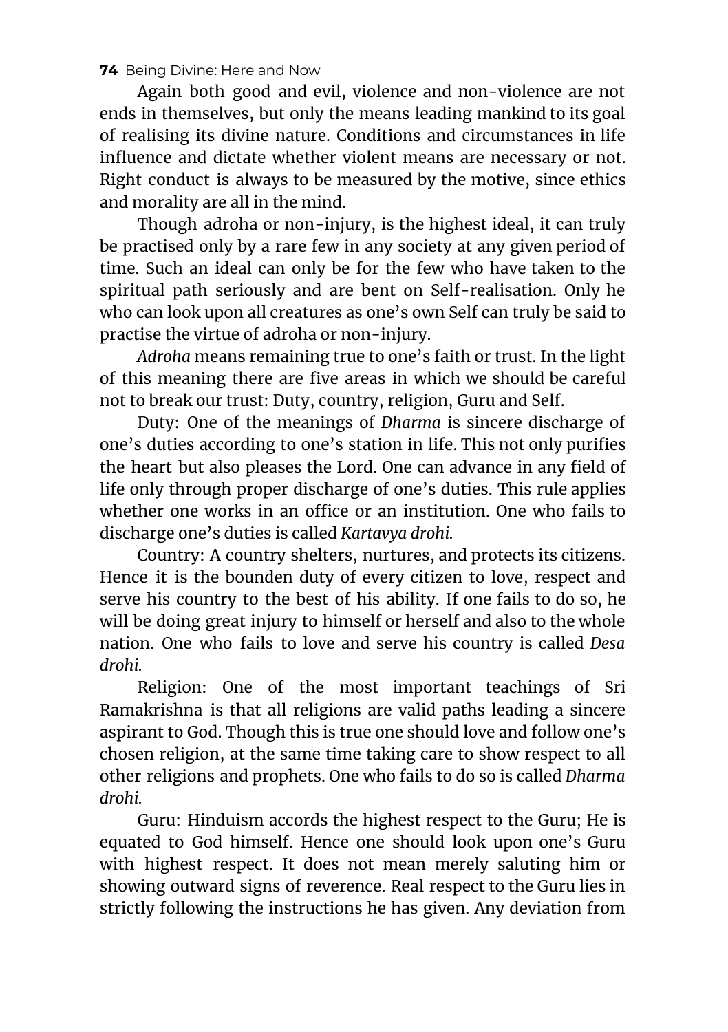Again both good and evil, violence and non-violence are not ends in themselves, but only the means leading mankind to its goal of realising its divine nature. Conditions and circumstances in life influence and dictate whether violent means are necessary or not. Right conduct is always to be measured by the motive, since ethics and morality are all in the mind.

Though adroha or non-injury, is the highest ideal, it can truly be practised only by a rare few in any society at any given period of time. Such an ideal can only be for the few who have taken to the spiritual path seriously and are bent on Self-realisation. Only he who can look upon all creatures as one's own Self can truly be said to practise the virtue of adroha or non-injury.

*Adroha* means remaining true to one's faith or trust. In the light of this meaning there are five areas in which we should be careful not to break our trust: Duty, country, religion, Guru and Self.

Duty: One of the meanings of *Dharma* is sincere discharge of one's duties according to one's station in life. This not only purifies the heart but also pleases the Lord. One can advance in any field of life only through proper discharge of one's duties. This rule applies whether one works in an office or an institution. One who fails to discharge one's duties is called *Kartavya drohi.*

Country: A country shelters, nurtures, and protects its citizens. Hence it is the bounden duty of every citizen to love, respect and serve his country to the best of his ability. If one fails to do so, he will be doing great injury to himself or herself and also to the whole nation. One who fails to love and serve his country is called *Desa drohi.*

Religion: One of the most important teachings of Sri Ramakrishna is that all religions are valid paths leading a sincere aspirant to God. Though this is true one should love and follow one's chosen religion, at the same time taking care to show respect to all other religions and prophets. One who fails to do so is called *Dharma drohi.*

Guru: Hinduism accords the highest respect to the Guru; He is equated to God himself. Hence one should look upon one's Guru with highest respect. It does not mean merely saluting him or showing outward signs of reverence. Real respect to the Guru lies in strictly following the instructions he has given. Any deviation from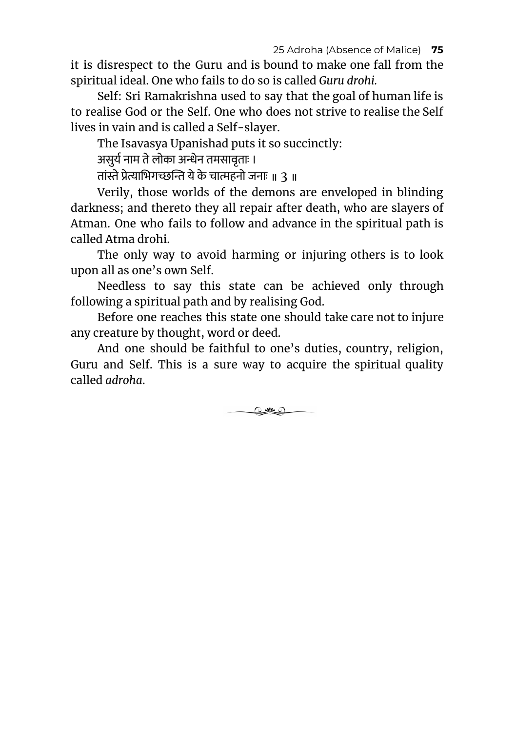it is disrespect to the Guru and is bound to make one fall from the spiritual ideal. One who fails to do so is called *Guru drohi.*

Self: Sri Ramakrishna used to say that the goal of human life is to realise God or the Self. One who does not strive to realise the Self lives in vain and is called a Self-slayer.

The Isavasya Upanishad puts it so succinctly:

असुर्य नाम ते लोका अन्धेन तमसावृताः ।
तांस्ते प्रेत्याभिगच्छन्ति ये के चात्महनो जनाः ॥ 3 ॥

Verily, those worlds of the demons are enveloped in blinding darkness; and thereto they all repair after death, who are slayers of Atman. One who fails to follow and advance in the spiritual path is called Atma drohi.

The only way to avoid harming or injuring others is to look upon all as one's own Self.

Needless to say this state can be achieved only through following a spiritual path and by realising God.

Before one reaches this state one should take care not to injure any creature by thought, word or deed.

And one should be faithful to one's duties, country, religion, Guru and Self. This is a sure way to acquire the spiritual quality called *adroha*.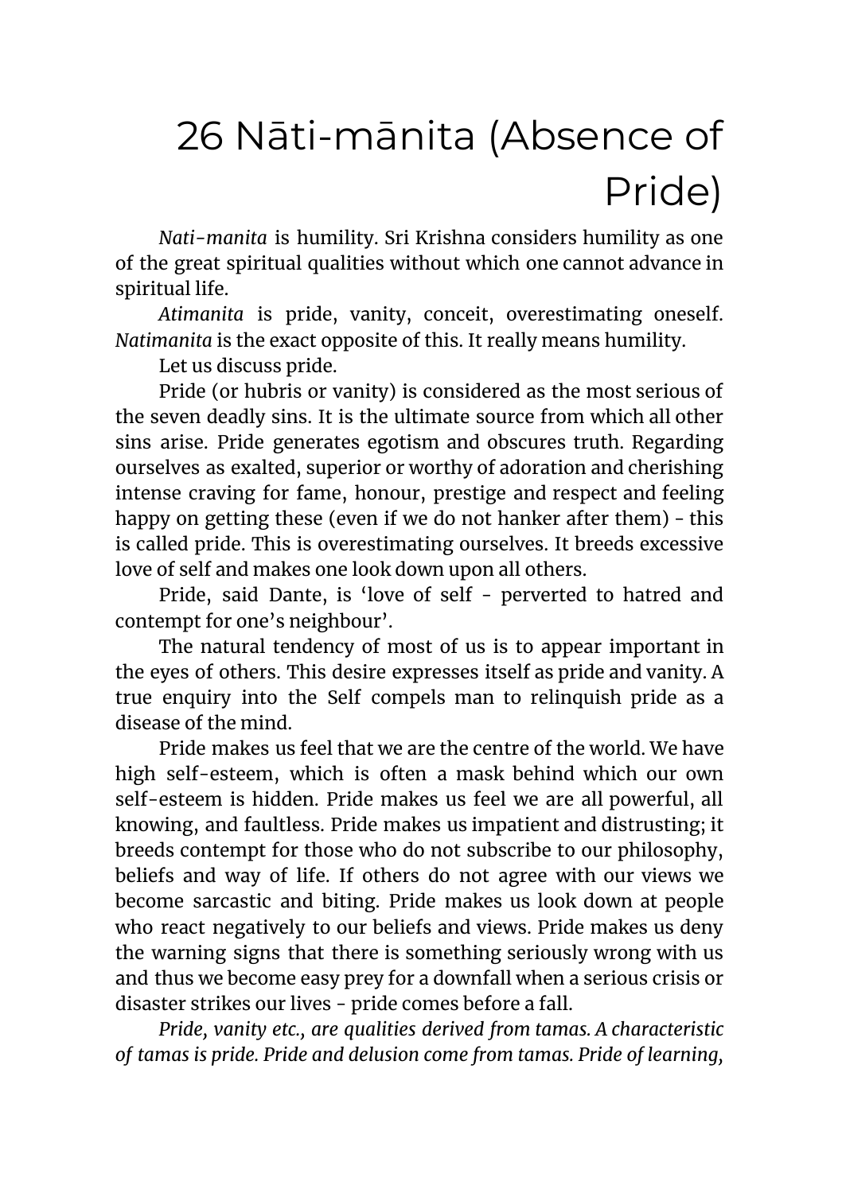# 26 Nāti-mānita (Absence of Pride)

*Nati-manita* is humility. Sri Krishna considers humility as one of the great spiritual qualities without which one cannot advance in spiritual life.

*Atimanita* is pride, vanity, conceit, overestimating oneself. *Natimanita* is the exact opposite of this. It really means humility.

Let us discuss pride.

Pride (or hubris or vanity) is considered as the most serious of the seven deadly sins. It is the ultimate source from which all other sins arise. Pride generates egotism and obscures truth. Regarding ourselves as exalted, superior or worthy of adoration and cherishing intense craving for fame, honour, prestige and respect and feeling happy on getting these (even if we do not hanker after them) - this is called pride. This is overestimating ourselves. It breeds excessive love of self and makes one look down upon all others.

Pride, said Dante, is 'love of self - perverted to hatred and contempt for one's neighbour'.

The natural tendency of most of us is to appear important in the eyes of others. This desire expresses itself as pride and vanity. A true enquiry into the Self compels man to relinquish pride as a disease of the mind.

Pride makes us feel that we are the centre of the world. We have high self-esteem, which is often a mask behind which our own self-esteem is hidden. Pride makes us feel we are all powerful, all knowing, and faultless. Pride makes us impatient and distrusting; it breeds contempt for those who do not subscribe to our philosophy, beliefs and way of life. If others do not agree with our views we become sarcastic and biting. Pride makes us look down at people who react negatively to our beliefs and views. Pride makes us deny the warning signs that there is something seriously wrong with us and thus we become easy prey for a downfall when a serious crisis or disaster strikes our lives - pride comes before a fall.

*Pride, vanity etc., are qualities derived from tamas. A characteristic of tamas is pride. Pride and delusion come from tamas. Pride of learning,*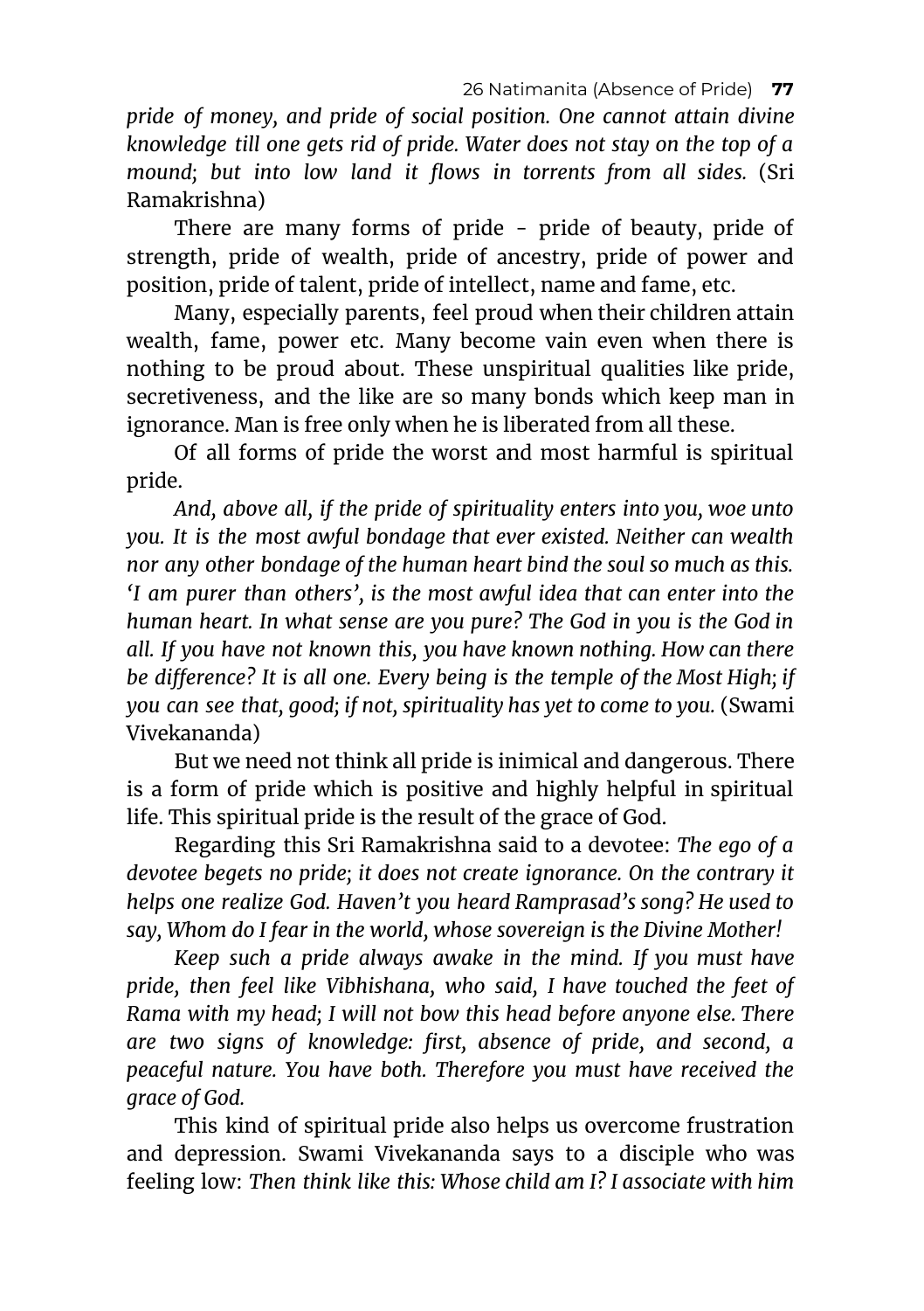*pride of money, and pride of social position. One cannot attain divine knowledge till one gets rid of pride. Water does not stay on the top of a mound; but into low land it flows in torrents from all sides.* (Sri Ramakrishna)

There are many forms of pride - pride of beauty, pride of strength, pride of wealth, pride of ancestry, pride of power and position, pride of talent, pride of intellect, name and fame, etc.

Many, especially parents, feel proud when their children attain wealth, fame, power etc. Many become vain even when there is nothing to be proud about. These unspiritual qualities like pride, secretiveness, and the like are so many bonds which keep man in ignorance. Man is free only when he is liberated from all these.

Of all forms of pride the worst and most harmful is spiritual pride.

*And, above all, if the pride of spirituality enters into you, woe unto you. It is the most awful bondage that ever existed. Neither can wealth nor any other bondage of the human heart bind the soul so much as this. 'I am purer than others', is the most awful idea that can enter into the human heart. In what sense are you pure? The God in you is the God in all. If you have not known this, you have known nothing. How can there be difference? It is all one. Every being is the temple of the Most High; if you can see that, good; if not, spirituality has yet to come to you.* (Swami Vivekananda)

But we need not think all pride is inimical and dangerous. There is a form of pride which is positive and highly helpful in spiritual life. This spiritual pride is the result of the grace of God.

Regarding this Sri Ramakrishna said to a devotee: *The ego of a devotee begets no pride; it does not create ignorance. On the contrary it helps one realize God. Haven't you heard Ramprasad's song? He used to say, Whom do I fear in the world, whose sovereign is the Divine Mother!*

*Keep such a pride always awake in the mind. If you must have pride, then feel like Vibhishana, who said, I have touched the feet of Rama with my head; I will not bow this head before anyone else. There are two signs of knowledge: first, absence of pride, and second, a peaceful nature. You have both. Therefore you must have received the grace of God.*

This kind of spiritual pride also helps us overcome frustration and depression. Swami Vivekananda says to a disciple who was feeling low: *Then think like this: Whose child am I? I associate with him*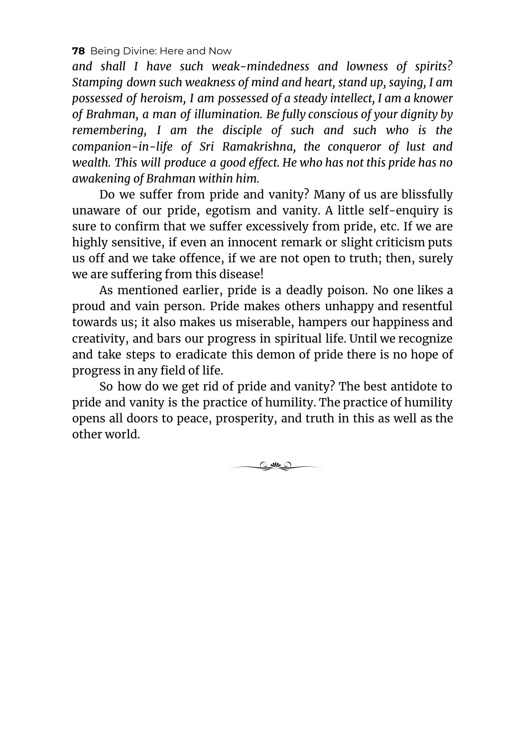*and shall I have such weak-mindedness and lowness of spirits? Stamping down such weakness of mind and heart, stand up, saying, I am possessed of heroism, I am possessed of a steady intellect, I am a knower of Brahman, a man of illumination. Be fully conscious of your dignity by remembering, I am the disciple of such and such who is the companion-in-life of Sri Ramakrishna, the conqueror of lust and wealth. This will produce a good effect. He who has not this pride has no awakening of Brahman within him.*

Do we suffer from pride and vanity? Many of us are blissfully unaware of our pride, egotism and vanity. A little self-enquiry is sure to confirm that we suffer excessively from pride, etc. If we are highly sensitive, if even an innocent remark or slight criticism puts us off and we take offence, if we are not open to truth; then, surely we are suffering from this disease!

As mentioned earlier, pride is a deadly poison. No one likes a proud and vain person. Pride makes others unhappy and resentful towards us; it also makes us miserable, hampers our happiness and creativity, and bars our progress in spiritual life. Until we recognize and take steps to eradicate this demon of pride there is no hope of progress in any field of life.

So how do we get rid of pride and vanity? The best antidote to pride and vanity is the practice of humility. The practice of humility opens all doors to peace, prosperity, and truth in this as well as the other world.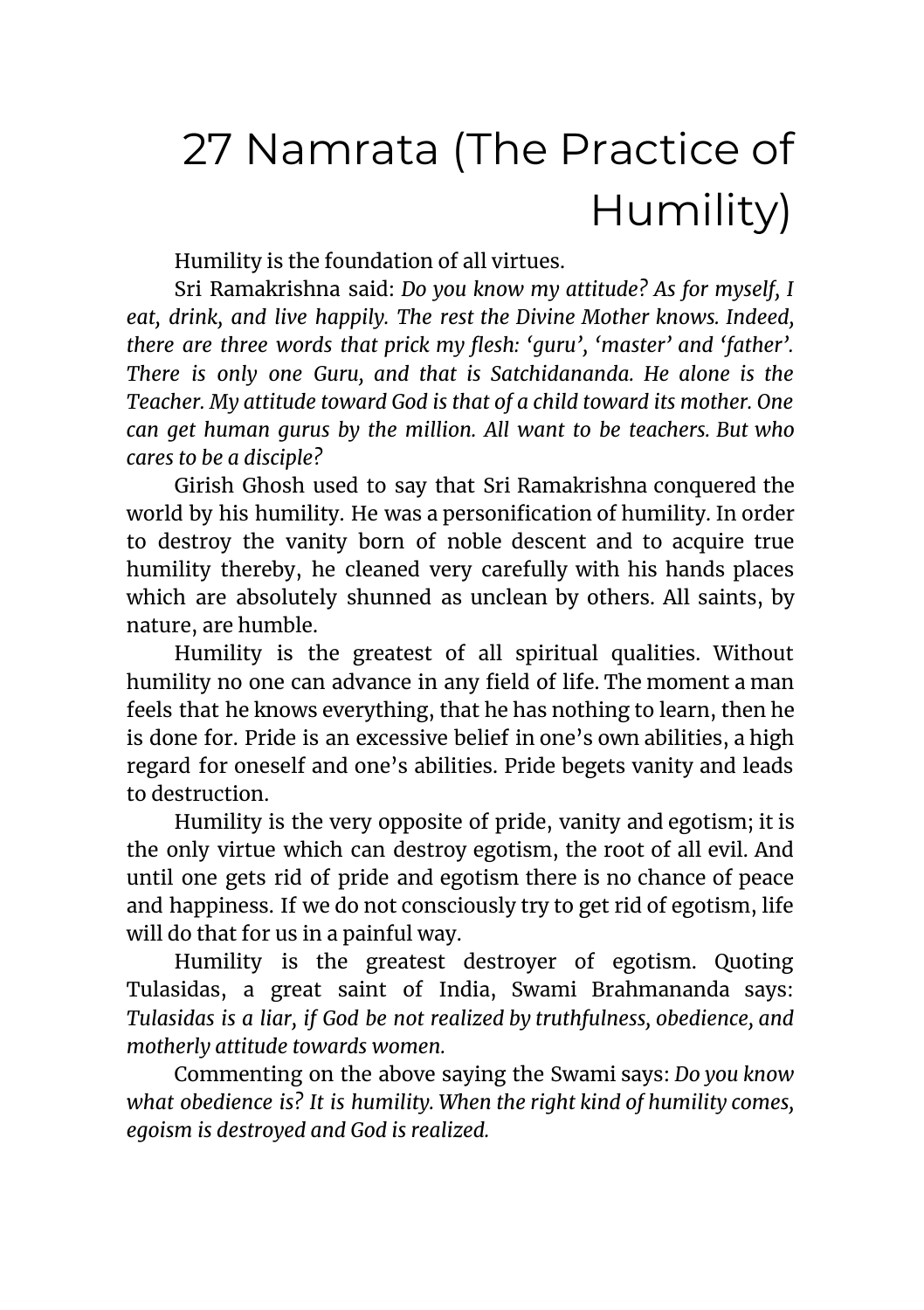# 27 Namrata (The Practice of Humility)

Humility is the foundation of all virtues.

Sri Ramakrishna said: *Do you know my attitude? As for myself, I eat, drink, and live happily. The rest the Divine Mother knows. Indeed, there are three words that prick my flesh: 'guru', 'master' and 'father'. There is only one Guru, and that is Satchidananda. He alone is the Teacher. My attitude toward God is that of a child toward its mother. One can get human gurus by the million. All want to be teachers. But who cares to be a disciple?*

Girish Ghosh used to say that Sri Ramakrishna conquered the world by his humility. He was a personification of humility. In order to destroy the vanity born of noble descent and to acquire true humility thereby, he cleaned very carefully with his hands places which are absolutely shunned as unclean by others. All saints, by nature, are humble.

Humility is the greatest of all spiritual qualities. Without humility no one can advance in any field of life. The moment a man feels that he knows everything, that he has nothing to learn, then he is done for. Pride is an excessive belief in one's own abilities, a high regard for oneself and one's abilities. Pride begets vanity and leads to destruction.

Humility is the very opposite of pride, vanity and egotism; it is the only virtue which can destroy egotism, the root of all evil. And until one gets rid of pride and egotism there is no chance of peace and happiness. If we do not consciously try to get rid of egotism, life will do that for us in a painful way.

Humility is the greatest destroyer of egotism. Quoting Tulasidas, a great saint of India, Swami Brahmananda says: *Tulasidas is a liar, if God be not realized by truthfulness, obedience, and motherly attitude towards women.*

Commenting on the above saying the Swami says: *Do you know what obedience is? It is humility. When the right kind of humility comes, egoism is destroyed and God is realized.*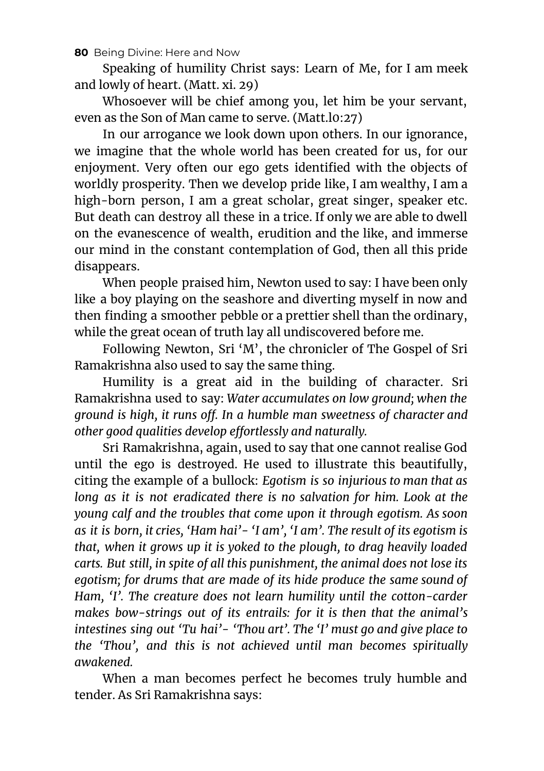Speaking of humility Christ says: Learn of Me, for I am meek and lowly of heart. (Matt. xi. 29)

Whosoever will be chief among you, let him be your servant, even as the Son of Man came to serve. (Matt.l0:27)

In our arrogance we look down upon others. In our ignorance, we imagine that the whole world has been created for us, for our enjoyment. Very often our ego gets identified with the objects of worldly prosperity. Then we develop pride like, I am wealthy, I am a high-born person, I am a great scholar, great singer, speaker etc. But death can destroy all these in a trice. If only we are able to dwell on the evanescence of wealth, erudition and the like, and immerse our mind in the constant contemplation of God, then all this pride disappears.

When people praised him, Newton used to say: I have been only like a boy playing on the seashore and diverting myself in now and then finding a smoother pebble or a prettier shell than the ordinary, while the great ocean of truth lay all undiscovered before me.

Following Newton, Sri 'M', the chronicler of The Gospel of Sri Ramakrishna also used to say the same thing.

Humility is a great aid in the building of character. Sri Ramakrishna used to say: *Water accumulates on low ground; when the ground is high, it runs off. In a humble man sweetness of character and other good qualities develop effortlessly and naturally.*

Sri Ramakrishna, again, used to say that one cannot realise God until the ego is destroyed. He used to illustrate this beautifully, citing the example of a bullock: *Egotism is so injurious to man that as long as it is not eradicated there is no salvation for him. Look at the young calf and the troubles that come upon it through egotism. As soon as it is born, it cries, 'Ham hai'- 'I am', 'I am'. The result of its egotism is that, when it grows up it is yoked to the plough, to drag heavily loaded carts. But still, in spite of all this punishment, the animal does not lose its egotism; for drums that are made of its hide produce the same sound of Ham, 'I'. The creature does not learn humility until the cotton-carder makes bow-strings out of its entrails: for it is then that the animal's intestines sing out 'Tu hai'- 'Thou art'. The 'I' must go and give place to the 'Thou', and this is not achieved until man becomes spiritually awakened.*

When a man becomes perfect he becomes truly humble and tender. As Sri Ramakrishna says: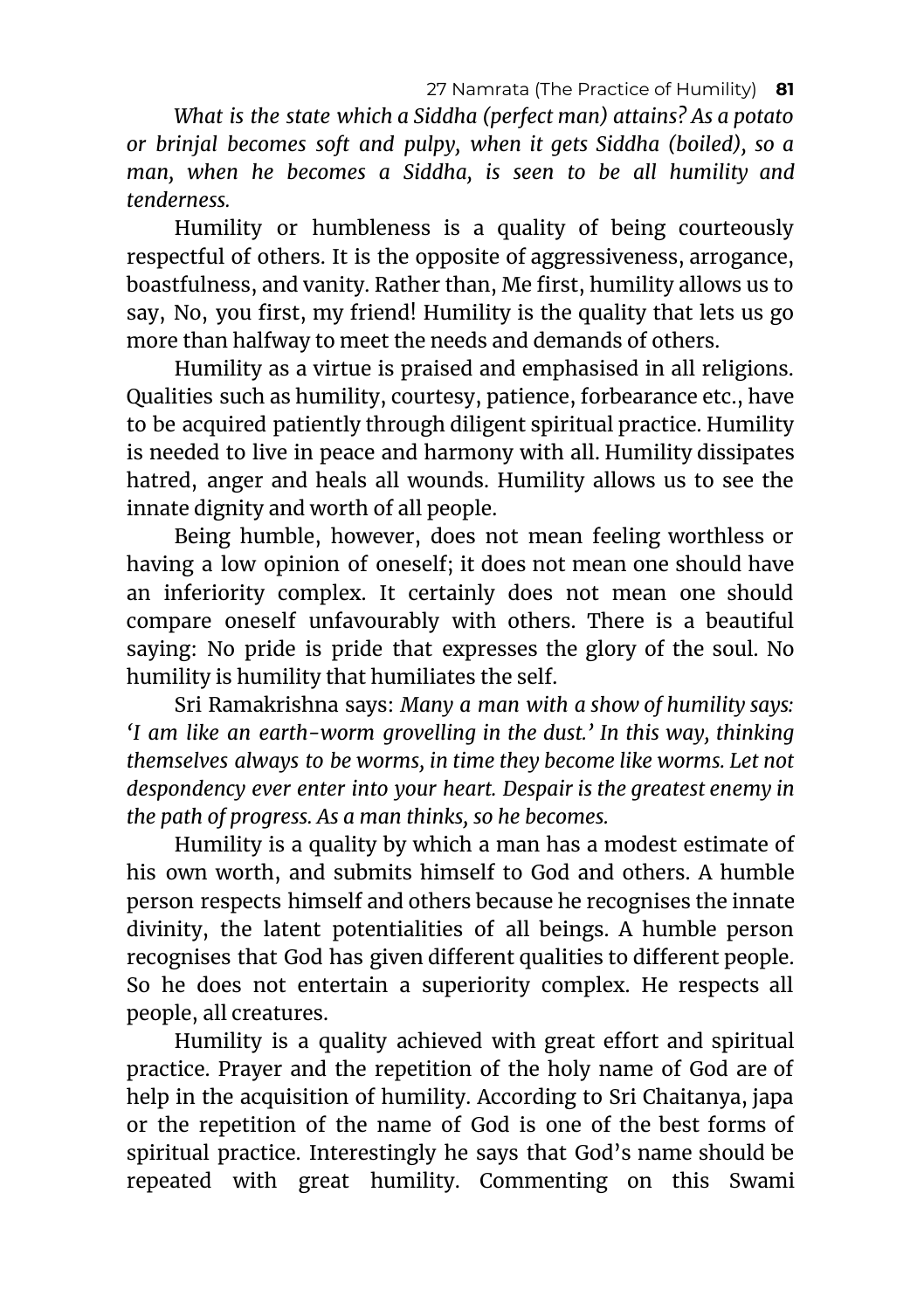*What is the state which a Siddha (perfect man) attains? As a potato or brinjal becomes soft and pulpy, when it gets Siddha (boiled), so a man, when he becomes a Siddha, is seen to be all humility and tenderness.*

Humility or humbleness is a quality of being courteously respectful of others. It is the opposite of aggressiveness, arrogance, boastfulness, and vanity. Rather than, Me first, humility allows us to say, No, you first, my friend! Humility is the quality that lets us go more than halfway to meet the needs and demands of others.

Humility as a virtue is praised and emphasised in all religions. Qualities such as humility, courtesy, patience, forbearance etc., have to be acquired patiently through diligent spiritual practice. Humility is needed to live in peace and harmony with all. Humility dissipates hatred, anger and heals all wounds. Humility allows us to see the innate dignity and worth of all people.

Being humble, however, does not mean feeling worthless or having a low opinion of oneself; it does not mean one should have an inferiority complex. It certainly does not mean one should compare oneself unfavourably with others. There is a beautiful saying: No pride is pride that expresses the glory of the soul. No humility is humility that humiliates the self.

Sri Ramakrishna says: *Many a man with a show of humility says: 'I am like an earth-worm grovelling in the dust.' In this way, thinking themselves always to be worms, in time they become like worms. Let not despondency ever enter into your heart. Despair is the greatest enemy in the path of progress. As a man thinks, so he becomes.*

Humility is a quality by which a man has a modest estimate of his own worth, and submits himself to God and others. A humble person respects himself and others because he recognises the innate divinity, the latent potentialities of all beings. A humble person recognises that God has given different qualities to different people. So he does not entertain a superiority complex. He respects all people, all creatures.

Humility is a quality achieved with great effort and spiritual practice. Prayer and the repetition of the holy name of God are of help in the acquisition of humility. According to Sri Chaitanya, japa or the repetition of the name of God is one of the best forms of spiritual practice. Interestingly he says that God's name should be repeated with great humility. Commenting on this Swami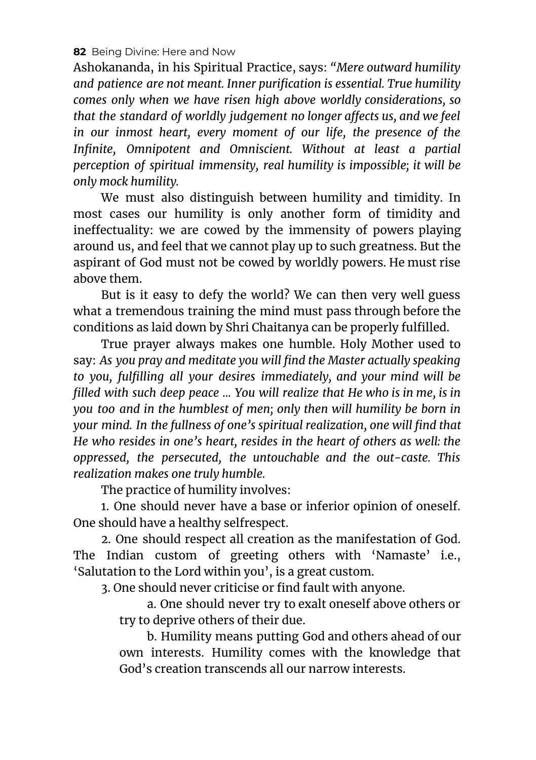Ashokananda, in his Spiritual Practice, says: *"Mere outward humility and patience are not meant. Inner purification is essential. True humility comes only when we have risen high above worldly considerations, so that the standard of worldly judgement no longer affects us, and we feel in our inmost heart, every moment of our life, the presence of the Infinite, Omnipotent and Omniscient. Without at least a partial perception of spiritual immensity, real humility is impossible; it will be only mock humility.*

We must also distinguish between humility and timidity. In most cases our humility is only another form of timidity and ineffectuality: we are cowed by the immensity of powers playing around us, and feel that we cannot play up to such greatness. But the aspirant of God must not be cowed by worldly powers. He must rise above them.

But is it easy to defy the world? We can then very well guess what a tremendous training the mind must pass through before the conditions as laid down by Shri Chaitanya can be properly fulfilled.

True prayer always makes one humble. Holy Mother used to say: *As you pray and meditate you will find the Master actually speaking to you, fulfilling all your desires immediately, and your mind will be filled with such deep peace ... You will realize that He who is in me, is in you too and in the humblest of men; only then will humility be born in your mind. In the fullness of one's spiritual realization, one will find that He who resides in one's heart, resides in the heart of others as well: the oppressed, the persecuted, the untouchable and the out-caste. This realization makes one truly humble.*

The practice of humility involves:

1. One should never have a base or inferior opinion of oneself. One should have a healthy selfrespect.

2. One should respect all creation as the manifestation of God. The Indian custom of greeting others with 'Namaste' i.e., 'Salutation to the Lord within you', is a great custom.

3. One should never criticise or find fault with anyone.

    a. One should never try to exalt oneself above others or try to deprive others of their due.

    b. Humility means putting God and others ahead of our own interests. Humility comes with the knowledge that God's creation transcends all our narrow interests.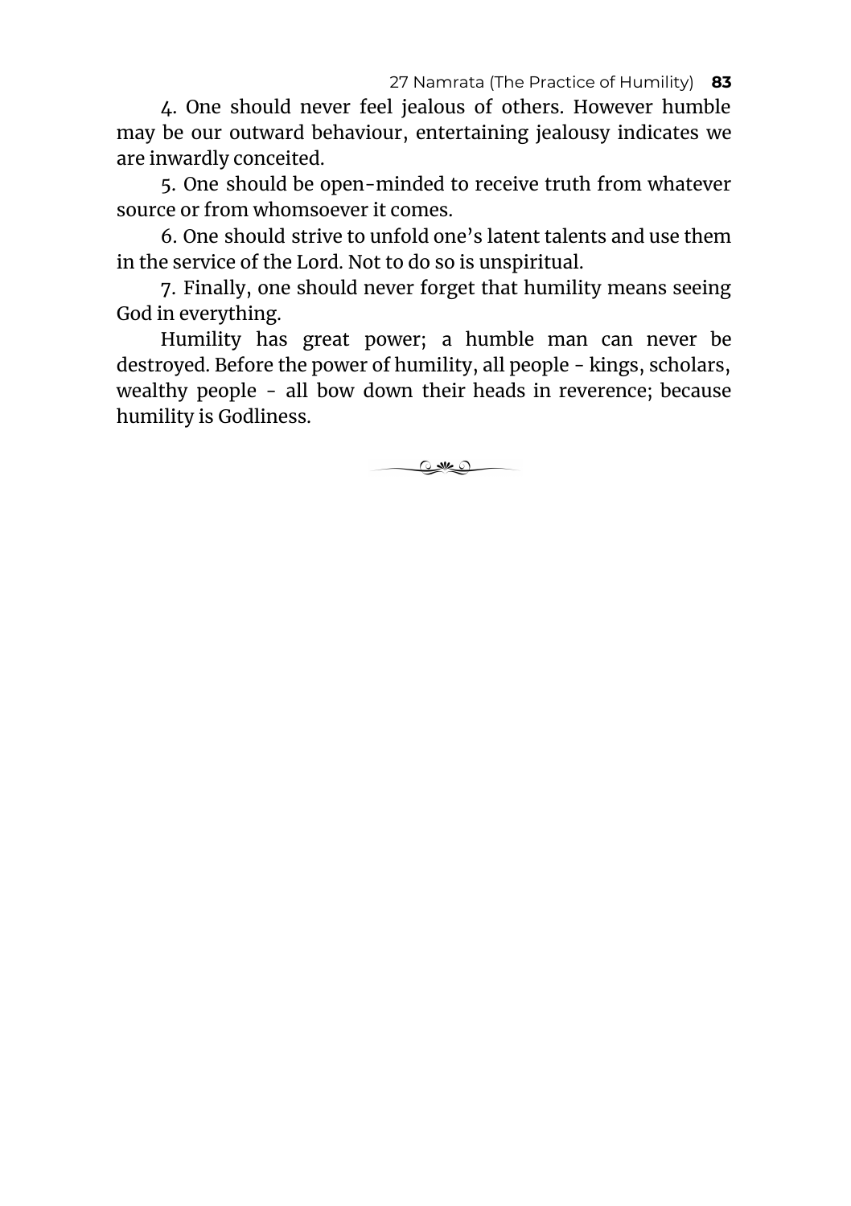4. One should never feel jealous of others. However humble may be our outward behaviour, entertaining jealousy indicates we are inwardly conceited.

5. One should be open-minded to receive truth from whatever source or from whomsoever it comes.

6. One should strive to unfold one's latent talents and use them in the service of the Lord. Not to do so is unspiritual.

7. Finally, one should never forget that humility means seeing God in everything.

Humility has great power; a humble man can never be destroyed. Before the power of humility, all people - kings, scholars, wealthy people - all bow down their heads in reverence; because humility is Godliness.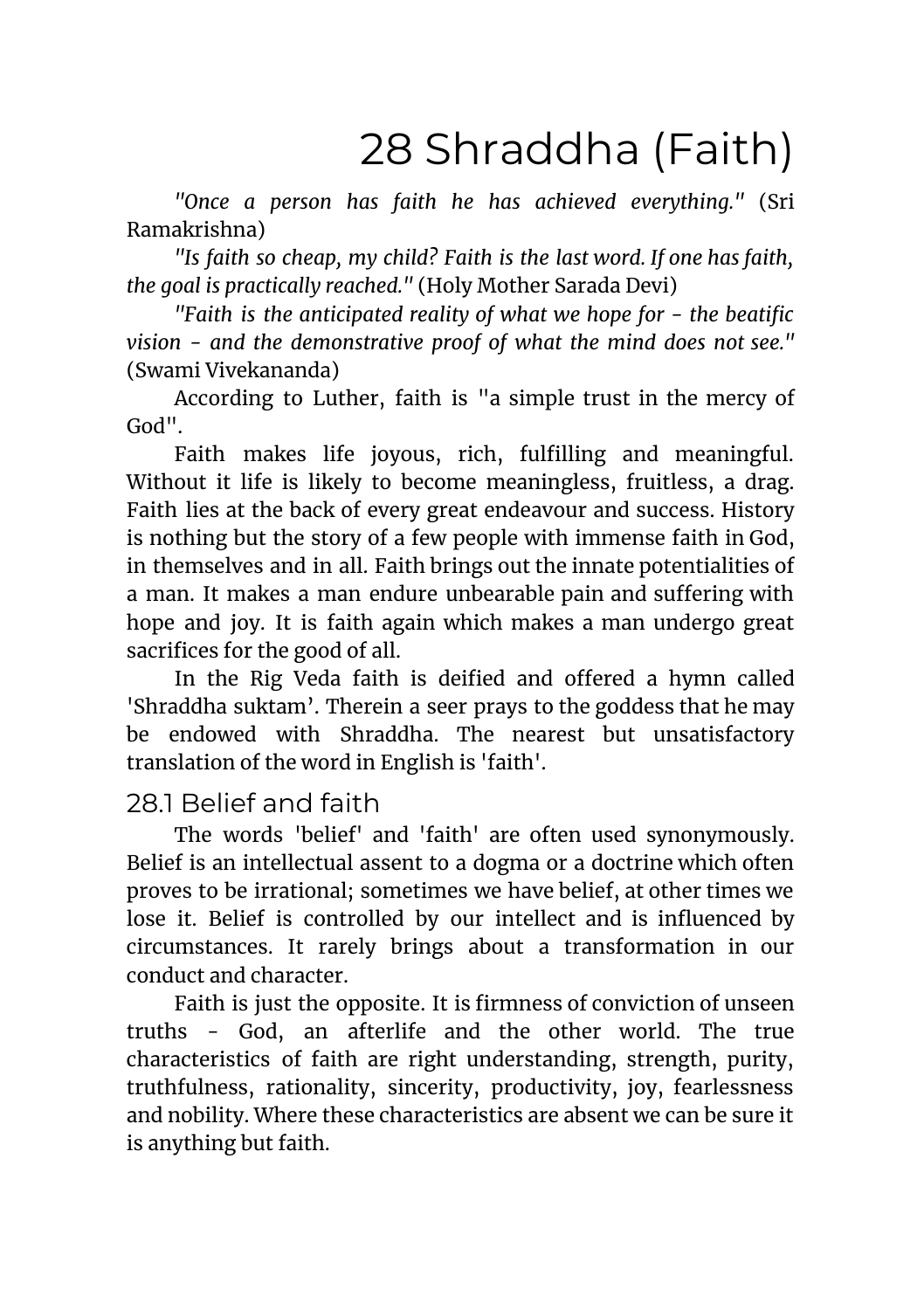# 28 Shraddha (Faith)

*"Once a person has faith he has achieved everything."* (Sri Ramakrishna)

*"Is faith so cheap, my child? Faith is the last word. If one has faith, the goal is practically reached."* (Holy Mother Sarada Devi)

*"Faith is the anticipated reality of what we hope for - the beatific vision - and the demonstrative proof of what the mind does not see."* (Swami Vivekananda)

According to Luther, faith is "a simple trust in the mercy of God".

Faith makes life joyous, rich, fulfilling and meaningful. Without it life is likely to become meaningless, fruitless, a drag. Faith lies at the back of every great endeavour and success. History is nothing but the story of a few people with immense faith in God, in themselves and in all. Faith brings out the innate potentialities of a man. It makes a man endure unbearable pain and suffering with hope and joy. It is faith again which makes a man undergo great sacrifices for the good of all.

In the Rig Veda faith is deified and offered a hymn called 'Shraddha suktam'. Therein a seer prays to the goddess that he may be endowed with Shraddha. The nearest but unsatisfactory translation of the word in English is 'faith'.

## 28.1 Belief and faith

The words 'belief' and 'faith' are often used synonymously. Belief is an intellectual assent to a dogma or a doctrine which often proves to be irrational; sometimes we have belief, at other times we lose it. Belief is controlled by our intellect and is influenced by circumstances. It rarely brings about a transformation in our conduct and character.

Faith is just the opposite. It is firmness of conviction of unseen truths - God, an afterlife and the other world. The true characteristics of faith are right understanding, strength, purity, truthfulness, rationality, sincerity, productivity, joy, fearlessness and nobility. Where these characteristics are absent we can be sure it is anything but faith.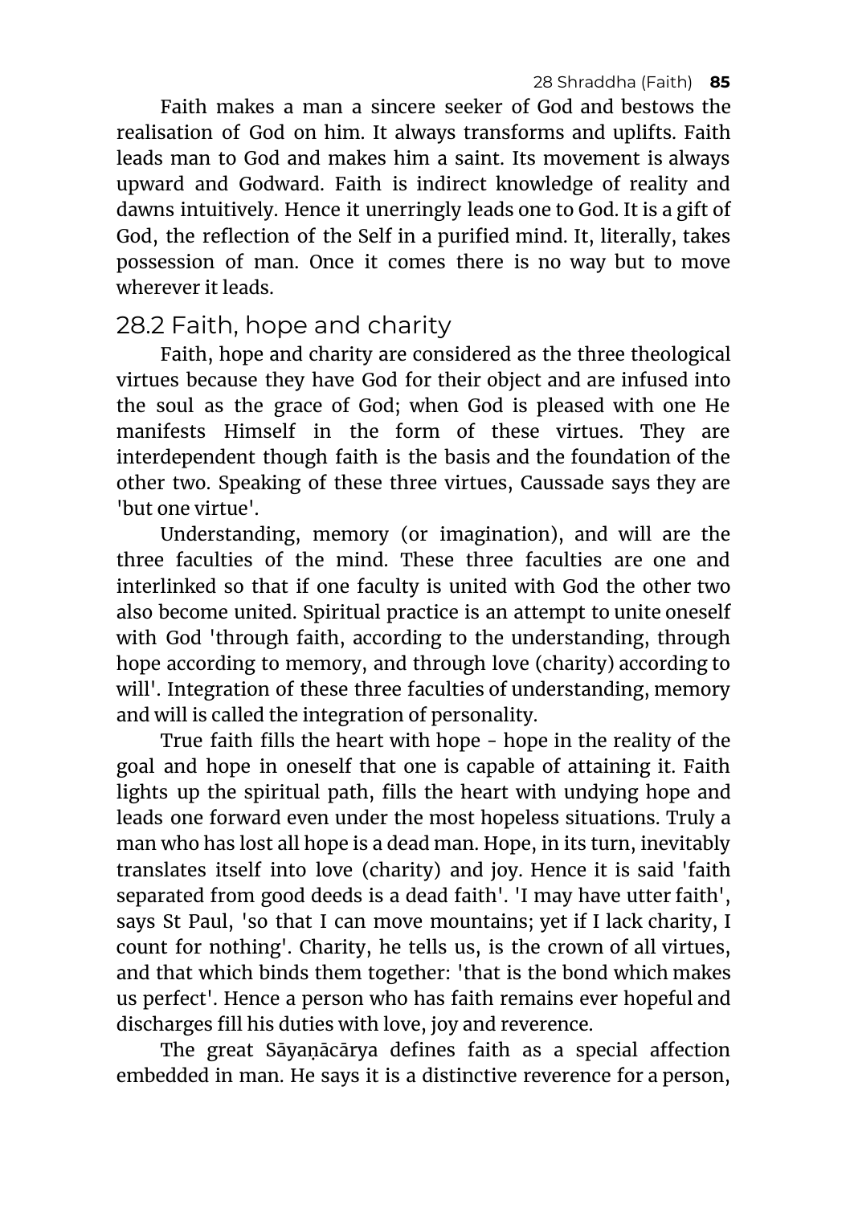Faith makes a man a sincere seeker of God and bestows the realisation of God on him. It always transforms and uplifts. Faith leads man to God and makes him a saint. Its movement is always upward and Godward. Faith is indirect knowledge of reality and dawns intuitively. Hence it unerringly leads one to God. It is a gift of God, the reflection of the Self in a purified mind. It, literally, takes possession of man. Once it comes there is no way but to move wherever it leads.

## 28.2 Faith, hope and charity

Faith, hope and charity are considered as the three theological virtues because they have God for their object and are infused into the soul as the grace of God; when God is pleased with one He manifests Himself in the form of these virtues. They are interdependent though faith is the basis and the foundation of the other two. Speaking of these three virtues, Caussade says they are 'but one virtue'.

Understanding, memory (or imagination), and will are the three faculties of the mind. These three faculties are one and interlinked so that if one faculty is united with God the other two also become united. Spiritual practice is an attempt to unite oneself with God 'through faith, according to the understanding, through hope according to memory, and through love (charity) according to will'. Integration of these three faculties of understanding, memory and will is called the integration of personality.

True faith fills the heart with hope - hope in the reality of the goal and hope in oneself that one is capable of attaining it. Faith lights up the spiritual path, fills the heart with undying hope and leads one forward even under the most hopeless situations. Truly a man who has lost all hope is a dead man. Hope, in its turn, inevitably translates itself into love (charity) and joy. Hence it is said 'faith separated from good deeds is a dead faith'. 'I may have utter faith', says St Paul, 'so that I can move mountains; yet if I lack charity, I count for nothing'. Charity, he tells us, is the crown of all virtues, and that which binds them together: 'that is the bond which makes us perfect'. Hence a person who has faith remains ever hopeful and discharges fill his duties with love, joy and reverence.

The great Sāyaṇācārya defines faith as a special affection embedded in man. He says it is a distinctive reverence for a person,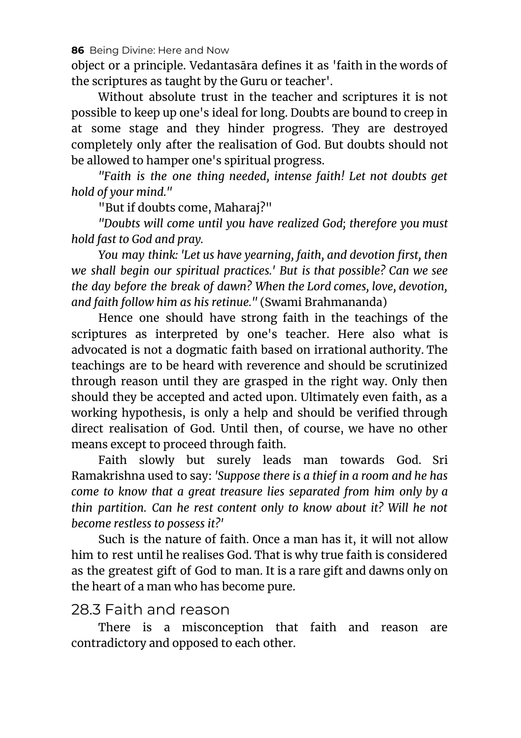object or a principle. Vedantasāra defines it as 'faith in the words of the scriptures as taught by the Guru or teacher'.

Without absolute trust in the teacher and scriptures it is not possible to keep up one's ideal for long. Doubts are bound to creep in at some stage and they hinder progress. They are destroyed completely only after the realisation of God. But doubts should not be allowed to hamper one's spiritual progress.

*"Faith is the one thing needed, intense faith! Let not doubts get hold of your mind."*

"But if doubts come, Maharaj?"

*"Doubts will come until you have realized God; therefore you must hold fast to God and pray.*

*You may think: 'Let us have yearning, faith, and devotion first, then we shall begin our spiritual practices.' But is that possible? Can we see the day before the break of dawn? When the Lord comes, love, devotion, and faith follow him as his retinue."* (Swami Brahmananda)

Hence one should have strong faith in the teachings of the scriptures as interpreted by one's teacher. Here also what is advocated is not a dogmatic faith based on irrational authority. The teachings are to be heard with reverence and should be scrutinized through reason until they are grasped in the right way. Only then should they be accepted and acted upon. Ultimately even faith, as a working hypothesis, is only a help and should be verified through direct realisation of God. Until then, of course, we have no other means except to proceed through faith.

Faith slowly but surely leads man towards God. Sri Ramakrishna used to say: *'Suppose there is a thief in a room and he has come to know that a great treasure lies separated from him only by a thin partition. Can he rest content only to know about it? Will he not become restless to possess it?'*

Such is the nature of faith. Once a man has it, it will not allow him to rest until he realises God. That is why true faith is considered as the greatest gift of God to man. It is a rare gift and dawns only on the heart of a man who has become pure.

## 28.3 Faith and reason

There is a misconception that faith and reason are contradictory and opposed to each other.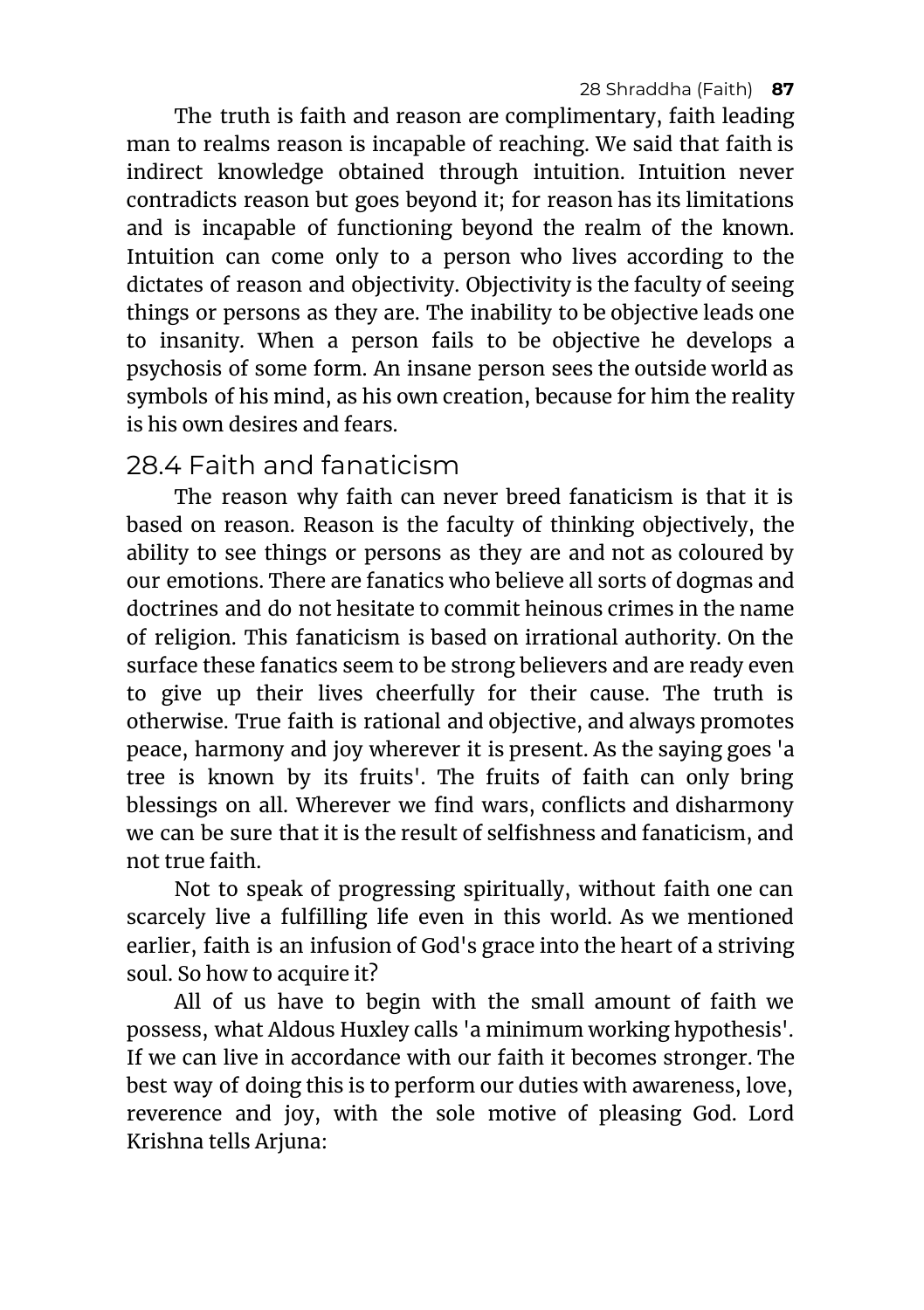The truth is faith and reason are complimentary, faith leading man to realms reason is incapable of reaching. We said that faith is indirect knowledge obtained through intuition. Intuition never contradicts reason but goes beyond it; for reason has its limitations and is incapable of functioning beyond the realm of the known. Intuition can come only to a person who lives according to the dictates of reason and objectivity. Objectivity is the faculty of seeing things or persons as they are. The inability to be objective leads one to insanity. When a person fails to be objective he develops a psychosis of some form. An insane person sees the outside world as symbols of his mind, as his own creation, because for him the reality is his own desires and fears.

## 28.4 Faith and fanaticism

The reason why faith can never breed fanaticism is that it is based on reason. Reason is the faculty of thinking objectively, the ability to see things or persons as they are and not as coloured by our emotions. There are fanatics who believe all sorts of dogmas and doctrines and do not hesitate to commit heinous crimes in the name of religion. This fanaticism is based on irrational authority. On the surface these fanatics seem to be strong believers and are ready even to give up their lives cheerfully for their cause. The truth is otherwise. True faith is rational and objective, and always promotes peace, harmony and joy wherever it is present. As the saying goes 'a tree is known by its fruits'. The fruits of faith can only bring blessings on all. Wherever we find wars, conflicts and disharmony we can be sure that it is the result of selfishness and fanaticism, and not true faith.

Not to speak of progressing spiritually, without faith one can scarcely live a fulfilling life even in this world. As we mentioned earlier, faith is an infusion of God's grace into the heart of a striving soul. So how to acquire it?

All of us have to begin with the small amount of faith we possess, what Aldous Huxley calls 'a minimum working hypothesis'. If we can live in accordance with our faith it becomes stronger. The best way of doing this is to perform our duties with awareness, love, reverence and joy, with the sole motive of pleasing God. Lord Krishna tells Arjuna: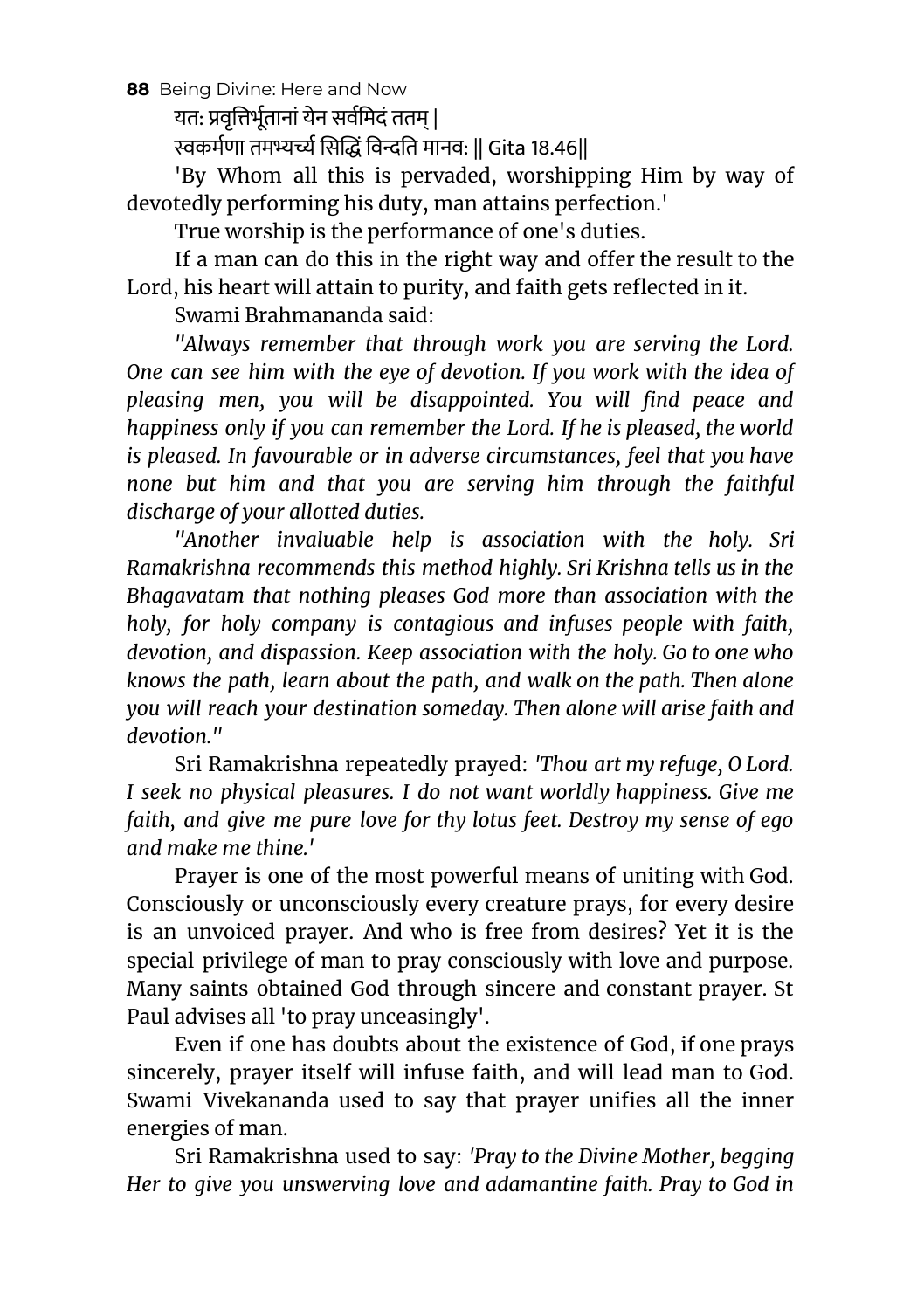यतः प्रवृत्तिर्भूतानां येन सर्वमिदं ततम् ।
स्वकर्मणा तमभ्यर्च्य सिद्धिं विन्दति मानवः ॥ Gita 18.46॥

'By Whom all this is pervaded, worshipping Him by way of devotedly performing his duty, man attains perfection.'

True worship is the performance of one's duties.

If a man can do this in the right way and offer the result to the Lord, his heart will attain to purity, and faith gets reflected in it.

Swami Brahmananda said:

*"Always remember that through work you are serving the Lord. One can see him with the eye of devotion. If you work with the idea of pleasing men, you will be disappointed. You will find peace and happiness only if you can remember the Lord. If he is pleased, the world is pleased. In favourable or in adverse circumstances, feel that you have none but him and that you are serving him through the faithful discharge of your allotted duties.*

*"Another invaluable help is association with the holy. Sri Ramakrishna recommends this method highly. Sri Krishna tells us in the Bhagavatam that nothing pleases God more than association with the holy, for holy company is contagious and infuses people with faith, devotion, and dispassion. Keep association with the holy. Go to one who knows the path, learn about the path, and walk on the path. Then alone you will reach your destination someday. Then alone will arise faith and devotion."*

Sri Ramakrishna repeatedly prayed: *'Thou art my refuge, O Lord. I seek no physical pleasures. I do not want worldly happiness. Give me faith, and give me pure love for thy lotus feet. Destroy my sense of ego and make me thine.'*

Prayer is one of the most powerful means of uniting with God. Consciously or unconsciously every creature prays, for every desire is an unvoiced prayer. And who is free from desires? Yet it is the special privilege of man to pray consciously with love and purpose. Many saints obtained God through sincere and constant prayer. St Paul advises all 'to pray unceasingly'.

Even if one has doubts about the existence of God, if one prays sincerely, prayer itself will infuse faith, and will lead man to God. Swami Vivekananda used to say that prayer unifies all the inner energies of man.

Sri Ramakrishna used to say: *'Pray to the Divine Mother, begging Her to give you unswerving love and adamantine faith. Pray to God in*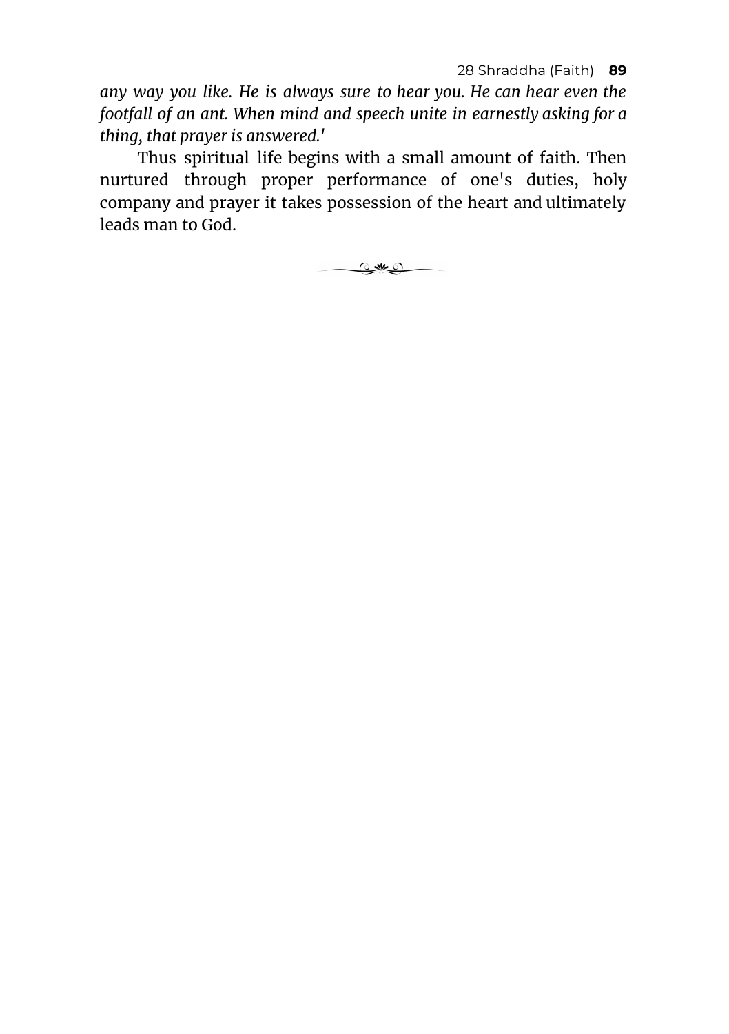*any way you like. He is always sure to hear you. He can hear even the footfall of an ant. When mind and speech unite in earnestly asking for a thing, that prayer is answered.'*

Thus spiritual life begins with a small amount of faith. Then nurtured through proper performance of one's duties, holy company and prayer it takes possession of the heart and ultimately leads man to God.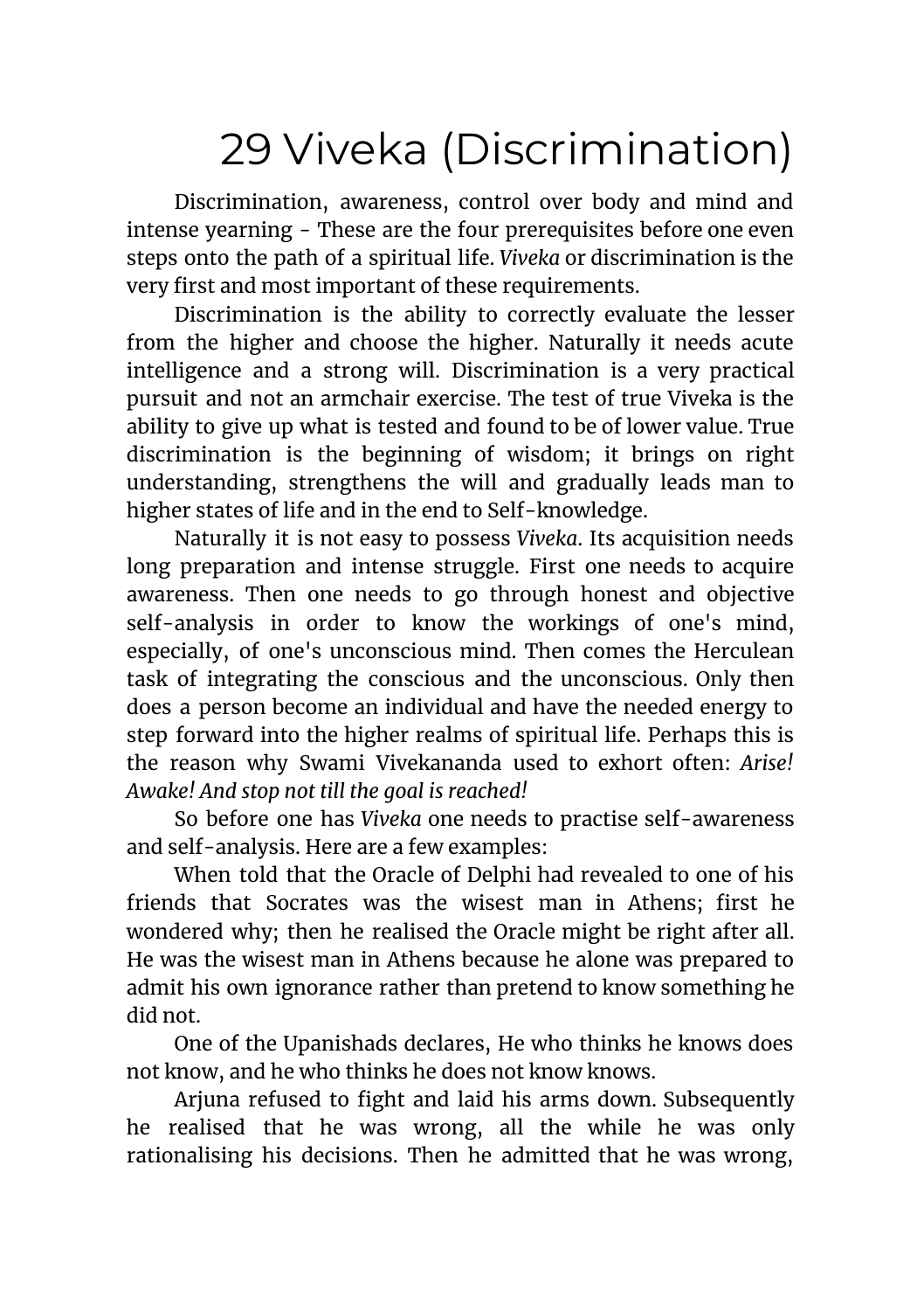# 29 Viveka (Discrimination)

Discrimination, awareness, control over body and mind and intense yearning - These are the four prerequisites before one even steps onto the path of a spiritual life. *Viveka* or discrimination is the very first and most important of these requirements.

Discrimination is the ability to correctly evaluate the lesser from the higher and choose the higher. Naturally it needs acute intelligence and a strong will. Discrimination is a very practical pursuit and not an armchair exercise. The test of true Viveka is the ability to give up what is tested and found to be of lower value. True discrimination is the beginning of wisdom; it brings on right understanding, strengthens the will and gradually leads man to higher states of life and in the end to Self-knowledge.

Naturally it is not easy to possess *Viveka*. Its acquisition needs long preparation and intense struggle. First one needs to acquire awareness. Then one needs to go through honest and objective self-analysis in order to know the workings of one's mind, especially, of one's unconscious mind. Then comes the Herculean task of integrating the conscious and the unconscious. Only then does a person become an individual and have the needed energy to step forward into the higher realms of spiritual life. Perhaps this is the reason why Swami Vivekananda used to exhort often: *Arise! Awake! And stop not till the goal is reached!*

So before one has *Viveka* one needs to practise self-awareness and self-analysis. Here are a few examples:

When told that the Oracle of Delphi had revealed to one of his friends that Socrates was the wisest man in Athens; first he wondered why; then he realised the Oracle might be right after all. He was the wisest man in Athens because he alone was prepared to admit his own ignorance rather than pretend to know something he did not.

One of the Upanishads declares, He who thinks he knows does not know, and he who thinks he does not know knows.

Arjuna refused to fight and laid his arms down. Subsequently he realised that he was wrong, all the while he was only rationalising his decisions. Then he admitted that he was wrong,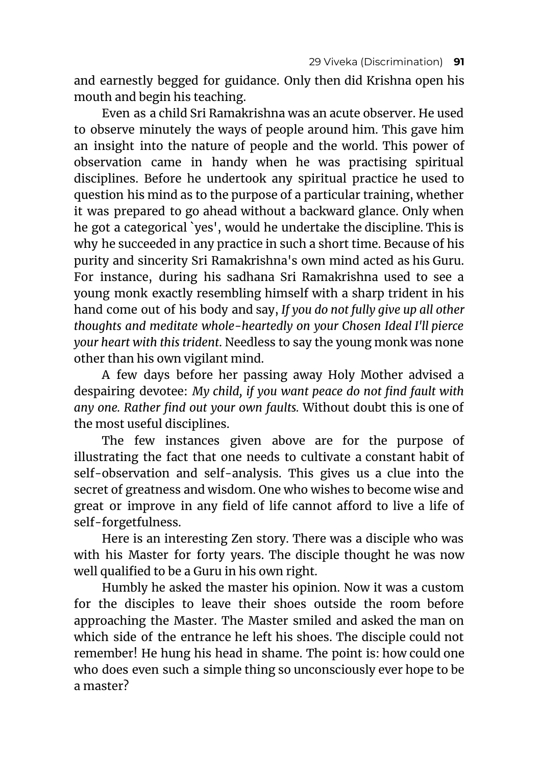and earnestly begged for guidance. Only then did Krishna open his mouth and begin his teaching.

Even as a child Sri Ramakrishna was an acute observer. He used to observe minutely the ways of people around him. This gave him an insight into the nature of people and the world. This power of observation came in handy when he was practising spiritual disciplines. Before he undertook any spiritual practice he used to question his mind as to the purpose of a particular training, whether it was prepared to go ahead without a backward glance. Only when he got a categorical `yes', would he undertake the discipline. This is why he succeeded in any practice in such a short time. Because of his purity and sincerity Sri Ramakrishna's own mind acted as his Guru. For instance, during his sadhana Sri Ramakrishna used to see a young monk exactly resembling himself with a sharp trident in his hand come out of his body and say, *If you do not fully give up all other thoughts and meditate whole-heartedly on your Chosen Ideal I'll pierce your heart with this trident.* Needless to say the young monk was none other than his own vigilant mind.

A few days before her passing away Holy Mother advised a despairing devotee: *My child, if you want peace do not find fault with any one. Rather find out your own faults.* Without doubt this is one of the most useful disciplines.

The few instances given above are for the purpose of illustrating the fact that one needs to cultivate a constant habit of self-observation and self-analysis. This gives us a clue into the secret of greatness and wisdom. One who wishes to become wise and great or improve in any field of life cannot afford to live a life of self-forgetfulness.

Here is an interesting Zen story. There was a disciple who was with his Master for forty years. The disciple thought he was now well qualified to be a Guru in his own right.

Humbly he asked the master his opinion. Now it was a custom for the disciples to leave their shoes outside the room before approaching the Master. The Master smiled and asked the man on which side of the entrance he left his shoes. The disciple could not remember! He hung his head in shame. The point is: how could one who does even such a simple thing so unconsciously ever hope to be a master?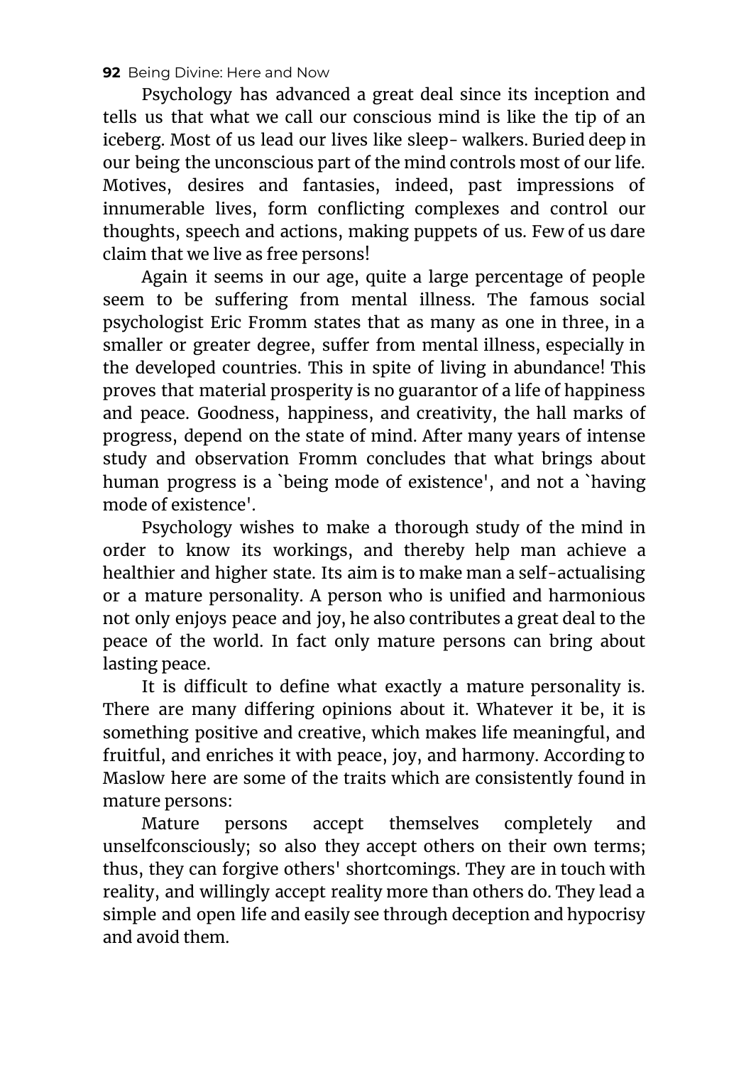Psychology has advanced a great deal since its inception and tells us that what we call our conscious mind is like the tip of an iceberg. Most of us lead our lives like sleep- walkers. Buried deep in our being the unconscious part of the mind controls most of our life. Motives, desires and fantasies, indeed, past impressions of innumerable lives, form conflicting complexes and control our thoughts, speech and actions, making puppets of us. Few of us dare claim that we live as free persons!

Again it seems in our age, quite a large percentage of people seem to be suffering from mental illness. The famous social psychologist Eric Fromm states that as many as one in three, in a smaller or greater degree, suffer from mental illness, especially in the developed countries. This in spite of living in abundance! This proves that material prosperity is no guarantor of a life of happiness and peace. Goodness, happiness, and creativity, the hall marks of progress, depend on the state of mind. After many years of intense study and observation Fromm concludes that what brings about human progress is a `being mode of existence', and not a `having mode of existence'.

Psychology wishes to make a thorough study of the mind in order to know its workings, and thereby help man achieve a healthier and higher state. Its aim is to make man a self-actualising or a mature personality. A person who is unified and harmonious not only enjoys peace and joy, he also contributes a great deal to the peace of the world. In fact only mature persons can bring about lasting peace.

It is difficult to define what exactly a mature personality is. There are many differing opinions about it. Whatever it be, it is something positive and creative, which makes life meaningful, and fruitful, and enriches it with peace, joy, and harmony. According to Maslow here are some of the traits which are consistently found in mature persons:

Mature persons accept themselves completely and unselfconsciously; so also they accept others on their own terms; thus, they can forgive others' shortcomings. They are in touch with reality, and willingly accept reality more than others do. They lead a simple and open life and easily see through deception and hypocrisy and avoid them.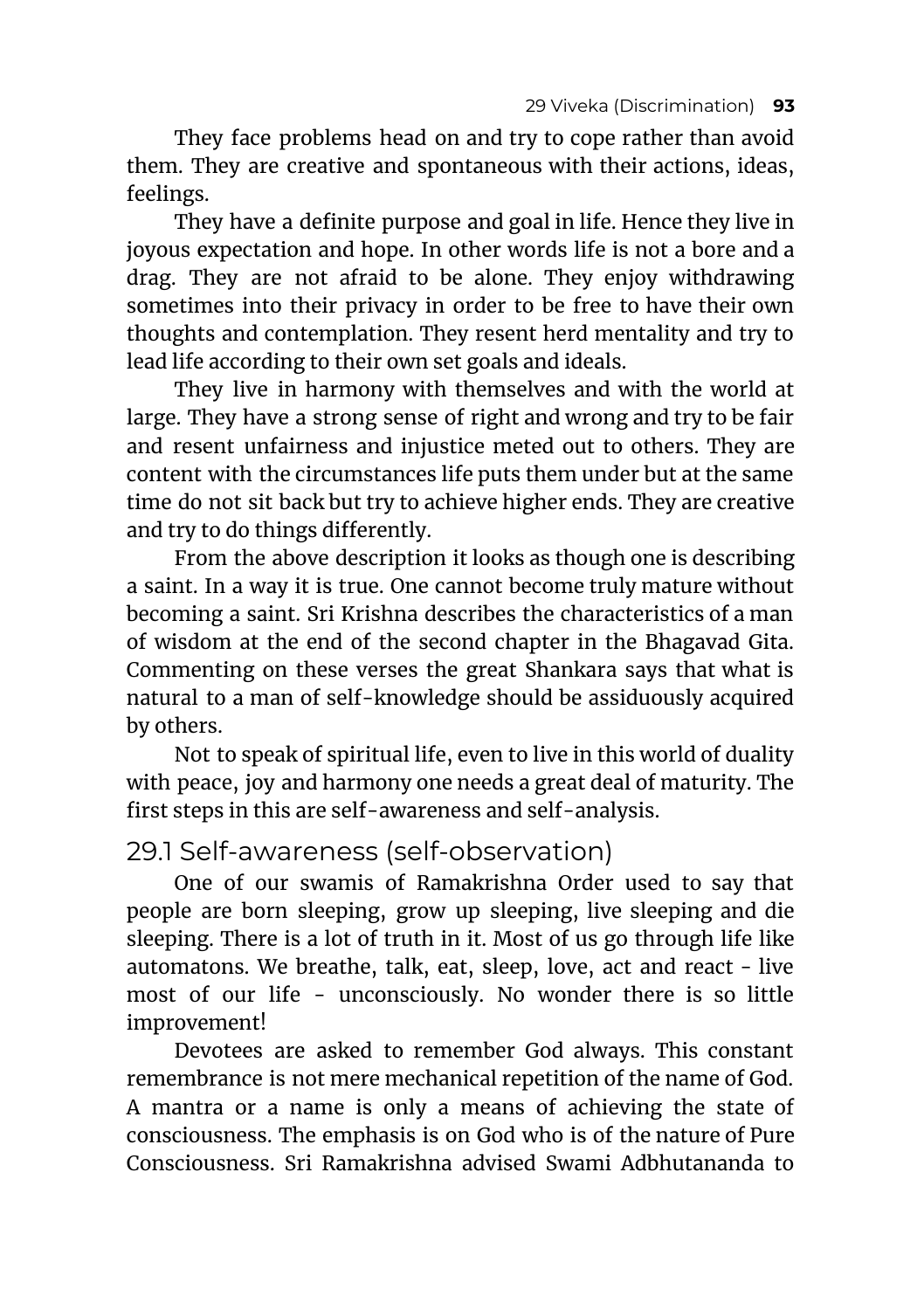They face problems head on and try to cope rather than avoid them. They are creative and spontaneous with their actions, ideas, feelings.

They have a definite purpose and goal in life. Hence they live in joyous expectation and hope. In other words life is not a bore and a drag. They are not afraid to be alone. They enjoy withdrawing sometimes into their privacy in order to be free to have their own thoughts and contemplation. They resent herd mentality and try to lead life according to their own set goals and ideals.

They live in harmony with themselves and with the world at large. They have a strong sense of right and wrong and try to be fair and resent unfairness and injustice meted out to others. They are content with the circumstances life puts them under but at the same time do not sit back but try to achieve higher ends. They are creative and try to do things differently.

From the above description it looks as though one is describing a saint. In a way it is true. One cannot become truly mature without becoming a saint. Sri Krishna describes the characteristics of a man of wisdom at the end of the second chapter in the Bhagavad Gita. Commenting on these verses the great Shankara says that what is natural to a man of self-knowledge should be assiduously acquired by others.

Not to speak of spiritual life, even to live in this world of duality with peace, joy and harmony one needs a great deal of maturity. The first steps in this are self-awareness and self-analysis.

## 29.1 Self-awareness (self-observation)

One of our swamis of Ramakrishna Order used to say that people are born sleeping, grow up sleeping, live sleeping and die sleeping. There is a lot of truth in it. Most of us go through life like automatons. We breathe, talk, eat, sleep, love, act and react - live most of our life - unconsciously. No wonder there is so little improvement!

Devotees are asked to remember God always. This constant remembrance is not mere mechanical repetition of the name of God. A mantra or a name is only a means of achieving the state of consciousness. The emphasis is on God who is of the nature of Pure Consciousness. Sri Ramakrishna advised Swami Adbhutananda to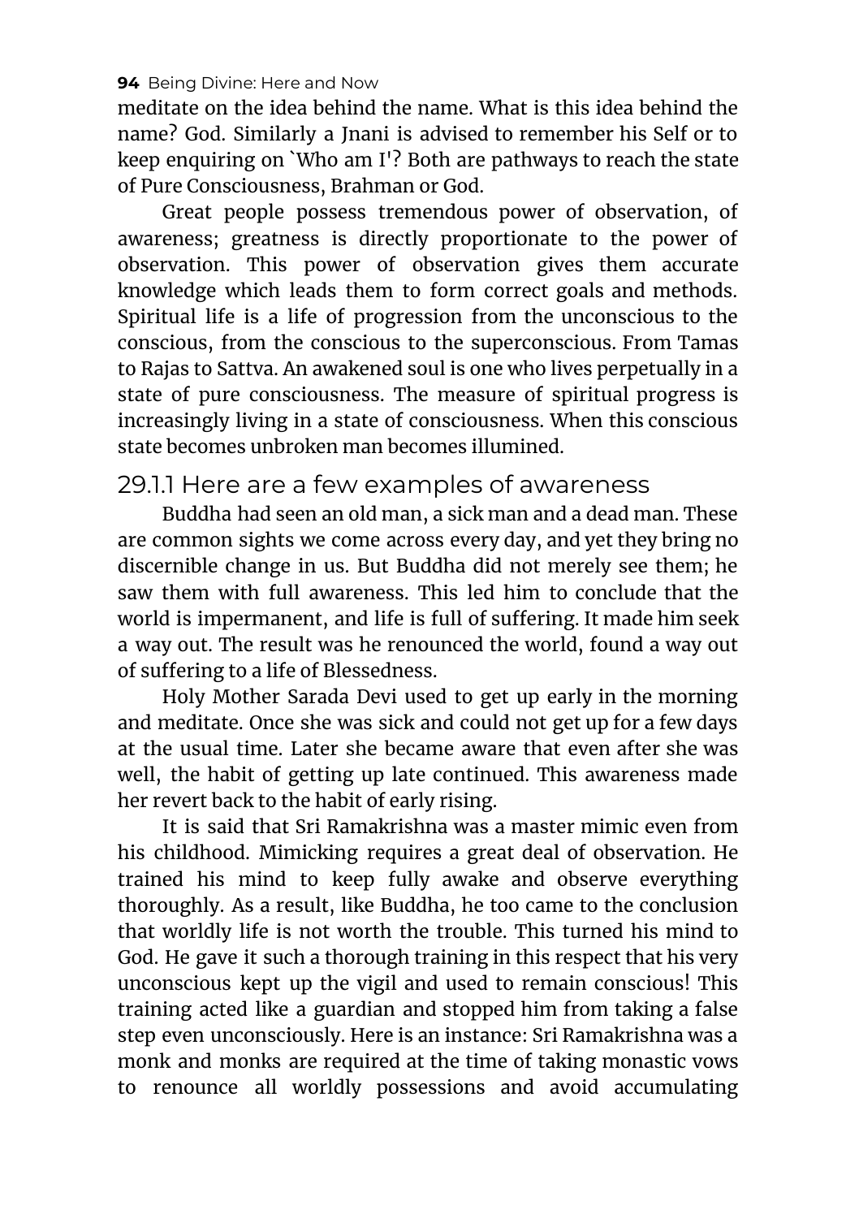meditate on the idea behind the name. What is this idea behind the name? God. Similarly a Jnani is advised to remember his Self or to keep enquiring on `Who am I'? Both are pathways to reach the state of Pure Consciousness, Brahman or God.

Great people possess tremendous power of observation, of awareness; greatness is directly proportionate to the power of observation. This power of observation gives them accurate knowledge which leads them to form correct goals and methods. Spiritual life is a life of progression from the unconscious to the conscious, from the conscious to the superconscious. From Tamas to Rajas to Sattva. An awakened soul is one who lives perpetually in a state of pure consciousness. The measure of spiritual progress is increasingly living in a state of consciousness. When this conscious state becomes unbroken man becomes illumined.

### 29.1.1 Here are a few examples of awareness

Buddha had seen an old man, a sick man and a dead man. These are common sights we come across every day, and yet they bring no discernible change in us. But Buddha did not merely see them; he saw them with full awareness. This led him to conclude that the world is impermanent, and life is full of suffering. It made him seek a way out. The result was he renounced the world, found a way out of suffering to a life of Blessedness.

Holy Mother Sarada Devi used to get up early in the morning and meditate. Once she was sick and could not get up for a few days at the usual time. Later she became aware that even after she was well, the habit of getting up late continued. This awareness made her revert back to the habit of early rising.

It is said that Sri Ramakrishna was a master mimic even from his childhood. Mimicking requires a great deal of observation. He trained his mind to keep fully awake and observe everything thoroughly. As a result, like Buddha, he too came to the conclusion that worldly life is not worth the trouble. This turned his mind to God. He gave it such a thorough training in this respect that his very unconscious kept up the vigil and used to remain conscious! This training acted like a guardian and stopped him from taking a false step even unconsciously. Here is an instance: Sri Ramakrishna was a monk and monks are required at the time of taking monastic vows to renounce all worldly possessions and avoid accumulating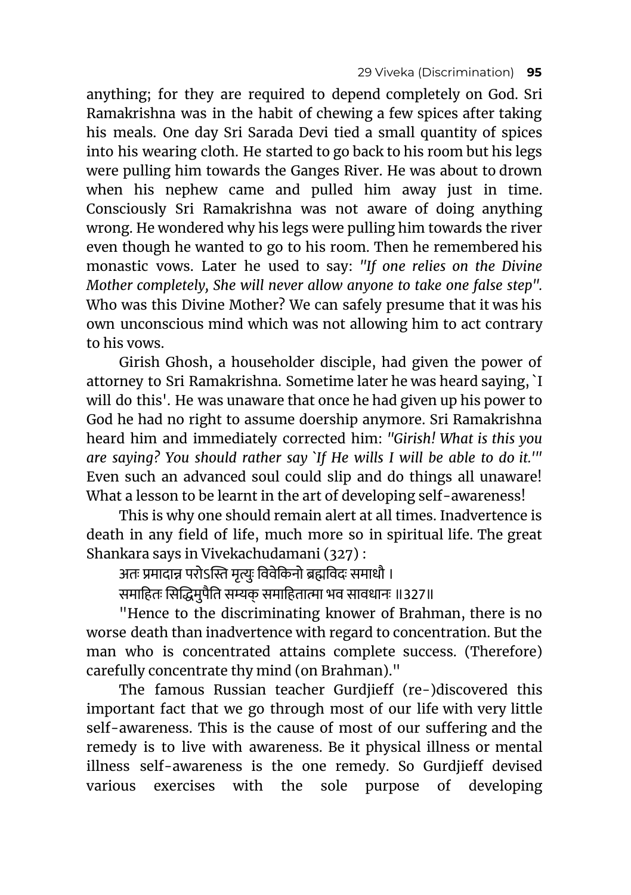anything; for they are required to depend completely on God. Sri Ramakrishna was in the habit of chewing a few spices after taking his meals. One day Sri Sarada Devi tied a small quantity of spices into his wearing cloth. He started to go back to his room but his legs were pulling him towards the Ganges River. He was about to drown when his nephew came and pulled him away just in time. Consciously Sri Ramakrishna was not aware of doing anything wrong. He wondered why his legs were pulling him towards the river even though he wanted to go to his room. Then he remembered his monastic vows. Later he used to say: *"If one relies on the Divine Mother completely, She will never allow anyone to take one false step".* Who was this Divine Mother? We can safely presume that it was his own unconscious mind which was not allowing him to act contrary to his vows.

Girish Ghosh, a householder disciple, had given the power of attorney to Sri Ramakrishna. Sometime later he was heard saying, `I will do this'. He was unaware that once he had given up his power to God he had no right to assume doership anymore. Sri Ramakrishna heard him and immediately corrected him: *"Girish! What is this you are saying? You should rather say `If He wills I will be able to do it.'"* Even such an advanced soul could slip and do things all unaware! What a lesson to be learnt in the art of developing self-awareness!

This is why one should remain alert at all times. Inadvertence is death in any field of life, much more so in spiritual life. The great Shankara says in Vivekachudamani (327) :

अतः प्रमादान्न परोऽस्ति मृत्युः विवेकिनो ब्रह्मविदः समाधौ ।
समाहितः सिद्धिमुपैति सम्यक् समाहितात्मा भव सावधानः ॥327॥

"Hence to the discriminating knower of Brahman, there is no worse death than inadvertence with regard to concentration. But the man who is concentrated attains complete success. (Therefore) carefully concentrate thy mind (on Brahman)."

The famous Russian teacher Gurdjieff (re-)discovered this important fact that we go through most of our life with very little self-awareness. This is the cause of most of our suffering and the remedy is to live with awareness. Be it physical illness or mental illness self-awareness is the one remedy. So Gurdjieff devised various exercises with the sole purpose of developing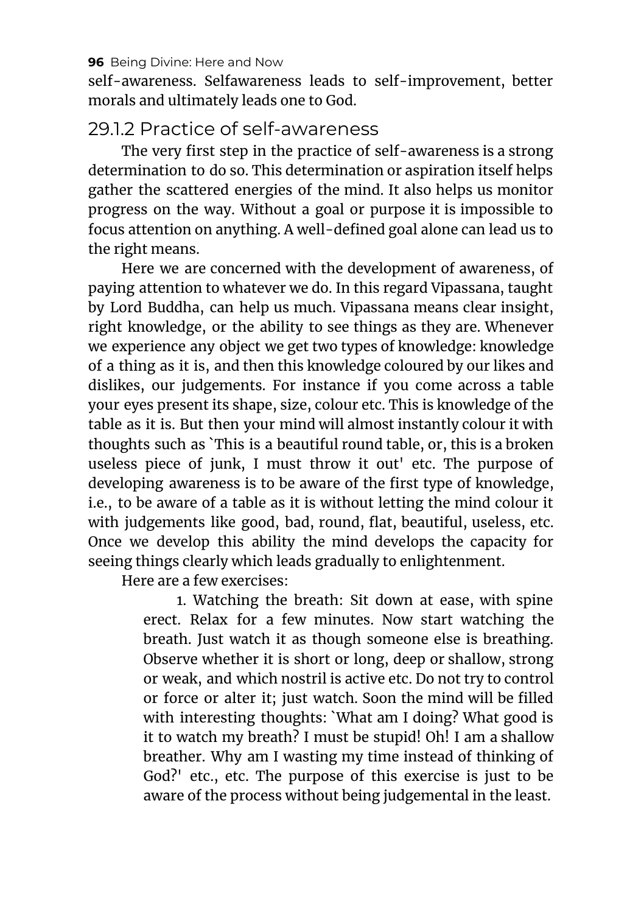self-awareness. Selfawareness leads to self-improvement, better morals and ultimately leads one to God.

### 29.1.2 Practice of self-awareness

The very first step in the practice of self-awareness is a strong determination to do so. This determination or aspiration itself helps gather the scattered energies of the mind. It also helps us monitor progress on the way. Without a goal or purpose it is impossible to focus attention on anything. A well-defined goal alone can lead us to the right means.

Here we are concerned with the development of awareness, of paying attention to whatever we do. In this regard Vipassana, taught by Lord Buddha, can help us much. Vipassana means clear insight, right knowledge, or the ability to see things as they are. Whenever we experience any object we get two types of knowledge: knowledge of a thing as it is, and then this knowledge coloured by our likes and dislikes, our judgements. For instance if you come across a table your eyes present its shape, size, colour etc. This is knowledge of the table as it is. But then your mind will almost instantly colour it with thoughts such as `This is a beautiful round table, or, this is a broken useless piece of junk, I must throw it out' etc. The purpose of developing awareness is to be aware of the first type of knowledge, i.e., to be aware of a table as it is without letting the mind colour it with judgements like good, bad, round, flat, beautiful, useless, etc. Once we develop this ability the mind develops the capacity for seeing things clearly which leads gradually to enlightenment.

Here are a few exercises:

1. Watching the breath: Sit down at ease, with spine erect. Relax for a few minutes. Now start watching the breath. Just watch it as though someone else is breathing. Observe whether it is short or long, deep or shallow, strong or weak, and which nostril is active etc. Do not try to control or force or alter it; just watch. Soon the mind will be filled with interesting thoughts: `What am I doing? What good is it to watch my breath? I must be stupid! Oh! I am a shallow breather. Why am I wasting my time instead of thinking of God?' etc., etc. The purpose of this exercise is just to be aware of the process without being judgemental in the least.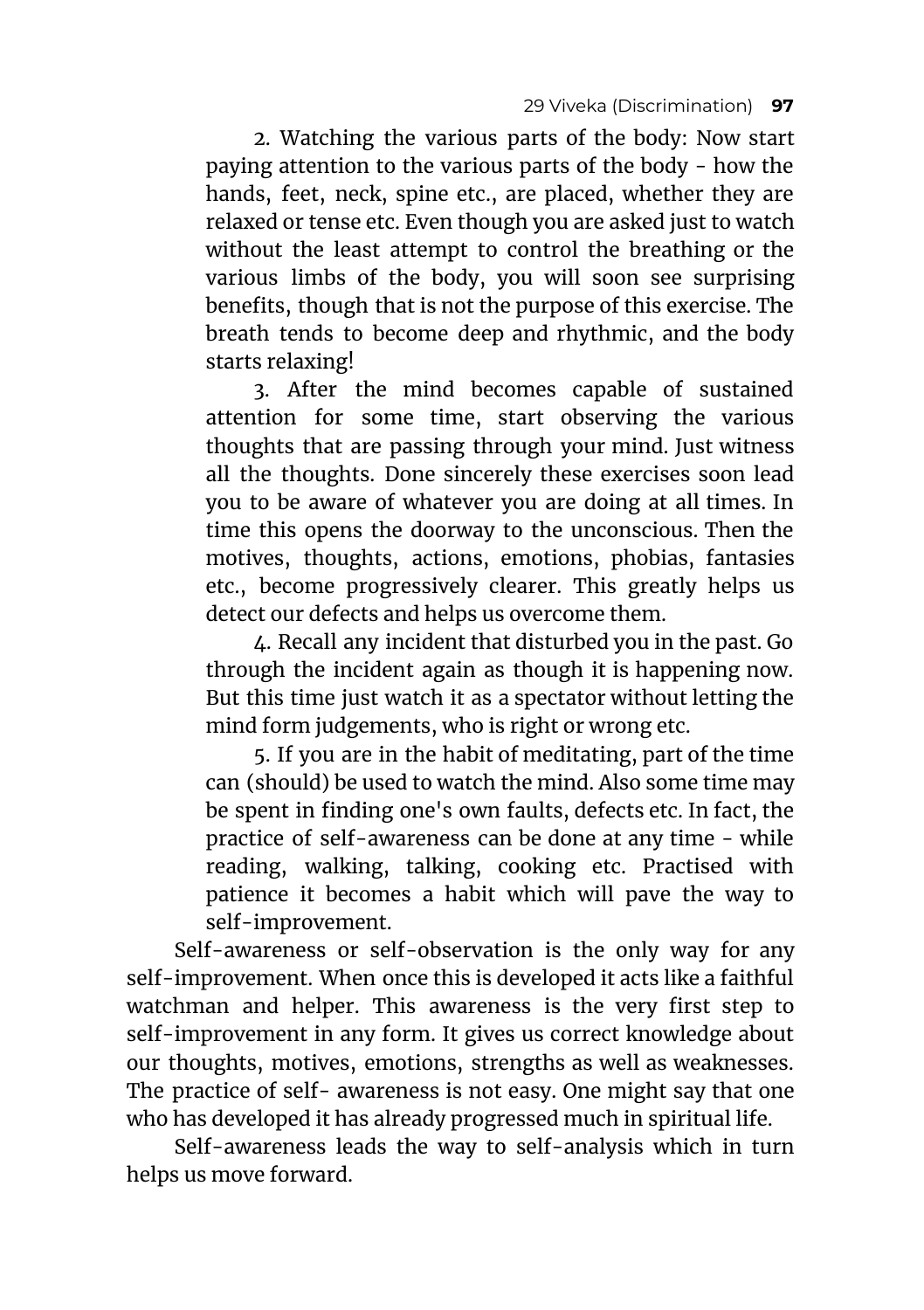2. Watching the various parts of the body: Now start paying attention to the various parts of the body - how the hands, feet, neck, spine etc., are placed, whether they are relaxed or tense etc. Even though you are asked just to watch without the least attempt to control the breathing or the various limbs of the body, you will soon see surprising benefits, though that is not the purpose of this exercise. The breath tends to become deep and rhythmic, and the body starts relaxing!

3. After the mind becomes capable of sustained attention for some time, start observing the various thoughts that are passing through your mind. Just witness all the thoughts. Done sincerely these exercises soon lead you to be aware of whatever you are doing at all times. In time this opens the doorway to the unconscious. Then the motives, thoughts, actions, emotions, phobias, fantasies etc., become progressively clearer. This greatly helps us detect our defects and helps us overcome them.

4. Recall any incident that disturbed you in the past. Go through the incident again as though it is happening now. But this time just watch it as a spectator without letting the mind form judgements, who is right or wrong etc.

5. If you are in the habit of meditating, part of the time can (should) be used to watch the mind. Also some time may be spent in finding one's own faults, defects etc. In fact, the practice of self-awareness can be done at any time - while reading, walking, talking, cooking etc. Practised with patience it becomes a habit which will pave the way to self-improvement.

Self-awareness or self-observation is the only way for any self-improvement. When once this is developed it acts like a faithful watchman and helper. This awareness is the very first step to self-improvement in any form. It gives us correct knowledge about our thoughts, motives, emotions, strengths as well as weaknesses. The practice of self- awareness is not easy. One might say that one who has developed it has already progressed much in spiritual life.

Self-awareness leads the way to self-analysis which in turn helps us move forward.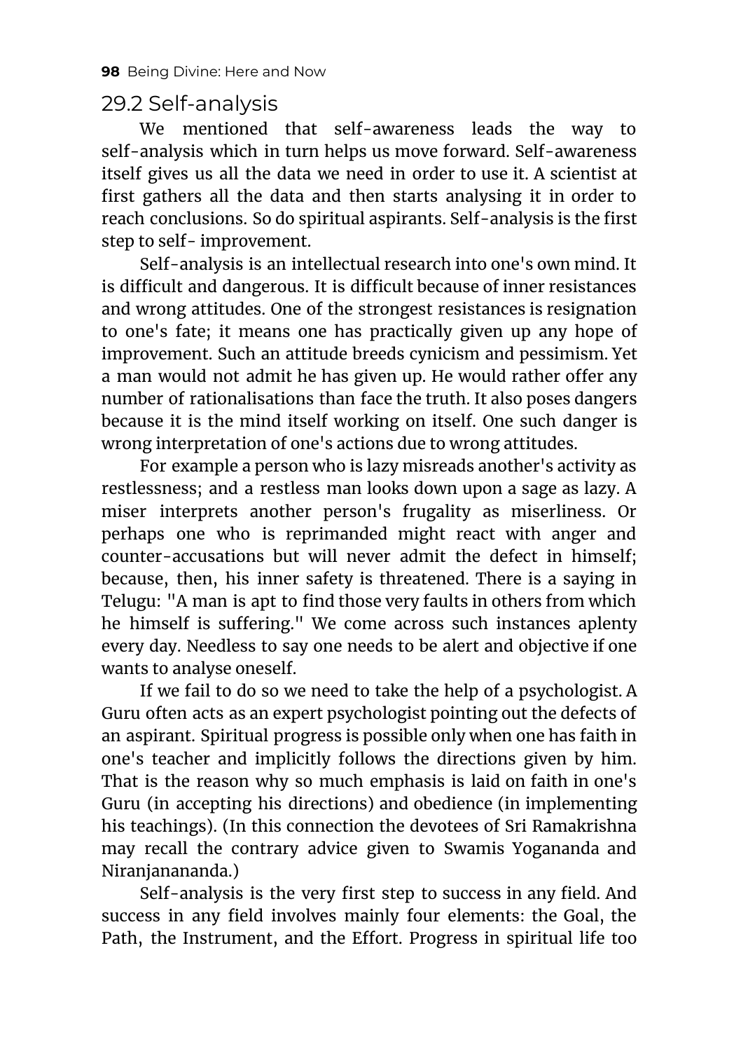## 29.2 Self-analysis

We mentioned that self-awareness leads the way to self-analysis which in turn helps us move forward. Self-awareness itself gives us all the data we need in order to use it. A scientist at first gathers all the data and then starts analysing it in order to reach conclusions. So do spiritual aspirants. Self-analysis is the first step to self- improvement.

Self-analysis is an intellectual research into one's own mind. It is difficult and dangerous. It is difficult because of inner resistances and wrong attitudes. One of the strongest resistances is resignation to one's fate; it means one has practically given up any hope of improvement. Such an attitude breeds cynicism and pessimism. Yet a man would not admit he has given up. He would rather offer any number of rationalisations than face the truth. It also poses dangers because it is the mind itself working on itself. One such danger is wrong interpretation of one's actions due to wrong attitudes.

For example a person who is lazy misreads another's activity as restlessness; and a restless man looks down upon a sage as lazy. A miser interprets another person's frugality as miserliness. Or perhaps one who is reprimanded might react with anger and counter-accusations but will never admit the defect in himself; because, then, his inner safety is threatened. There is a saying in Telugu: "A man is apt to find those very faults in others from which he himself is suffering." We come across such instances aplenty every day. Needless to say one needs to be alert and objective if one wants to analyse oneself.

If we fail to do so we need to take the help of a psychologist. A Guru often acts as an expert psychologist pointing out the defects of an aspirant. Spiritual progress is possible only when one has faith in one's teacher and implicitly follows the directions given by him. That is the reason why so much emphasis is laid on faith in one's Guru (in accepting his directions) and obedience (in implementing his teachings). (In this connection the devotees of Sri Ramakrishna may recall the contrary advice given to Swamis Yogananda and Niranjanananda.)

Self-analysis is the very first step to success in any field. And success in any field involves mainly four elements: the Goal, the Path, the Instrument, and the Effort. Progress in spiritual life too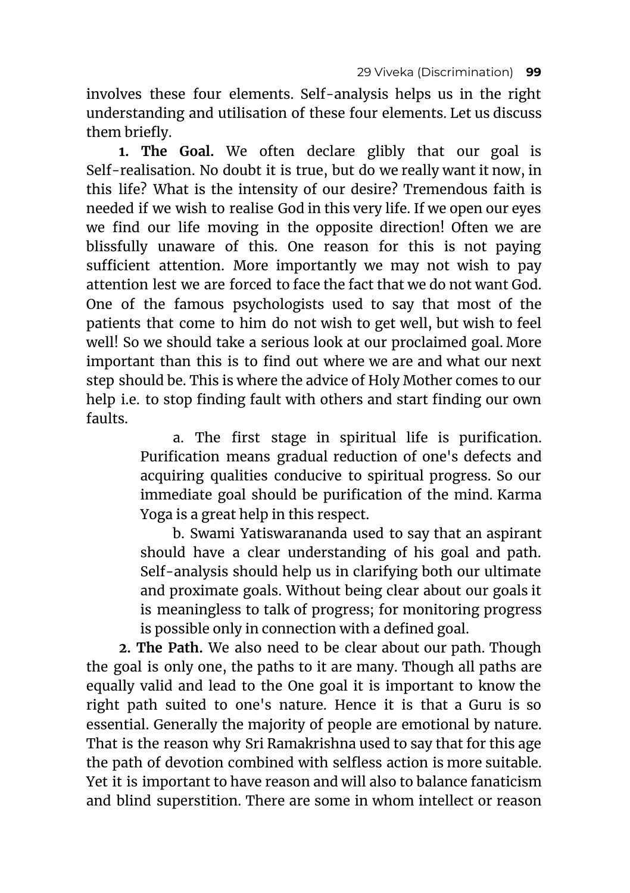involves these four elements. Self-analysis helps us in the right understanding and utilisation of these four elements. Let us discuss them briefly.

**1. The Goal.** We often declare glibly that our goal is Self-realisation. No doubt it is true, but do we really want it now, in this life? What is the intensity of our desire? Tremendous faith is needed if we wish to realise God in this very life. If we open our eyes we find our life moving in the opposite direction! Often we are blissfully unaware of this. One reason for this is not paying sufficient attention. More importantly we may not wish to pay attention lest we are forced to face the fact that we do not want God. One of the famous psychologists used to say that most of the patients that come to him do not wish to get well, but wish to feel well! So we should take a serious look at our proclaimed goal. More important than this is to find out where we are and what our next step should be. This is where the advice of Holy Mother comes to our help i.e. to stop finding fault with others and start finding our own faults.

> a. The first stage in spiritual life is purification. Purification means gradual reduction of one's defects and acquiring qualities conducive to spiritual progress. So our immediate goal should be purification of the mind. Karma Yoga is a great help in this respect.
>
> b. Swami Yatiswarananda used to say that an aspirant should have a clear understanding of his goal and path. Self-analysis should help us in clarifying both our ultimate and proximate goals. Without being clear about our goals it is meaningless to talk of progress; for monitoring progress is possible only in connection with a defined goal.

**2. The Path.** We also need to be clear about our path. Though the goal is only one, the paths to it are many. Though all paths are equally valid and lead to the One goal it is important to know the right path suited to one's nature. Hence it is that a Guru is so essential. Generally the majority of people are emotional by nature. That is the reason why Sri Ramakrishna used to say that for this age the path of devotion combined with selfless action is more suitable. Yet it is important to have reason and will also to balance fanaticism and blind superstition. There are some in whom intellect or reason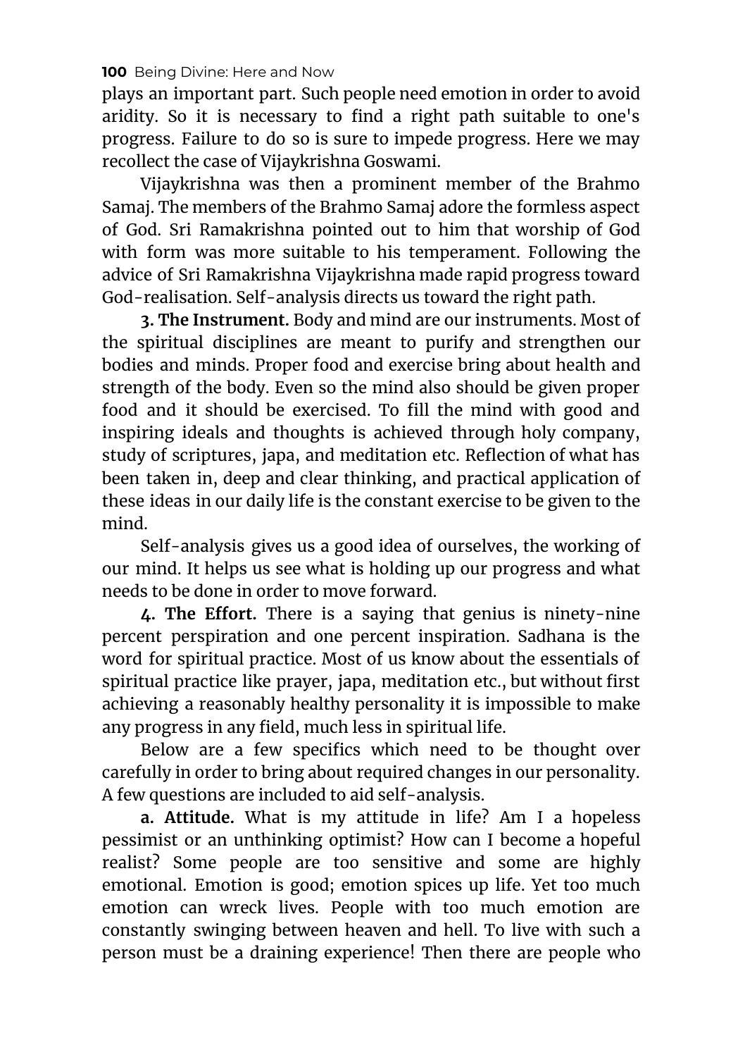plays an important part. Such people need emotion in order to avoid aridity. So it is necessary to find a right path suitable to one's progress. Failure to do so is sure to impede progress. Here we may recollect the case of Vijaykrishna Goswami.

Vijaykrishna was then a prominent member of the Brahmo Samaj. The members of the Brahmo Samaj adore the formless aspect of God. Sri Ramakrishna pointed out to him that worship of God with form was more suitable to his temperament. Following the advice of Sri Ramakrishna Vijaykrishna made rapid progress toward God-realisation. Self-analysis directs us toward the right path.

**3. The Instrument.** Body and mind are our instruments. Most of the spiritual disciplines are meant to purify and strengthen our bodies and minds. Proper food and exercise bring about health and strength of the body. Even so the mind also should be given proper food and it should be exercised. To fill the mind with good and inspiring ideals and thoughts is achieved through holy company, study of scriptures, japa, and meditation etc. Reflection of what has been taken in, deep and clear thinking, and practical application of these ideas in our daily life is the constant exercise to be given to the mind.

Self-analysis gives us a good idea of ourselves, the working of our mind. It helps us see what is holding up our progress and what needs to be done in order to move forward.

**4. The Effort.** There is a saying that genius is ninety-nine percent perspiration and one percent inspiration. Sadhana is the word for spiritual practice. Most of us know about the essentials of spiritual practice like prayer, japa, meditation etc., but without first achieving a reasonably healthy personality it is impossible to make any progress in any field, much less in spiritual life.

Below are a few specifics which need to be thought over carefully in order to bring about required changes in our personality. A few questions are included to aid self-analysis.

**a. Attitude.** What is my attitude in life? Am I a hopeless pessimist or an unthinking optimist? How can I become a hopeful realist? Some people are too sensitive and some are highly emotional. Emotion is good; emotion spices up life. Yet too much emotion can wreck lives. People with too much emotion are constantly swinging between heaven and hell. To live with such a person must be a draining experience! Then there are people who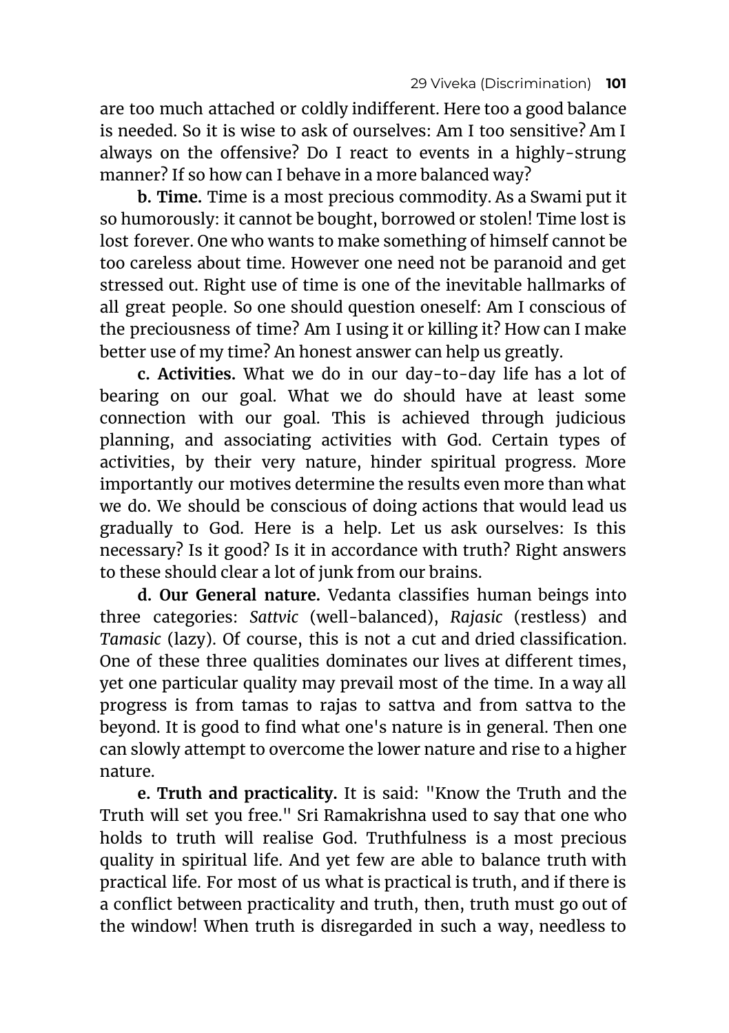are too much attached or coldly indifferent. Here too a good balance is needed. So it is wise to ask of ourselves: Am I too sensitive? Am I always on the offensive? Do I react to events in a highly-strung manner? If so how can I behave in a more balanced way?

**b. Time.** Time is a most precious commodity. As a Swami put it so humorously: it cannot be bought, borrowed or stolen! Time lost is lost forever. One who wants to make something of himself cannot be too careless about time. However one need not be paranoid and get stressed out. Right use of time is one of the inevitable hallmarks of all great people. So one should question oneself: Am I conscious of the preciousness of time? Am I using it or killing it? How can I make better use of my time? An honest answer can help us greatly.

**c. Activities.** What we do in our day-to-day life has a lot of bearing on our goal. What we do should have at least some connection with our goal. This is achieved through judicious planning, and associating activities with God. Certain types of activities, by their very nature, hinder spiritual progress. More importantly our motives determine the results even more than what we do. We should be conscious of doing actions that would lead us gradually to God. Here is a help. Let us ask ourselves: Is this necessary? Is it good? Is it in accordance with truth? Right answers to these should clear a lot of junk from our brains.

**d. Our General nature.** Vedanta classifies human beings into three categories: *Sattvic* (well-balanced), *Rajasic* (restless) and *Tamasic* (lazy). Of course, this is not a cut and dried classification. One of these three qualities dominates our lives at different times, yet one particular quality may prevail most of the time. In a way all progress is from tamas to rajas to sattva and from sattva to the beyond. It is good to find what one's nature is in general. Then one can slowly attempt to overcome the lower nature and rise to a higher nature.

**e. Truth and practicality.** It is said: "Know the Truth and the Truth will set you free." Sri Ramakrishna used to say that one who holds to truth will realise God. Truthfulness is a most precious quality in spiritual life. And yet few are able to balance truth with practical life. For most of us what is practical is truth, and if there is a conflict between practicality and truth, then, truth must go out of the window! When truth is disregarded in such a way, needless to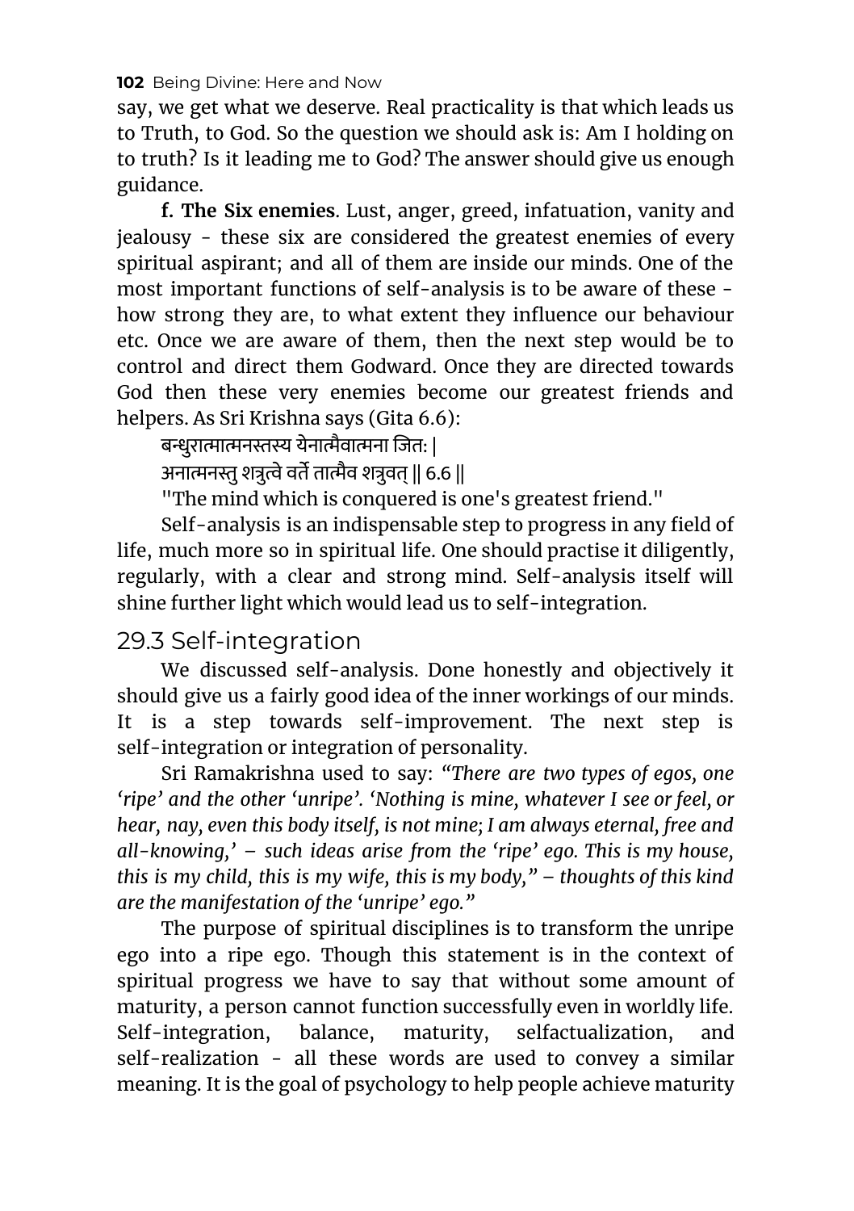say, we get what we deserve. Real practicality is that which leads us to Truth, to God. So the question we should ask is: Am I holding on to truth? Is it leading me to God? The answer should give us enough guidance.

**f. The Six enemies**. Lust, anger, greed, infatuation, vanity and jealousy - these six are considered the greatest enemies of every spiritual aspirant; and all of them are inside our minds. One of the most important functions of self-analysis is to be aware of these - how strong they are, to what extent they influence our behaviour etc. Once we are aware of them, then the next step would be to control and direct them Godward. Once they are directed towards God then these very enemies become our greatest friends and helpers. As Sri Krishna says (Gita 6.6):

बन्धुरात्मात्मनस्तस्य येनात्मैवात्मना जितः |
अनात्मनस्तु शत्रुत्वे वर्तेतात्मैव शत्रुवत् || 6.6 ||

"The mind which is conquered is one's greatest friend."

Self-analysis is an indispensable step to progress in any field of life, much more so in spiritual life. One should practise it diligently, regularly, with a clear and strong mind. Self-analysis itself will shine further light which would lead us to self-integration.

## 29.3 Self-integration

We discussed self-analysis. Done honestly and objectively it should give us a fairly good idea of the inner workings of our minds. It is a step towards self-improvement. The next step is self-integration or integration of personality.

Sri Ramakrishna used to say: *"There are two types of egos, one 'ripe' and the other 'unripe'. 'Nothing is mine, whatever I see or feel, or hear, nay, even this body itself, is not mine; I am always eternal, free and all-knowing,' – such ideas arise from the 'ripe' ego. This is my house, this is my child, this is my wife, this is my body," – thoughts of this kind are the manifestation of the 'unripe' ego."*

The purpose of spiritual disciplines is to transform the unripe ego into a ripe ego. Though this statement is in the context of spiritual progress we have to say that without some amount of maturity, a person cannot function successfully even in worldly life. Self-integration, balance, maturity, selfactualization, and self-realization - all these words are used to convey a similar meaning. It is the goal of psychology to help people achieve maturity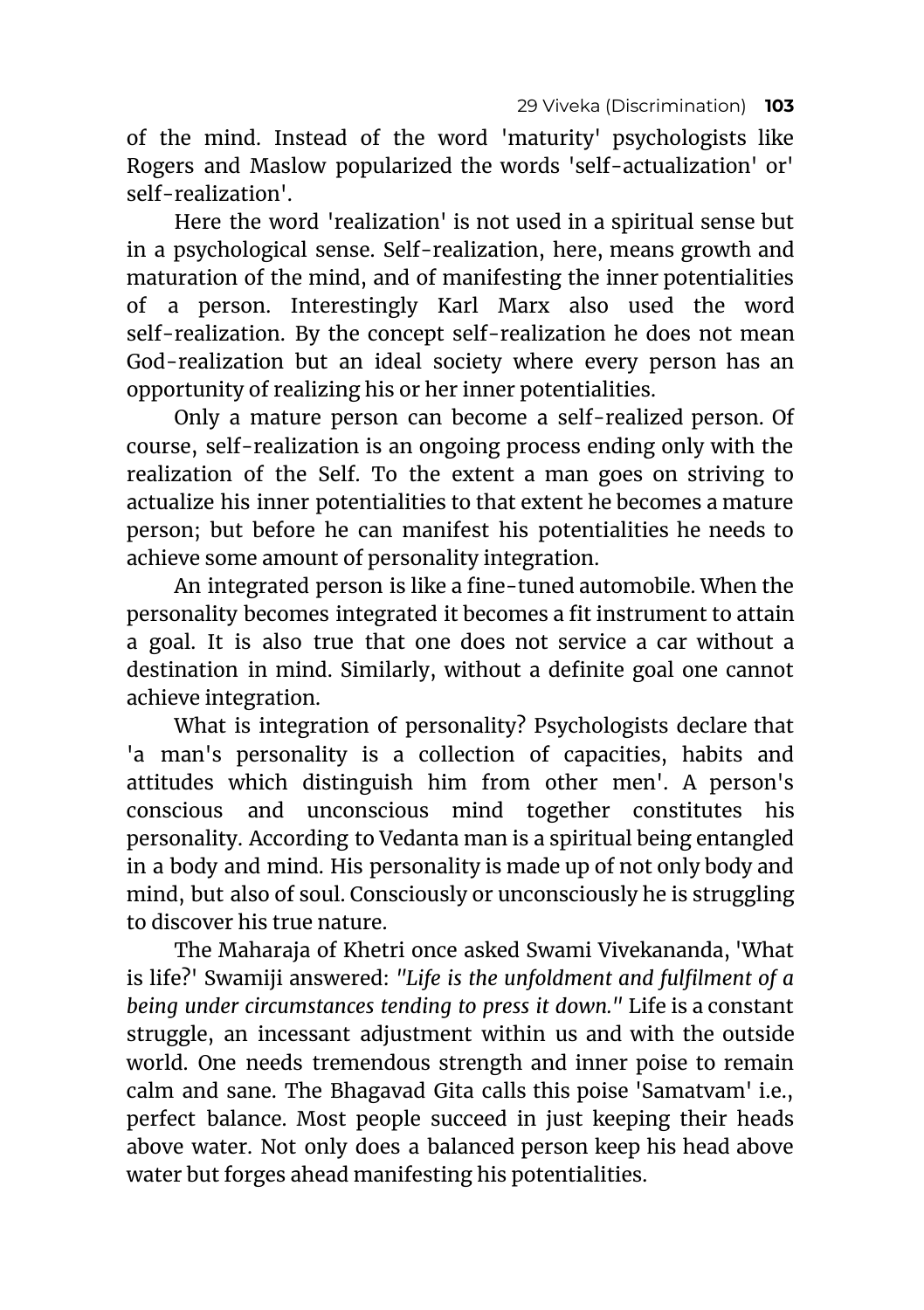of the mind. Instead of the word 'maturity' psychologists like Rogers and Maslow popularized the words 'self-actualization' or' self-realization'.

Here the word 'realization' is not used in a spiritual sense but in a psychological sense. Self-realization, here, means growth and maturation of the mind, and of manifesting the inner potentialities of a person. Interestingly Karl Marx also used the word self-realization. By the concept self-realization he does not mean God-realization but an ideal society where every person has an opportunity of realizing his or her inner potentialities.

Only a mature person can become a self-realized person. Of course, self-realization is an ongoing process ending only with the realization of the Self. To the extent a man goes on striving to actualize his inner potentialities to that extent he becomes a mature person; but before he can manifest his potentialities he needs to achieve some amount of personality integration.

An integrated person is like a fine-tuned automobile. When the personality becomes integrated it becomes a fit instrument to attain a goal. It is also true that one does not service a car without a destination in mind. Similarly, without a definite goal one cannot achieve integration.

What is integration of personality? Psychologists declare that 'a man's personality is a collection of capacities, habits and attitudes which distinguish him from other men'. A person's conscious and unconscious mind together constitutes his personality. According to Vedanta man is a spiritual being entangled in a body and mind. His personality is made up of not only body and mind, but also of soul. Consciously or unconsciously he is struggling to discover his true nature.

The Maharaja of Khetri once asked Swami Vivekananda, 'What is life?' Swamiji answered: *"Life is the unfoldment and fulfilment of a being under circumstances tending to press it down."* Life is a constant struggle, an incessant adjustment within us and with the outside world. One needs tremendous strength and inner poise to remain calm and sane. The Bhagavad Gita calls this poise 'Samatvam' i.e., perfect balance. Most people succeed in just keeping their heads above water. Not only does a balanced person keep his head above water but forges ahead manifesting his potentialities.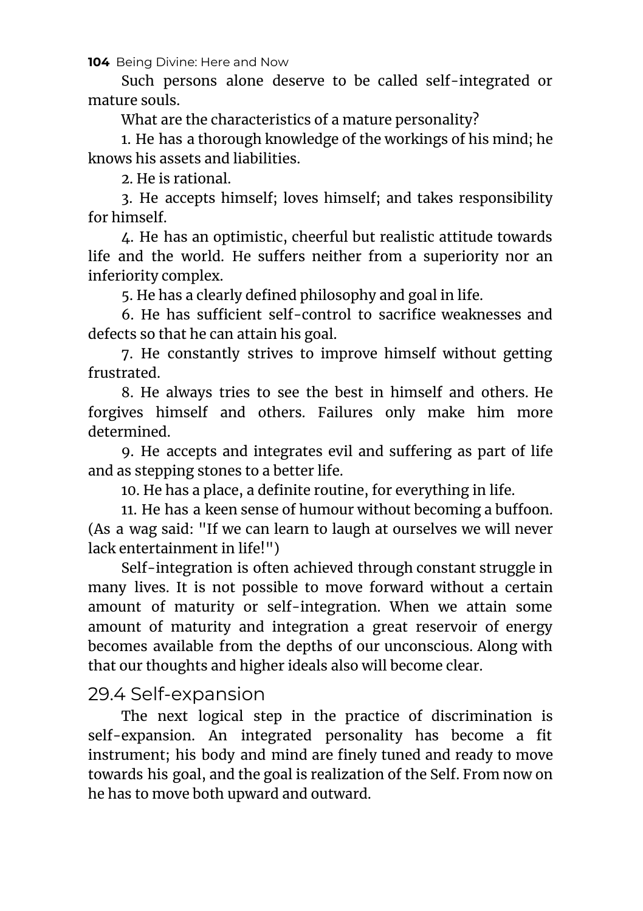Such persons alone deserve to be called self-integrated or mature souls.

What are the characteristics of a mature personality?

1. He has a thorough knowledge of the workings of his mind; he knows his assets and liabilities.

2. He is rational.

3. He accepts himself; loves himself; and takes responsibility for himself.

4. He has an optimistic, cheerful but realistic attitude towards life and the world. He suffers neither from a superiority nor an inferiority complex.

5. He has a clearly defined philosophy and goal in life.

6. He has sufficient self-control to sacrifice weaknesses and defects so that he can attain his goal.

7. He constantly strives to improve himself without getting frustrated.

8. He always tries to see the best in himself and others. He forgives himself and others. Failures only make him more determined.

9. He accepts and integrates evil and suffering as part of life and as stepping stones to a better life.

10. He has a place, a definite routine, for everything in life.

11. He has a keen sense of humour without becoming a buffoon. (As a wag said: "If we can learn to laugh at ourselves we will never lack entertainment in life!")

Self-integration is often achieved through constant struggle in many lives. It is not possible to move forward without a certain amount of maturity or self-integration. When we attain some amount of maturity and integration a great reservoir of energy becomes available from the depths of our unconscious. Along with that our thoughts and higher ideals also will become clear.

## 29.4 Self-expansion

The next logical step in the practice of discrimination is self-expansion. An integrated personality has become a fit instrument; his body and mind are finely tuned and ready to move towards his goal, and the goal is realization of the Self. From now on he has to move both upward and outward.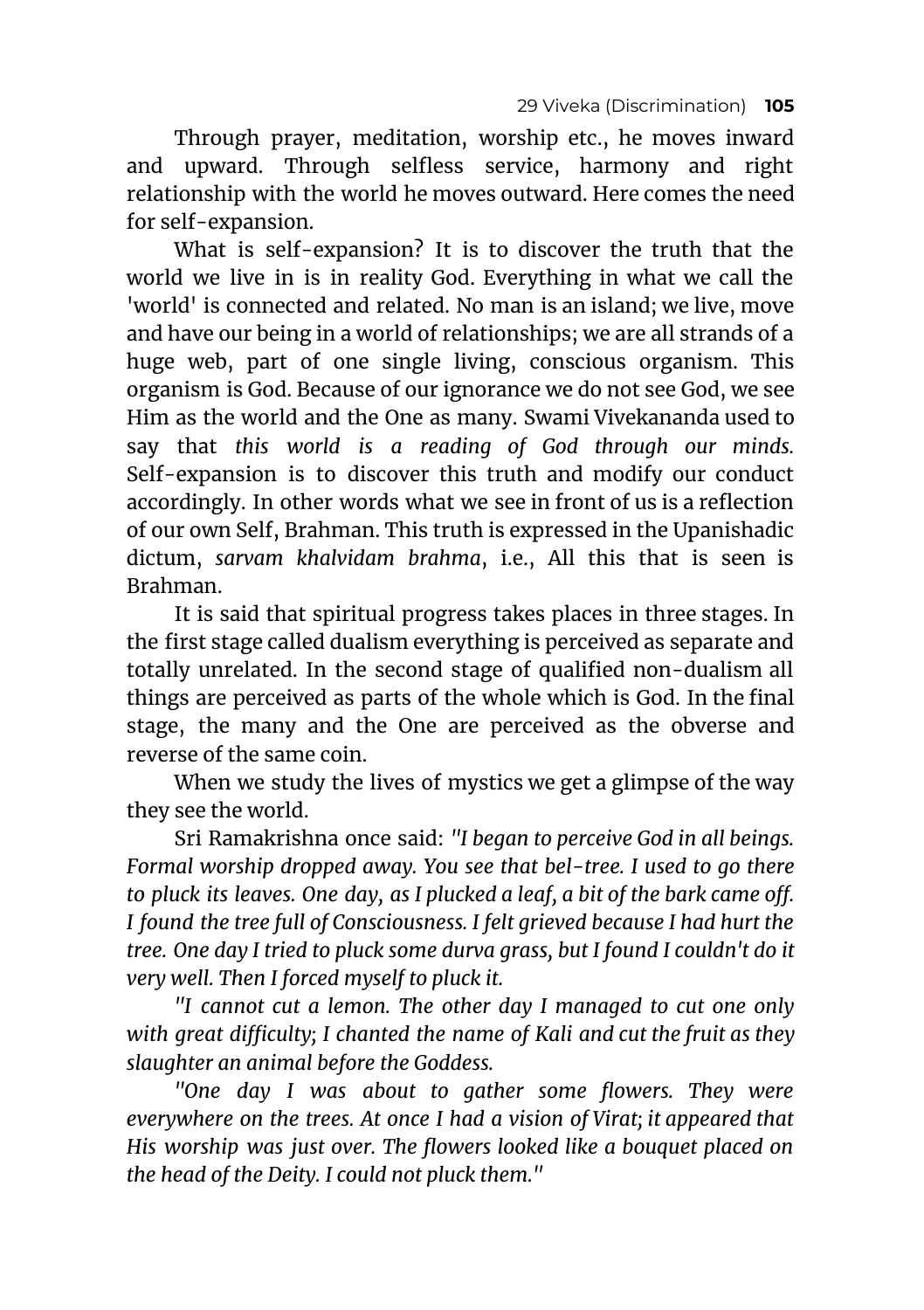Through prayer, meditation, worship etc., he moves inward and upward. Through selfless service, harmony and right relationship with the world he moves outward. Here comes the need for self-expansion.

What is self-expansion? It is to discover the truth that the world we live in is in reality God. Everything in what we call the 'world' is connected and related. No man is an island; we live, move and have our being in a world of relationships; we are all strands of a huge web, part of one single living, conscious organism. This organism is God. Because of our ignorance we do not see God, we see Him as the world and the One as many. Swami Vivekananda used to say that *this world is a reading of God through our minds.* Self-expansion is to discover this truth and modify our conduct accordingly. In other words what we see in front of us is a reflection of our own Self, Brahman. This truth is expressed in the Upanishadic dictum, *sarvam khalvidam brahma*, i.e., All this that is seen is Brahman.

It is said that spiritual progress takes places in three stages. In the first stage called dualism everything is perceived as separate and totally unrelated. In the second stage of qualified non-dualism all things are perceived as parts of the whole which is God. In the final stage, the many and the One are perceived as the obverse and reverse of the same coin.

When we study the lives of mystics we get a glimpse of the way they see the world.

Sri Ramakrishna once said: *"I began to perceive God in all beings. Formal worship dropped away. You see that bel-tree. I used to go there to pluck its leaves. One day, as I plucked a leaf, a bit of the bark came off. I found the tree full of Consciousness. I felt grieved because I had hurt the tree. One day I tried to pluck some durva grass, but I found I couldn't do it very well. Then I forced myself to pluck it.*

*"I cannot cut a lemon. The other day I managed to cut one only with great difficulty; I chanted the name of Kali and cut the fruit as they slaughter an animal before the Goddess.*

*"One day I was about to gather some flowers. They were everywhere on the trees. At once I had a vision of Virat; it appeared that His worship was just over. The flowers looked like a bouquet placed on the head of the Deity. I could not pluck them."*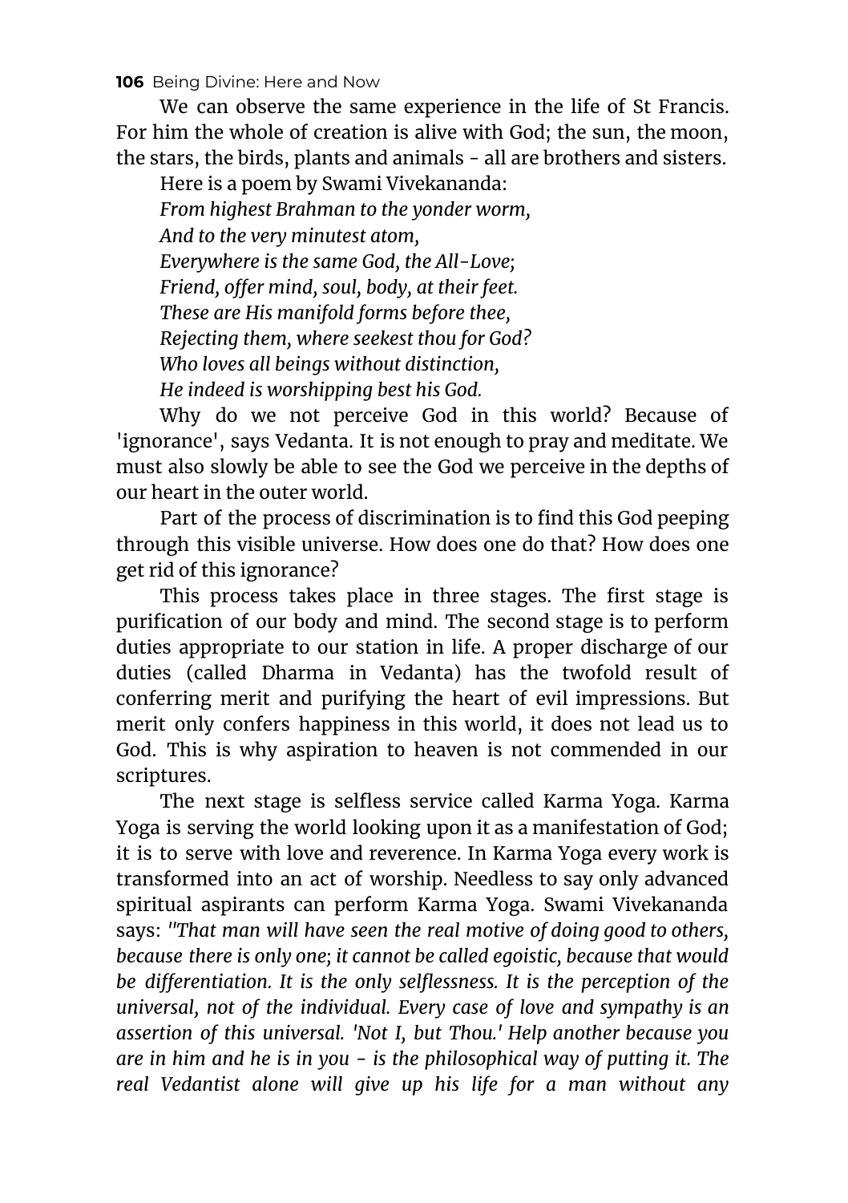We can observe the same experience in the life of St Francis. For him the whole of creation is alive with God; the sun, the moon, the stars, the birds, plants and animals - all are brothers and sisters.

Here is a poem by Swami Vivekananda:

*From highest Brahman to the yonder worm,*  
*And to the very minutest atom,*  
*Everywhere is the same God, the All-Love;*  
*Friend, offer mind, soul, body, at their feet.*  
*These are His manifold forms before thee,*  
*Rejecting them, where seekest thou for God?*  
*Who loves all beings without distinction,*  
*He indeed is worshipping best his God.*

Why do we not perceive God in this world? Because of 'ignorance', says Vedanta. It is not enough to pray and meditate. We must also slowly be able to see the God we perceive in the depths of our heart in the outer world.

Part of the process of discrimination is to find this God peeping through this visible universe. How does one do that? How does one get rid of this ignorance?

This process takes place in three stages. The first stage is purification of our body and mind. The second stage is to perform duties appropriate to our station in life. A proper discharge of our duties (called Dharma in Vedanta) has the twofold result of conferring merit and purifying the heart of evil impressions. But merit only confers happiness in this world, it does not lead us to God. This is why aspiration to heaven is not commended in our scriptures.

The next stage is selfless service called Karma Yoga. Karma Yoga is serving the world looking upon it as a manifestation of God; it is to serve with love and reverence. In Karma Yoga every work is transformed into an act of worship. Needless to say only advanced spiritual aspirants can perform Karma Yoga. Swami Vivekananda says: *"That man will have seen the real motive of doing good to others, because there is only one; it cannot be called egoistic, because that would be differentiation. It is the only selflessness. It is the perception of the universal, not of the individual. Every case of love and sympathy is an assertion of this universal. 'Not I, but Thou.' Help another because you are in him and he is in you - is the philosophical way of putting it. The real Vedantist alone will give up his life for a man without any*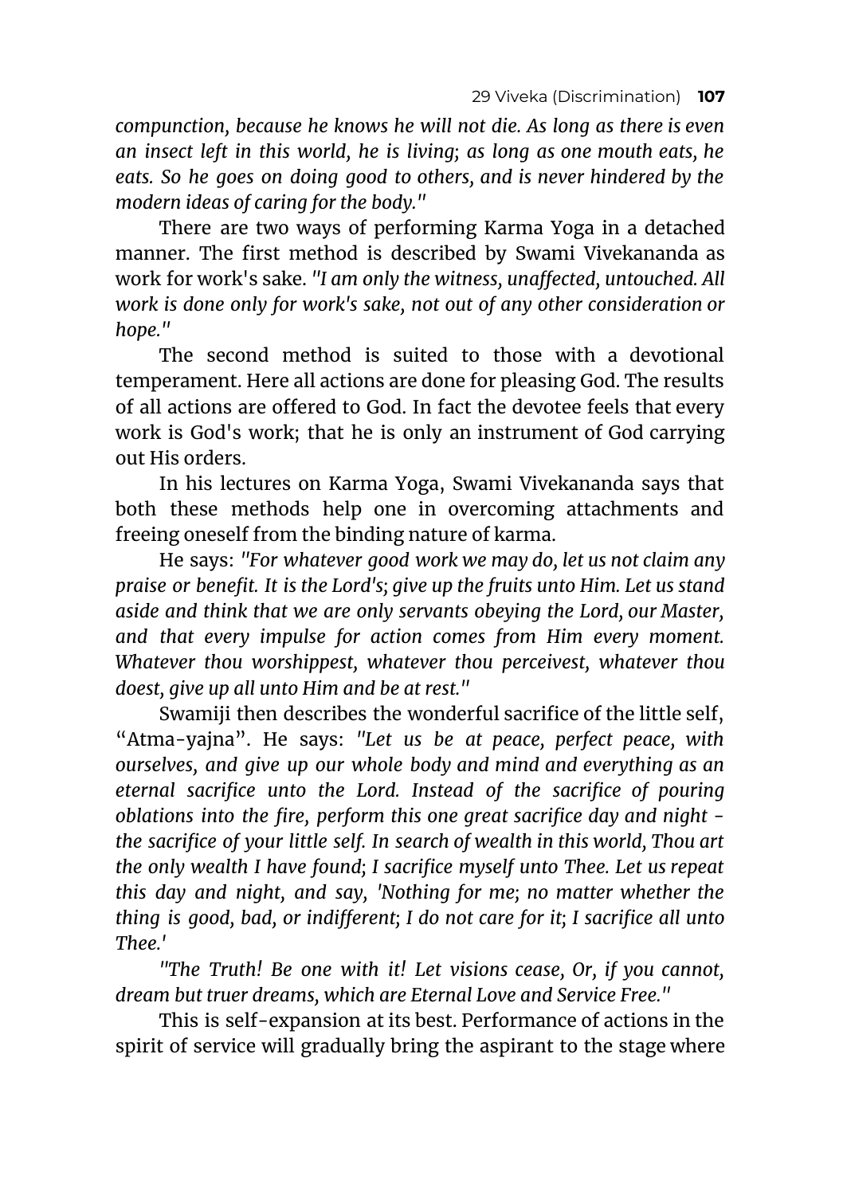*compunction, because he knows he will not die. As long as there is even an insect left in this world, he is living; as long as one mouth eats, he eats. So he goes on doing good to others, and is never hindered by the modern ideas of caring for the body."*

There are two ways of performing Karma Yoga in a detached manner. The first method is described by Swami Vivekananda as work for work's sake. *"I am only the witness, unaffected, untouched. All work is done only for work's sake, not out of any other consideration or hope."*

The second method is suited to those with a devotional temperament. Here all actions are done for pleasing God. The results of all actions are offered to God. In fact the devotee feels that every work is God's work; that he is only an instrument of God carrying out His orders.

In his lectures on Karma Yoga, Swami Vivekananda says that both these methods help one in overcoming attachments and freeing oneself from the binding nature of karma.

He says: *"For whatever good work we may do, let us not claim any praise or benefit. It is the Lord's; give up the fruits unto Him. Let us stand aside and think that we are only servants obeying the Lord, our Master, and that every impulse for action comes from Him every moment. Whatever thou worshippest, whatever thou perceivest, whatever thou doest, give up all unto Him and be at rest."*

Swamiji then describes the wonderful sacrifice of the little self, "Atma-yajna". He says: *"Let us be at peace, perfect peace, with ourselves, and give up our whole body and mind and everything as an eternal sacrifice unto the Lord. Instead of the sacrifice of pouring oblations into the fire, perform this one great sacrifice day and night - the sacrifice of your little self. In search of wealth in this world, Thou art the only wealth I have found; I sacrifice myself unto Thee. Let us repeat this day and night, and say, 'Nothing for me; no matter whether the thing is good, bad, or indifferent; I do not care for it; I sacrifice all unto Thee.'*

*"The Truth! Be one with it! Let visions cease, Or, if you cannot, dream but truer dreams, which are Eternal Love and Service Free."*

This is self-expansion at its best. Performance of actions in the spirit of service will gradually bring the aspirant to the stage where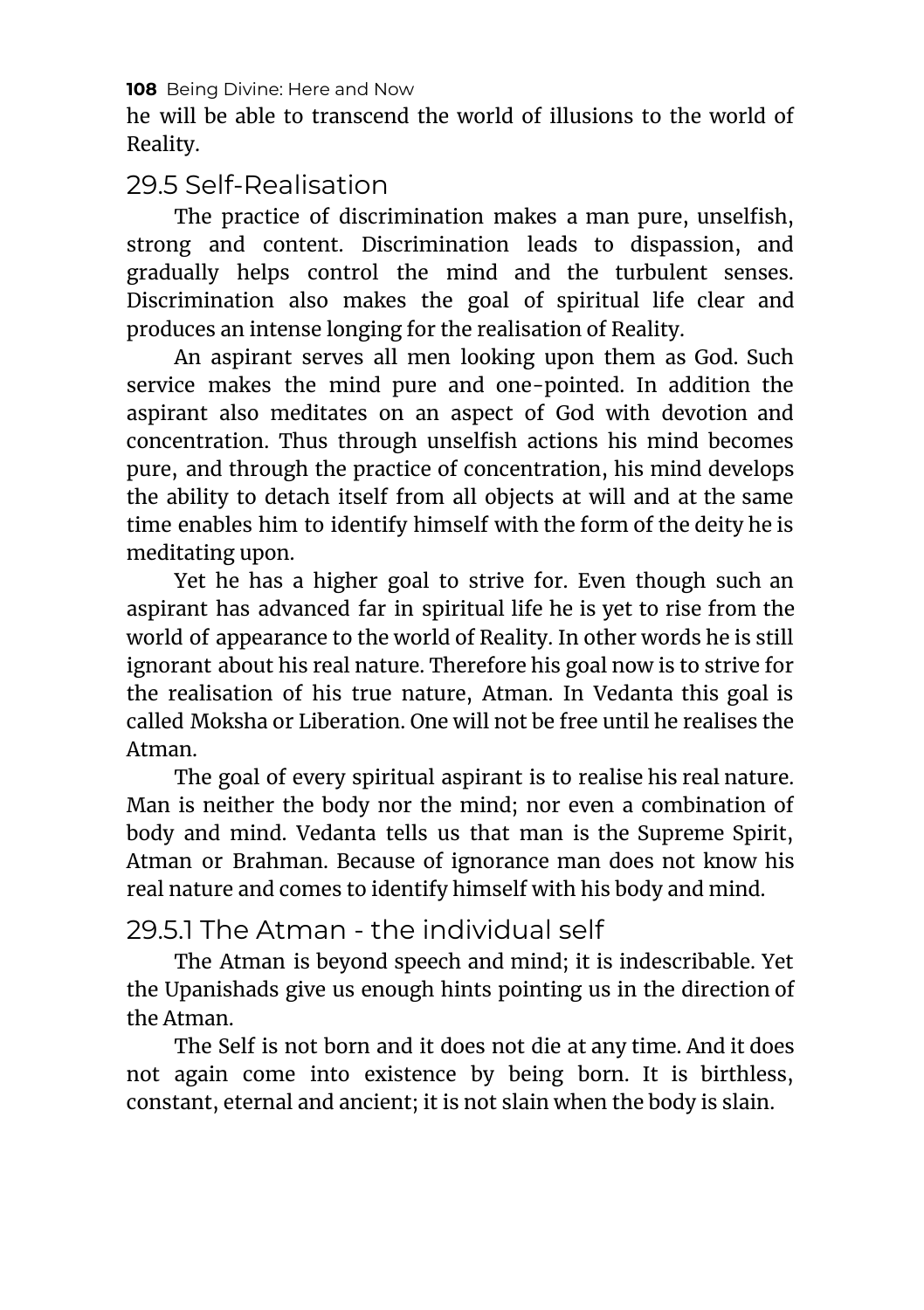he will be able to transcend the world of illusions to the world of Reality.

## 29.5 Self-Realisation

The practice of discrimination makes a man pure, unselfish, strong and content. Discrimination leads to dispassion, and gradually helps control the mind and the turbulent senses. Discrimination also makes the goal of spiritual life clear and produces an intense longing for the realisation of Reality.

An aspirant serves all men looking upon them as God. Such service makes the mind pure and one-pointed. In addition the aspirant also meditates on an aspect of God with devotion and concentration. Thus through unselfish actions his mind becomes pure, and through the practice of concentration, his mind develops the ability to detach itself from all objects at will and at the same time enables him to identify himself with the form of the deity he is meditating upon.

Yet he has a higher goal to strive for. Even though such an aspirant has advanced far in spiritual life he is yet to rise from the world of appearance to the world of Reality. In other words he is still ignorant about his real nature. Therefore his goal now is to strive for the realisation of his true nature, Atman. In Vedanta this goal is called Moksha or Liberation. One will not be free until he realises the Atman.

The goal of every spiritual aspirant is to realise his real nature. Man is neither the body nor the mind; nor even a combination of body and mind. Vedanta tells us that man is the Supreme Spirit, Atman or Brahman. Because of ignorance man does not know his real nature and comes to identify himself with his body and mind.

### 29.5.1 The Atman - the individual self

The Atman is beyond speech and mind; it is indescribable. Yet the Upanishads give us enough hints pointing us in the direction of the Atman.

The Self is not born and it does not die at any time. And it does not again come into existence by being born. It is birthless, constant, eternal and ancient; it is not slain when the body is slain.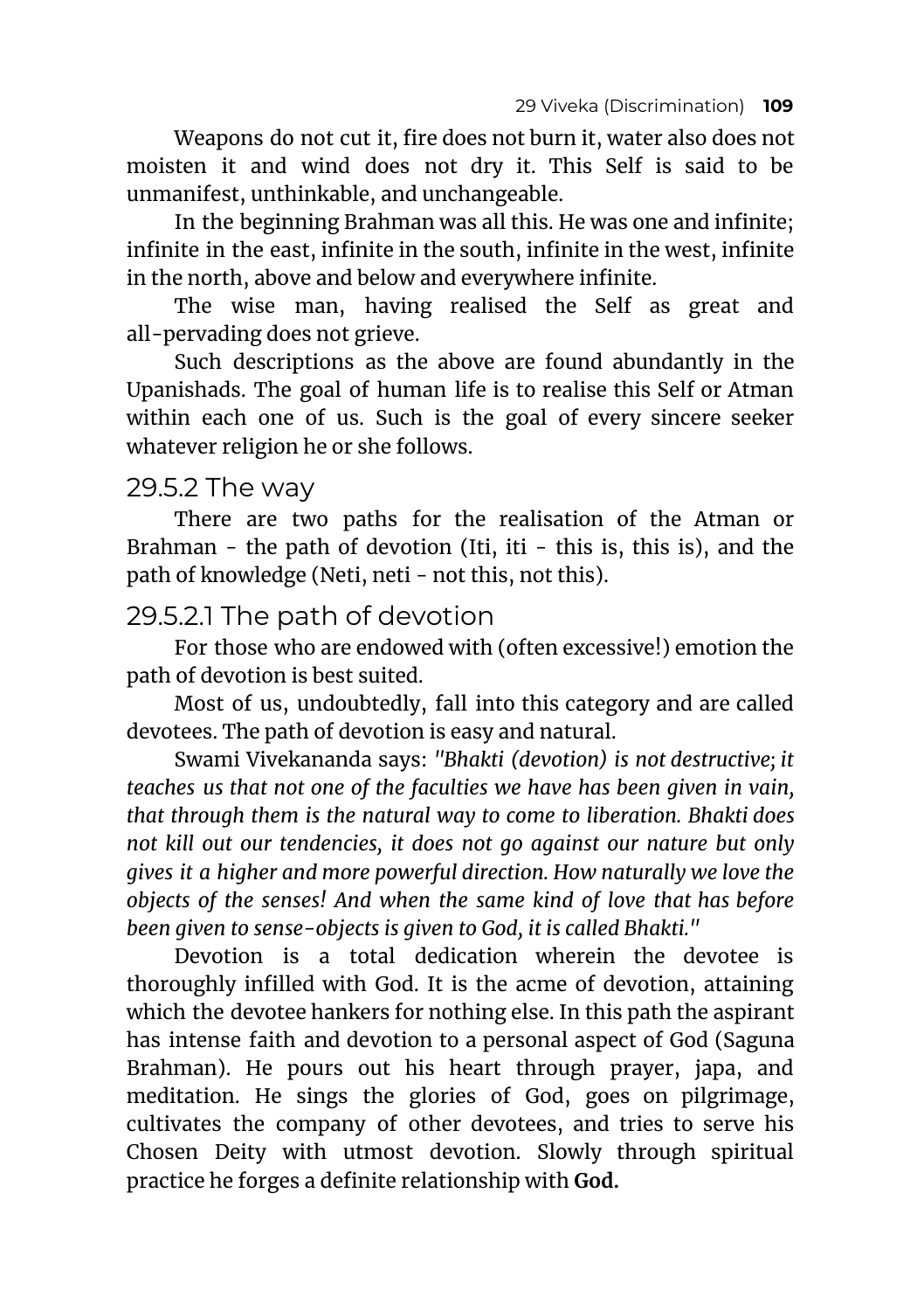Weapons do not cut it, fire does not burn it, water also does not moisten it and wind does not dry it. This Self is said to be unmanifest, unthinkable, and unchangeable.

In the beginning Brahman was all this. He was one and infinite; infinite in the east, infinite in the south, infinite in the west, infinite in the north, above and below and everywhere infinite.

The wise man, having realised the Self as great and all-pervading does not grieve.

Such descriptions as the above are found abundantly in the Upanishads. The goal of human life is to realise this Self or Atman within each one of us. Such is the goal of every sincere seeker whatever religion he or she follows.

### 29.5.2 The way

There are two paths for the realisation of the Atman or Brahman - the path of devotion (Iti, iti - this is, this is), and the path of knowledge (Neti, neti - not this, not this).

#### 29.5.2.1 The path of devotion

For those who are endowed with (often excessive!) emotion the path of devotion is best suited.

Most of us, undoubtedly, fall into this category and are called devotees. The path of devotion is easy and natural.

Swami Vivekananda says: *"Bhakti (devotion) is not destructive; it teaches us that not one of the faculties we have has been given in vain, that through them is the natural way to come to liberation. Bhakti does not kill out our tendencies, it does not go against our nature but only gives it a higher and more powerful direction. How naturally we love the objects of the senses! And when the same kind of love that has before been given to sense-objects is given to God, it is called Bhakti."*

Devotion is a total dedication wherein the devotee is thoroughly infilled with God. It is the acme of devotion, attaining which the devotee hankers for nothing else. In this path the aspirant has intense faith and devotion to a personal aspect of God (Saguna Brahman). He pours out his heart through prayer, japa, and meditation. He sings the glories of God, goes on pilgrimage, cultivates the company of other devotees, and tries to serve his Chosen Deity with utmost devotion. Slowly through spiritual practice he forges a definite relationship with **God.**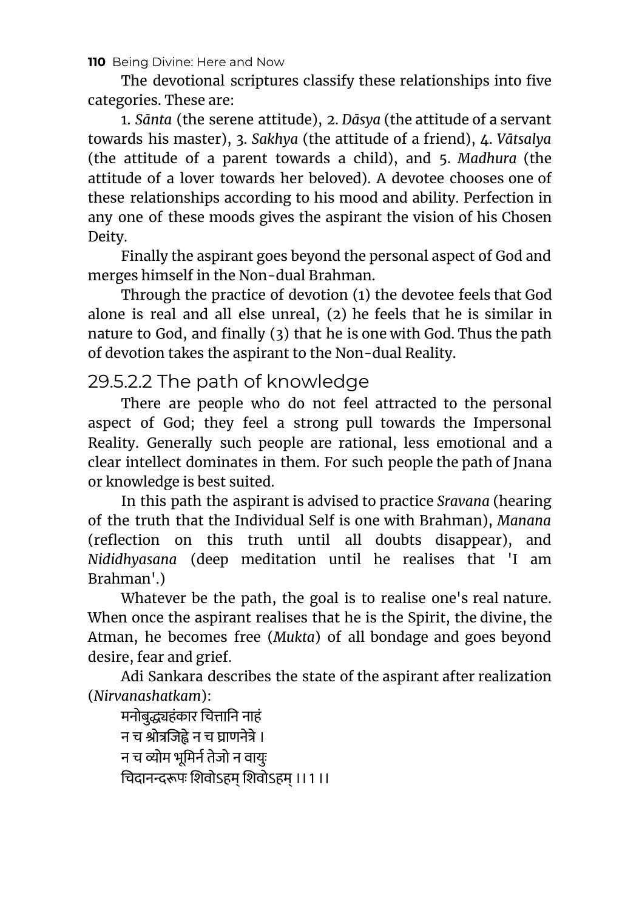The devotional scriptures classify these relationships into five categories. These are:

1. *Sānta* (the serene attitude), 2. *Dāsya* (the attitude of a servant towards his master), 3. *Sakhya* (the attitude of a friend), 4. *Vātsalya* (the attitude of a parent towards a child), and 5. *Madhura* (the attitude of a lover towards her beloved). A devotee chooses one of these relationships according to his mood and ability. Perfection in any one of these moods gives the aspirant the vision of his Chosen Deity.

Finally the aspirant goes beyond the personal aspect of God and merges himself in the Non-dual Brahman.

Through the practice of devotion (1) the devotee feels that God alone is real and all else unreal, (2) he feels that he is similar in nature to God, and finally (3) that he is one with God. Thus the path of devotion takes the aspirant to the Non-dual Reality.

### 29.5.2.2 The path of knowledge

There are people who do not feel attracted to the personal aspect of God; they feel a strong pull towards the Impersonal Reality. Generally such people are rational, less emotional and a clear intellect dominates in them. For such people the path of Jnana or knowledge is best suited.

In this path the aspirant is advised to practice *Sravana* (hearing of the truth that the Individual Self is one with Brahman), *Manana* (reflection on this truth until all doubts disappear), and *Nididhyasana* (deep meditation until he realises that 'I am Brahman'.)

Whatever be the path, the goal is to realise one's real nature. When once the aspirant realises that he is the Spirit, the divine, the Atman, he becomes free (*Mukta*) of all bondage and goes beyond desire, fear and grief.

Adi Sankara describes the state of the aspirant after realization (*Nirvanashatkam*):

मनोबुद्ध्यहंकार चित्तानि नाहं
न च श्रोत्रजिह्वे न च घ्राणनेत्रे ।
न च व्योम भूमिर्न तेजो न वायुः
चिदानन्दरूपः शिवोऽहम् शिवोऽहम् ।।1।।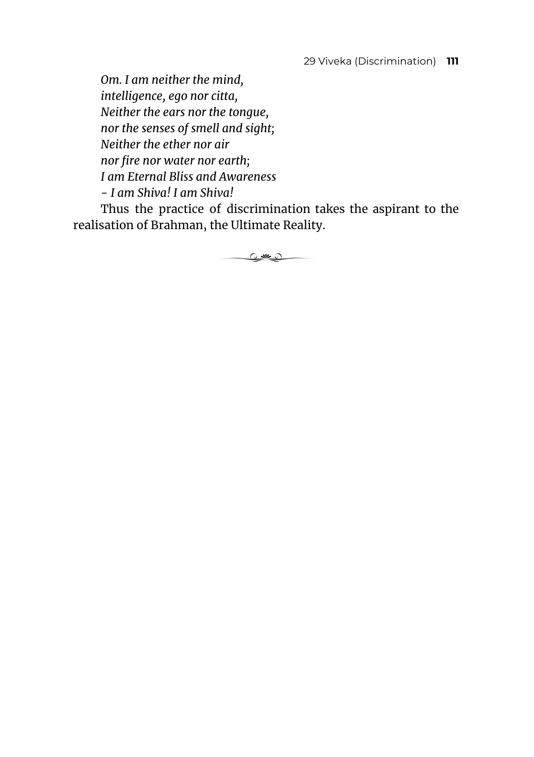*Om. I am neither the mind,*
*intelligence, ego nor citta,*
*Neither the ears nor the tongue,*
*nor the senses of smell and sight;*
*Neither the ether nor air*
*nor fire nor water nor earth;*
*I am Eternal Bliss and Awareness*
*- I am Shiva! I am Shiva!*

Thus the practice of discrimination takes the aspirant to the realisation of Brahman, the Ultimate Reality.